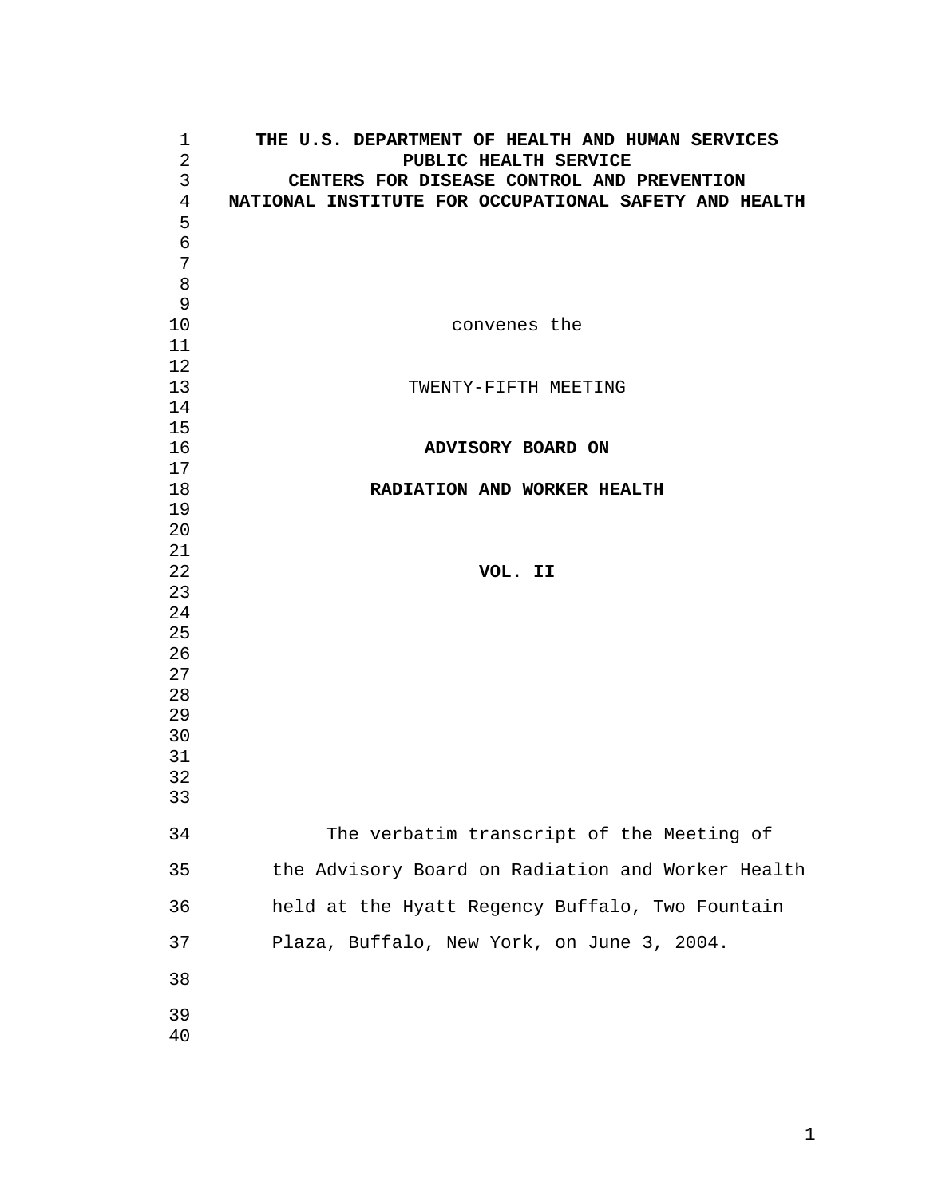**THE U.S. DEPARTMENT OF HEALTH AND HUMAN SERVICES**
**PUBLIC HEALTH SERVICE**
**CENTERS FOR DISEASE CONTROL AND PREVENTION**
**NATIONAL INSTITUTE FOR OCCUPATIONAL SAFETY AND HEALTH**

convenes the

TWENTY-FIFTH MEETING

# ADVISORY BOARD ON

# RADIATION AND WORKER HEALTH

## VOL. II

The verbatim transcript of the Meeting of the Advisory Board on Radiation and Worker Health held at the Hyatt Regency Buffalo, Two Fountain Plaza, Buffalo, New York, on June 3, 2004.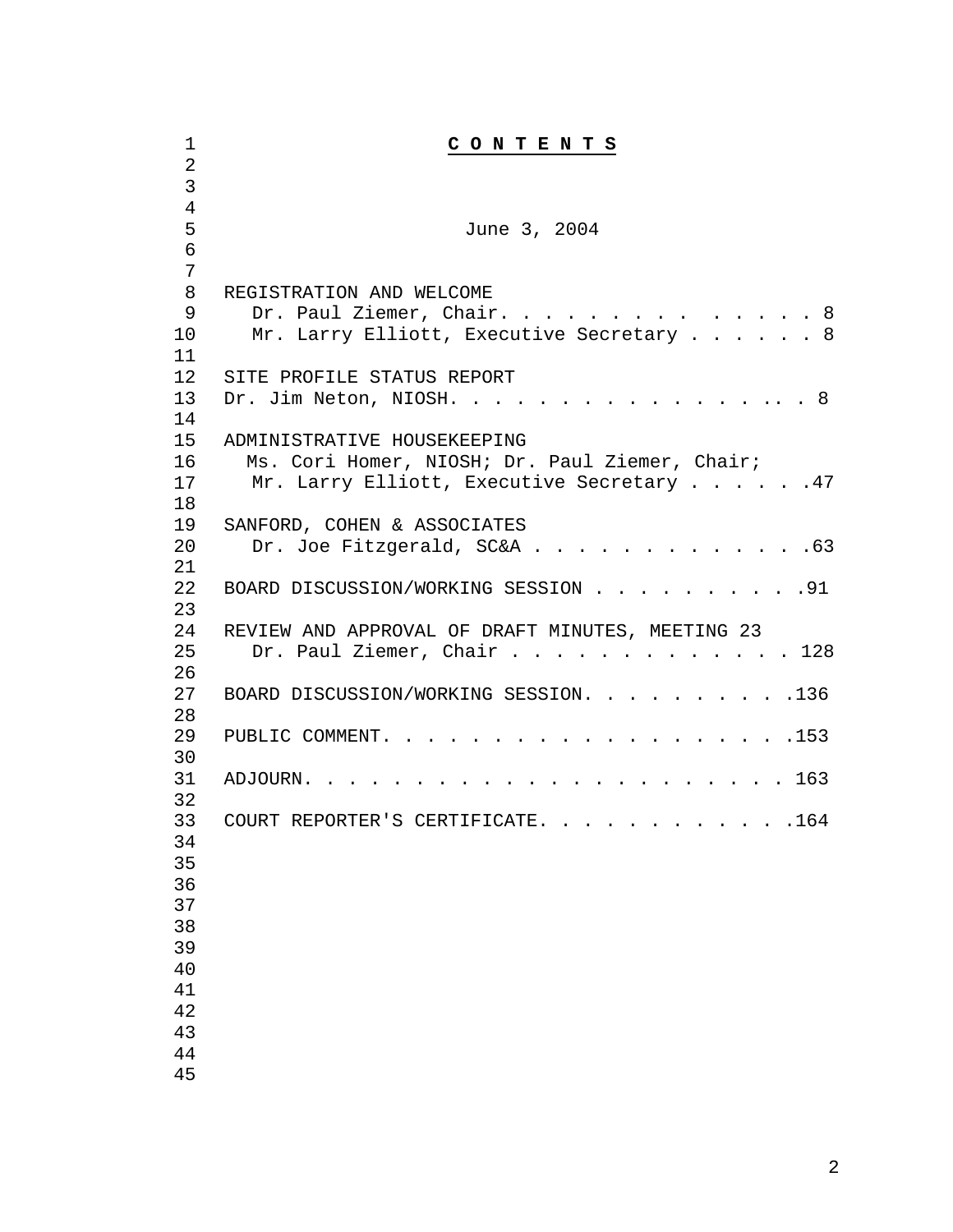# C O N T E N T S

June 3, 2004

REGISTRATION AND WELCOME
Dr. Paul Ziemer, Chair. . . . . . . . . . . . . . . . 8
Mr. Larry Elliott, Executive Secretary . . . . . . 8

SITE PROFILE STATUS REPORT
Dr. Jim Neton, NIOSH. . . . . . . . . . . . . . . . . 8

ADMINISTRATIVE HOUSEKEEPING
Ms. Cori Homer, NIOSH; Dr. Paul Ziemer, Chair;
Mr. Larry Elliott, Executive Secretary . . . . . .47

SANFORD, COHEN & ASSOCIATES
Dr. Joe Fitzgerald, SC&A . . . . . . . . . . . . .63

BOARD DISCUSSION/WORKING SESSION . . . . . . . . . .91

REVIEW AND APPROVAL OF DRAFT MINUTES, MEETING 23
Dr. Paul Ziemer, Chair . . . . . . . . . . . . . 128

BOARD DISCUSSION/WORKING SESSION. . . . . . . . . .136

PUBLIC COMMENT. . . . . . . . . . . . . . . . . . .153

ADJOURN. . . . . . . . . . . . . . . . . . . . . . 163

COURT REPORTER'S CERTIFICATE. . . . . . . . . . . .164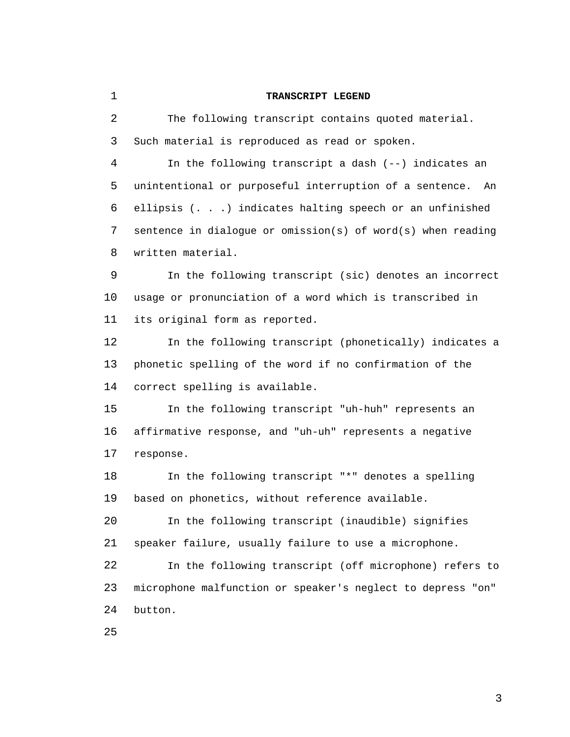# TRANSCRIPT LEGEND

The following transcript contains quoted material. Such material is reproduced as read or spoken.

In the following transcript a dash (--) indicates an unintentional or purposeful interruption of a sentence. An ellipsis (. . .) indicates halting speech or an unfinished sentence in dialogue or omission(s) of word(s) when reading written material.

In the following transcript (sic) denotes an incorrect usage or pronunciation of a word which is transcribed in its original form as reported.

In the following transcript (phonetically) indicates a phonetic spelling of the word if no confirmation of the correct spelling is available.

In the following transcript "uh-huh" represents an affirmative response, and "uh-uh" represents a negative response.

In the following transcript "*" denotes a spelling based on phonetics, without reference available.

In the following transcript (inaudible) signifies speaker failure, usually failure to use a microphone.

In the following transcript (off microphone) refers to microphone malfunction or speaker's neglect to depress "on" button.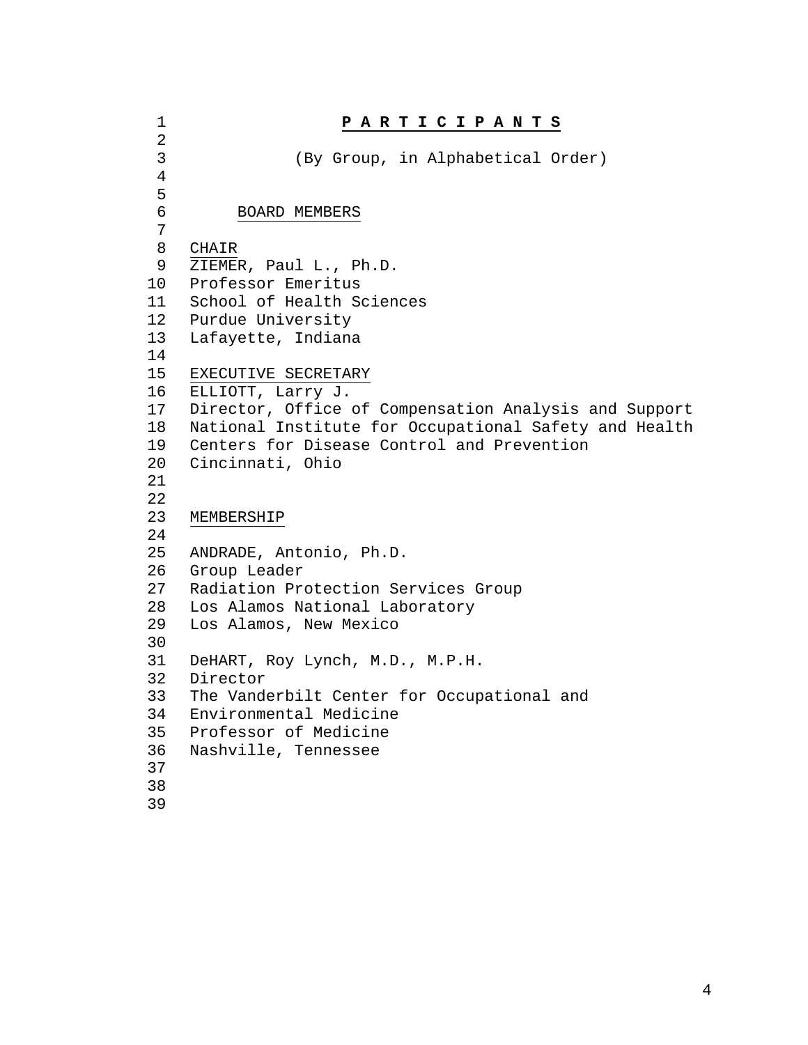# **P A R T I C I P A N T S**

(By Group, in Alphabetical Order)

## BOARD MEMBERS

CHAIR
ZIEMER, Paul L., Ph.D.
Professor Emeritus
School of Health Sciences
Purdue University
Lafayette, Indiana

EXECUTIVE SECRETARY
ELLIOTT, Larry J.
Director, Office of Compensation Analysis and Support
National Institute for Occupational Safety and Health
Centers for Disease Control and Prevention
Cincinnati, Ohio

MEMBERSHIP

ANDRADE, Antonio, Ph.D.
Group Leader
Radiation Protection Services Group
Los Alamos National Laboratory
Los Alamos, New Mexico

DeHART, Roy Lynch, M.D., M.P.H.
Director
The Vanderbilt Center for Occupational and
Environmental Medicine
Professor of Medicine
Nashville, Tennessee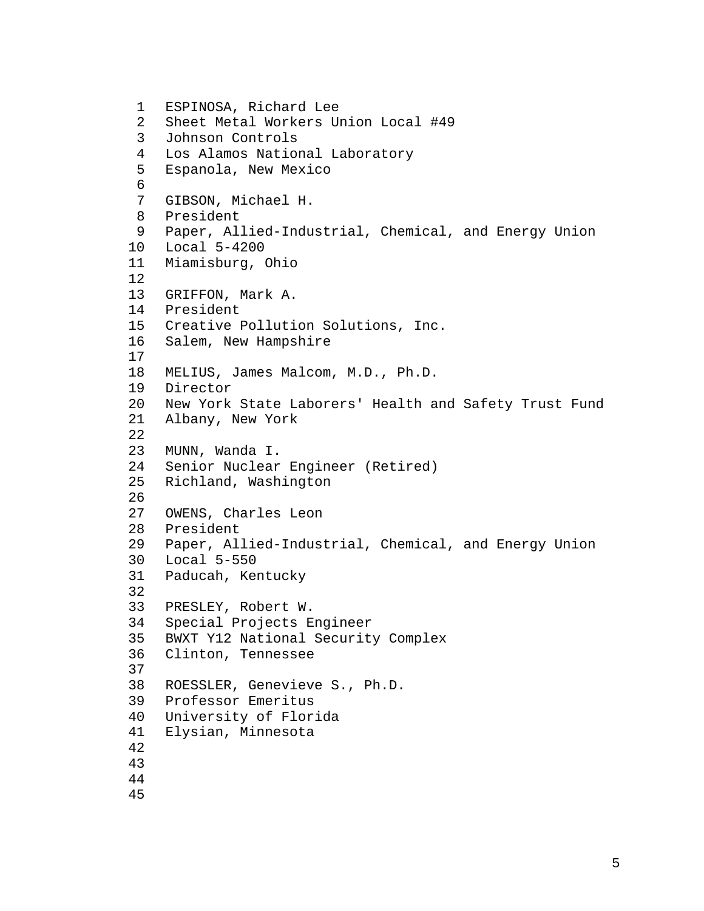ESPINOSA, Richard Lee
Sheet Metal Workers Union Local #49
Johnson Controls
Los Alamos National Laboratory
Espanola, New Mexico

GIBSON, Michael H.
President
Paper, Allied-Industrial, Chemical, and Energy Union
Local 5-4200
Miamisburg, Ohio

GRIFFON, Mark A.
President
Creative Pollution Solutions, Inc.
Salem, New Hampshire

MELIUS, James Malcom, M.D., Ph.D.
Director
New York State Laborers' Health and Safety Trust Fund
Albany, New York

MUNN, Wanda I.
Senior Nuclear Engineer (Retired)
Richland, Washington

OWENS, Charles Leon
President
Paper, Allied-Industrial, Chemical, and Energy Union
Local 5-550
Paducah, Kentucky

PRESLEY, Robert W.
Special Projects Engineer
BWXT Y12 National Security Complex
Clinton, Tennessee

ROESSLER, Genevieve S., Ph.D.
Professor Emeritus
University of Florida
Elysian, Minnesota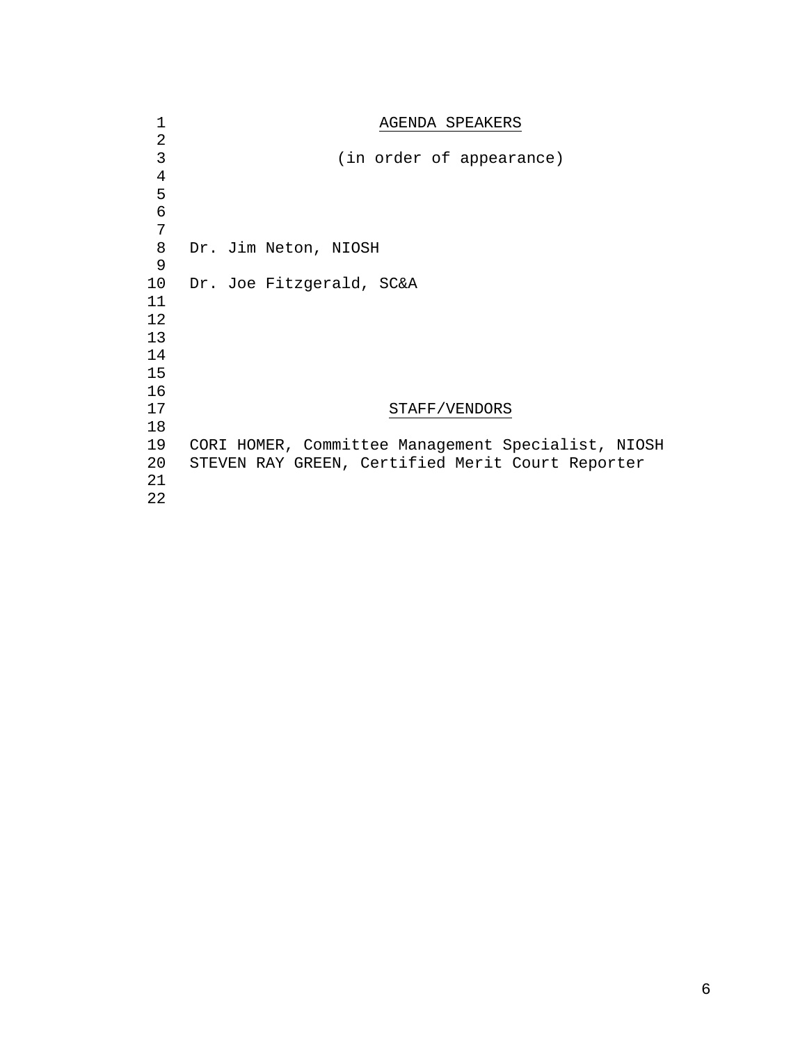## AGENDA SPEAKERS

(in order of appearance)

Dr. Jim Neton, NIOSH

Dr. Joe Fitzgerald, SC&A

## STAFF/VENDORS

CORI HOMER, Committee Management Specialist, NIOSH
STEVEN RAY GREEN, Certified Merit Court Reporter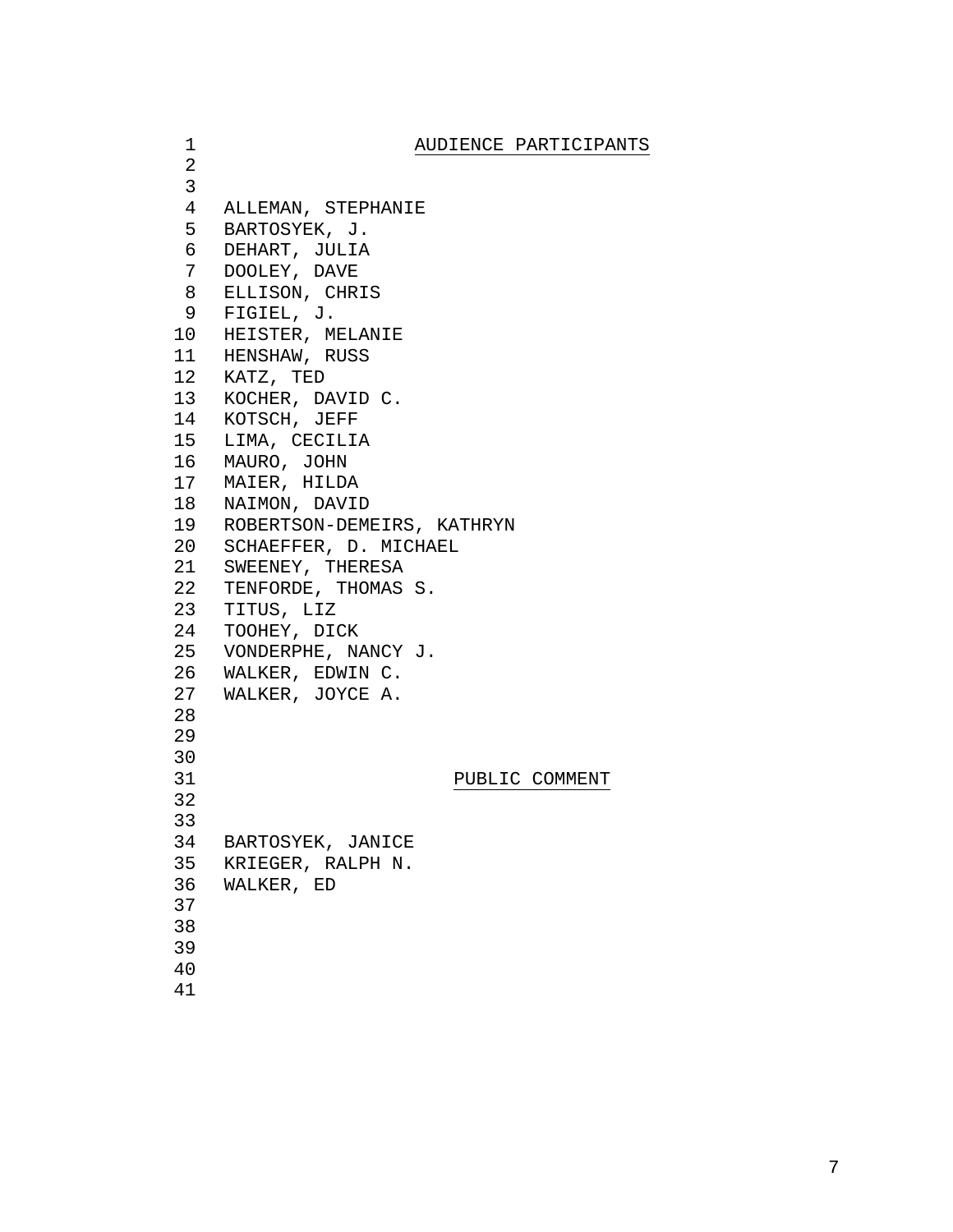## AUDIENCE PARTICIPANTS

ALLEMAN, STEPHANIE
BARTOSYEK, J.
DEHART, JULIA
DOOLEY, DAVE
ELLISON, CHRIS
FIGIEL, J.
HEISTER, MELANIE
HENSHAW, RUSS
KATZ, TED
KOCHER, DAVID C.
KOTSCH, JEFF
LIMA, CECILIA
MAURO, JOHN
MAIER, HILDA
NAIMON, DAVID
ROBERTSON-DEMEIRS, KATHRYN
SCHAEFFER, D. MICHAEL
SWEENEY, THERESA
TENFORDE, THOMAS S.
TITUS, LIZ
TOOHEY, DICK
VONDERPHE, NANCY J.
WALKER, EDWIN C.
WALKER, JOYCE A.

## PUBLIC COMMENT

BARTOSYEK, JANICE
KRIEGER, RALPH N.
WALKER, ED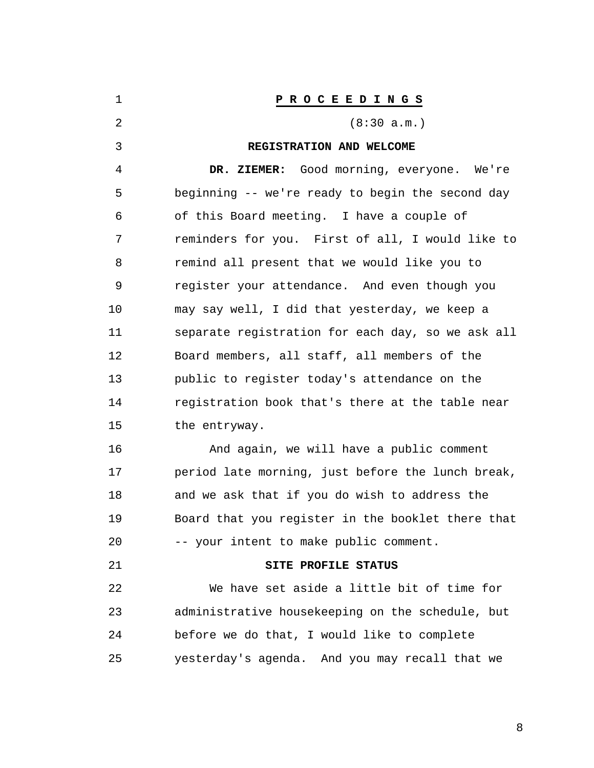**P R O C E E D I N G S**

(8:30 a.m.)

**REGISTRATION AND WELCOME**

**DR. ZIEMER:** Good morning, everyone. We're beginning -- we're ready to begin the second day of this Board meeting. I have a couple of reminders for you. First of all, I would like to remind all present that we would like you to register your attendance. And even though you may say well, I did that yesterday, we keep a separate registration for each day, so we ask all Board members, all staff, all members of the public to register today's attendance on the registration book that's there at the table near the entryway.

And again, we will have a public comment period late morning, just before the lunch break, and we ask that if you do wish to address the Board that you register in the booklet there that -- your intent to make public comment.

**SITE PROFILE STATUS**

We have set aside a little bit of time for administrative housekeeping on the schedule, but before we do that, I would like to complete yesterday's agenda. And you may recall that we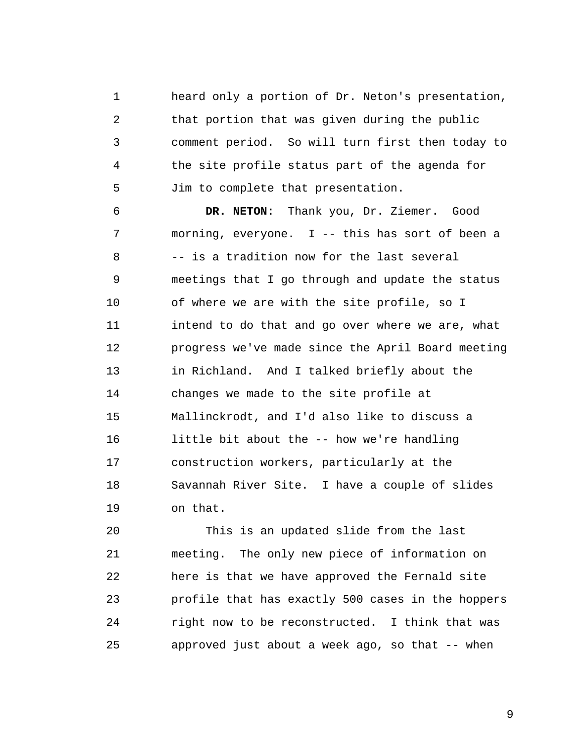heard only a portion of Dr. Neton's presentation, that portion that was given during the public comment period. So will turn first then today to the site profile status part of the agenda for Jim to complete that presentation.

**DR. NETON:** Thank you, Dr. Ziemer. Good morning, everyone. I -- this has sort of been a -- is a tradition now for the last several meetings that I go through and update the status of where we are with the site profile, so I intend to do that and go over where we are, what progress we've made since the April Board meeting in Richland. And I talked briefly about the changes we made to the site profile at Mallinckrodt, and I'd also like to discuss a little bit about the -- how we're handling construction workers, particularly at the Savannah River Site. I have a couple of slides on that.

This is an updated slide from the last meeting. The only new piece of information on here is that we have approved the Fernald site profile that has exactly 500 cases in the hoppers right now to be reconstructed. I think that was approved just about a week ago, so that -- when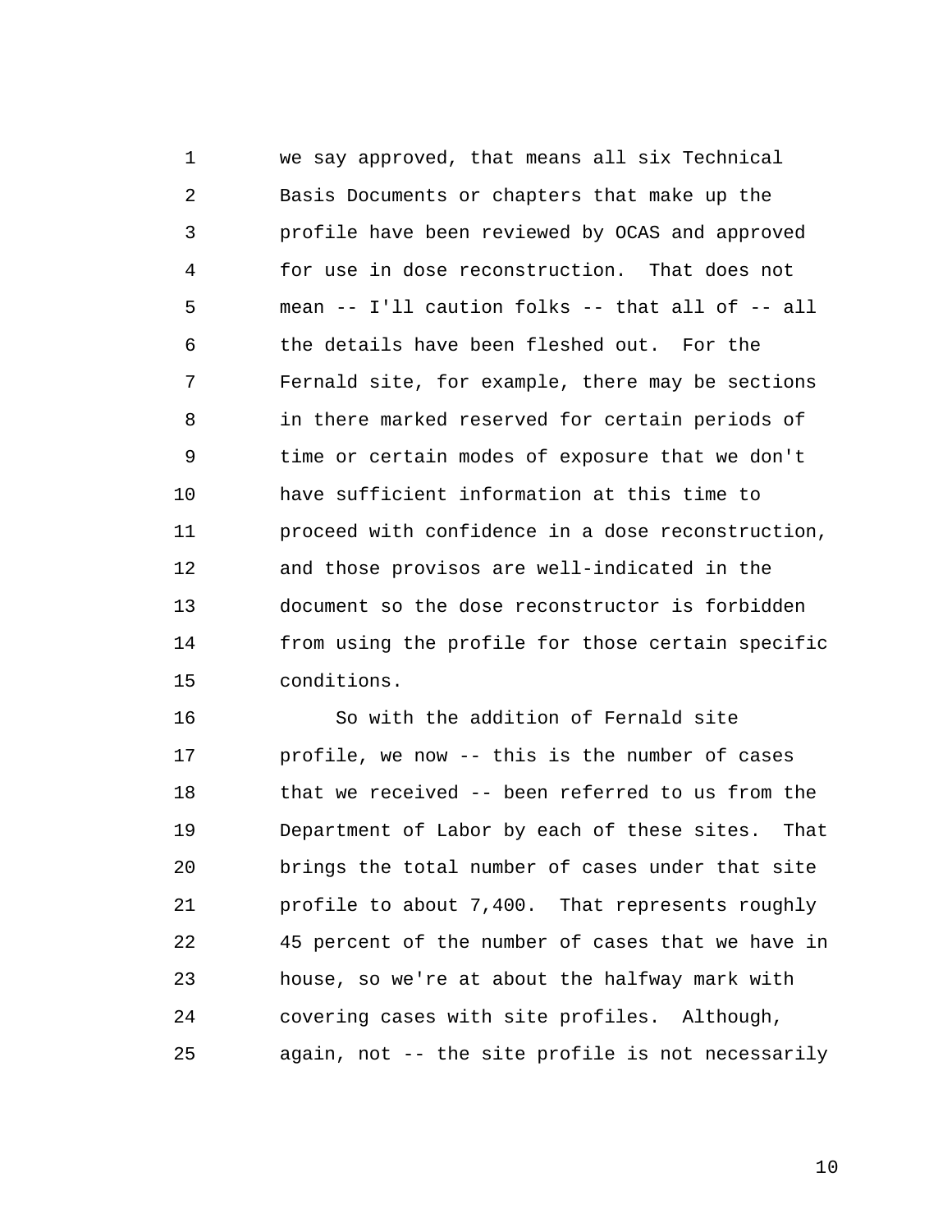we say approved, that means all six Technical Basis Documents or chapters that make up the profile have been reviewed by OCAS and approved for use in dose reconstruction. That does not mean -- I'll caution folks -- that all of -- all the details have been fleshed out. For the Fernald site, for example, there may be sections in there marked reserved for certain periods of time or certain modes of exposure that we don't have sufficient information at this time to proceed with confidence in a dose reconstruction, and those provisos are well-indicated in the document so the dose reconstructor is forbidden from using the profile for those certain specific conditions.

So with the addition of Fernald site profile, we now -- this is the number of cases that we received -- been referred to us from the Department of Labor by each of these sites. That brings the total number of cases under that site profile to about 7,400. That represents roughly 45 percent of the number of cases that we have in house, so we're at about the halfway mark with covering cases with site profiles. Although, again, not -- the site profile is not necessarily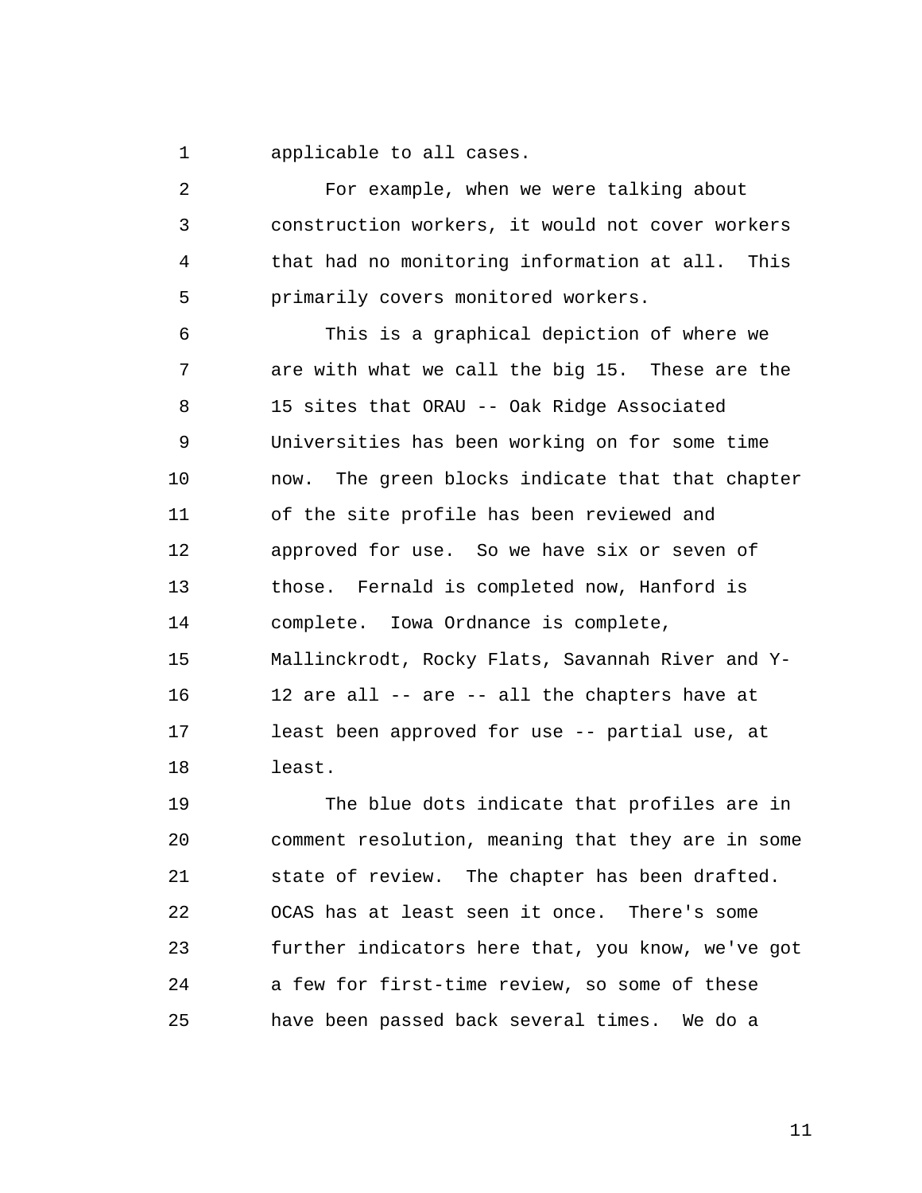applicable to all cases.

For example, when we were talking about construction workers, it would not cover workers that had no monitoring information at all. This primarily covers monitored workers.

This is a graphical depiction of where we are with what we call the big 15. These are the 15 sites that ORAU -- Oak Ridge Associated Universities has been working on for some time now. The green blocks indicate that that chapter of the site profile has been reviewed and approved for use. So we have six or seven of those. Fernald is completed now, Hanford is complete. Iowa Ordnance is complete, Mallinckrodt, Rocky Flats, Savannah River and Y-12 are all -- are -- all the chapters have at least been approved for use -- partial use, at least.

The blue dots indicate that profiles are in comment resolution, meaning that they are in some state of review. The chapter has been drafted. OCAS has at least seen it once. There's some further indicators here that, you know, we've got a few for first-time review, so some of these have been passed back several times. We do a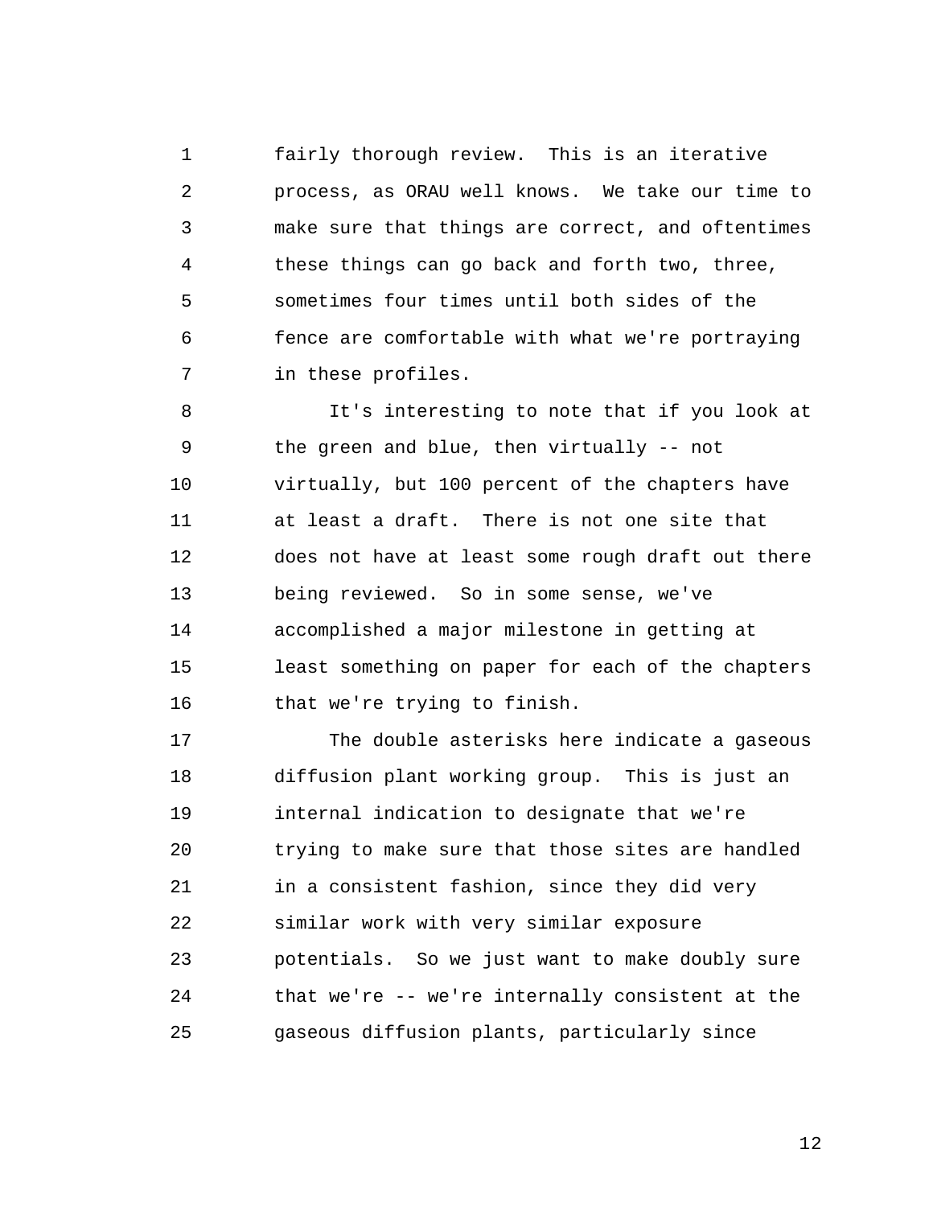fairly thorough review. This is an iterative process, as ORAU well knows. We take our time to make sure that things are correct, and oftentimes these things can go back and forth two, three, sometimes four times until both sides of the fence are comfortable with what we're portraying in these profiles.

It's interesting to note that if you look at the green and blue, then virtually -- not virtually, but 100 percent of the chapters have at least a draft. There is not one site that does not have at least some rough draft out there being reviewed. So in some sense, we've accomplished a major milestone in getting at least something on paper for each of the chapters that we're trying to finish.

The double asterisks here indicate a gaseous diffusion plant working group. This is just an internal indication to designate that we're trying to make sure that those sites are handled in a consistent fashion, since they did very similar work with very similar exposure potentials. So we just want to make doubly sure that we're -- we're internally consistent at the gaseous diffusion plants, particularly since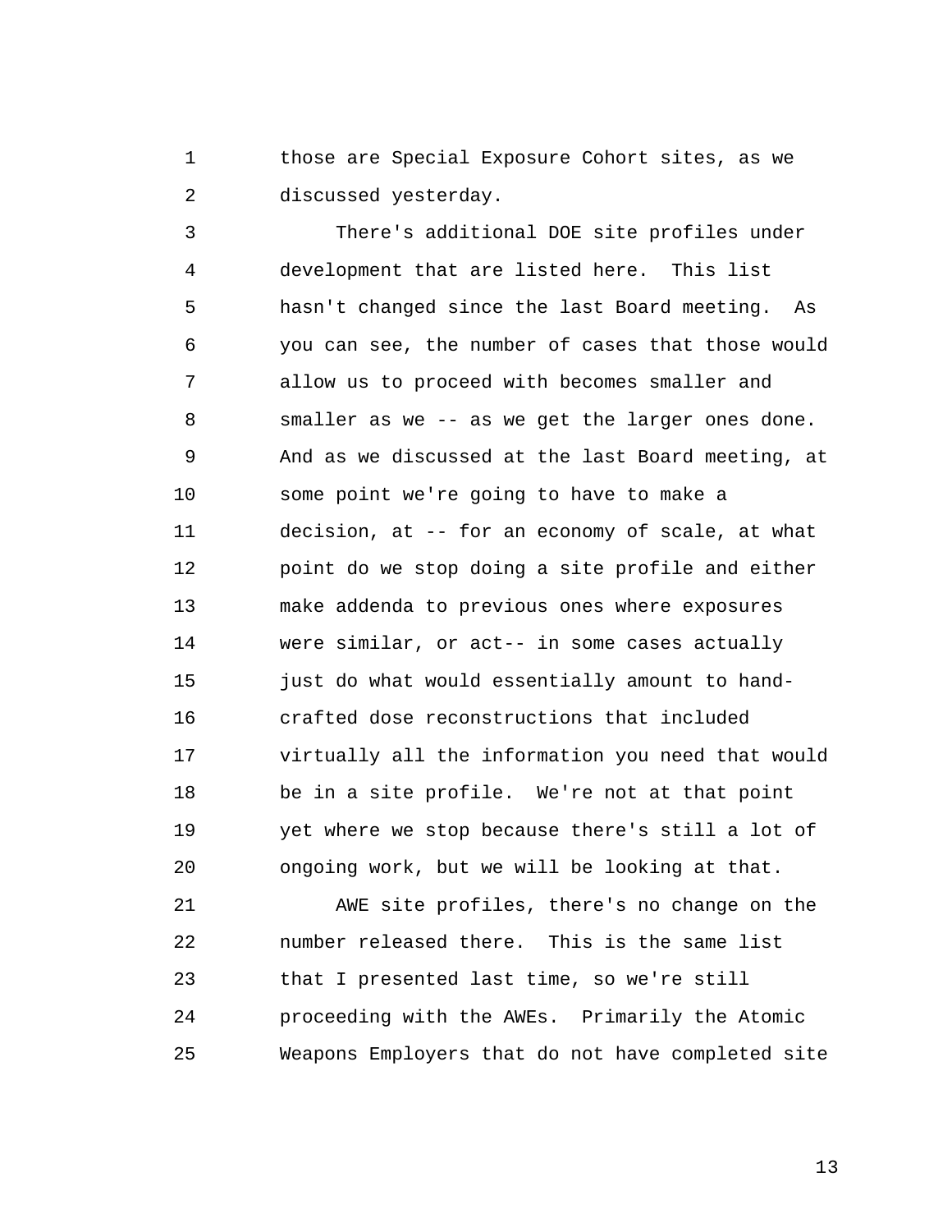those are Special Exposure Cohort sites, as we discussed yesterday.

There's additional DOE site profiles under development that are listed here. This list hasn't changed since the last Board meeting. As you can see, the number of cases that those would allow us to proceed with becomes smaller and smaller as we -- as we get the larger ones done. And as we discussed at the last Board meeting, at some point we're going to have to make a decision, at -- for an economy of scale, at what point do we stop doing a site profile and either make addenda to previous ones where exposures were similar, or act-- in some cases actually just do what would essentially amount to hand-crafted dose reconstructions that included virtually all the information you need that would be in a site profile. We're not at that point yet where we stop because there's still a lot of ongoing work, but we will be looking at that.

AWE site profiles, there's no change on the number released there. This is the same list that I presented last time, so we're still proceeding with the AWEs. Primarily the Atomic Weapons Employers that do not have completed site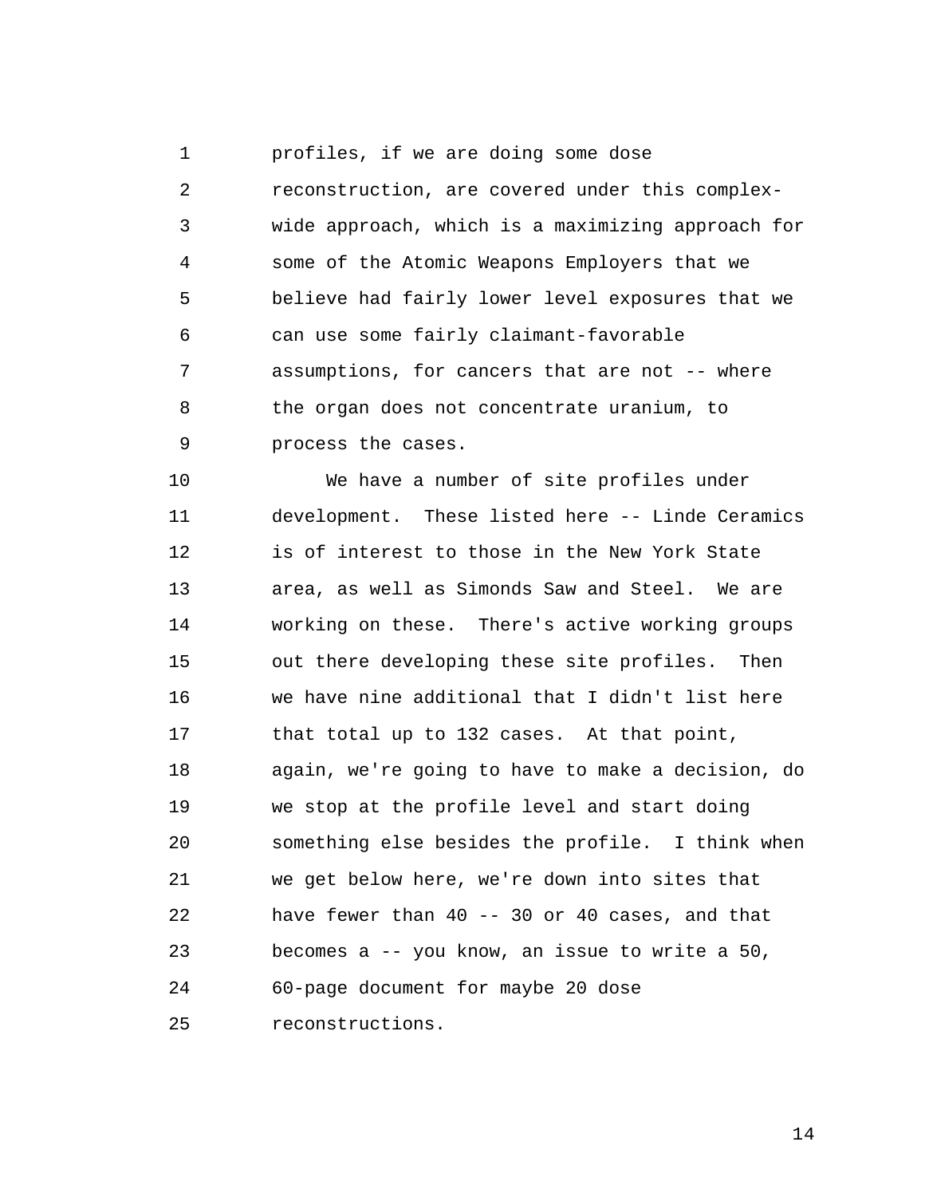profiles, if we are doing some dose reconstruction, are covered under this complex-wide approach, which is a maximizing approach for some of the Atomic Weapons Employers that we believe had fairly lower level exposures that we can use some fairly claimant-favorable assumptions, for cancers that are not -- where the organ does not concentrate uranium, to process the cases.

We have a number of site profiles under development. These listed here -- Linde Ceramics is of interest to those in the New York State area, as well as Simonds Saw and Steel. We are working on these. There's active working groups out there developing these site profiles. Then we have nine additional that I didn't list here that total up to 132 cases. At that point, again, we're going to have to make a decision, do we stop at the profile level and start doing something else besides the profile. I think when we get below here, we're down into sites that have fewer than 40 -- 30 or 40 cases, and that becomes a -- you know, an issue to write a 50, 60-page document for maybe 20 dose reconstructions.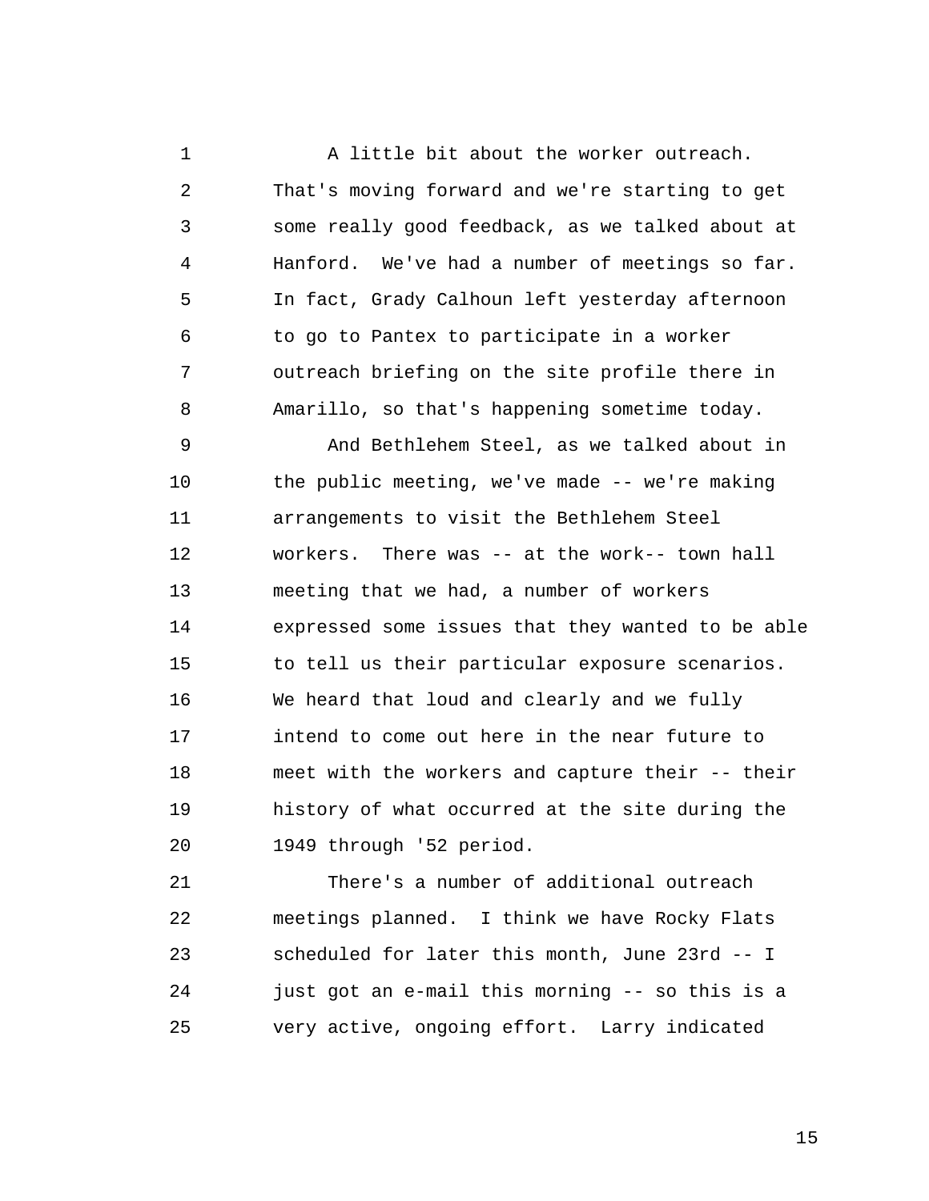A little bit about the worker outreach. That's moving forward and we're starting to get some really good feedback, as we talked about at Hanford. We've had a number of meetings so far. In fact, Grady Calhoun left yesterday afternoon to go to Pantex to participate in a worker outreach briefing on the site profile there in Amarillo, so that's happening sometime today.

And Bethlehem Steel, as we talked about in the public meeting, we've made -- we're making arrangements to visit the Bethlehem Steel workers. There was -- at the work-- town hall meeting that we had, a number of workers expressed some issues that they wanted to be able to tell us their particular exposure scenarios. We heard that loud and clearly and we fully intend to come out here in the near future to meet with the workers and capture their -- their history of what occurred at the site during the 1949 through '52 period.

There's a number of additional outreach meetings planned. I think we have Rocky Flats scheduled for later this month, June 23rd -- I just got an e-mail this morning -- so this is a very active, ongoing effort. Larry indicated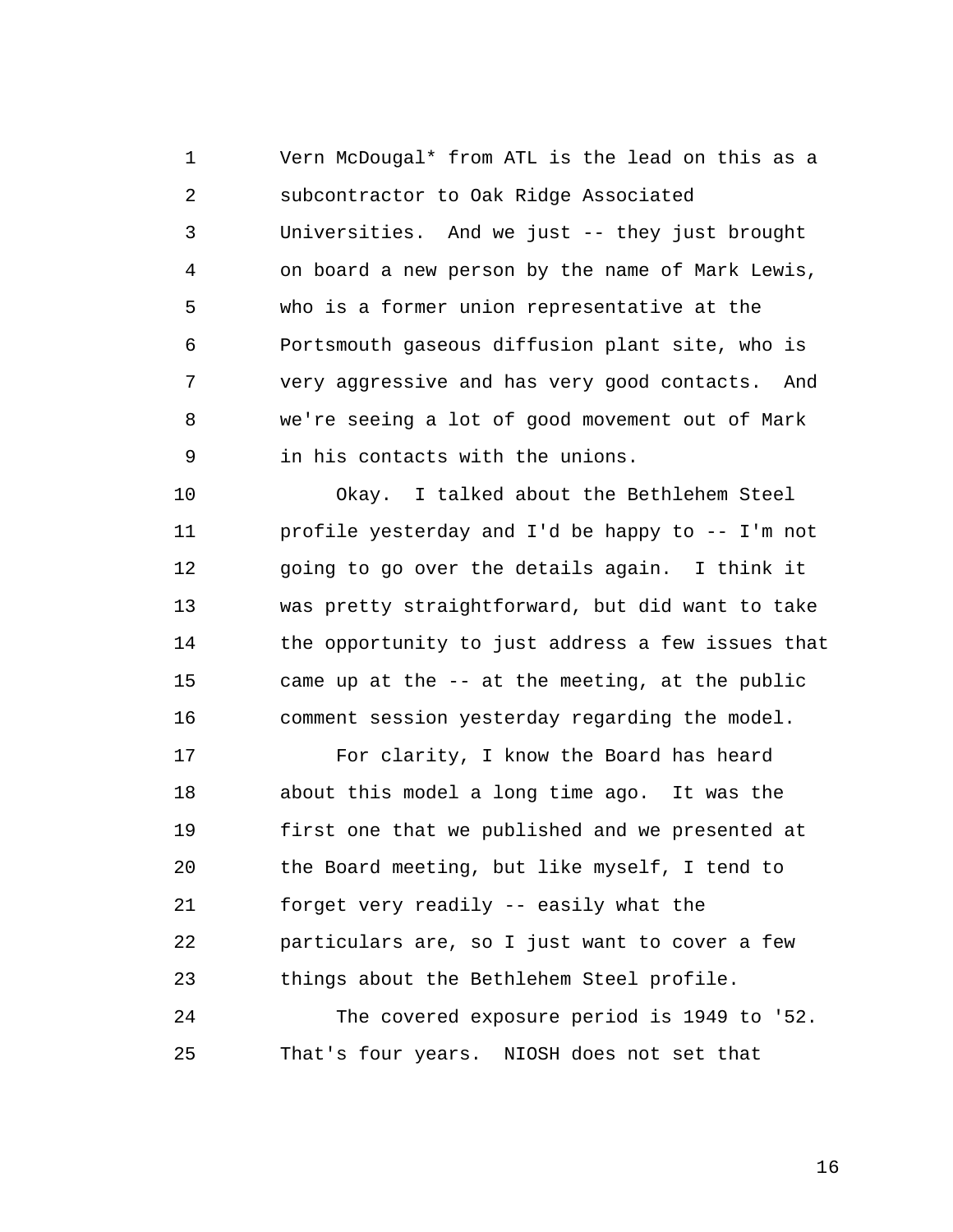Vern McDougal* from ATL is the lead on this as a subcontractor to Oak Ridge Associated Universities. And we just -- they just brought on board a new person by the name of Mark Lewis, who is a former union representative at the Portsmouth gaseous diffusion plant site, who is very aggressive and has very good contacts. And we're seeing a lot of good movement out of Mark in his contacts with the unions.

Okay. I talked about the Bethlehem Steel profile yesterday and I'd be happy to -- I'm not going to go over the details again. I think it was pretty straightforward, but did want to take the opportunity to just address a few issues that came up at the -- at the meeting, at the public comment session yesterday regarding the model.

For clarity, I know the Board has heard about this model a long time ago. It was the first one that we published and we presented at the Board meeting, but like myself, I tend to forget very readily -- easily what the particulars are, so I just want to cover a few things about the Bethlehem Steel profile.

The covered exposure period is 1949 to '52. That's four years. NIOSH does not set that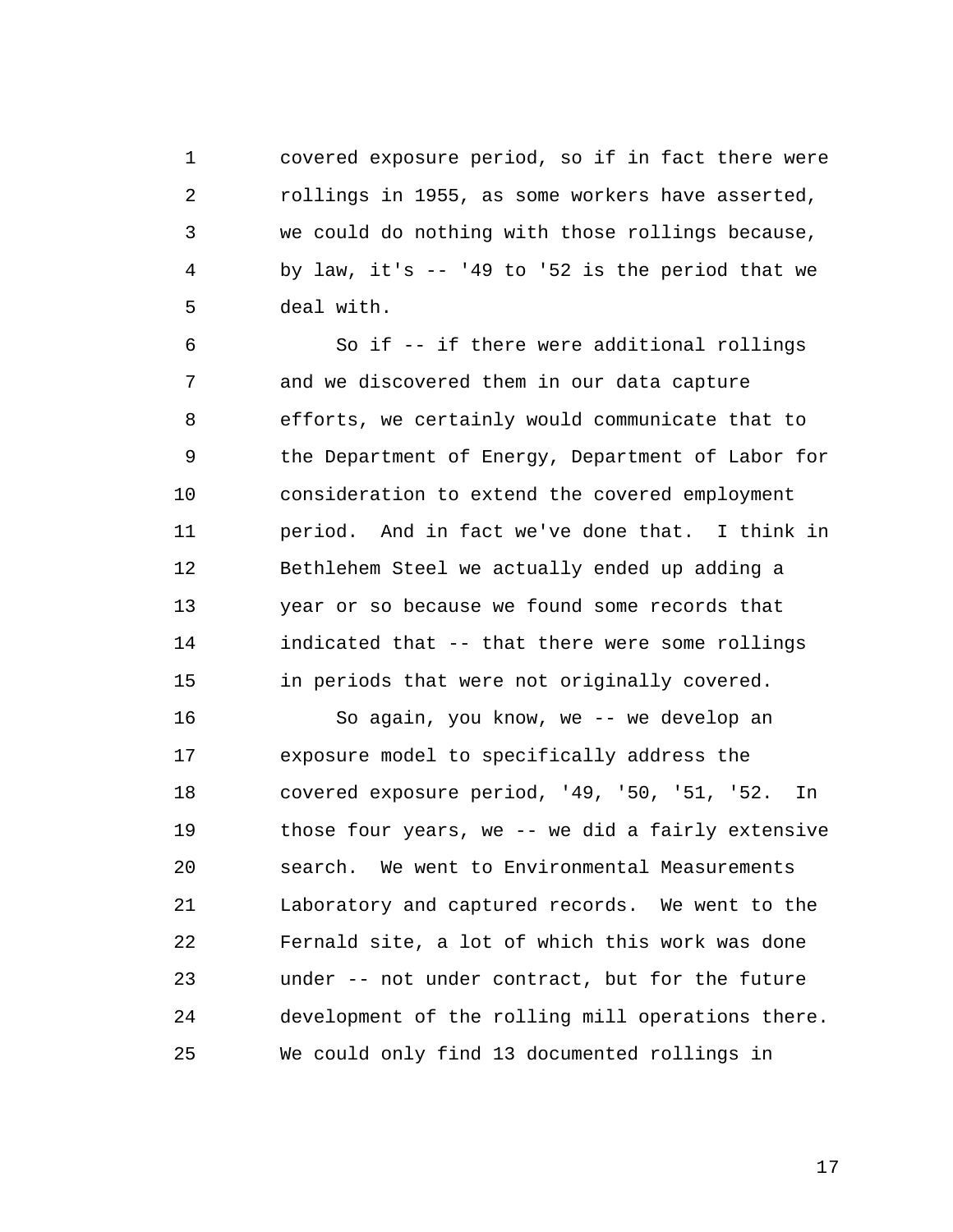covered exposure period, so if in fact there were rollings in 1955, as some workers have asserted, we could do nothing with those rollings because, by law, it's -- '49 to '52 is the period that we deal with.

So if -- if there were additional rollings and we discovered them in our data capture efforts, we certainly would communicate that to the Department of Energy, Department of Labor for consideration to extend the covered employment period. And in fact we've done that. I think in Bethlehem Steel we actually ended up adding a year or so because we found some records that indicated that -- that there were some rollings in periods that were not originally covered.

So again, you know, we -- we develop an exposure model to specifically address the covered exposure period, '49, '50, '51, '52. In those four years, we -- we did a fairly extensive search. We went to Environmental Measurements Laboratory and captured records. We went to the Fernald site, a lot of which this work was done under -- not under contract, but for the future development of the rolling mill operations there. We could only find 13 documented rollings in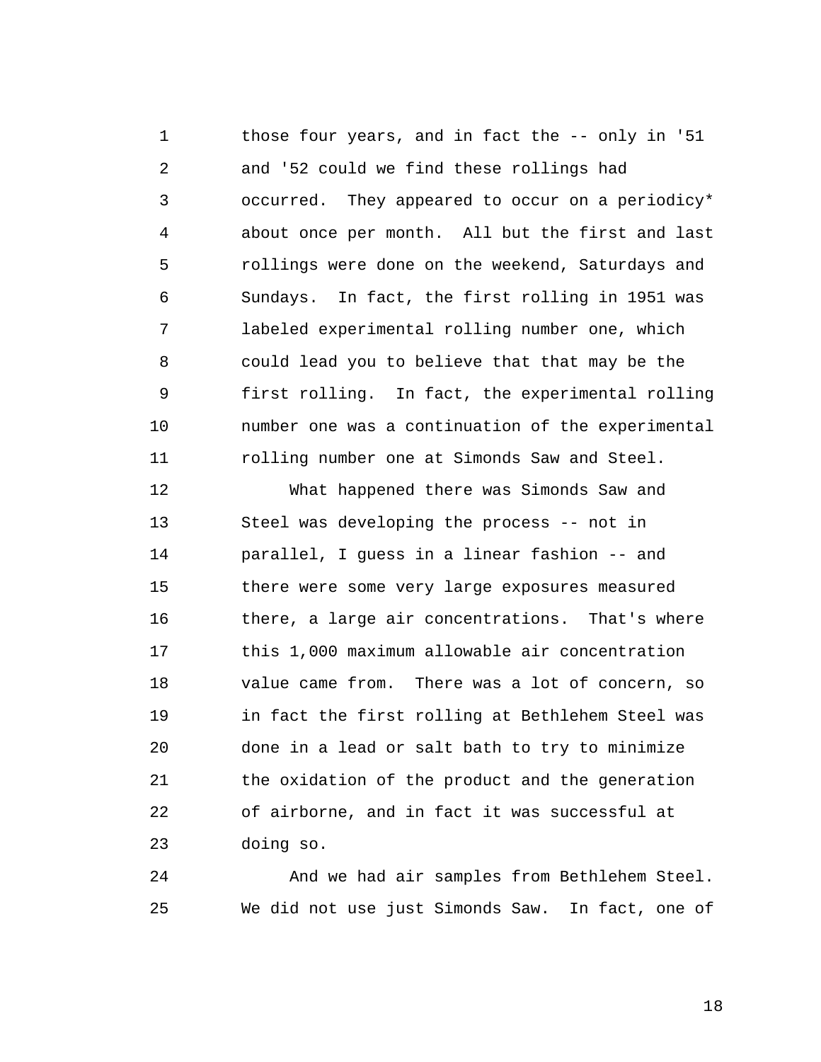those four years, and in fact the -- only in '51 and '52 could we find these rollings had occurred. They appeared to occur on a periodicy* about once per month. All but the first and last rollings were done on the weekend, Saturdays and Sundays. In fact, the first rolling in 1951 was labeled experimental rolling number one, which could lead you to believe that that may be the first rolling. In fact, the experimental rolling number one was a continuation of the experimental rolling number one at Simonds Saw and Steel.

What happened there was Simonds Saw and Steel was developing the process -- not in parallel, I guess in a linear fashion -- and there were some very large exposures measured there, a large air concentrations. That's where this 1,000 maximum allowable air concentration value came from. There was a lot of concern, so in fact the first rolling at Bethlehem Steel was done in a lead or salt bath to try to minimize the oxidation of the product and the generation of airborne, and in fact it was successful at doing so.

And we had air samples from Bethlehem Steel. We did not use just Simonds Saw. In fact, one of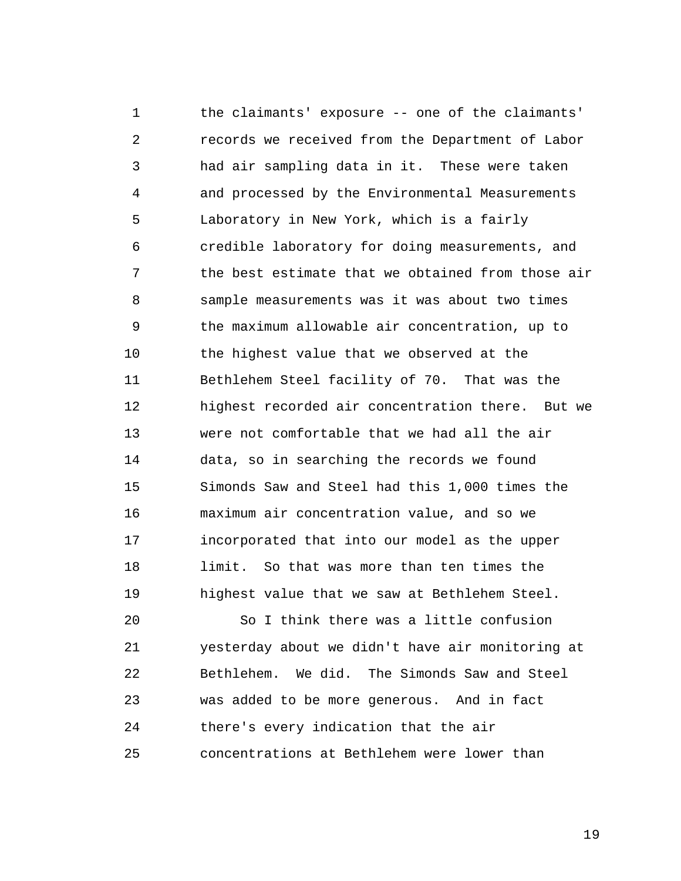the claimants' exposure -- one of the claimants' records we received from the Department of Labor had air sampling data in it. These were taken and processed by the Environmental Measurements Laboratory in New York, which is a fairly credible laboratory for doing measurements, and the best estimate that we obtained from those air sample measurements was it was about two times the maximum allowable air concentration, up to the highest value that we observed at the Bethlehem Steel facility of 70. That was the highest recorded air concentration there. But we were not comfortable that we had all the air data, so in searching the records we found Simonds Saw and Steel had this 1,000 times the maximum air concentration value, and so we incorporated that into our model as the upper limit. So that was more than ten times the highest value that we saw at Bethlehem Steel.

So I think there was a little confusion yesterday about we didn't have air monitoring at Bethlehem. We did. The Simonds Saw and Steel was added to be more generous. And in fact there's every indication that the air concentrations at Bethlehem were lower than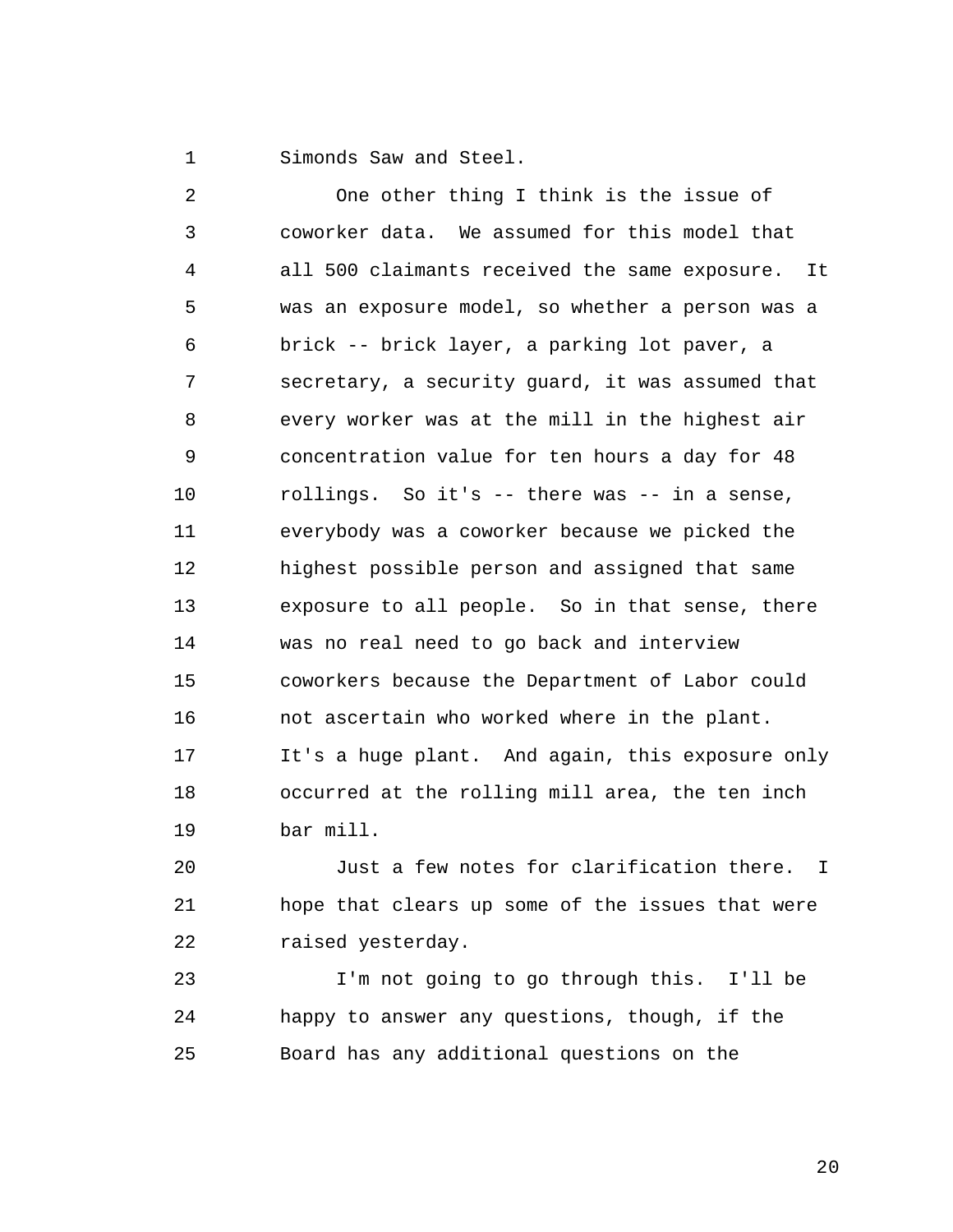Simonds Saw and Steel.

One other thing I think is the issue of coworker data. We assumed for this model that all 500 claimants received the same exposure. It was an exposure model, so whether a person was a brick -- brick layer, a parking lot paver, a secretary, a security guard, it was assumed that every worker was at the mill in the highest air concentration value for ten hours a day for 48 rollings. So it's -- there was -- in a sense, everybody was a coworker because we picked the highest possible person and assigned that same exposure to all people. So in that sense, there was no real need to go back and interview coworkers because the Department of Labor could not ascertain who worked where in the plant. It's a huge plant. And again, this exposure only occurred at the rolling mill area, the ten inch bar mill.

Just a few notes for clarification there. I hope that clears up some of the issues that were raised yesterday.

I'm not going to go through this. I'll be happy to answer any questions, though, if the Board has any additional questions on the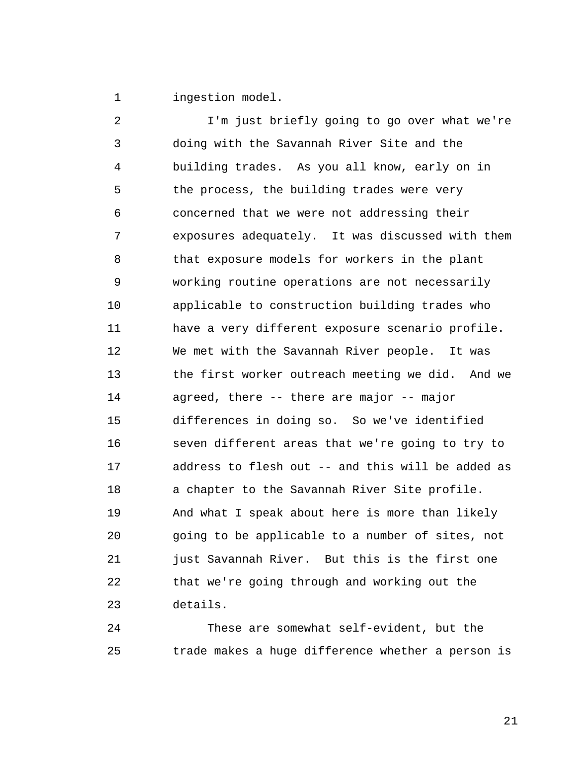ingestion model.

I'm just briefly going to go over what we're doing with the Savannah River Site and the building trades. As you all know, early on in the process, the building trades were very concerned that we were not addressing their exposures adequately. It was discussed with them that exposure models for workers in the plant working routine operations are not necessarily applicable to construction building trades who have a very different exposure scenario profile. We met with the Savannah River people. It was the first worker outreach meeting we did. And we agreed, there -- there are major -- major differences in doing so. So we've identified seven different areas that we're going to try to address to flesh out -- and this will be added as a chapter to the Savannah River Site profile. And what I speak about here is more than likely going to be applicable to a number of sites, not just Savannah River. But this is the first one that we're going through and working out the details.

These are somewhat self-evident, but the trade makes a huge difference whether a person is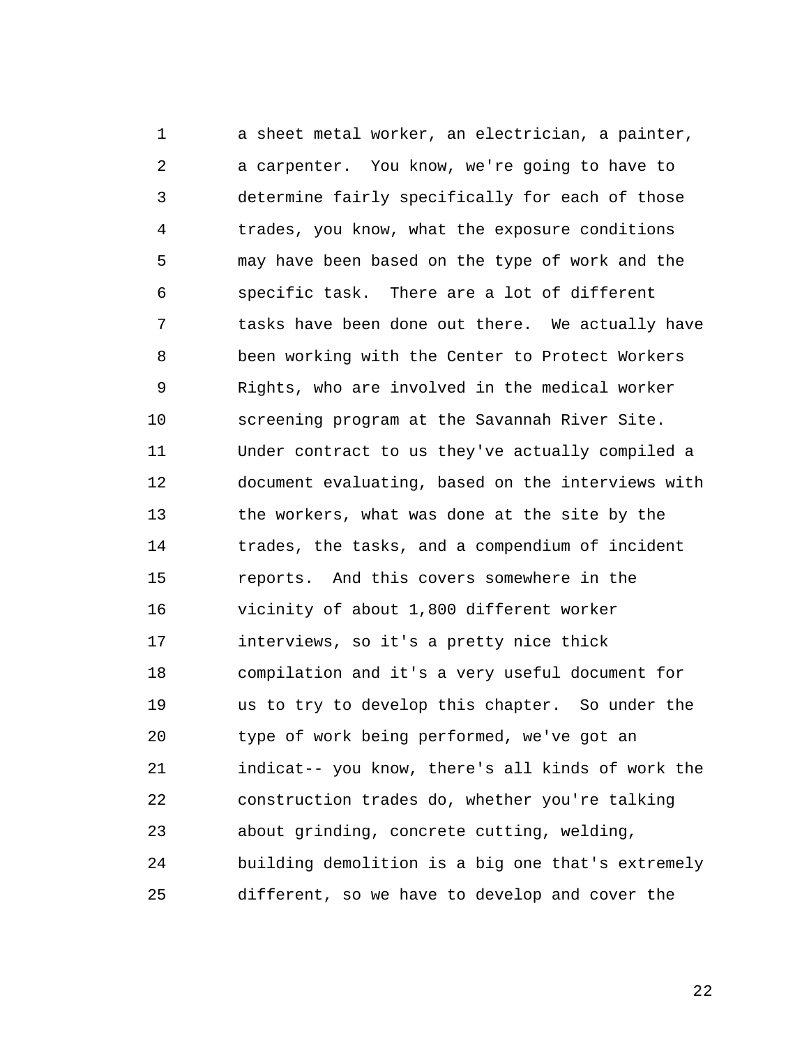a sheet metal worker, an electrician, a painter, a carpenter. You know, we're going to have to determine fairly specifically for each of those trades, you know, what the exposure conditions may have been based on the type of work and the specific task. There are a lot of different tasks have been done out there. We actually have been working with the Center to Protect Workers Rights, who are involved in the medical worker screening program at the Savannah River Site. Under contract to us they've actually compiled a document evaluating, based on the interviews with the workers, what was done at the site by the trades, the tasks, and a compendium of incident reports. And this covers somewhere in the vicinity of about 1,800 different worker interviews, so it's a pretty nice thick compilation and it's a very useful document for us to try to develop this chapter. So under the type of work being performed, we've got an indicat-- you know, there's all kinds of work the construction trades do, whether you're talking about grinding, concrete cutting, welding, building demolition is a big one that's extremely different, so we have to develop and cover the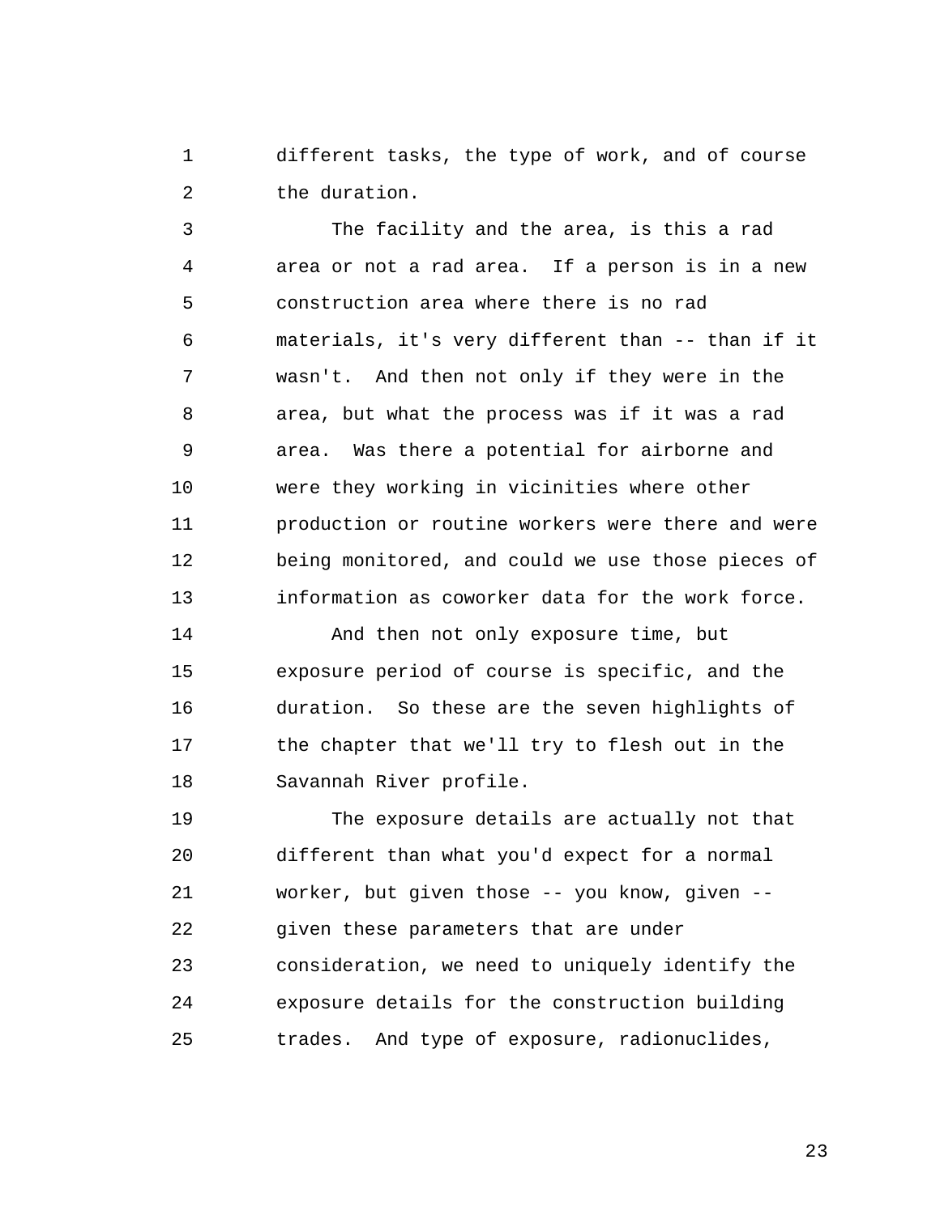different tasks, the type of work, and of course the duration.

The facility and the area, is this a rad area or not a rad area. If a person is in a new construction area where there is no rad materials, it's very different than -- than if it wasn't. And then not only if they were in the area, but what the process was if it was a rad area. Was there a potential for airborne and were they working in vicinities where other production or routine workers were there and were being monitored, and could we use those pieces of information as coworker data for the work force.

And then not only exposure time, but exposure period of course is specific, and the duration. So these are the seven highlights of the chapter that we'll try to flesh out in the Savannah River profile.

The exposure details are actually not that different than what you'd expect for a normal worker, but given those -- you know, given -- given these parameters that are under consideration, we need to uniquely identify the exposure details for the construction building trades. And type of exposure, radionuclides,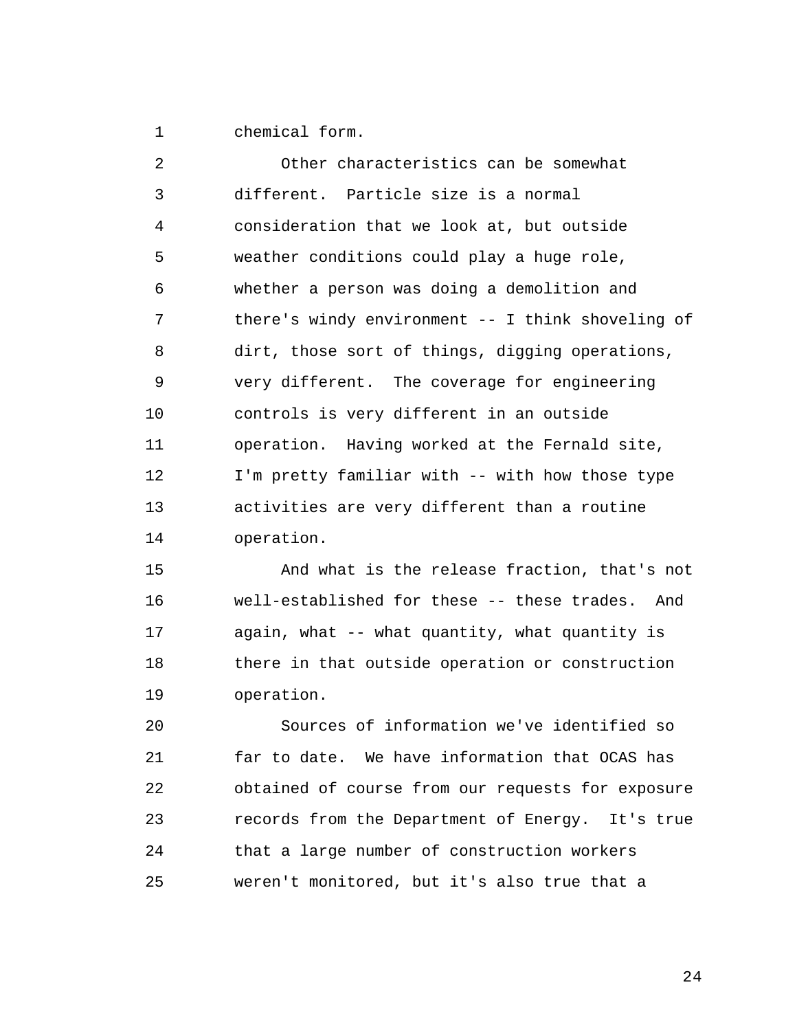chemical form.

Other characteristics can be somewhat different. Particle size is a normal consideration that we look at, but outside weather conditions could play a huge role, whether a person was doing a demolition and there's windy environment -- I think shoveling of dirt, those sort of things, digging operations, very different. The coverage for engineering controls is very different in an outside operation. Having worked at the Fernald site, I'm pretty familiar with -- with how those type activities are very different than a routine operation.

And what is the release fraction, that's not well-established for these -- these trades. And again, what -- what quantity, what quantity is there in that outside operation or construction operation.

Sources of information we've identified so far to date. We have information that OCAS has obtained of course from our requests for exposure records from the Department of Energy. It's true that a large number of construction workers weren't monitored, but it's also true that a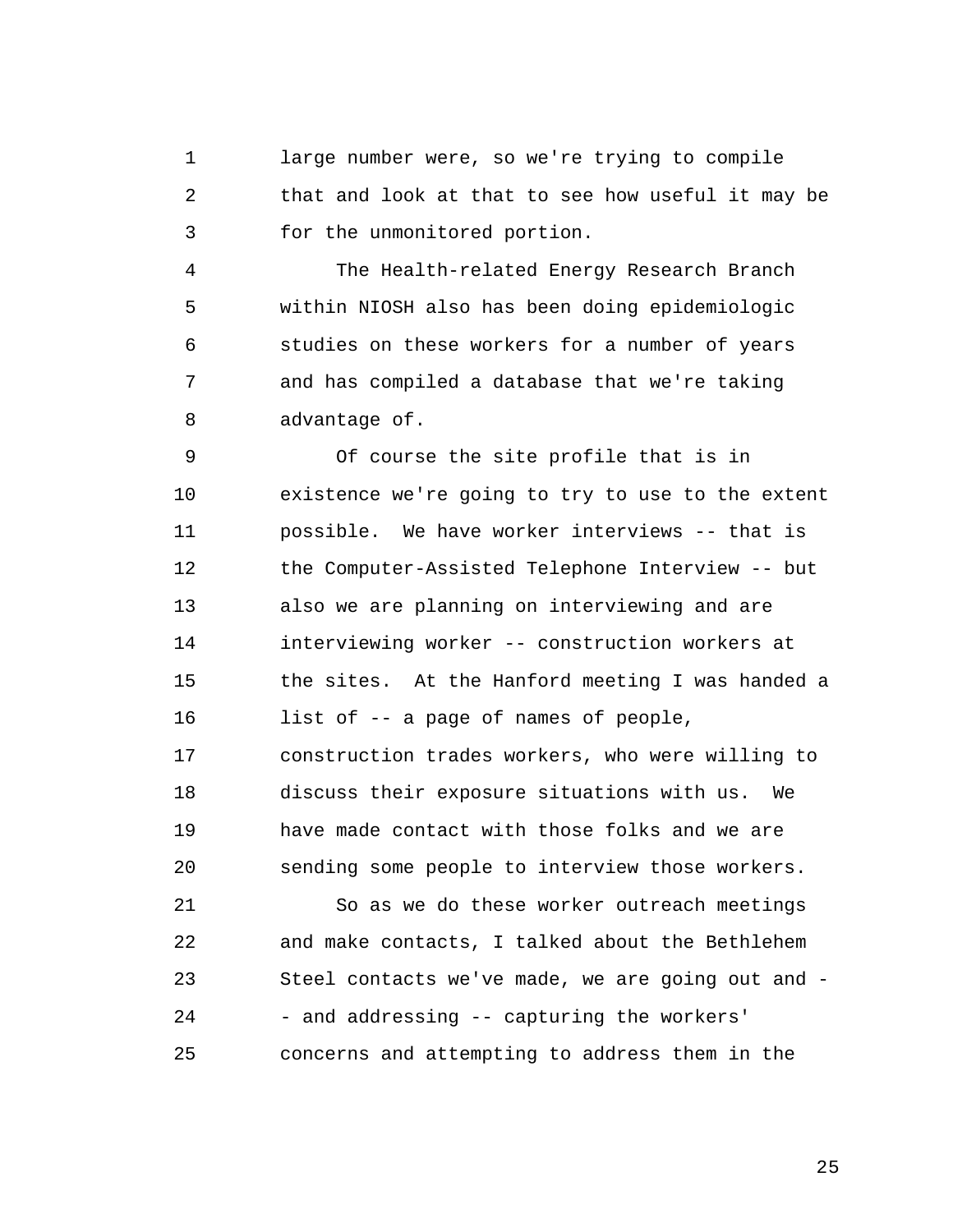large number were, so we're trying to compile that and look at that to see how useful it may be for the unmonitored portion.

The Health-related Energy Research Branch within NIOSH also has been doing epidemiologic studies on these workers for a number of years and has compiled a database that we're taking advantage of.

Of course the site profile that is in existence we're going to try to use to the extent possible. We have worker interviews -- that is the Computer-Assisted Telephone Interview -- but also we are planning on interviewing and are interviewing worker -- construction workers at the sites. At the Hanford meeting I was handed a list of -- a page of names of people, construction trades workers, who were willing to discuss their exposure situations with us. We have made contact with those folks and we are sending some people to interview those workers.

So as we do these worker outreach meetings and make contacts, I talked about the Bethlehem Steel contacts we've made, we are going out and -- and addressing -- capturing the workers' concerns and attempting to address them in the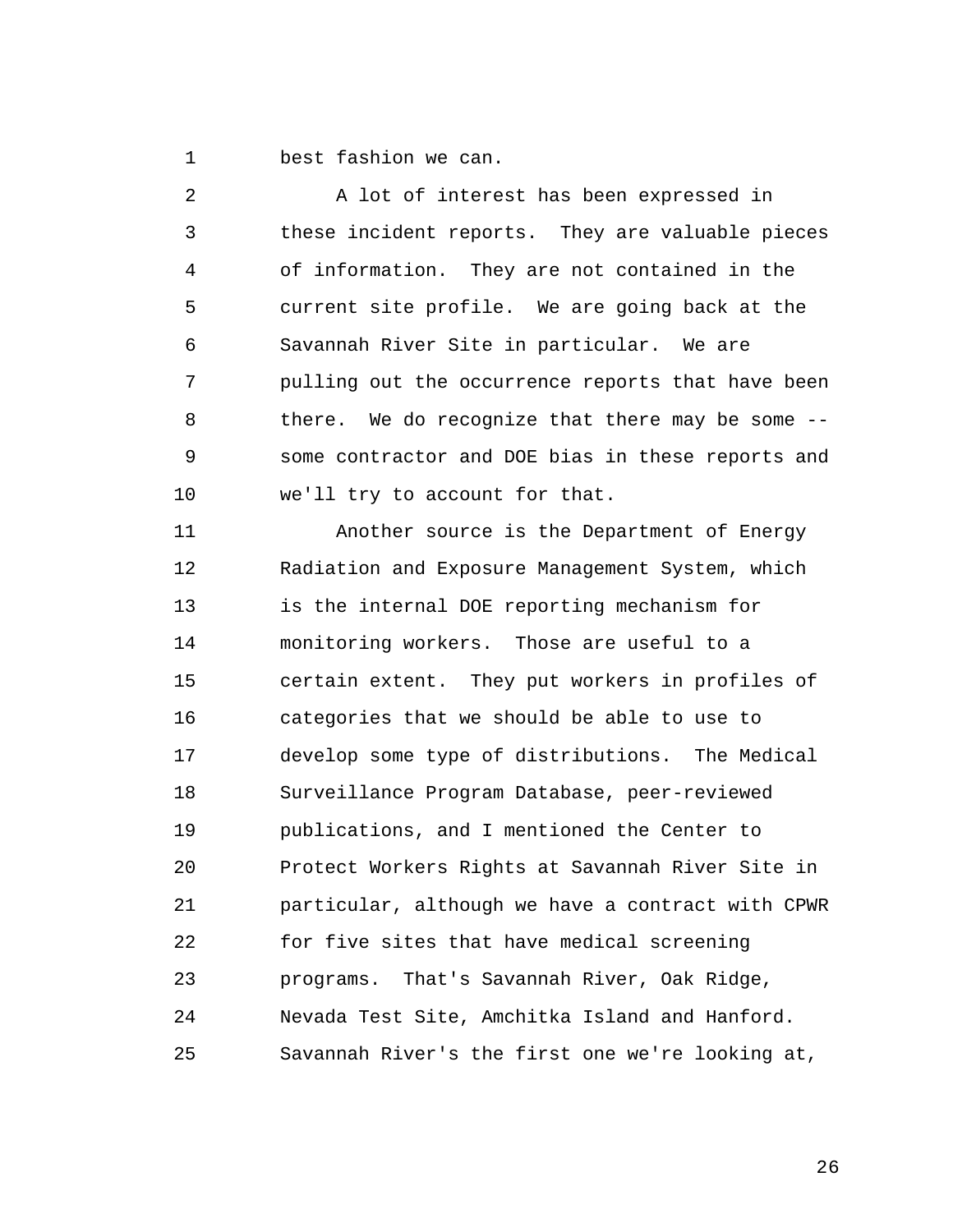best fashion we can.

A lot of interest has been expressed in these incident reports. They are valuable pieces of information. They are not contained in the current site profile. We are going back at the Savannah River Site in particular. We are pulling out the occurrence reports that have been there. We do recognize that there may be some -- some contractor and DOE bias in these reports and we'll try to account for that.

Another source is the Department of Energy Radiation and Exposure Management System, which is the internal DOE reporting mechanism for monitoring workers. Those are useful to a certain extent. They put workers in profiles of categories that we should be able to use to develop some type of distributions. The Medical Surveillance Program Database, peer-reviewed publications, and I mentioned the Center to Protect Workers Rights at Savannah River Site in particular, although we have a contract with CPWR for five sites that have medical screening programs. That's Savannah River, Oak Ridge, Nevada Test Site, Amchitka Island and Hanford. Savannah River's the first one we're looking at,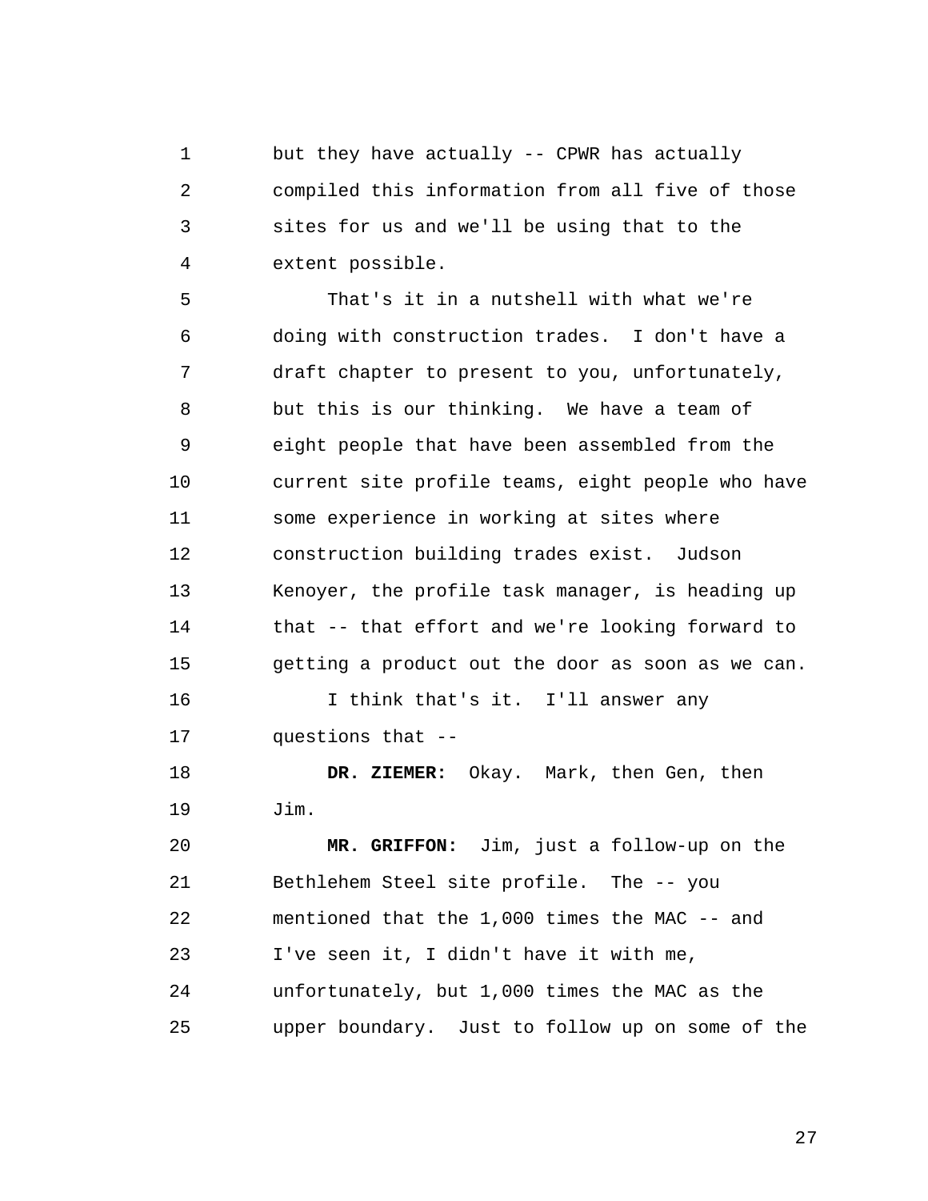but they have actually -- CPWR has actually compiled this information from all five of those sites for us and we'll be using that to the extent possible.

That's it in a nutshell with what we're doing with construction trades. I don't have a draft chapter to present to you, unfortunately, but this is our thinking. We have a team of eight people that have been assembled from the current site profile teams, eight people who have some experience in working at sites where construction building trades exist. Judson Kenoyer, the profile task manager, is heading up that -- that effort and we're looking forward to getting a product out the door as soon as we can.

I think that's it. I'll answer any questions that --

**DR. ZIEMER:** Okay. Mark, then Gen, then Jim.

**MR. GRIFFON:** Jim, just a follow-up on the Bethlehem Steel site profile. The -- you mentioned that the 1,000 times the MAC -- and I've seen it, I didn't have it with me, unfortunately, but 1,000 times the MAC as the upper boundary. Just to follow up on some of the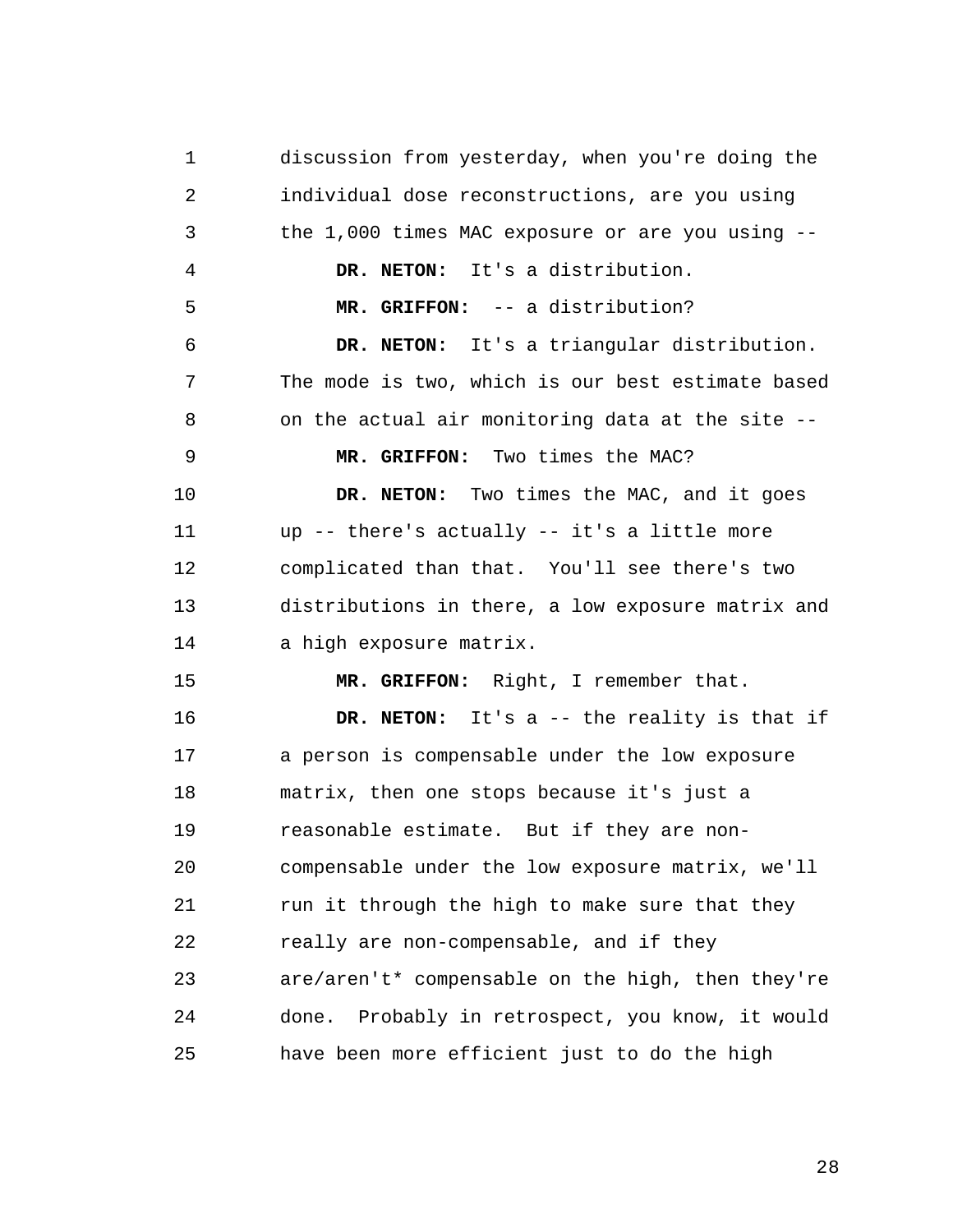discussion from yesterday, when you're doing the individual dose reconstructions, are you using the 1,000 times MAC exposure or are you using --

**DR. NETON:** It's a distribution.

**MR. GRIFFON:** -- a distribution?

**DR. NETON:** It's a triangular distribution. The mode is two, which is our best estimate based on the actual air monitoring data at the site --

**MR. GRIFFON:** Two times the MAC?

**DR. NETON:** Two times the MAC, and it goes up -- there's actually -- it's a little more complicated than that. You'll see there's two distributions in there, a low exposure matrix and a high exposure matrix.

**MR. GRIFFON:** Right, I remember that.

**DR. NETON:** It's a -- the reality is that if a person is compensable under the low exposure matrix, then one stops because it's just a reasonable estimate. But if they are non-compensable under the low exposure matrix, we'll run it through the high to make sure that they really are non-compensable, and if they are/aren't* compensable on the high, then they're done. Probably in retrospect, you know, it would have been more efficient just to do the high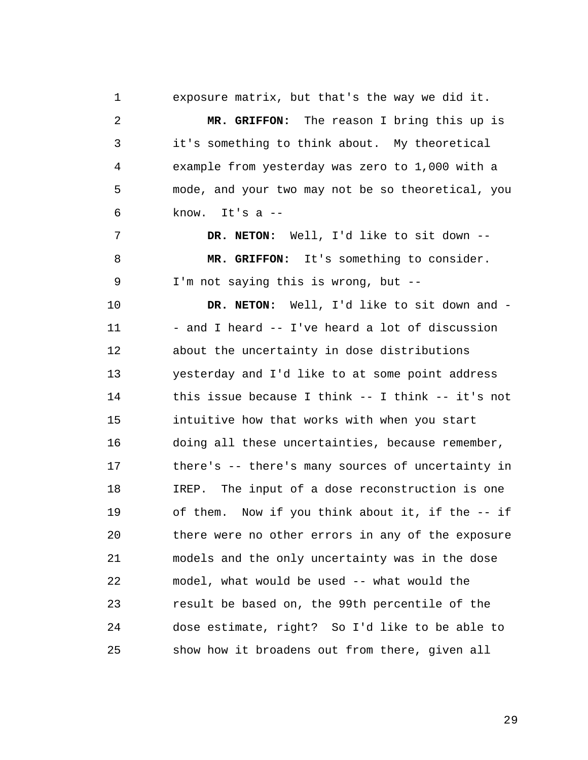exposure matrix, but that's the way we did it.

**MR. GRIFFON:** The reason I bring this up is it's something to think about. My theoretical example from yesterday was zero to 1,000 with a mode, and your two may not be so theoretical, you know. It's a --

**DR. NETON:** Well, I'd like to sit down --

**MR. GRIFFON:** It's something to consider. I'm not saying this is wrong, but --

**DR. NETON:** Well, I'd like to sit down and -- and I heard -- I've heard a lot of discussion about the uncertainty in dose distributions yesterday and I'd like to at some point address this issue because I think -- I think -- it's not intuitive how that works with when you start doing all these uncertainties, because remember, there's -- there's many sources of uncertainty in IREP. The input of a dose reconstruction is one of them. Now if you think about it, if the -- if there were no other errors in any of the exposure models and the only uncertainty was in the dose model, what would be used -- what would the result be based on, the 99th percentile of the dose estimate, right? So I'd like to be able to show how it broadens out from there, given all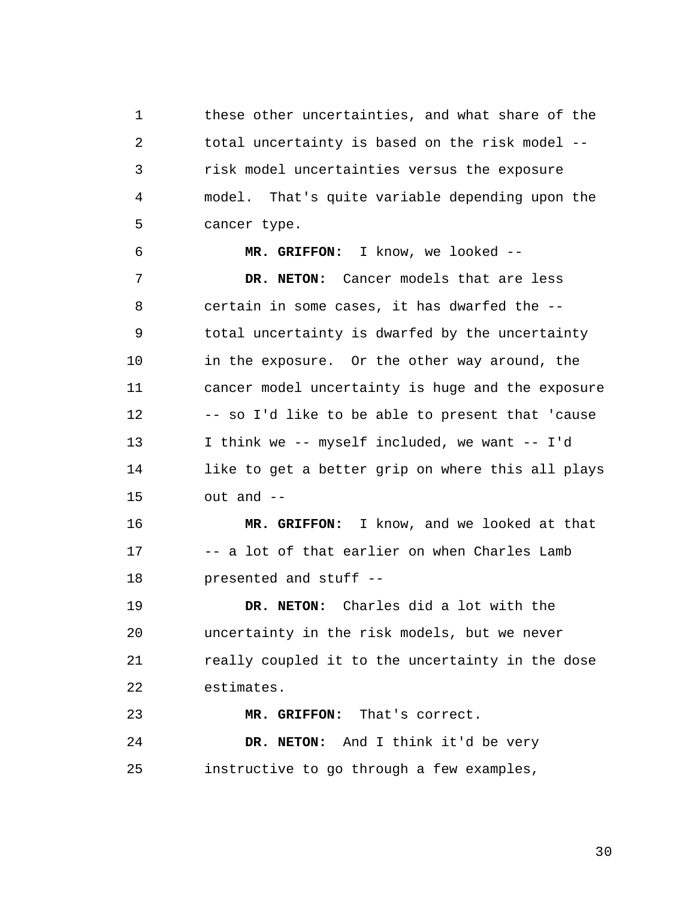these other uncertainties, and what share of the total uncertainty is based on the risk model -- risk model uncertainties versus the exposure model. That's quite variable depending upon the cancer type.

**MR. GRIFFON:** I know, we looked --

**DR. NETON:** Cancer models that are less certain in some cases, it has dwarfed the -- total uncertainty is dwarfed by the uncertainty in the exposure. Or the other way around, the cancer model uncertainty is huge and the exposure -- so I'd like to be able to present that 'cause I think we -- myself included, we want -- I'd like to get a better grip on where this all plays out and --

**MR. GRIFFON:** I know, and we looked at that -- a lot of that earlier on when Charles Lamb presented and stuff --

**DR. NETON:** Charles did a lot with the uncertainty in the risk models, but we never really coupled it to the uncertainty in the dose estimates.

**MR. GRIFFON:** That's correct.

**DR. NETON:** And I think it'd be very instructive to go through a few examples,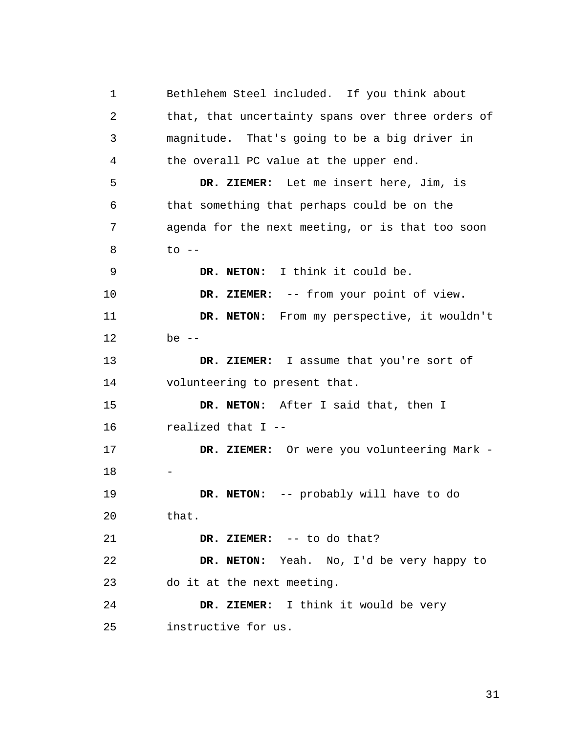Bethlehem Steel included. If you think about that, that uncertainty spans over three orders of magnitude. That's going to be a big driver in the overall PC value at the upper end.

**DR. ZIEMER:** Let me insert here, Jim, is that something that perhaps could be on the agenda for the next meeting, or is that too soon to --

**DR. NETON:** I think it could be.

**DR. ZIEMER:** -- from your point of view.

**DR. NETON:** From my perspective, it wouldn't be --

**DR. ZIEMER:** I assume that you're sort of volunteering to present that.

**DR. NETON:** After I said that, then I realized that I --

**DR. ZIEMER:** Or were you volunteering Mark --

**DR. NETON:** -- probably will have to do that.

**DR. ZIEMER:** -- to do that?

**DR. NETON:** Yeah. No, I'd be very happy to do it at the next meeting.

**DR. ZIEMER:** I think it would be very instructive for us.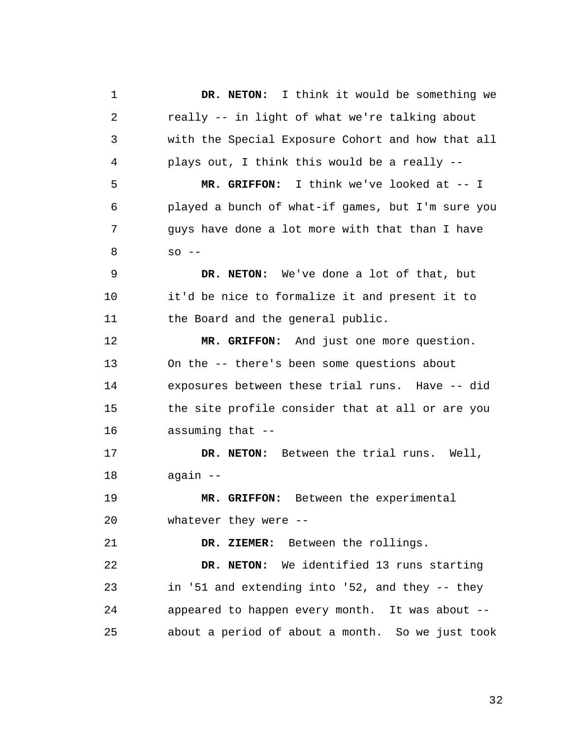**DR. NETON:** I think it would be something we really -- in light of what we're talking about with the Special Exposure Cohort and how that all plays out, I think this would be a really --

**MR. GRIFFON:** I think we've looked at -- I played a bunch of what-if games, but I'm sure you guys have done a lot more with that than I have so --

**DR. NETON:** We've done a lot of that, but it'd be nice to formalize it and present it to the Board and the general public.

**MR. GRIFFON:** And just one more question. On the -- there's been some questions about exposures between these trial runs. Have -- did the site profile consider that at all or are you assuming that --

**DR. NETON:** Between the trial runs. Well, again --

**MR. GRIFFON:** Between the experimental whatever they were --

**DR. ZIEMER:** Between the rollings.

**DR. NETON:** We identified 13 runs starting in '51 and extending into '52, and they -- they appeared to happen every month. It was about -- about a period of about a month. So we just took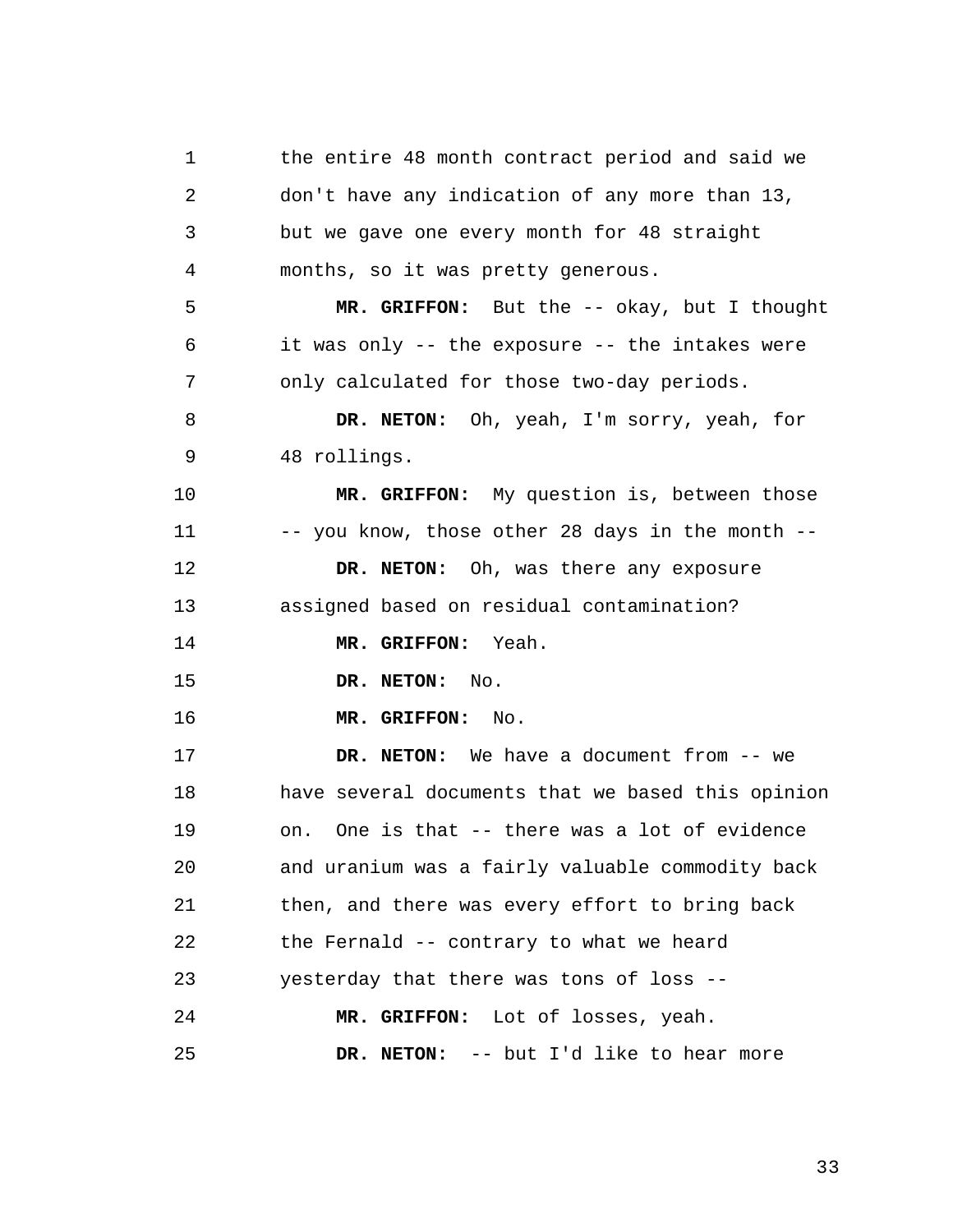the entire 48 month contract period and said we don't have any indication of any more than 13, but we gave one every month for 48 straight months, so it was pretty generous.

**MR. GRIFFON:** But the -- okay, but I thought it was only -- the exposure -- the intakes were only calculated for those two-day periods.

**DR. NETON:** Oh, yeah, I'm sorry, yeah, for 48 rollings.

**MR. GRIFFON:** My question is, between those -- you know, those other 28 days in the month --

**DR. NETON:** Oh, was there any exposure assigned based on residual contamination?

**MR. GRIFFON:** Yeah.

**DR. NETON:** No.

**MR. GRIFFON:** No.

**DR. NETON:** We have a document from -- we have several documents that we based this opinion on. One is that -- there was a lot of evidence and uranium was a fairly valuable commodity back then, and there was every effort to bring back the Fernald -- contrary to what we heard yesterday that there was tons of loss --

**MR. GRIFFON:** Lot of losses, yeah.

**DR. NETON:** -- but I'd like to hear more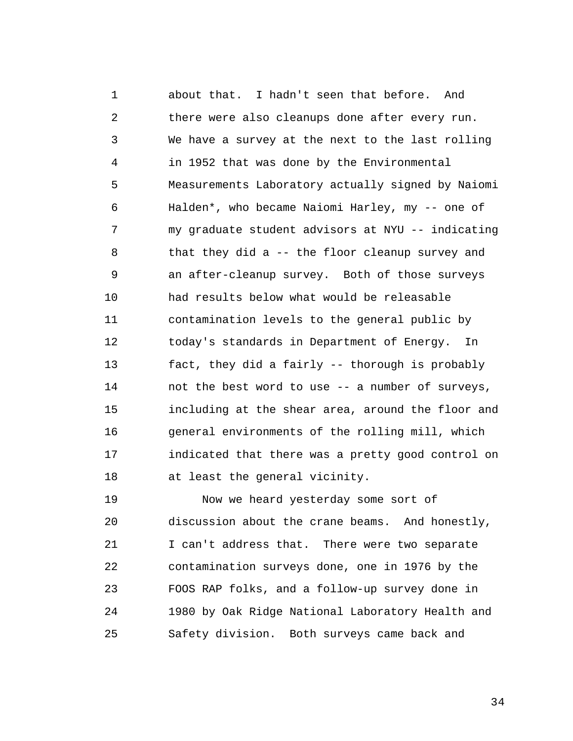about that. I hadn't seen that before. And there were also cleanups done after every run. We have a survey at the next to the last rolling in 1952 that was done by the Environmental Measurements Laboratory actually signed by Naiomi Halden*, who became Naiomi Harley, my -- one of my graduate student advisors at NYU -- indicating that they did a -- the floor cleanup survey and an after-cleanup survey. Both of those surveys had results below what would be releasable contamination levels to the general public by today's standards in Department of Energy. In fact, they did a fairly -- thorough is probably not the best word to use -- a number of surveys, including at the shear area, around the floor and general environments of the rolling mill, which indicated that there was a pretty good control on at least the general vicinity.

Now we heard yesterday some sort of discussion about the crane beams. And honestly, I can't address that. There were two separate contamination surveys done, one in 1976 by the FOOS RAP folks, and a follow-up survey done in 1980 by Oak Ridge National Laboratory Health and Safety division. Both surveys came back and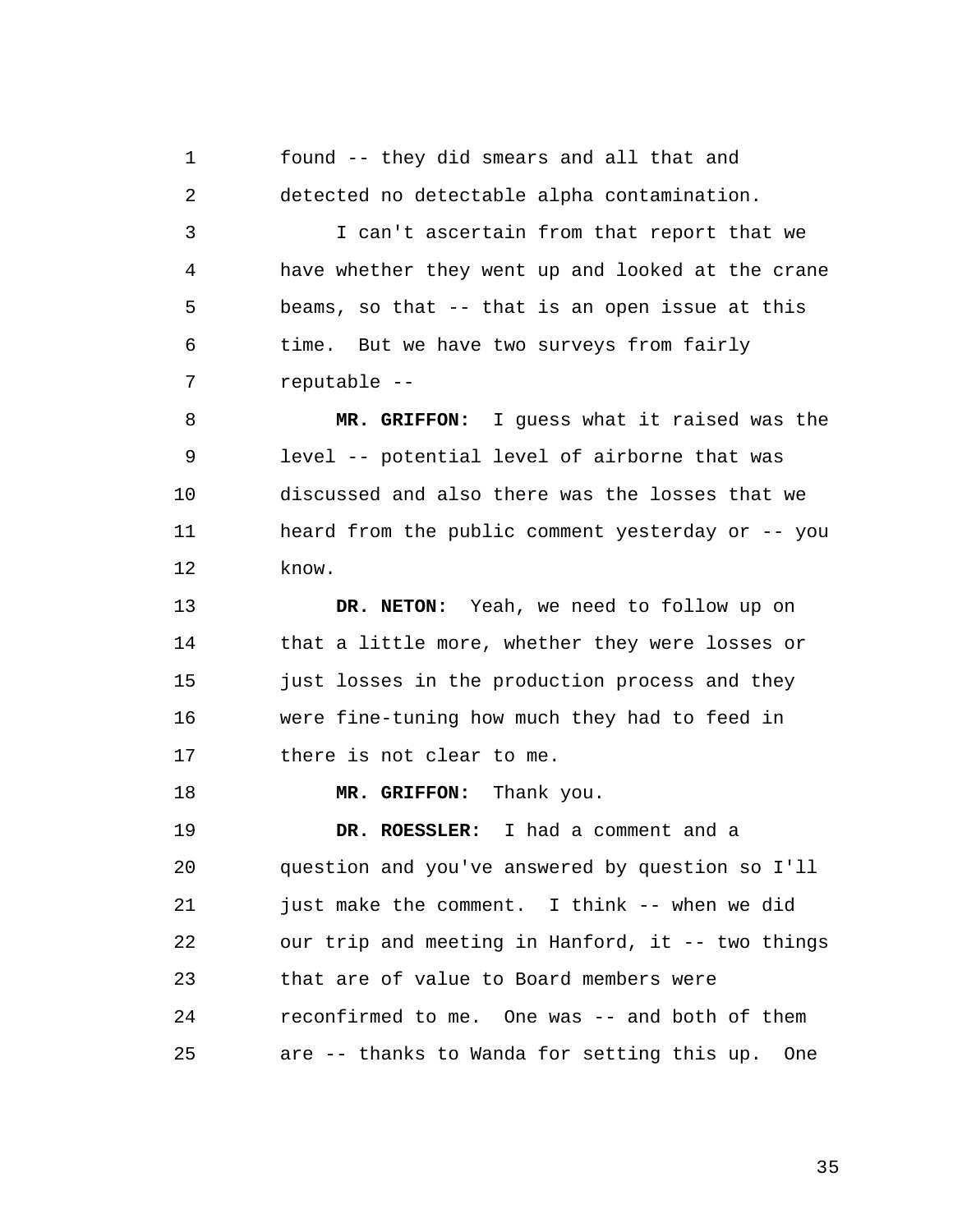found -- they did smears and all that and detected no detectable alpha contamination.

I can't ascertain from that report that we have whether they went up and looked at the crane beams, so that -- that is an open issue at this time. But we have two surveys from fairly reputable --

**MR. GRIFFON:** I guess what it raised was the level -- potential level of airborne that was discussed and also there was the losses that we heard from the public comment yesterday or -- you know.

**DR. NETON:** Yeah, we need to follow up on that a little more, whether they were losses or just losses in the production process and they were fine-tuning how much they had to feed in there is not clear to me.

**MR. GRIFFON:** Thank you.

**DR. ROESSLER:** I had a comment and a question and you've answered by question so I'll just make the comment. I think -- when we did our trip and meeting in Hanford, it -- two things that are of value to Board members were reconfirmed to me. One was -- and both of them are -- thanks to Wanda for setting this up. One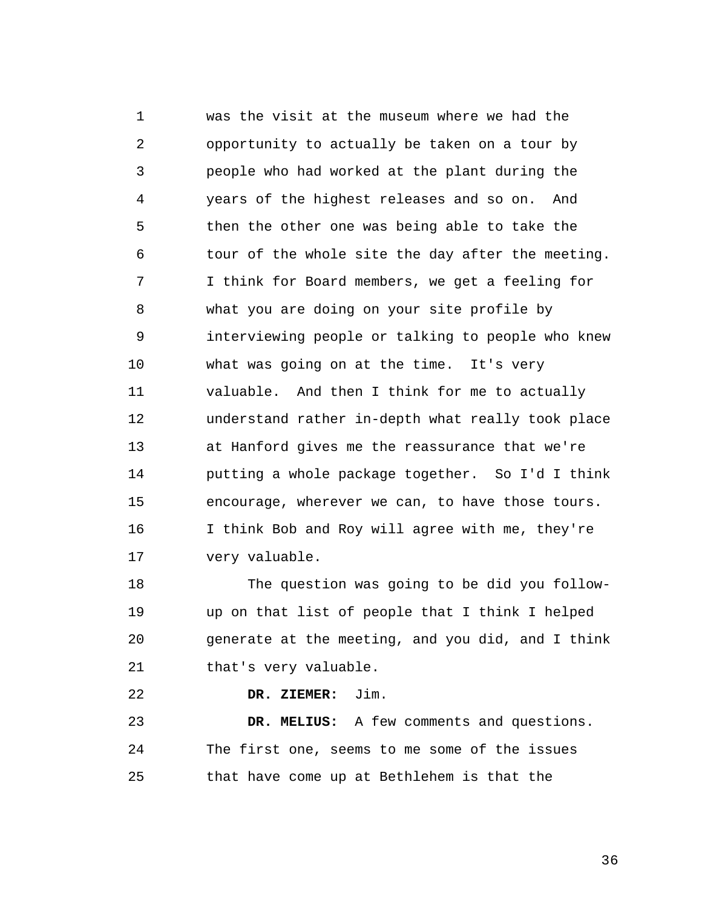was the visit at the museum where we had the opportunity to actually be taken on a tour by people who had worked at the plant during the years of the highest releases and so on. And then the other one was being able to take the tour of the whole site the day after the meeting. I think for Board members, we get a feeling for what you are doing on your site profile by interviewing people or talking to people who knew what was going on at the time. It's very valuable. And then I think for me to actually understand rather in-depth what really took place at Hanford gives me the reassurance that we're putting a whole package together. So I'd I think encourage, wherever we can, to have those tours. I think Bob and Roy will agree with me, they're very valuable.

The question was going to be did you follow-up on that list of people that I think I helped generate at the meeting, and you did, and I think that's very valuable.

**DR. ZIEMER:** Jim.

**DR. MELIUS:** A few comments and questions. The first one, seems to me some of the issues that have come up at Bethlehem is that the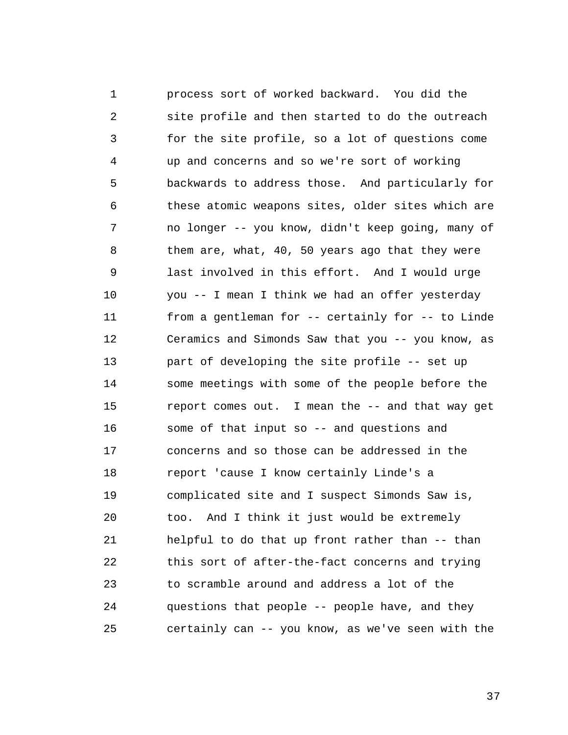process sort of worked backward. You did the site profile and then started to do the outreach for the site profile, so a lot of questions come up and concerns and so we're sort of working backwards to address those. And particularly for these atomic weapons sites, older sites which are no longer -- you know, didn't keep going, many of them are, what, 40, 50 years ago that they were last involved in this effort. And I would urge you -- I mean I think we had an offer yesterday from a gentleman for -- certainly for -- to Linde Ceramics and Simonds Saw that you -- you know, as part of developing the site profile -- set up some meetings with some of the people before the report comes out. I mean the -- and that way get some of that input so -- and questions and concerns and so those can be addressed in the report 'cause I know certainly Linde's a complicated site and I suspect Simonds Saw is, too. And I think it just would be extremely helpful to do that up front rather than -- than this sort of after-the-fact concerns and trying to scramble around and address a lot of the questions that people -- people have, and they certainly can -- you know, as we've seen with the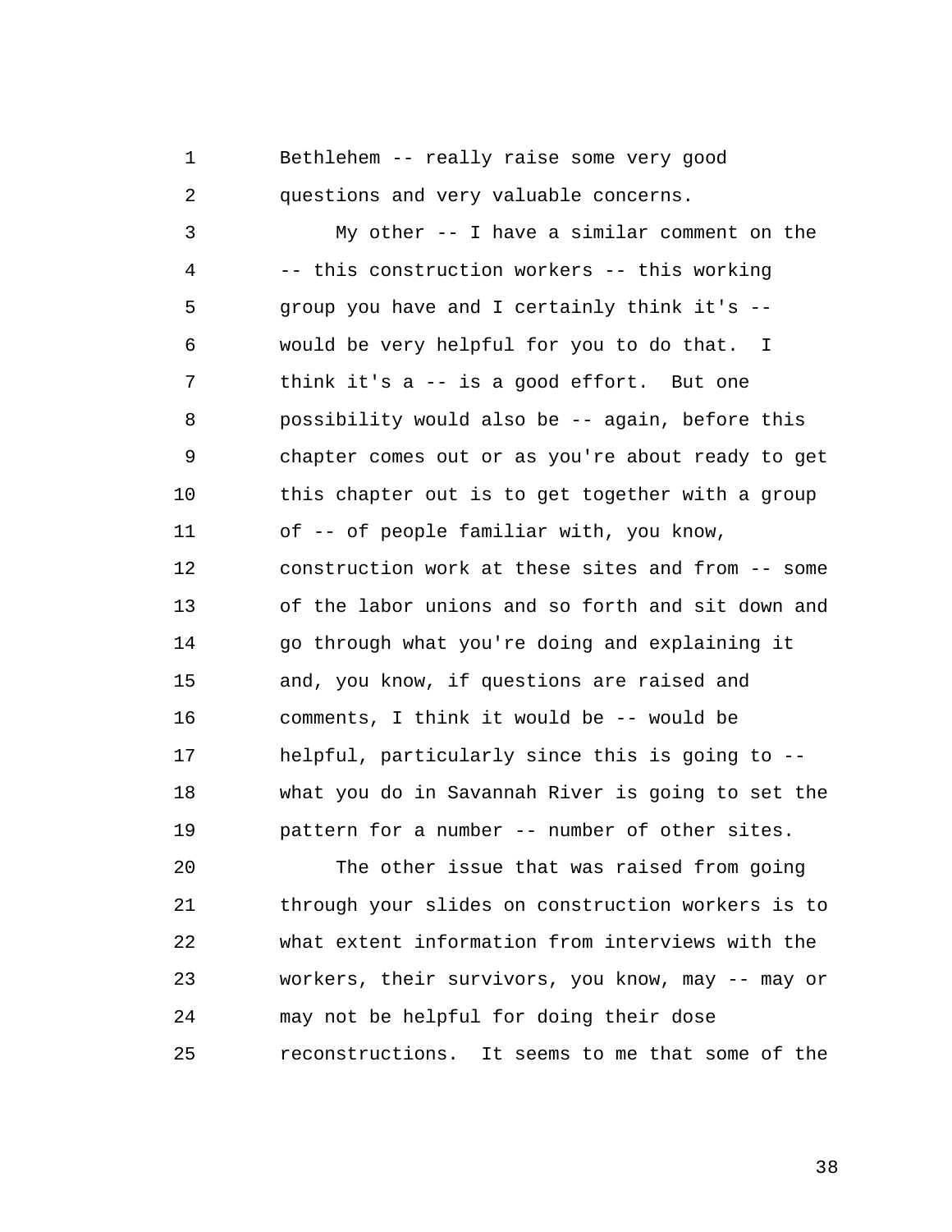Bethlehem -- really raise some very good questions and very valuable concerns.

My other -- I have a similar comment on the -- this construction workers -- this working group you have and I certainly think it's -- would be very helpful for you to do that. I think it's a -- is a good effort. But one possibility would also be -- again, before this chapter comes out or as you're about ready to get this chapter out is to get together with a group of -- of people familiar with, you know, construction work at these sites and from -- some of the labor unions and so forth and sit down and go through what you're doing and explaining it and, you know, if questions are raised and comments, I think it would be -- would be helpful, particularly since this is going to -- what you do in Savannah River is going to set the pattern for a number -- number of other sites.

The other issue that was raised from going through your slides on construction workers is to what extent information from interviews with the workers, their survivors, you know, may -- may or may not be helpful for doing their dose reconstructions. It seems to me that some of the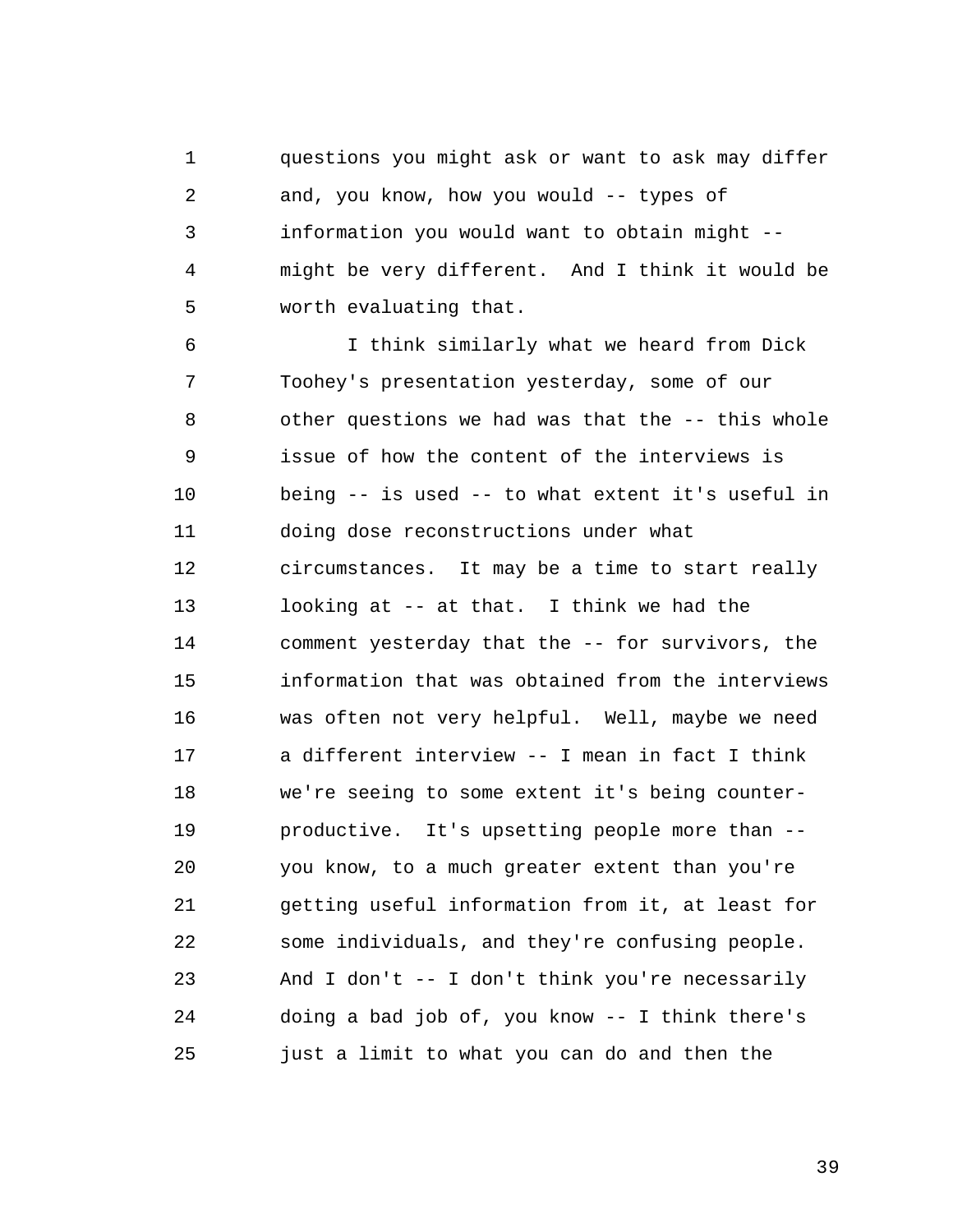questions you might ask or want to ask may differ and, you know, how you would -- types of information you would want to obtain might -- might be very different. And I think it would be worth evaluating that.

I think similarly what we heard from Dick Toohey's presentation yesterday, some of our other questions we had was that the -- this whole issue of how the content of the interviews is being -- is used -- to what extent it's useful in doing dose reconstructions under what circumstances. It may be a time to start really looking at -- at that. I think we had the comment yesterday that the -- for survivors, the information that was obtained from the interviews was often not very helpful. Well, maybe we need a different interview -- I mean in fact I think we're seeing to some extent it's being counter-productive. It's upsetting people more than -- you know, to a much greater extent than you're getting useful information from it, at least for some individuals, and they're confusing people. And I don't -- I don't think you're necessarily doing a bad job of, you know -- I think there's just a limit to what you can do and then the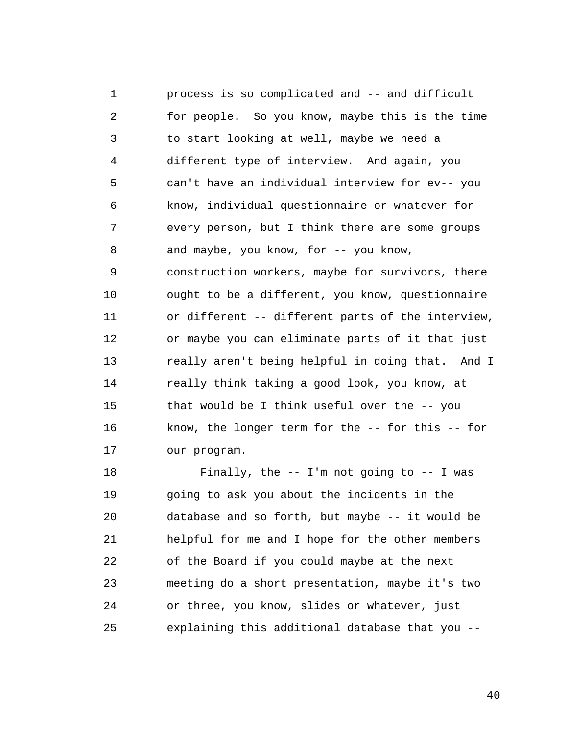process is so complicated and -- and difficult for people. So you know, maybe this is the time to start looking at well, maybe we need a different type of interview. And again, you can't have an individual interview for ev-- you know, individual questionnaire or whatever for every person, but I think there are some groups and maybe, you know, for -- you know, construction workers, maybe for survivors, there ought to be a different, you know, questionnaire or different -- different parts of the interview, or maybe you can eliminate parts of it that just really aren't being helpful in doing that. And I really think taking a good look, you know, at that would be I think useful over the -- you know, the longer term for the -- for this -- for our program.

Finally, the -- I'm not going to -- I was going to ask you about the incidents in the database and so forth, but maybe -- it would be helpful for me and I hope for the other members of the Board if you could maybe at the next meeting do a short presentation, maybe it's two or three, you know, slides or whatever, just explaining this additional database that you --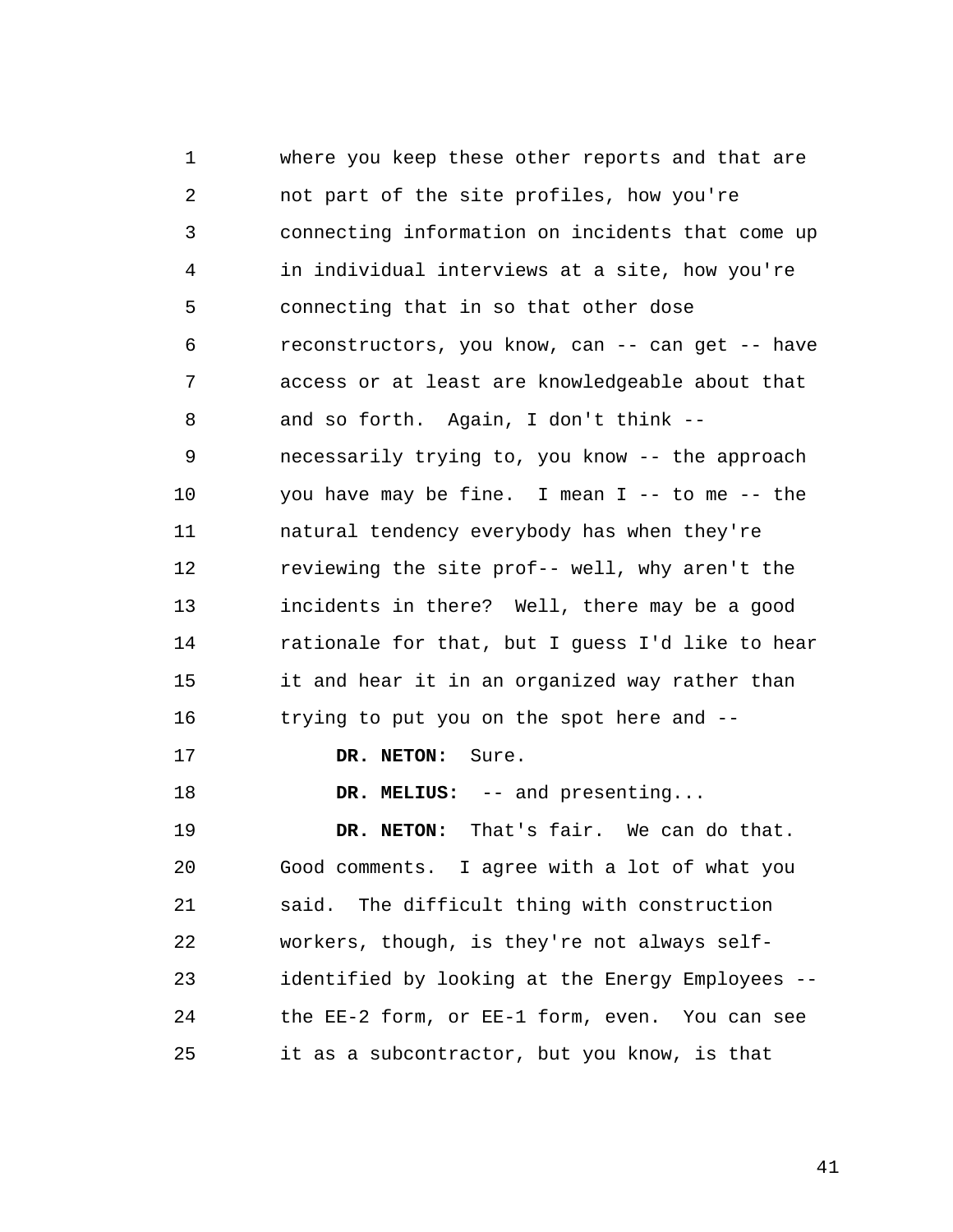where you keep these other reports and that are not part of the site profiles, how you're connecting information on incidents that come up in individual interviews at a site, how you're connecting that in so that other dose reconstructors, you know, can -- can get -- have access or at least are knowledgeable about that and so forth. Again, I don't think -- necessarily trying to, you know -- the approach you have may be fine. I mean I -- to me -- the natural tendency everybody has when they're reviewing the site prof-- well, why aren't the incidents in there? Well, there may be a good rationale for that, but I guess I'd like to hear it and hear it in an organized way rather than trying to put you on the spot here and --

**DR. NETON:** Sure.

**DR. MELIUS:** -- and presenting...

**DR. NETON:** That's fair. We can do that. Good comments. I agree with a lot of what you said. The difficult thing with construction workers, though, is they're not always self-identified by looking at the Energy Employees -- the EE-2 form, or EE-1 form, even. You can see it as a subcontractor, but you know, is that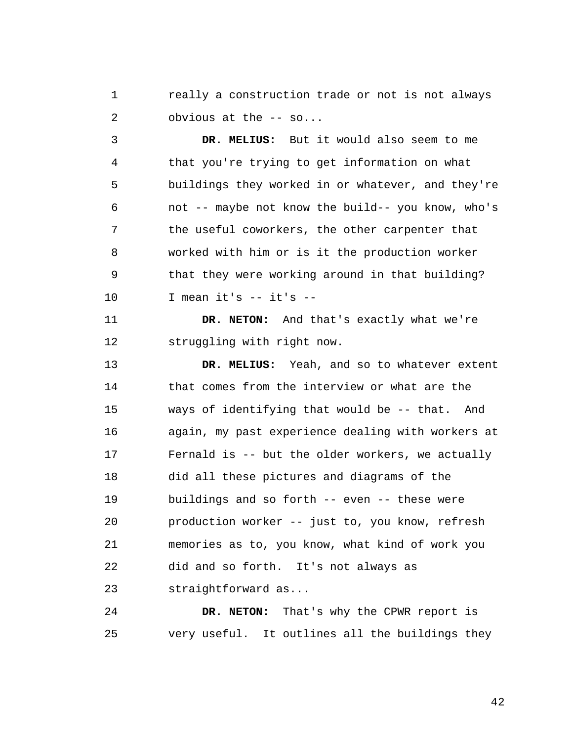really a construction trade or not is not always obvious at the -- so...

**DR. MELIUS:** But it would also seem to me that you're trying to get information on what buildings they worked in or whatever, and they're not -- maybe not know the build-- you know, who's the useful coworkers, the other carpenter that worked with him or is it the production worker that they were working around in that building? I mean it's -- it's --

**DR. NETON:** And that's exactly what we're struggling with right now.

**DR. MELIUS:** Yeah, and so to whatever extent that comes from the interview or what are the ways of identifying that would be -- that. And again, my past experience dealing with workers at Fernald is -- but the older workers, we actually did all these pictures and diagrams of the buildings and so forth -- even -- these were production worker -- just to, you know, refresh memories as to, you know, what kind of work you did and so forth. It's not always as straightforward as...

**DR. NETON:** That's why the CPWR report is very useful. It outlines all the buildings they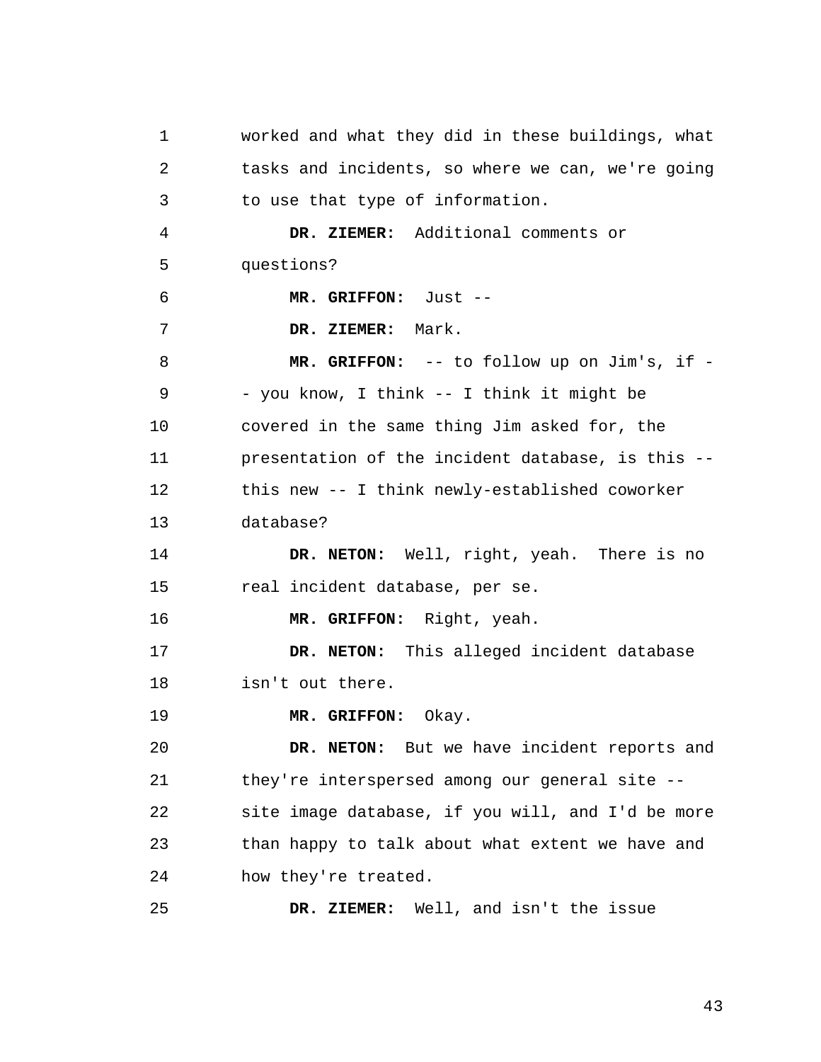worked and what they did in these buildings, what tasks and incidents, so where we can, we're going to use that type of information.

**DR. ZIEMER:** Additional comments or questions?

**MR. GRIFFON:** Just --

**DR. ZIEMER:** Mark.

**MR. GRIFFON:** -- to follow up on Jim's, if -- you know, I think -- I think it might be covered in the same thing Jim asked for, the presentation of the incident database, is this -- this new -- I think newly-established coworker database?

**DR. NETON:** Well, right, yeah. There is no real incident database, per se.

**MR. GRIFFON:** Right, yeah.

**DR. NETON:** This alleged incident database isn't out there.

**MR. GRIFFON:** Okay.

**DR. NETON:** But we have incident reports and they're interspersed among our general site -- site image database, if you will, and I'd be more than happy to talk about what extent we have and how they're treated.

**DR. ZIEMER:** Well, and isn't the issue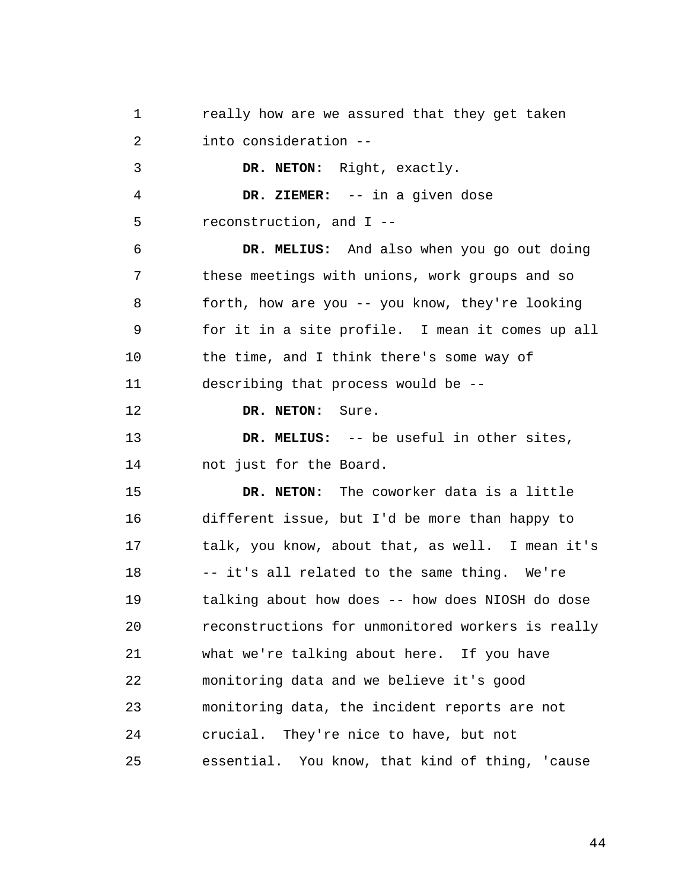really how are we assured that they get taken into consideration --

**DR. NETON:** Right, exactly.

**DR. ZIEMER:** -- in a given dose reconstruction, and I --

**DR. MELIUS:** And also when you go out doing these meetings with unions, work groups and so forth, how are you -- you know, they're looking for it in a site profile. I mean it comes up all the time, and I think there's some way of describing that process would be --

**DR. NETON:** Sure.

**DR. MELIUS:** -- be useful in other sites, not just for the Board.

**DR. NETON:** The coworker data is a little different issue, but I'd be more than happy to talk, you know, about that, as well. I mean it's -- it's all related to the same thing. We're talking about how does -- how does NIOSH do dose reconstructions for unmonitored workers is really what we're talking about here. If you have monitoring data and we believe it's good monitoring data, the incident reports are not crucial. They're nice to have, but not essential. You know, that kind of thing, 'cause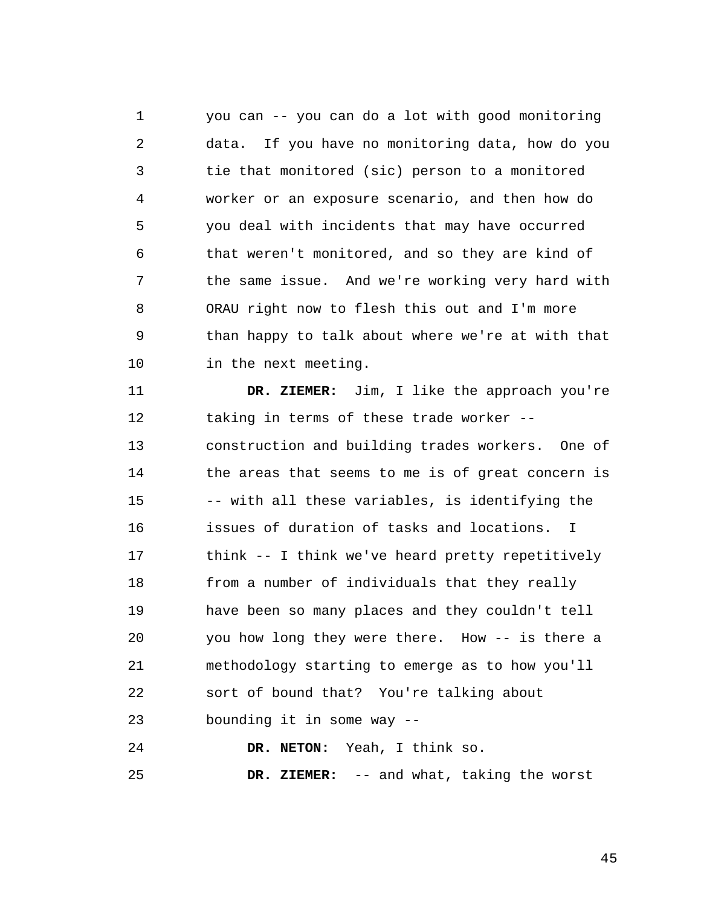you can -- you can do a lot with good monitoring data. If you have no monitoring data, how do you tie that monitored (sic) person to a monitored worker or an exposure scenario, and then how do you deal with incidents that may have occurred that weren't monitored, and so they are kind of the same issue. And we're working very hard with ORAU right now to flesh this out and I'm more than happy to talk about where we're at with that in the next meeting.

**DR. ZIEMER:** Jim, I like the approach you're taking in terms of these trade worker -- construction and building trades workers. One of the areas that seems to me is of great concern is -- with all these variables, is identifying the issues of duration of tasks and locations. I think -- I think we've heard pretty repetitively from a number of individuals that they really have been so many places and they couldn't tell you how long they were there. How -- is there a methodology starting to emerge as to how you'll sort of bound that? You're talking about bounding it in some way --

**DR. NETON:** Yeah, I think so.

**DR. ZIEMER:** -- and what, taking the worst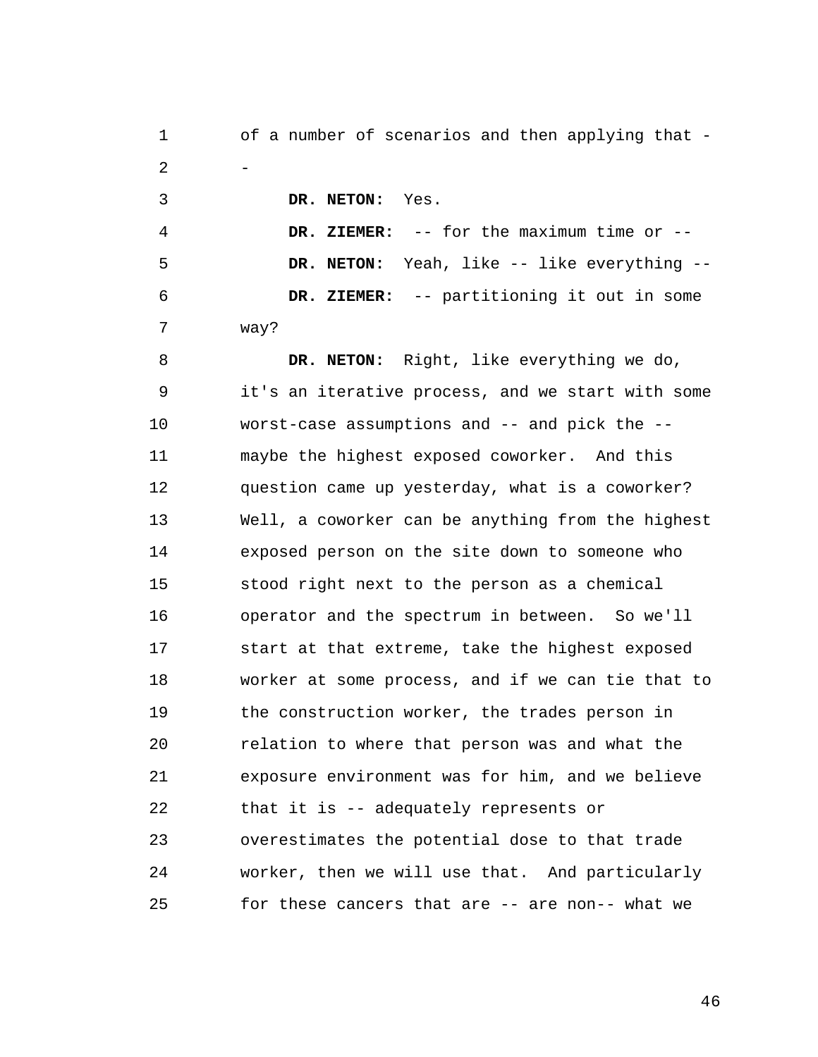of a number of scenarios and then applying that --

**DR. NETON:** Yes.

**DR. ZIEMER:** -- for the maximum time or --

**DR. NETON:** Yeah, like -- like everything --

**DR. ZIEMER:** -- partitioning it out in some way?

**DR. NETON:** Right, like everything we do, it's an iterative process, and we start with some worst-case assumptions and -- and pick the -- maybe the highest exposed coworker. And this question came up yesterday, what is a coworker? Well, a coworker can be anything from the highest exposed person on the site down to someone who stood right next to the person as a chemical operator and the spectrum in between. So we'll start at that extreme, take the highest exposed worker at some process, and if we can tie that to the construction worker, the trades person in relation to where that person was and what the exposure environment was for him, and we believe that it is -- adequately represents or overestimates the potential dose to that trade worker, then we will use that. And particularly for these cancers that are -- are non-- what we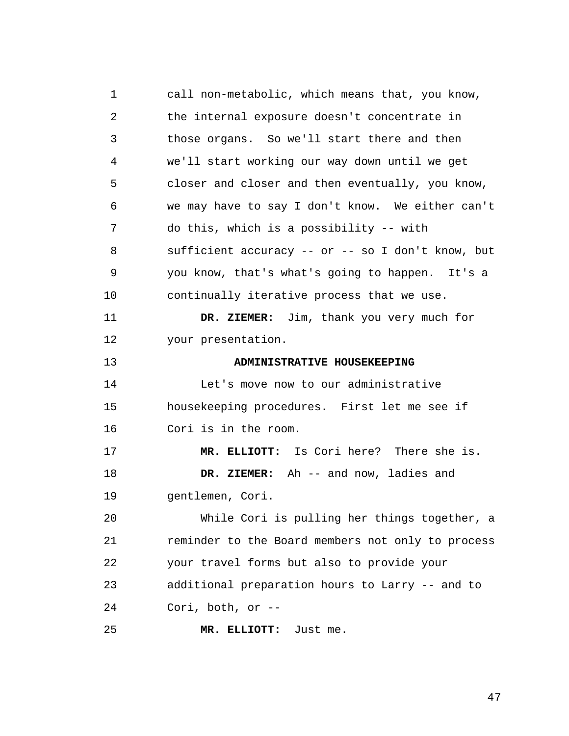call non-metabolic, which means that, you know, the internal exposure doesn't concentrate in those organs. So we'll start there and then we'll start working our way down until we get closer and closer and then eventually, you know, we may have to say I don't know. We either can't do this, which is a possibility -- with sufficient accuracy -- or -- so I don't know, but you know, that's what's going to happen. It's a continually iterative process that we use.

**DR. ZIEMER:** Jim, thank you very much for your presentation.

### ADMINISTRATIVE HOUSEKEEPING

Let's move now to our administrative housekeeping procedures. First let me see if Cori is in the room.

**MR. ELLIOTT:** Is Cori here? There she is.

**DR. ZIEMER:** Ah -- and now, ladies and gentlemen, Cori.

While Cori is pulling her things together, a reminder to the Board members not only to process your travel forms but also to provide your additional preparation hours to Larry -- and to Cori, both, or --

**MR. ELLIOTT:** Just me.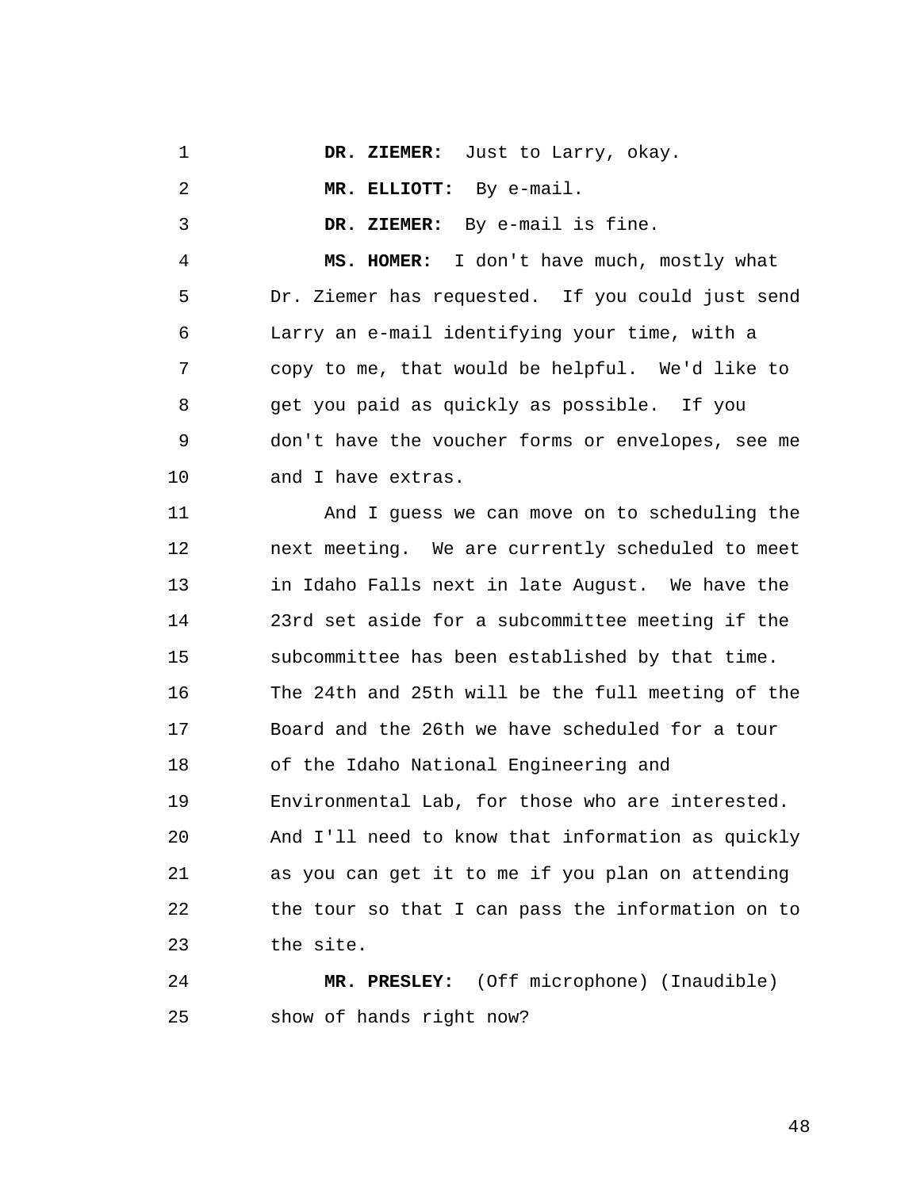**DR. ZIEMER:** Just to Larry, okay.

**MR. ELLIOTT:** By e-mail.

**DR. ZIEMER:** By e-mail is fine.

**MS. HOMER:** I don't have much, mostly what Dr. Ziemer has requested. If you could just send Larry an e-mail identifying your time, with a copy to me, that would be helpful. We'd like to get you paid as quickly as possible. If you don't have the voucher forms or envelopes, see me and I have extras.

And I guess we can move on to scheduling the next meeting. We are currently scheduled to meet in Idaho Falls next in late August. We have the 23rd set aside for a subcommittee meeting if the subcommittee has been established by that time. The 24th and 25th will be the full meeting of the Board and the 26th we have scheduled for a tour of the Idaho National Engineering and Environmental Lab, for those who are interested. And I'll need to know that information as quickly as you can get it to me if you plan on attending the tour so that I can pass the information on to the site.

**MR. PRESLEY:** (Off microphone) (Inaudible) show of hands right now?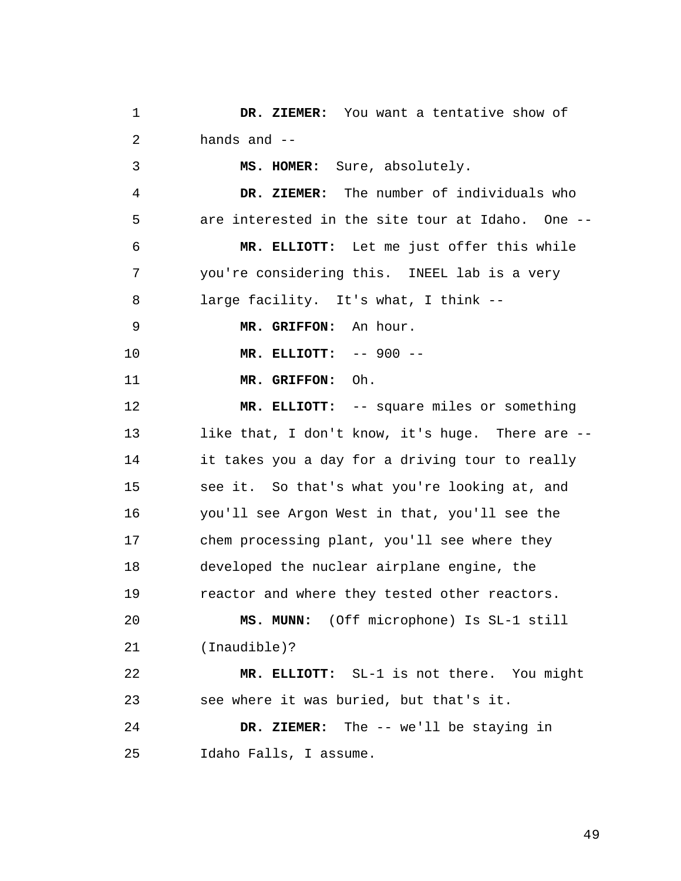**DR. ZIEMER:** You want a tentative show of hands and --

**MS. HOMER:** Sure, absolutely.

**DR. ZIEMER:** The number of individuals who are interested in the site tour at Idaho. One --

**MR. ELLIOTT:** Let me just offer this while you're considering this. INEEL lab is a very large facility. It's what, I think --

**MR. GRIFFON:** An hour.

**MR. ELLIOTT:** -- 900 --

**MR. GRIFFON:** Oh.

**MR. ELLIOTT:** -- square miles or something like that, I don't know, it's huge. There are -- it takes you a day for a driving tour to really see it. So that's what you're looking at, and you'll see Argon West in that, you'll see the chem processing plant, you'll see where they developed the nuclear airplane engine, the reactor and where they tested other reactors.

**MS. MUNN:** (Off microphone) Is SL-1 still (Inaudible)?

**MR. ELLIOTT:** SL-1 is not there. You might see where it was buried, but that's it.

**DR. ZIEMER:** The -- we'll be staying in Idaho Falls, I assume.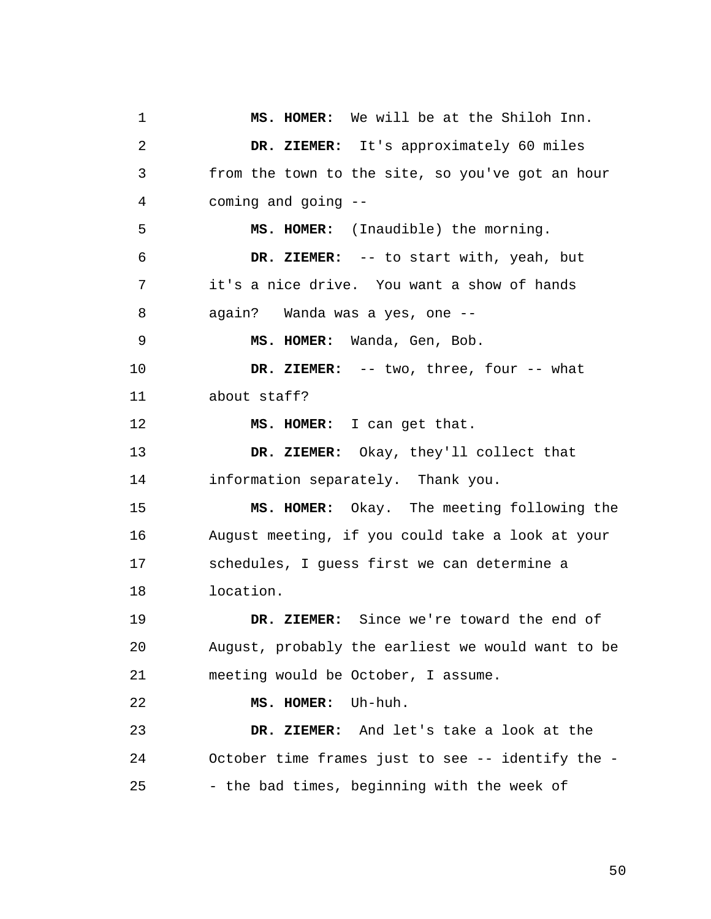**MS. HOMER:** We will be at the Shiloh Inn.

**DR. ZIEMER:** It's approximately 60 miles from the town to the site, so you've got an hour coming and going --

**MS. HOMER:** (Inaudible) the morning.

**DR. ZIEMER:** -- to start with, yeah, but it's a nice drive. You want a show of hands again? Wanda was a yes, one --

**MS. HOMER:** Wanda, Gen, Bob.

**DR. ZIEMER:** -- two, three, four -- what about staff?

**MS. HOMER:** I can get that.

**DR. ZIEMER:** Okay, they'll collect that information separately. Thank you.

**MS. HOMER:** Okay. The meeting following the August meeting, if you could take a look at your schedules, I guess first we can determine a location.

**DR. ZIEMER:** Since we're toward the end of August, probably the earliest we would want to be meeting would be October, I assume.

**MS. HOMER:** Uh-huh.

**DR. ZIEMER:** And let's take a look at the October time frames just to see -- identify the -- the bad times, beginning with the week of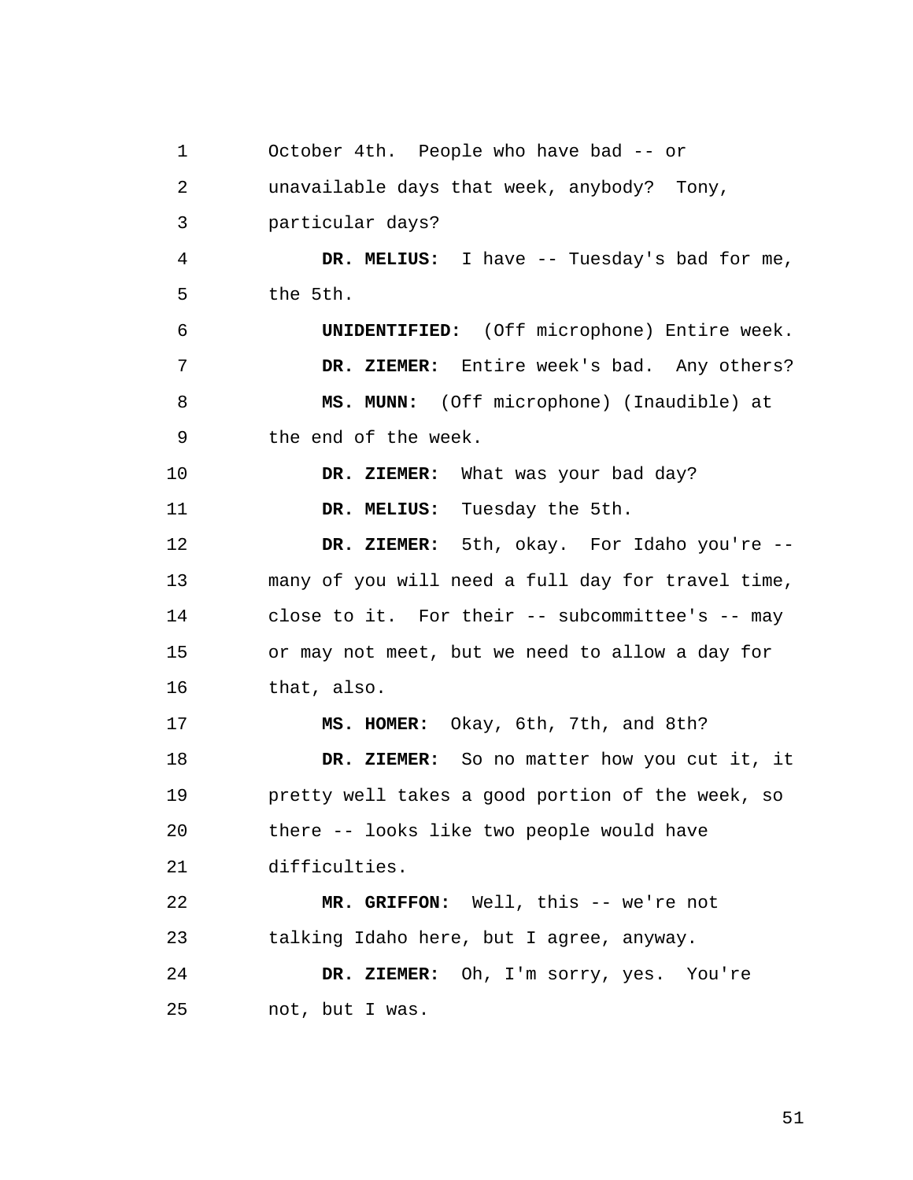October 4th. People who have bad -- or unavailable days that week, anybody? Tony, particular days?

**DR. MELIUS:** I have -- Tuesday's bad for me, the 5th.

**UNIDENTIFIED:** (Off microphone) Entire week.

**DR. ZIEMER:** Entire week's bad. Any others?

**MS. MUNN:** (Off microphone) (Inaudible) at the end of the week.

**DR. ZIEMER:** What was your bad day?

**DR. MELIUS:** Tuesday the 5th.

**DR. ZIEMER:** 5th, okay. For Idaho you're -- many of you will need a full day for travel time, close to it. For their -- subcommittee's -- may or may not meet, but we need to allow a day for that, also.

**MS. HOMER:** Okay, 6th, 7th, and 8th?

**DR. ZIEMER:** So no matter how you cut it, it pretty well takes a good portion of the week, so there -- looks like two people would have difficulties.

**MR. GRIFFON:** Well, this -- we're not talking Idaho here, but I agree, anyway.

**DR. ZIEMER:** Oh, I'm sorry, yes. You're not, but I was.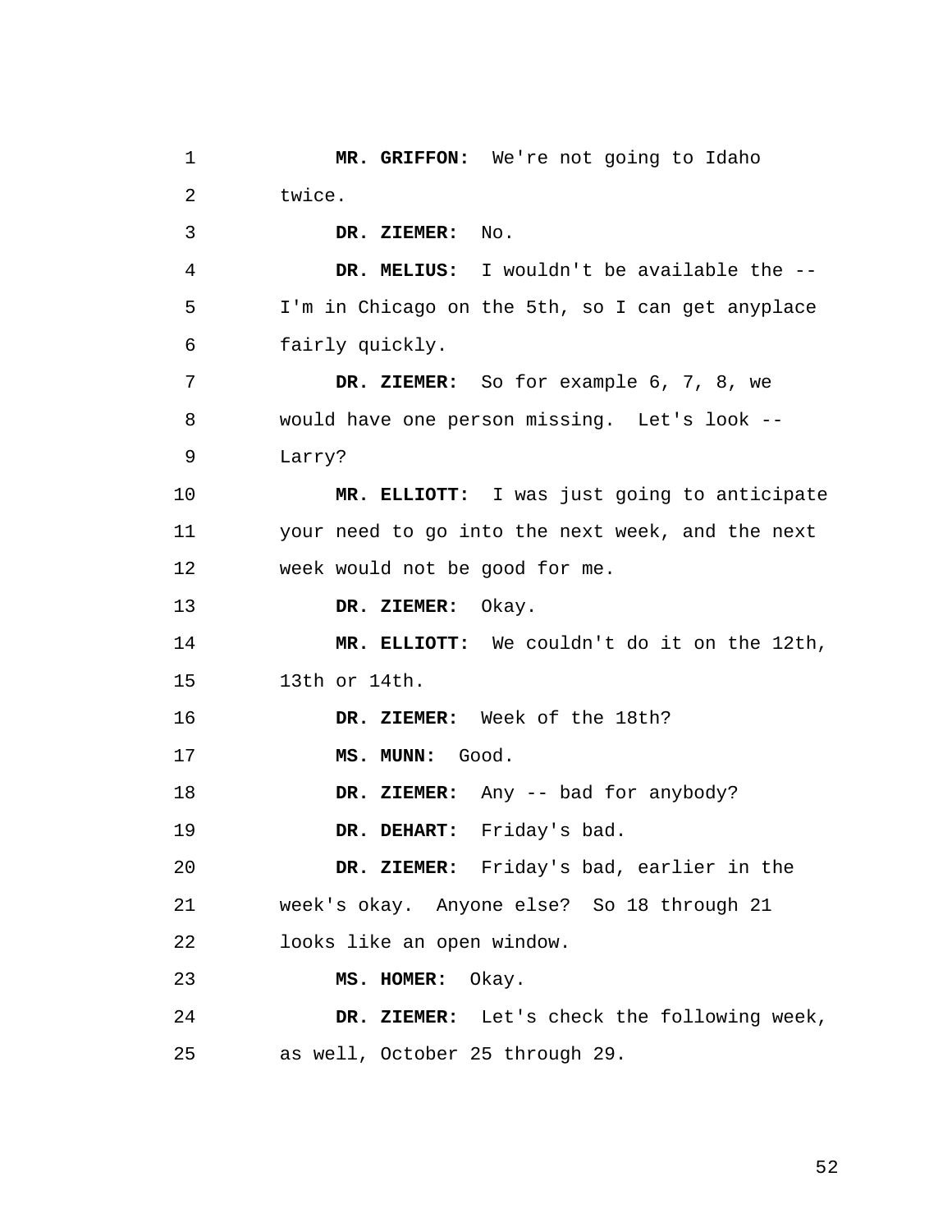**MR. GRIFFON:** We're not going to Idaho twice.

**DR. ZIEMER:** No.

**DR. MELIUS:** I wouldn't be available the -- I'm in Chicago on the 5th, so I can get anyplace fairly quickly.

**DR. ZIEMER:** So for example 6, 7, 8, we would have one person missing. Let's look -- Larry?

**MR. ELLIOTT:** I was just going to anticipate your need to go into the next week, and the next week would not be good for me.

**DR. ZIEMER:** Okay.

**MR. ELLIOTT:** We couldn't do it on the 12th, 13th or 14th.

**DR. ZIEMER:** Week of the 18th?

**MS. MUNN:** Good.

**DR. ZIEMER:** Any -- bad for anybody?

**DR. DEHART:** Friday's bad.

**DR. ZIEMER:** Friday's bad, earlier in the week's okay. Anyone else? So 18 through 21 looks like an open window.

**MS. HOMER:** Okay.

**DR. ZIEMER:** Let's check the following week, as well, October 25 through 29.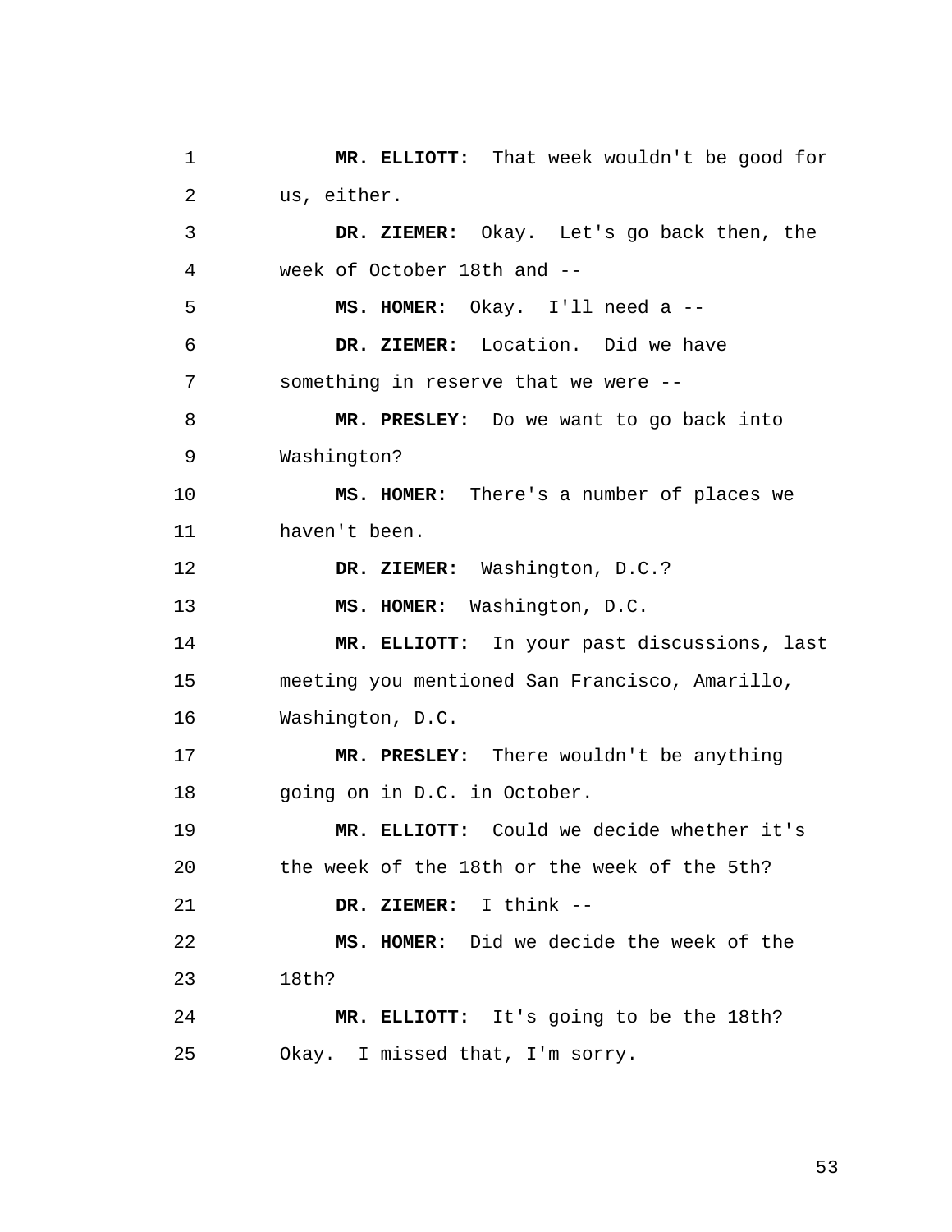1 **MR. ELLIOTT:** That week wouldn't be good for
2 us, either.
3 **DR. ZIEMER:** Okay. Let's go back then, the
4 week of October 18th and --
5 **MS. HOMER:** Okay. I'll need a --
6 **DR. ZIEMER:** Location. Did we have
7 something in reserve that we were --
8 **MR. PRESLEY:** Do we want to go back into
9 Washington?
10 **MS. HOMER:** There's a number of places we
11 haven't been.
12 **DR. ZIEMER:** Washington, D.C.?
13 **MS. HOMER:** Washington, D.C.
14 **MR. ELLIOTT:** In your past discussions, last
15 meeting you mentioned San Francisco, Amarillo,
16 Washington, D.C.
17 **MR. PRESLEY:** There wouldn't be anything
18 going on in D.C. in October.
19 **MR. ELLIOTT:** Could we decide whether it's
20 the week of the 18th or the week of the 5th?
21 **DR. ZIEMER:** I think --
22 **MS. HOMER:** Did we decide the week of the
23 18th?
24 **MR. ELLIOTT:** It's going to be the 18th?
25 Okay. I missed that, I'm sorry.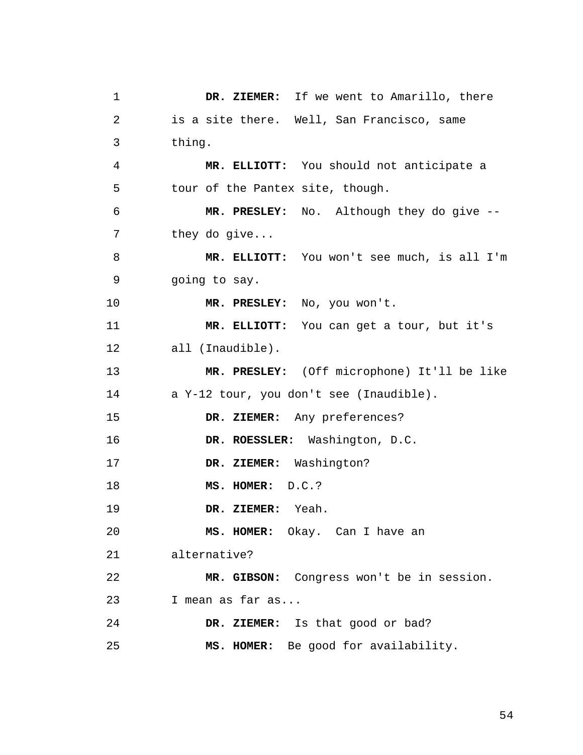**DR. ZIEMER:** If we went to Amarillo, there is a site there. Well, San Francisco, same thing.

**MR. ELLIOTT:** You should not anticipate a tour of the Pantex site, though.

**MR. PRESLEY:** No. Although they do give -- they do give...

**MR. ELLIOTT:** You won't see much, is all I'm going to say.

**MR. PRESLEY:** No, you won't.

**MR. ELLIOTT:** You can get a tour, but it's all (Inaudible).

**MR. PRESLEY:** (Off microphone) It'll be like a Y-12 tour, you don't see (Inaudible).

**DR. ZIEMER:** Any preferences?

**DR. ROESSLER:** Washington, D.C.

**DR. ZIEMER:** Washington?

**MS. HOMER:** D.C.?

**DR. ZIEMER:** Yeah.

**MS. HOMER:** Okay. Can I have an alternative?

**MR. GIBSON:** Congress won't be in session. I mean as far as...

**DR. ZIEMER:** Is that good or bad?

**MS. HOMER:** Be good for availability.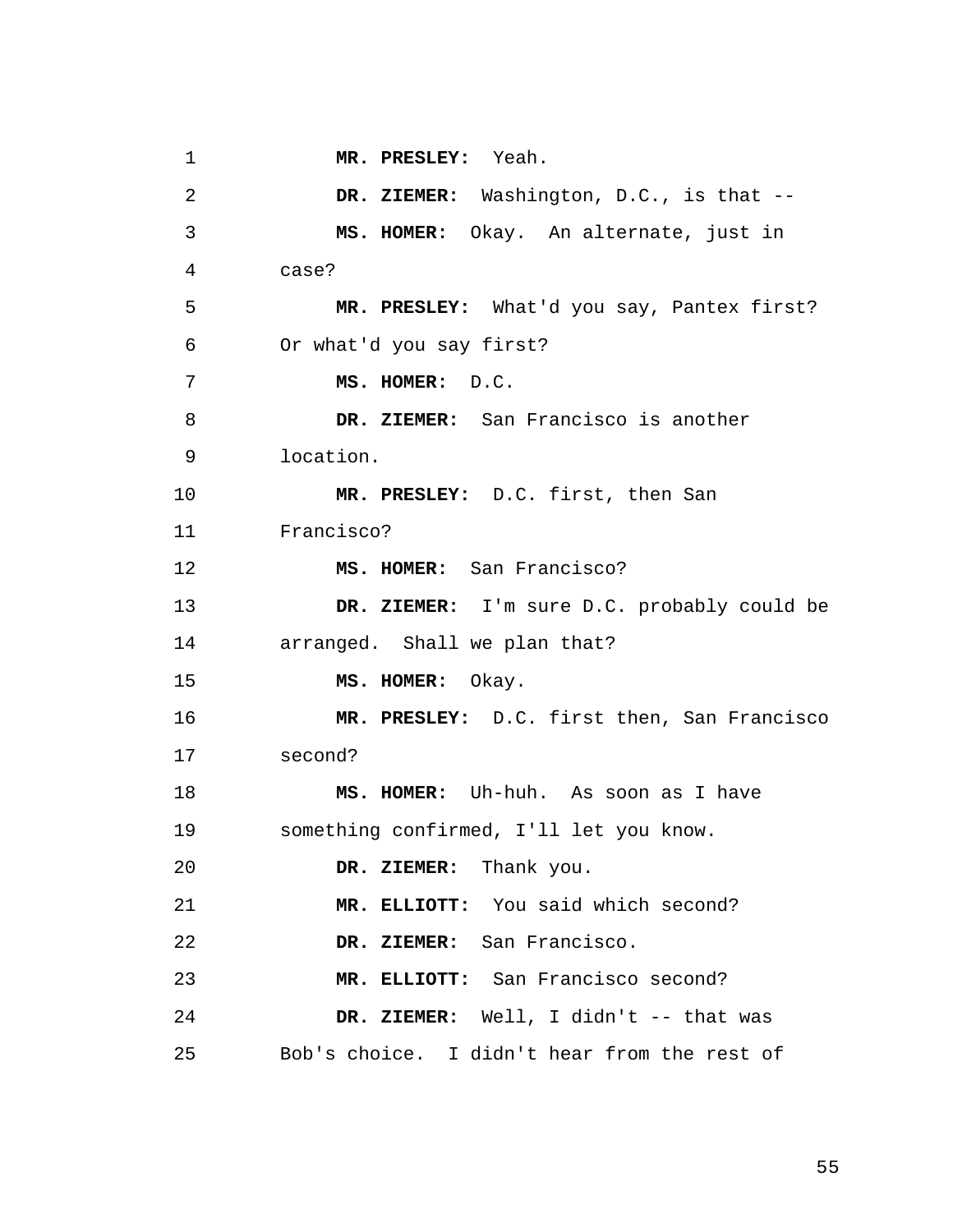**MR. PRESLEY:** Yeah.

**DR. ZIEMER:** Washington, D.C., is that --

**MS. HOMER:** Okay. An alternate, just in case?

**MR. PRESLEY:** What'd you say, Pantex first? Or what'd you say first?

**MS. HOMER:** D.C.

**DR. ZIEMER:** San Francisco is another location.

**MR. PRESLEY:** D.C. first, then San Francisco?

**MS. HOMER:** San Francisco?

**DR. ZIEMER:** I'm sure D.C. probably could be arranged. Shall we plan that?

**MS. HOMER:** Okay.

**MR. PRESLEY:** D.C. first then, San Francisco second?

**MS. HOMER:** Uh-huh. As soon as I have something confirmed, I'll let you know.

**DR. ZIEMER:** Thank you.

**MR. ELLIOTT:** You said which second?

**DR. ZIEMER:** San Francisco.

**MR. ELLIOTT:** San Francisco second?

**DR. ZIEMER:** Well, I didn't -- that was Bob's choice. I didn't hear from the rest of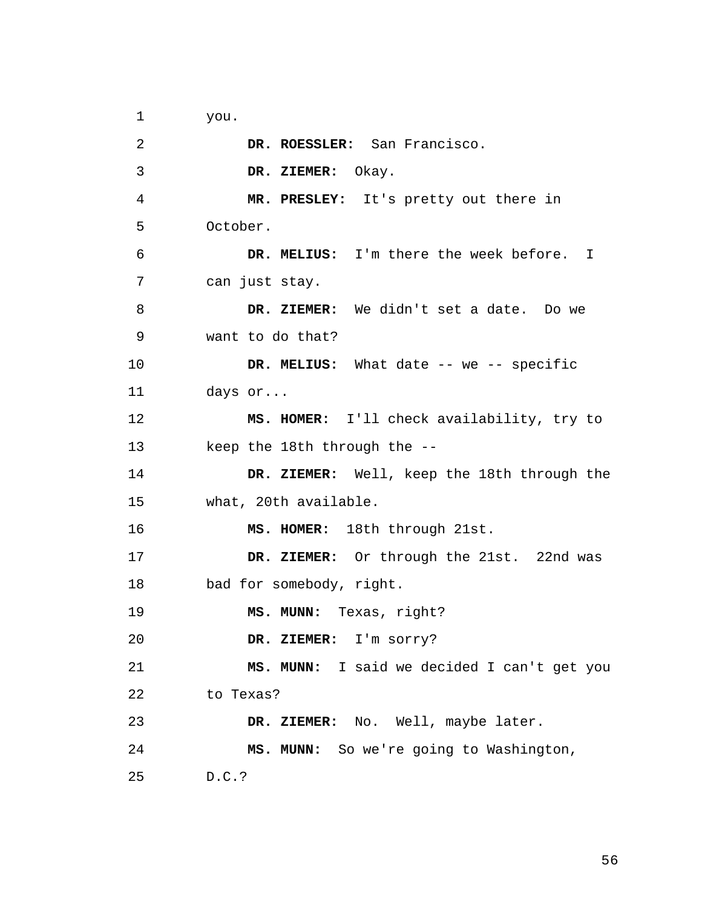you.

**DR. ROESSLER:** San Francisco.

**DR. ZIEMER:** Okay.

**MR. PRESLEY:** It's pretty out there in October.

**DR. MELIUS:** I'm there the week before. I can just stay.

**DR. ZIEMER:** We didn't set a date. Do we want to do that?

**DR. MELIUS:** What date -- we -- specific days or...

**MS. HOMER:** I'll check availability, try to keep the 18th through the --

**DR. ZIEMER:** Well, keep the 18th through the what, 20th available.

**MS. HOMER:** 18th through 21st.

**DR. ZIEMER:** Or through the 21st. 22nd was bad for somebody, right.

**MS. MUNN:** Texas, right?

**DR. ZIEMER:** I'm sorry?

**MS. MUNN:** I said we decided I can't get you to Texas?

**DR. ZIEMER:** No. Well, maybe later.

**MS. MUNN:** So we're going to Washington, D.C.?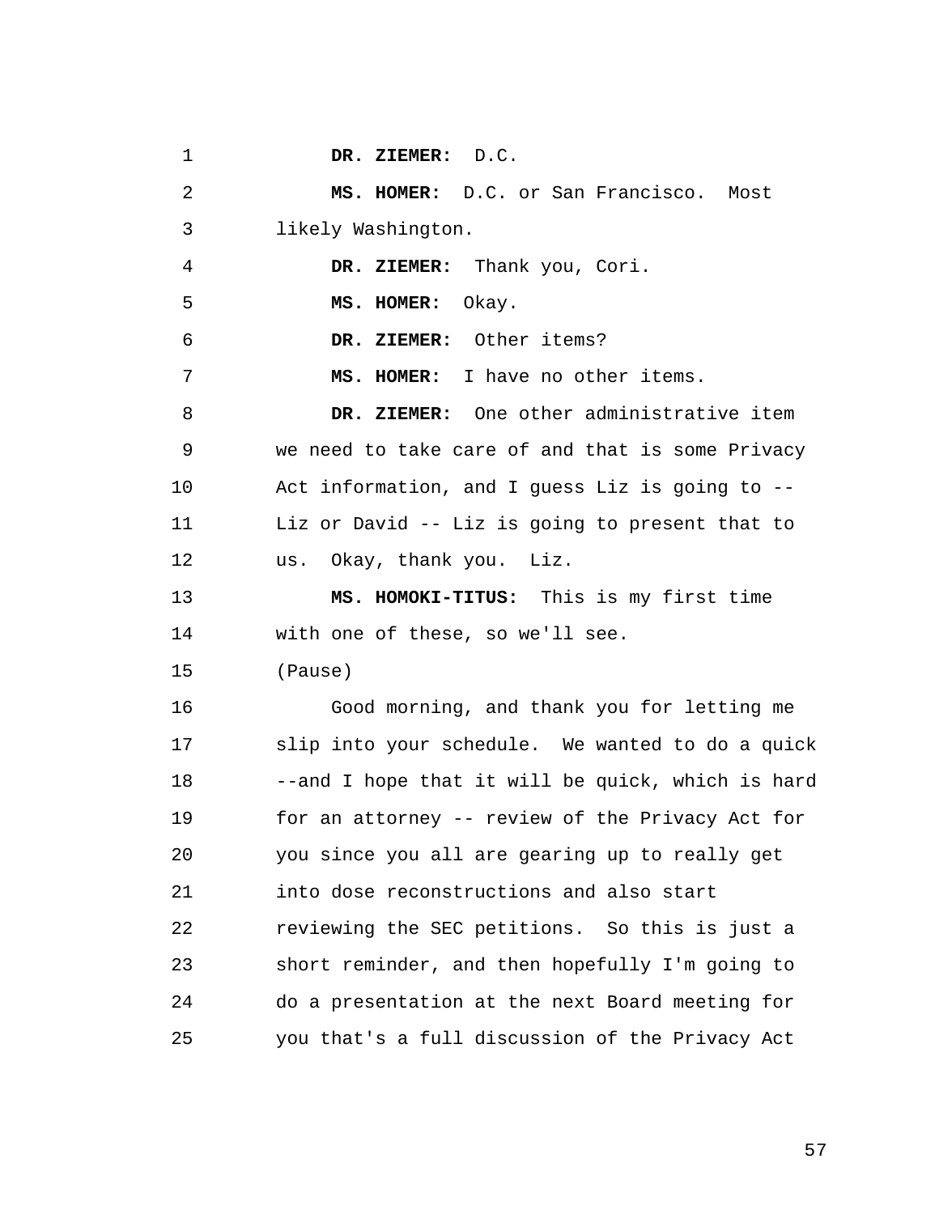**DR. ZIEMER:** D.C.

**MS. HOMER:** D.C. or San Francisco. Most likely Washington.

**DR. ZIEMER:** Thank you, Cori.

**MS. HOMER:** Okay.

**DR. ZIEMER:** Other items?

**MS. HOMER:** I have no other items.

**DR. ZIEMER:** One other administrative item we need to take care of and that is some Privacy Act information, and I guess Liz is going to -- Liz or David -- Liz is going to present that to us. Okay, thank you. Liz.

**MS. HOMOKI-TITUS:** This is my first time with one of these, so we'll see.

(Pause)

Good morning, and thank you for letting me slip into your schedule. We wanted to do a quick --and I hope that it will be quick, which is hard for an attorney -- review of the Privacy Act for you since you all are gearing up to really get into dose reconstructions and also start reviewing the SEC petitions. So this is just a short reminder, and then hopefully I'm going to do a presentation at the next Board meeting for you that's a full discussion of the Privacy Act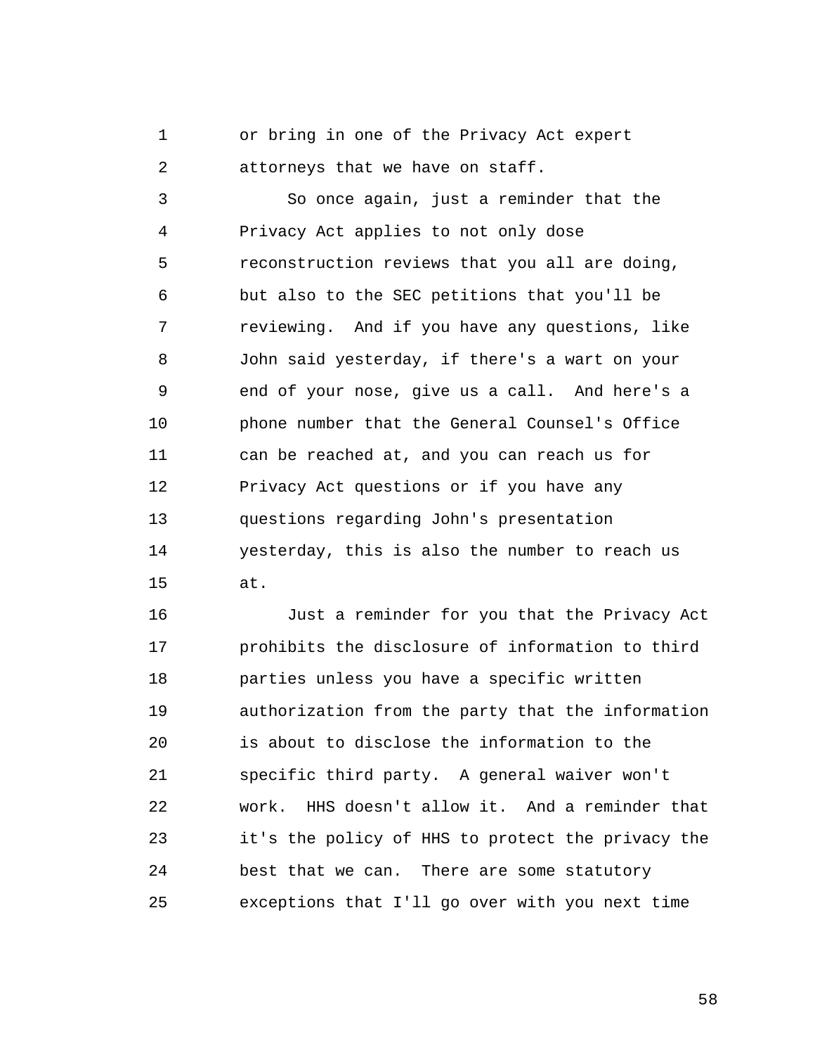or bring in one of the Privacy Act expert attorneys that we have on staff.

So once again, just a reminder that the Privacy Act applies to not only dose reconstruction reviews that you all are doing, but also to the SEC petitions that you'll be reviewing. And if you have any questions, like John said yesterday, if there's a wart on your end of your nose, give us a call. And here's a phone number that the General Counsel's Office can be reached at, and you can reach us for Privacy Act questions or if you have any questions regarding John's presentation yesterday, this is also the number to reach us at.

Just a reminder for you that the Privacy Act prohibits the disclosure of information to third parties unless you have a specific written authorization from the party that the information is about to disclose the information to the specific third party. A general waiver won't work. HHS doesn't allow it. And a reminder that it's the policy of HHS to protect the privacy the best that we can. There are some statutory exceptions that I'll go over with you next time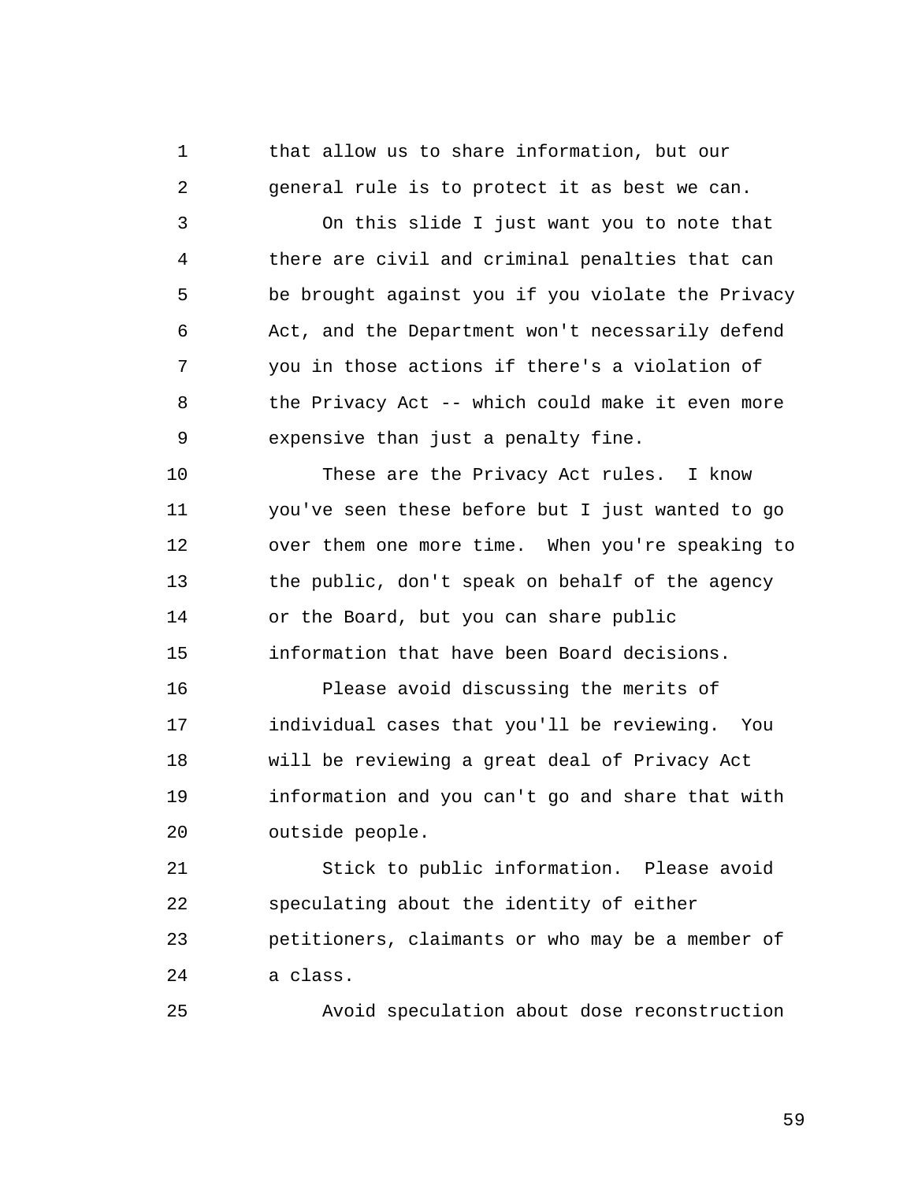that allow us to share information, but our general rule is to protect it as best we can.

On this slide I just want you to note that there are civil and criminal penalties that can be brought against you if you violate the Privacy Act, and the Department won't necessarily defend you in those actions if there's a violation of the Privacy Act -- which could make it even more expensive than just a penalty fine.

These are the Privacy Act rules. I know you've seen these before but I just wanted to go over them one more time. When you're speaking to the public, don't speak on behalf of the agency or the Board, but you can share public information that have been Board decisions.

Please avoid discussing the merits of individual cases that you'll be reviewing. You will be reviewing a great deal of Privacy Act information and you can't go and share that with outside people.

Stick to public information. Please avoid speculating about the identity of either petitioners, claimants or who may be a member of a class.

Avoid speculation about dose reconstruction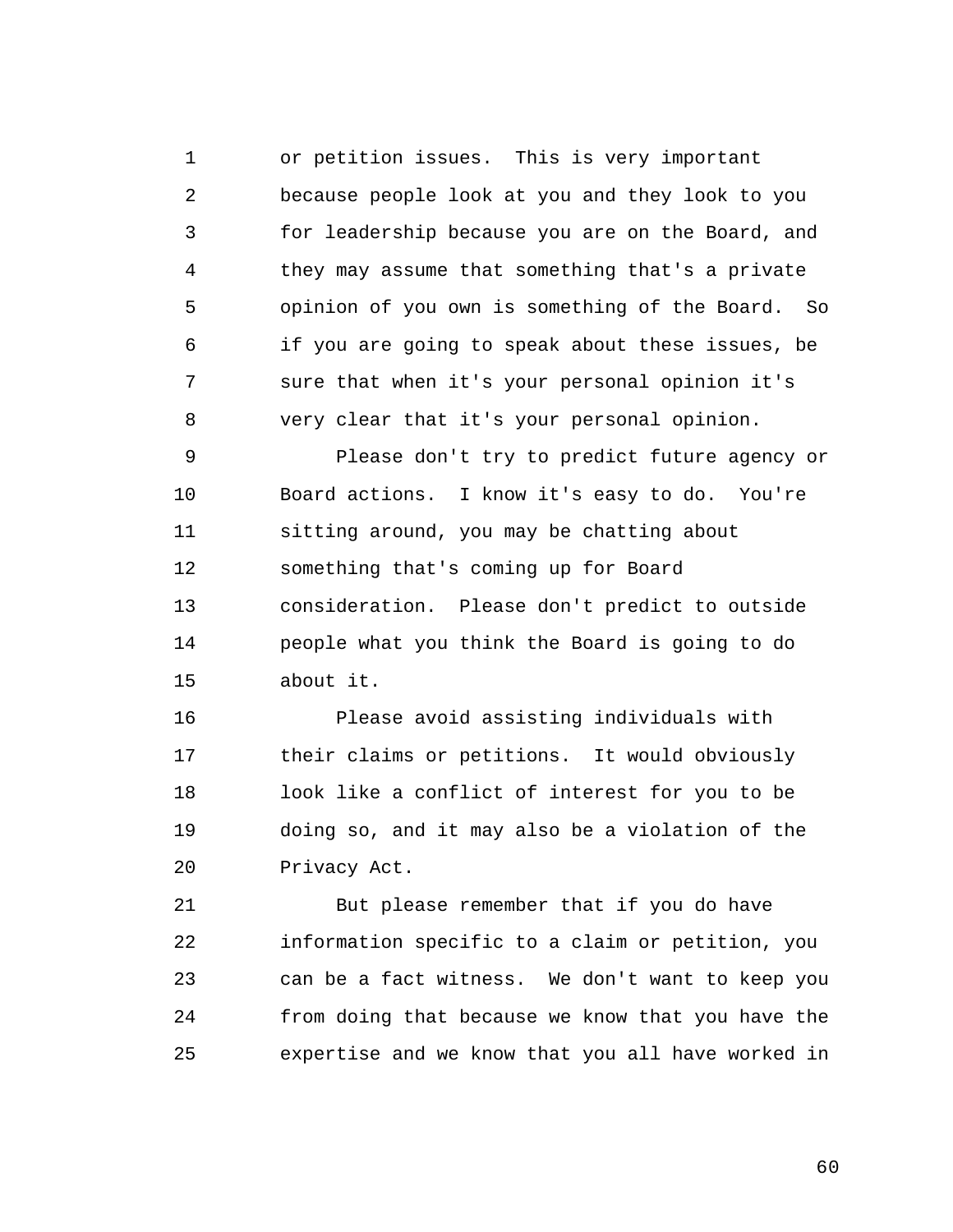or petition issues. This is very important because people look at you and they look to you for leadership because you are on the Board, and they may assume that something that's a private opinion of you own is something of the Board. So if you are going to speak about these issues, be sure that when it's your personal opinion it's very clear that it's your personal opinion.

Please don't try to predict future agency or Board actions. I know it's easy to do. You're sitting around, you may be chatting about something that's coming up for Board consideration. Please don't predict to outside people what you think the Board is going to do about it.

Please avoid assisting individuals with their claims or petitions. It would obviously look like a conflict of interest for you to be doing so, and it may also be a violation of the Privacy Act.

But please remember that if you do have information specific to a claim or petition, you can be a fact witness. We don't want to keep you from doing that because we know that you have the expertise and we know that you all have worked in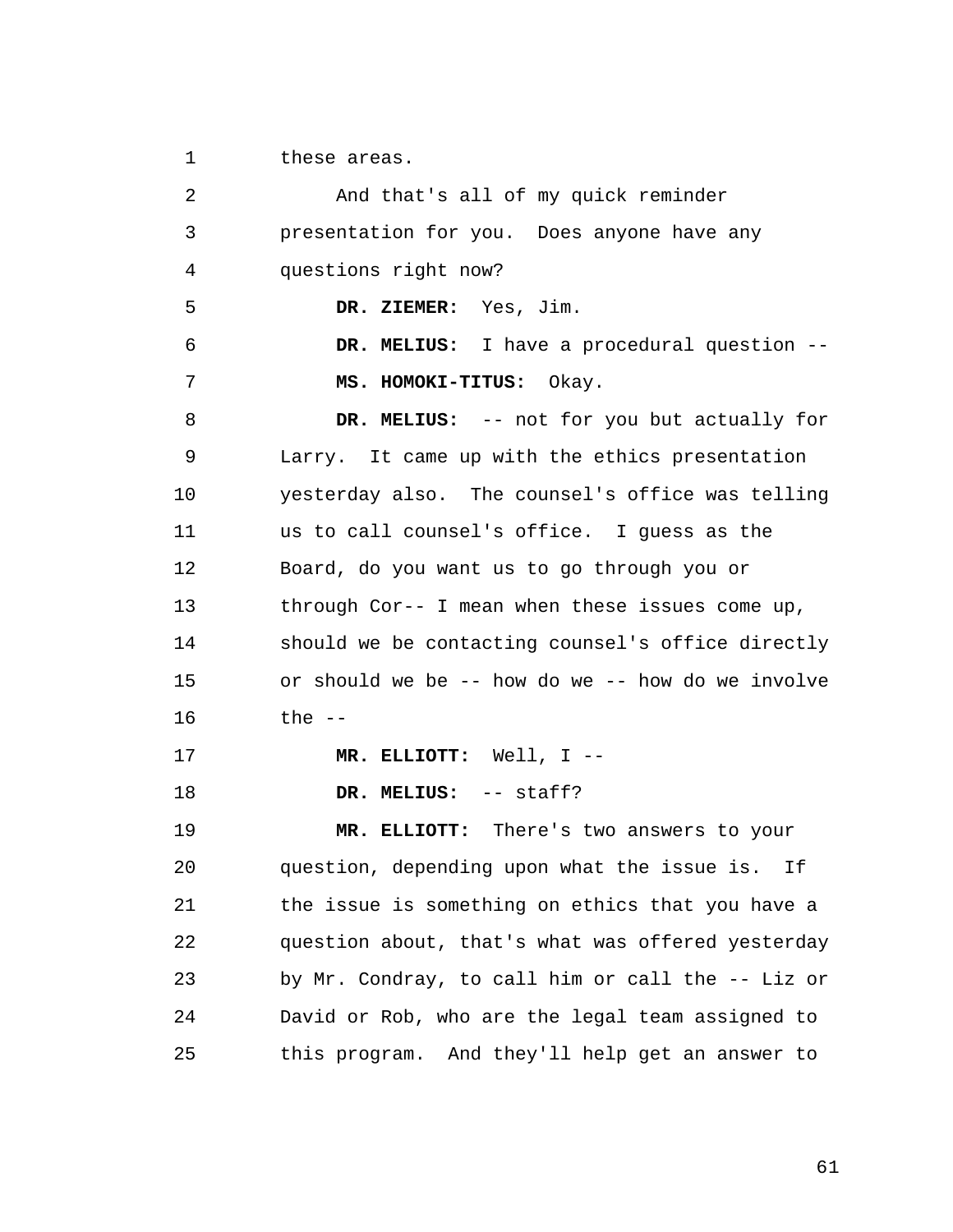these areas.

And that's all of my quick reminder presentation for you. Does anyone have any questions right now?

**DR. ZIEMER:** Yes, Jim.

**DR. MELIUS:** I have a procedural question --

**MS. HOMOKI-TITUS:** Okay.

**DR. MELIUS:** -- not for you but actually for Larry. It came up with the ethics presentation yesterday also. The counsel's office was telling us to call counsel's office. I guess as the Board, do you want us to go through you or through Cor-- I mean when these issues come up, should we be contacting counsel's office directly or should we be -- how do we -- how do we involve the --

**MR. ELLIOTT:** Well, I --

**DR. MELIUS:** -- staff?

**MR. ELLIOTT:** There's two answers to your question, depending upon what the issue is. If the issue is something on ethics that you have a question about, that's what was offered yesterday by Mr. Condray, to call him or call the -- Liz or David or Rob, who are the legal team assigned to this program. And they'll help get an answer to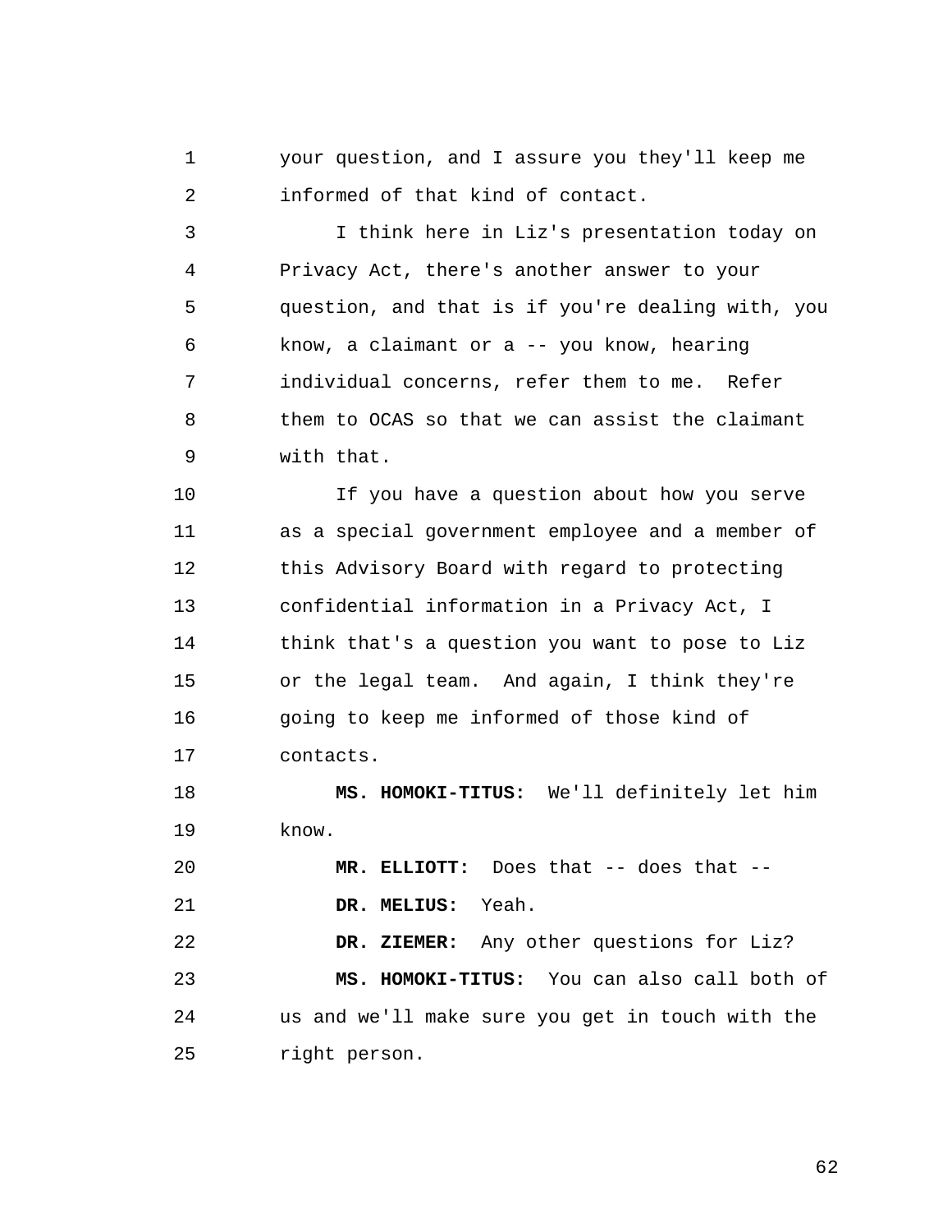your question, and I assure you they'll keep me informed of that kind of contact.

I think here in Liz's presentation today on Privacy Act, there's another answer to your question, and that is if you're dealing with, you know, a claimant or a -- you know, hearing individual concerns, refer them to me. Refer them to OCAS so that we can assist the claimant with that.

If you have a question about how you serve as a special government employee and a member of this Advisory Board with regard to protecting confidential information in a Privacy Act, I think that's a question you want to pose to Liz or the legal team. And again, I think they're going to keep me informed of those kind of contacts.

**MS. HOMOKI-TITUS:** We'll definitely let him know.

**MR. ELLIOTT:** Does that -- does that --

**DR. MELIUS:** Yeah.

**DR. ZIEMER:** Any other questions for Liz?

**MS. HOMOKI-TITUS:** You can also call both of us and we'll make sure you get in touch with the right person.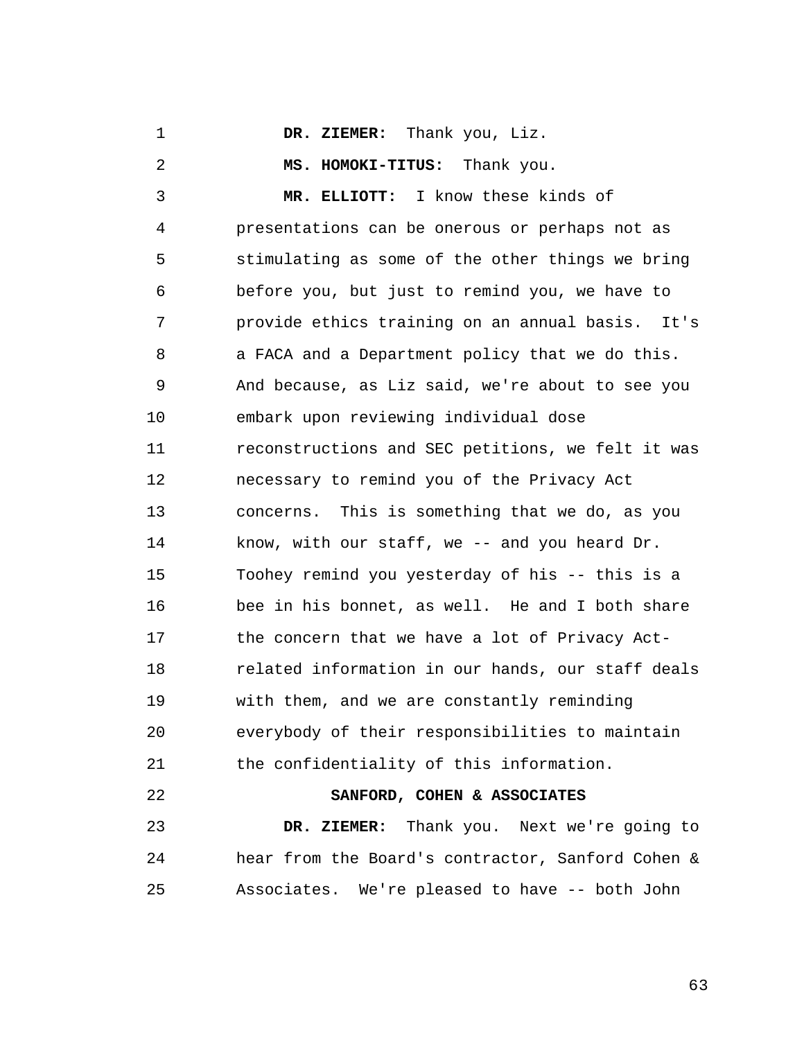**DR. ZIEMER:** Thank you, Liz.

**MS. HOMOKI-TITUS:** Thank you.

**MR. ELLIOTT:** I know these kinds of presentations can be onerous or perhaps not as stimulating as some of the other things we bring before you, but just to remind you, we have to provide ethics training on an annual basis. It's a FACA and a Department policy that we do this. And because, as Liz said, we're about to see you embark upon reviewing individual dose reconstructions and SEC petitions, we felt it was necessary to remind you of the Privacy Act concerns. This is something that we do, as you know, with our staff, we -- and you heard Dr. Toohey remind you yesterday of his -- this is a bee in his bonnet, as well. He and I both share the concern that we have a lot of Privacy Act-related information in our hands, our staff deals with them, and we are constantly reminding everybody of their responsibilities to maintain the confidentiality of this information.

**SANFORD, COHEN & ASSOCIATES**

**DR. ZIEMER:** Thank you. Next we're going to hear from the Board's contractor, Sanford Cohen & Associates. We're pleased to have -- both John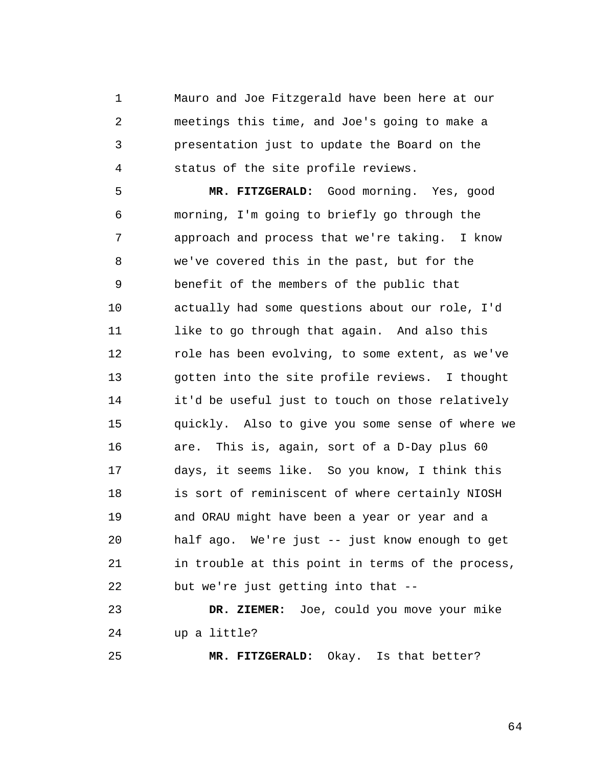Mauro and Joe Fitzgerald have been here at our meetings this time, and Joe's going to make a presentation just to update the Board on the status of the site profile reviews.

**MR. FITZGERALD:** Good morning. Yes, good morning, I'm going to briefly go through the approach and process that we're taking. I know we've covered this in the past, but for the benefit of the members of the public that actually had some questions about our role, I'd like to go through that again. And also this role has been evolving, to some extent, as we've gotten into the site profile reviews. I thought it'd be useful just to touch on those relatively quickly. Also to give you some sense of where we are. This is, again, sort of a D-Day plus 60 days, it seems like. So you know, I think this is sort of reminiscent of where certainly NIOSH and ORAU might have been a year or year and a half ago. We're just -- just know enough to get in trouble at this point in terms of the process, but we're just getting into that --

**DR. ZIEMER:** Joe, could you move your mike up a little?

**MR. FITZGERALD:** Okay. Is that better?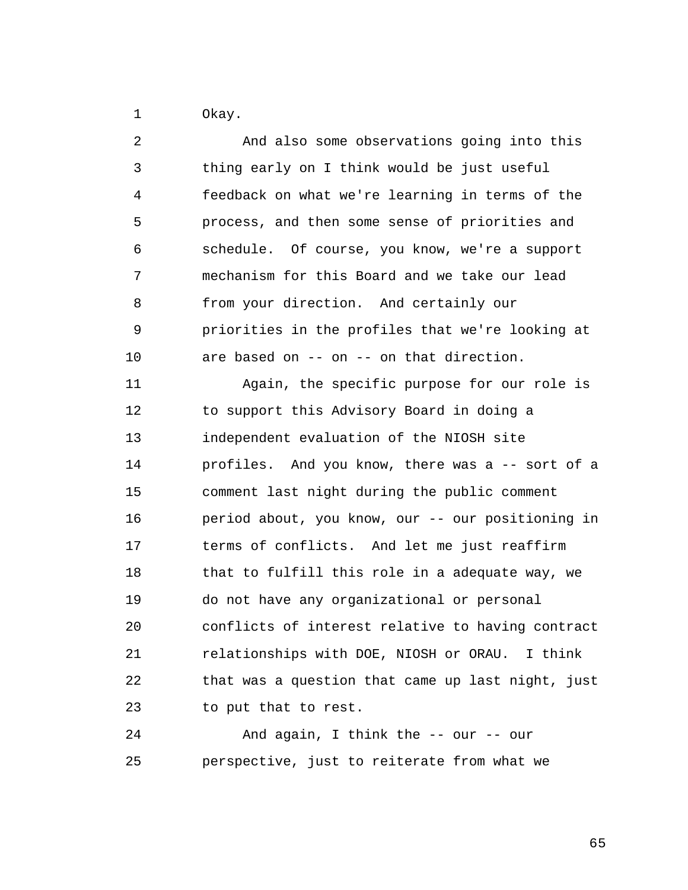Okay.

And also some observations going into this thing early on I think would be just useful feedback on what we're learning in terms of the process, and then some sense of priorities and schedule. Of course, you know, we're a support mechanism for this Board and we take our lead from your direction. And certainly our priorities in the profiles that we're looking at are based on -- on -- on that direction.

Again, the specific purpose for our role is to support this Advisory Board in doing a independent evaluation of the NIOSH site profiles. And you know, there was a -- sort of a comment last night during the public comment period about, you know, our -- our positioning in terms of conflicts. And let me just reaffirm that to fulfill this role in a adequate way, we do not have any organizational or personal conflicts of interest relative to having contract relationships with DOE, NIOSH or ORAU. I think that was a question that came up last night, just to put that to rest.

And again, I think the -- our -- our perspective, just to reiterate from what we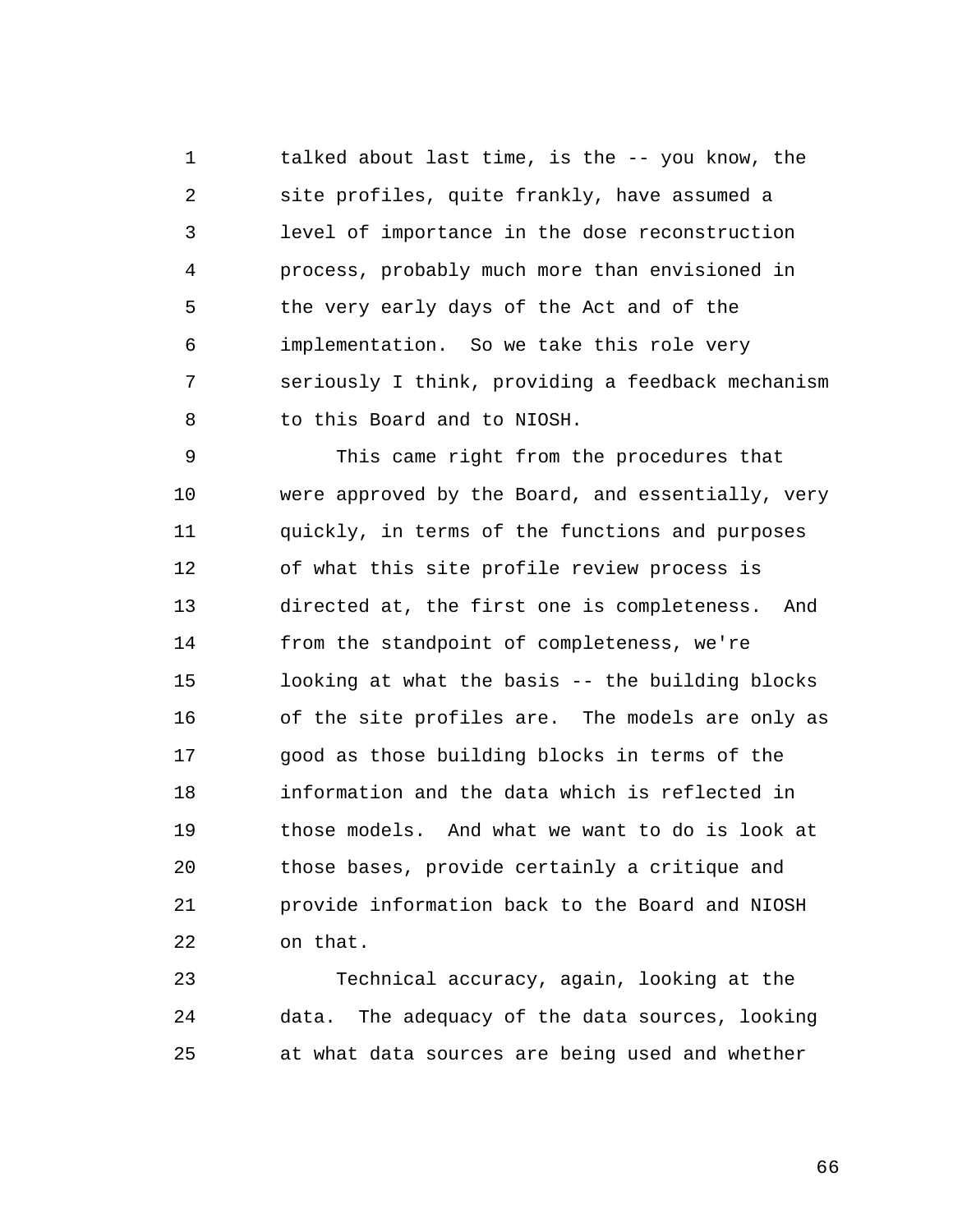talked about last time, is the -- you know, the site profiles, quite frankly, have assumed a level of importance in the dose reconstruction process, probably much more than envisioned in the very early days of the Act and of the implementation. So we take this role very seriously I think, providing a feedback mechanism to this Board and to NIOSH.

This came right from the procedures that were approved by the Board, and essentially, very quickly, in terms of the functions and purposes of what this site profile review process is directed at, the first one is completeness. And from the standpoint of completeness, we're looking at what the basis -- the building blocks of the site profiles are. The models are only as good as those building blocks in terms of the information and the data which is reflected in those models. And what we want to do is look at those bases, provide certainly a critique and provide information back to the Board and NIOSH on that.

Technical accuracy, again, looking at the data. The adequacy of the data sources, looking at what data sources are being used and whether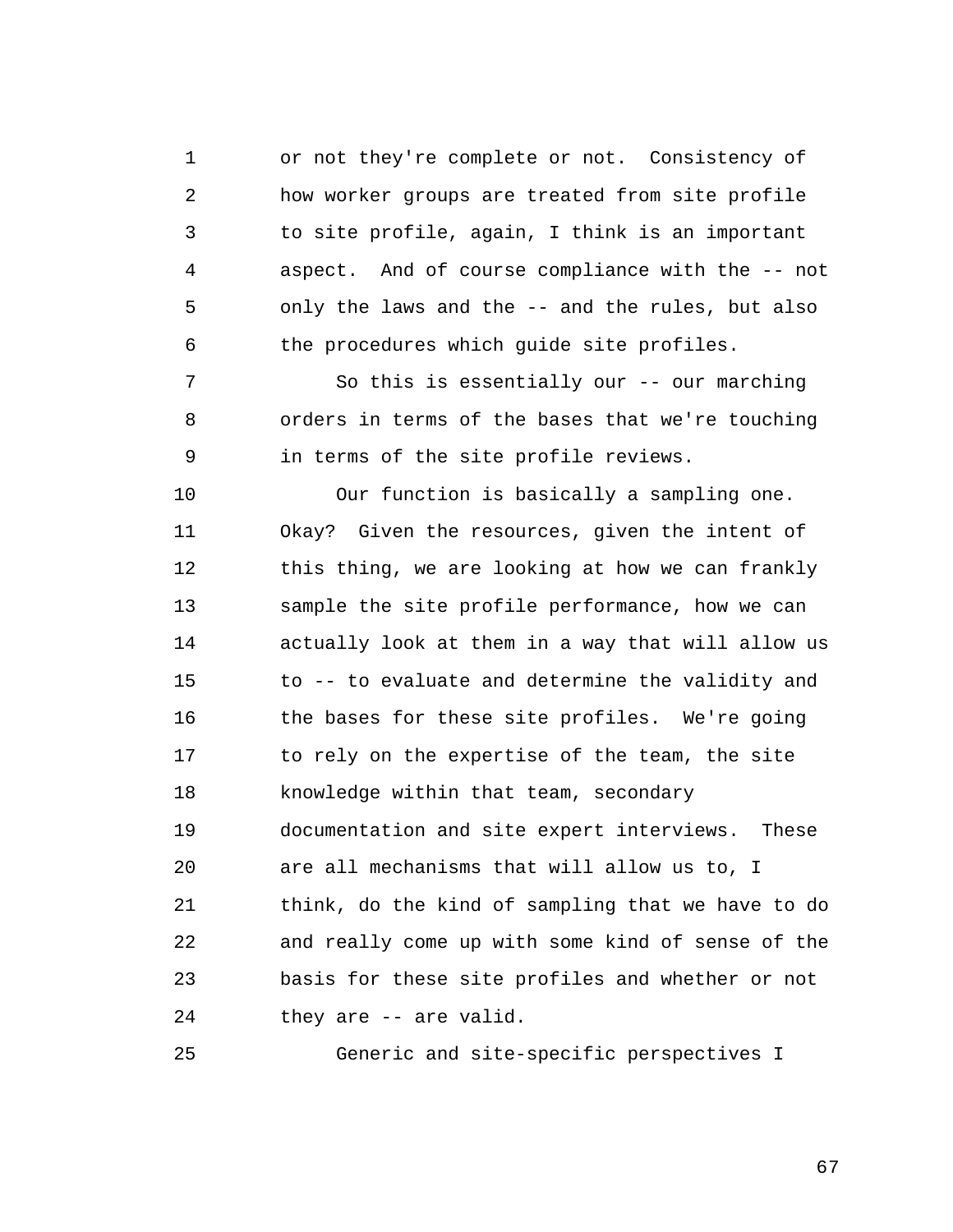or not they're complete or not. Consistency of how worker groups are treated from site profile to site profile, again, I think is an important aspect. And of course compliance with the -- not only the laws and the -- and the rules, but also the procedures which guide site profiles.

So this is essentially our -- our marching orders in terms of the bases that we're touching in terms of the site profile reviews.

Our function is basically a sampling one. Okay? Given the resources, given the intent of this thing, we are looking at how we can frankly sample the site profile performance, how we can actually look at them in a way that will allow us to -- to evaluate and determine the validity and the bases for these site profiles. We're going to rely on the expertise of the team, the site knowledge within that team, secondary documentation and site expert interviews. These are all mechanisms that will allow us to, I think, do the kind of sampling that we have to do and really come up with some kind of sense of the basis for these site profiles and whether or not they are -- are valid.

Generic and site-specific perspectives I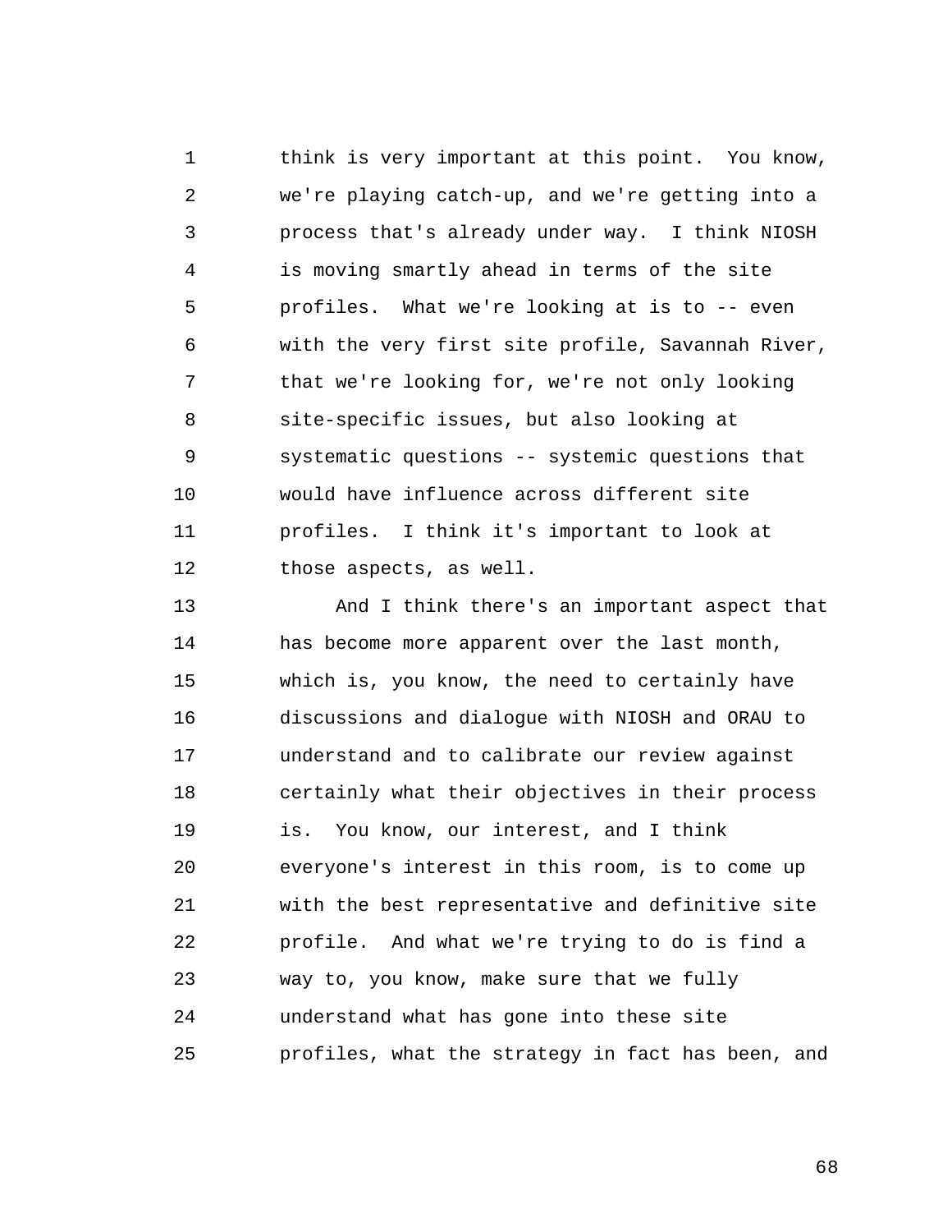think is very important at this point. You know, we're playing catch-up, and we're getting into a process that's already under way. I think NIOSH is moving smartly ahead in terms of the site profiles. What we're looking at is to -- even with the very first site profile, Savannah River, that we're looking for, we're not only looking site-specific issues, but also looking at systematic questions -- systemic questions that would have influence across different site profiles. I think it's important to look at those aspects, as well.

And I think there's an important aspect that has become more apparent over the last month, which is, you know, the need to certainly have discussions and dialogue with NIOSH and ORAU to understand and to calibrate our review against certainly what their objectives in their process is. You know, our interest, and I think everyone's interest in this room, is to come up with the best representative and definitive site profile. And what we're trying to do is find a way to, you know, make sure that we fully understand what has gone into these site profiles, what the strategy in fact has been, and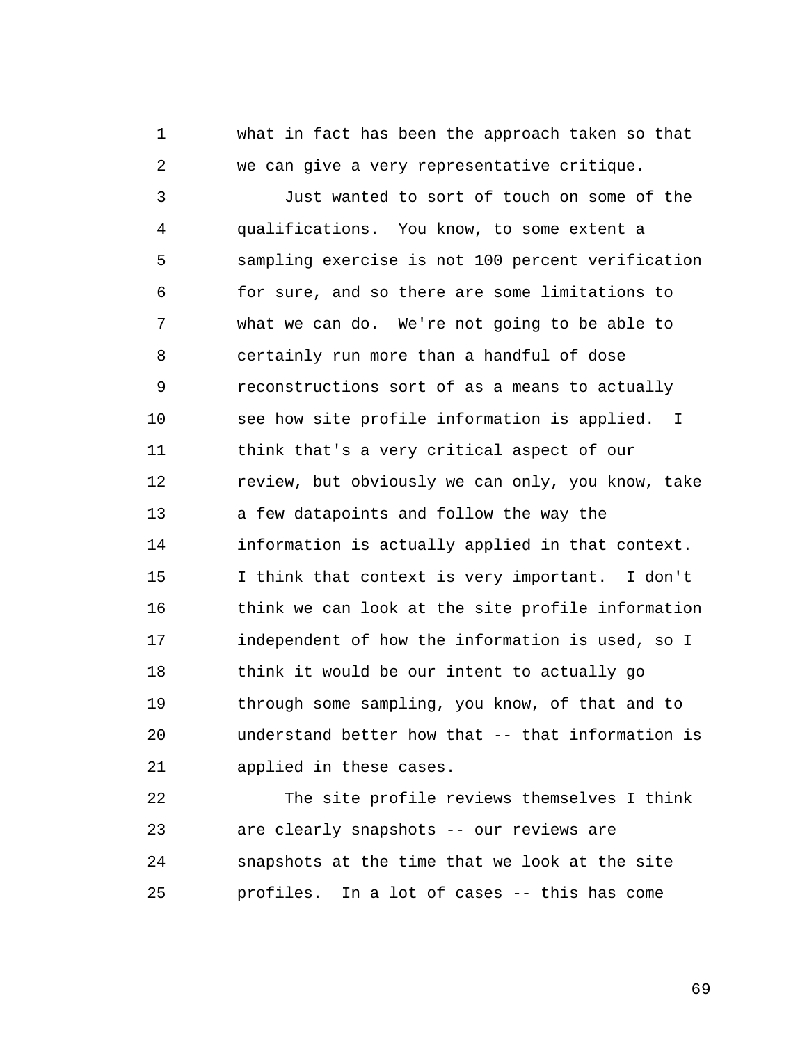what in fact has been the approach taken so that we can give a very representative critique.

Just wanted to sort of touch on some of the qualifications. You know, to some extent a sampling exercise is not 100 percent verification for sure, and so there are some limitations to what we can do. We're not going to be able to certainly run more than a handful of dose reconstructions sort of as a means to actually see how site profile information is applied. I think that's a very critical aspect of our review, but obviously we can only, you know, take a few datapoints and follow the way the information is actually applied in that context. I think that context is very important. I don't think we can look at the site profile information independent of how the information is used, so I think it would be our intent to actually go through some sampling, you know, of that and to understand better how that -- that information is applied in these cases.

The site profile reviews themselves I think are clearly snapshots -- our reviews are snapshots at the time that we look at the site profiles. In a lot of cases -- this has come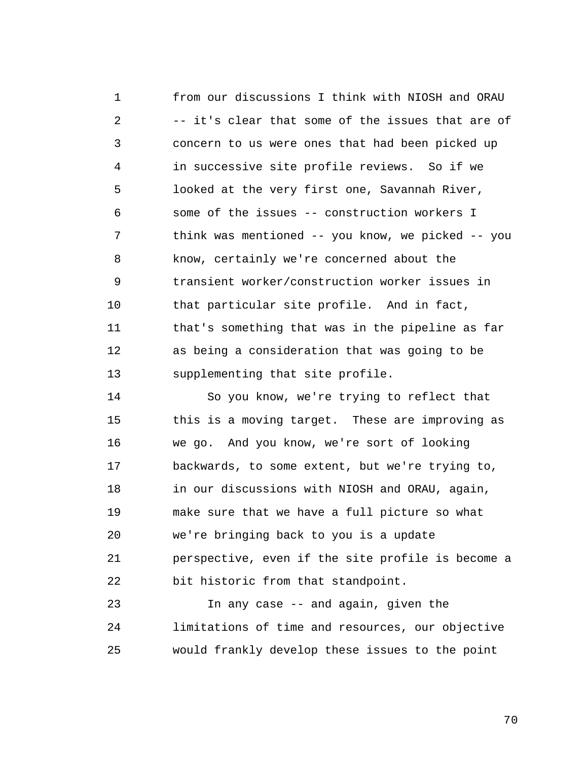from our discussions I think with NIOSH and ORAU -- it's clear that some of the issues that are of concern to us were ones that had been picked up in successive site profile reviews. So if we looked at the very first one, Savannah River, some of the issues -- construction workers I think was mentioned -- you know, we picked -- you know, certainly we're concerned about the transient worker/construction worker issues in that particular site profile. And in fact, that's something that was in the pipeline as far as being a consideration that was going to be supplementing that site profile.

So you know, we're trying to reflect that this is a moving target. These are improving as we go. And you know, we're sort of looking backwards, to some extent, but we're trying to, in our discussions with NIOSH and ORAU, again, make sure that we have a full picture so what we're bringing back to you is a update perspective, even if the site profile is become a bit historic from that standpoint.

In any case -- and again, given the limitations of time and resources, our objective would frankly develop these issues to the point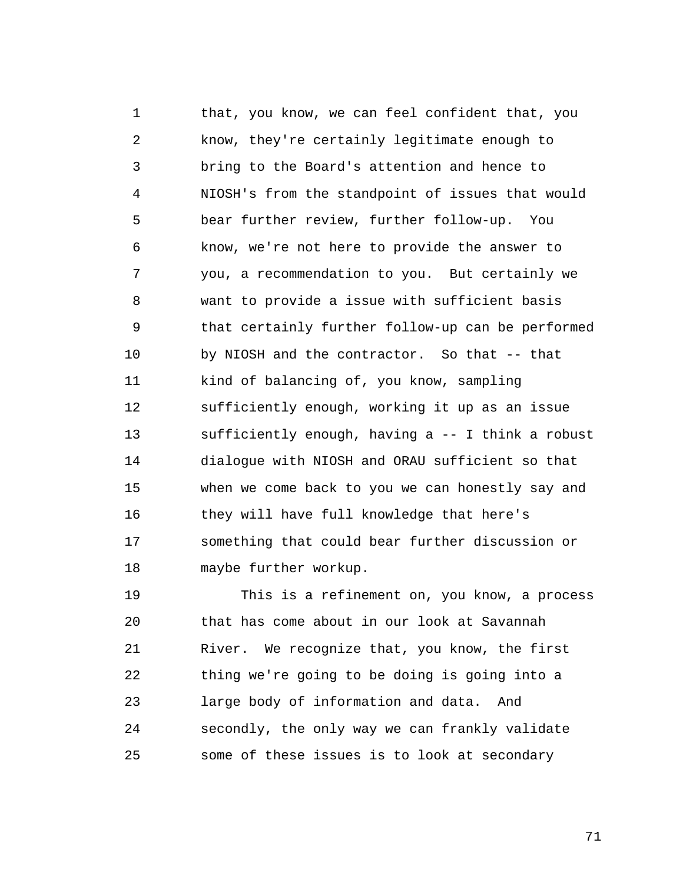that, you know, we can feel confident that, you know, they're certainly legitimate enough to bring to the Board's attention and hence to NIOSH's from the standpoint of issues that would bear further review, further follow-up. You know, we're not here to provide the answer to you, a recommendation to you. But certainly we want to provide a issue with sufficient basis that certainly further follow-up can be performed by NIOSH and the contractor. So that -- that kind of balancing of, you know, sampling sufficiently enough, working it up as an issue sufficiently enough, having a -- I think a robust dialogue with NIOSH and ORAU sufficient so that when we come back to you we can honestly say and they will have full knowledge that here's something that could bear further discussion or maybe further workup.

This is a refinement on, you know, a process that has come about in our look at Savannah River. We recognize that, you know, the first thing we're going to be doing is going into a large body of information and data. And secondly, the only way we can frankly validate some of these issues is to look at secondary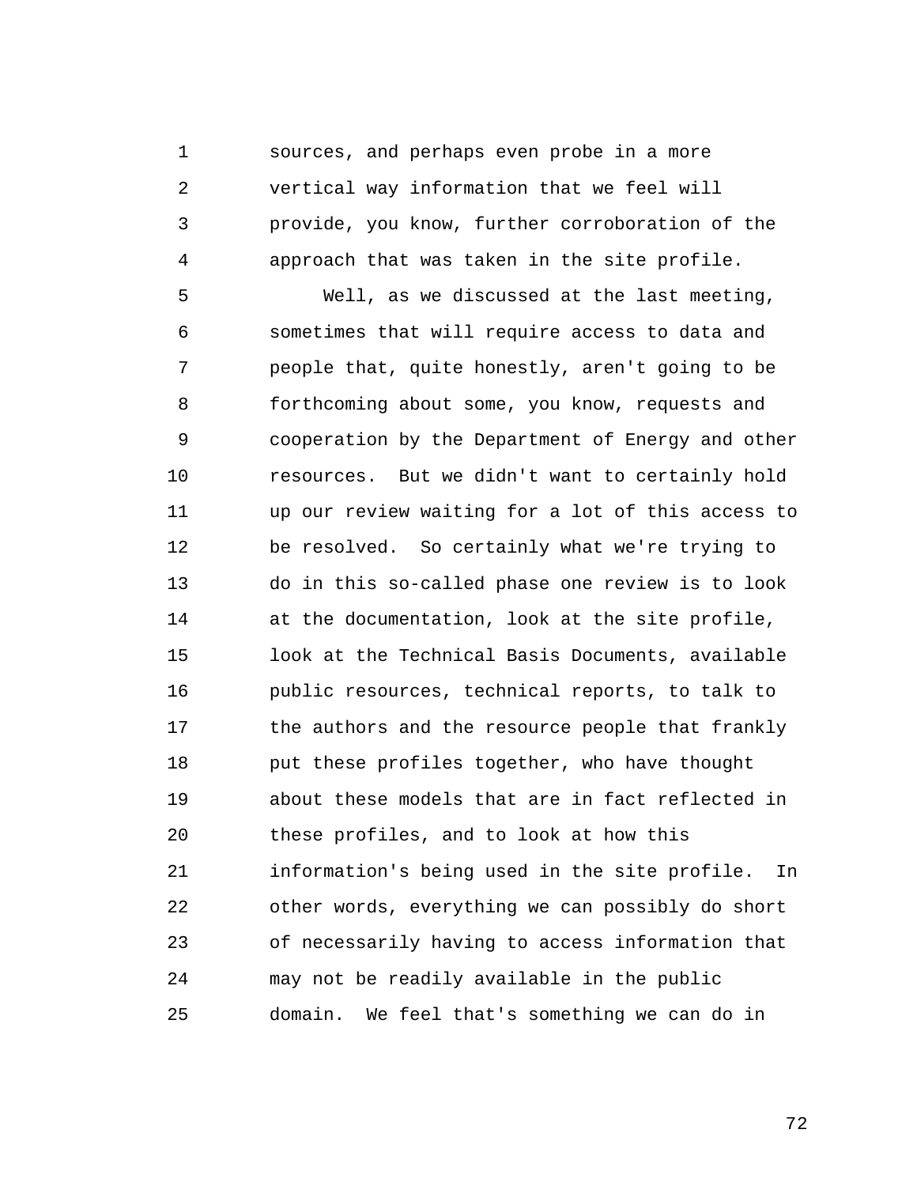sources, and perhaps even probe in a more vertical way information that we feel will provide, you know, further corroboration of the approach that was taken in the site profile.

Well, as we discussed at the last meeting, sometimes that will require access to data and people that, quite honestly, aren't going to be forthcoming about some, you know, requests and cooperation by the Department of Energy and other resources. But we didn't want to certainly hold up our review waiting for a lot of this access to be resolved. So certainly what we're trying to do in this so-called phase one review is to look at the documentation, look at the site profile, look at the Technical Basis Documents, available public resources, technical reports, to talk to the authors and the resource people that frankly put these profiles together, who have thought about these models that are in fact reflected in these profiles, and to look at how this information's being used in the site profile. In other words, everything we can possibly do short of necessarily having to access information that may not be readily available in the public domain. We feel that's something we can do in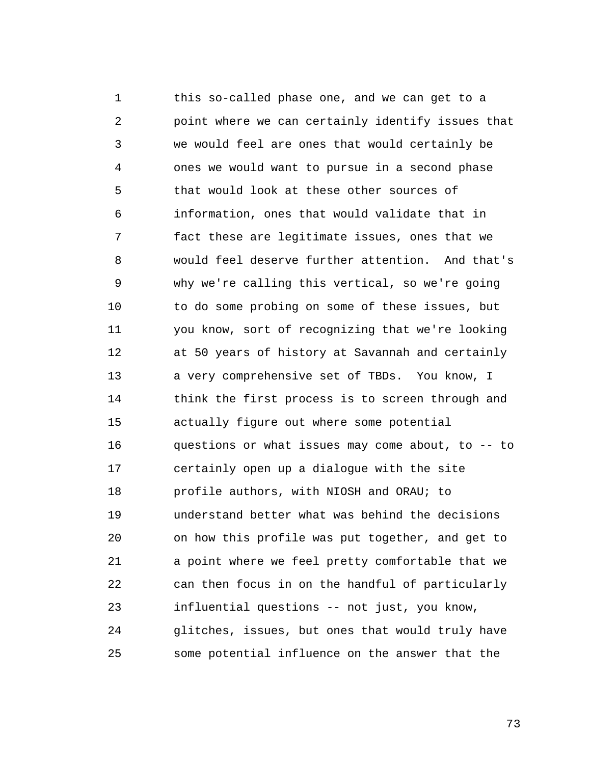this so-called phase one, and we can get to a point where we can certainly identify issues that we would feel are ones that would certainly be ones we would want to pursue in a second phase that would look at these other sources of information, ones that would validate that in fact these are legitimate issues, ones that we would feel deserve further attention. And that's why we're calling this vertical, so we're going to do some probing on some of these issues, but you know, sort of recognizing that we're looking at 50 years of history at Savannah and certainly a very comprehensive set of TBDs. You know, I think the first process is to screen through and actually figure out where some potential questions or what issues may come about, to -- to certainly open up a dialogue with the site profile authors, with NIOSH and ORAU; to understand better what was behind the decisions on how this profile was put together, and get to a point where we feel pretty comfortable that we can then focus in on the handful of particularly influential questions -- not just, you know, glitches, issues, but ones that would truly have some potential influence on the answer that the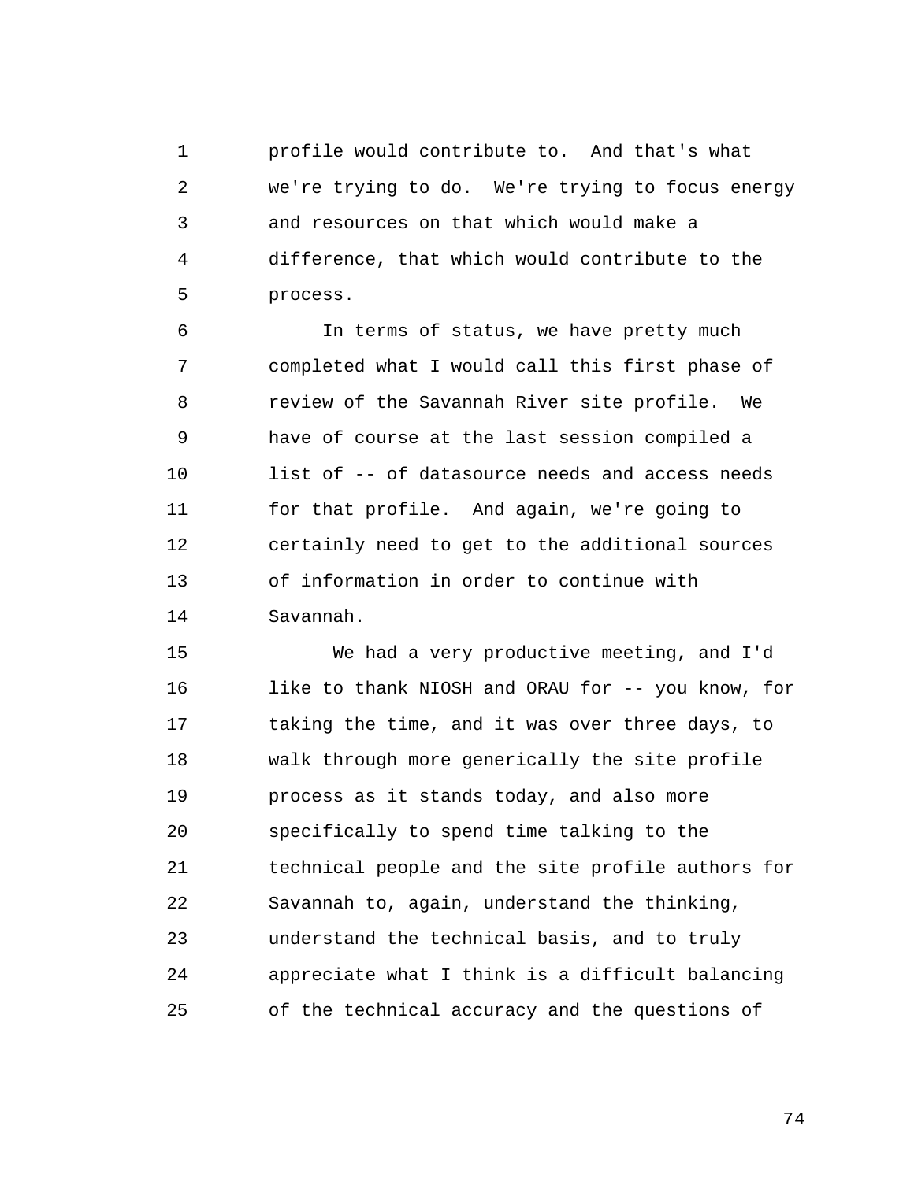profile would contribute to. And that's what we're trying to do. We're trying to focus energy and resources on that which would make a difference, that which would contribute to the process.

In terms of status, we have pretty much completed what I would call this first phase of review of the Savannah River site profile. We have of course at the last session compiled a list of -- of datasource needs and access needs for that profile. And again, we're going to certainly need to get to the additional sources of information in order to continue with Savannah.

We had a very productive meeting, and I'd like to thank NIOSH and ORAU for -- you know, for taking the time, and it was over three days, to walk through more generically the site profile process as it stands today, and also more specifically to spend time talking to the technical people and the site profile authors for Savannah to, again, understand the thinking, understand the technical basis, and to truly appreciate what I think is a difficult balancing of the technical accuracy and the questions of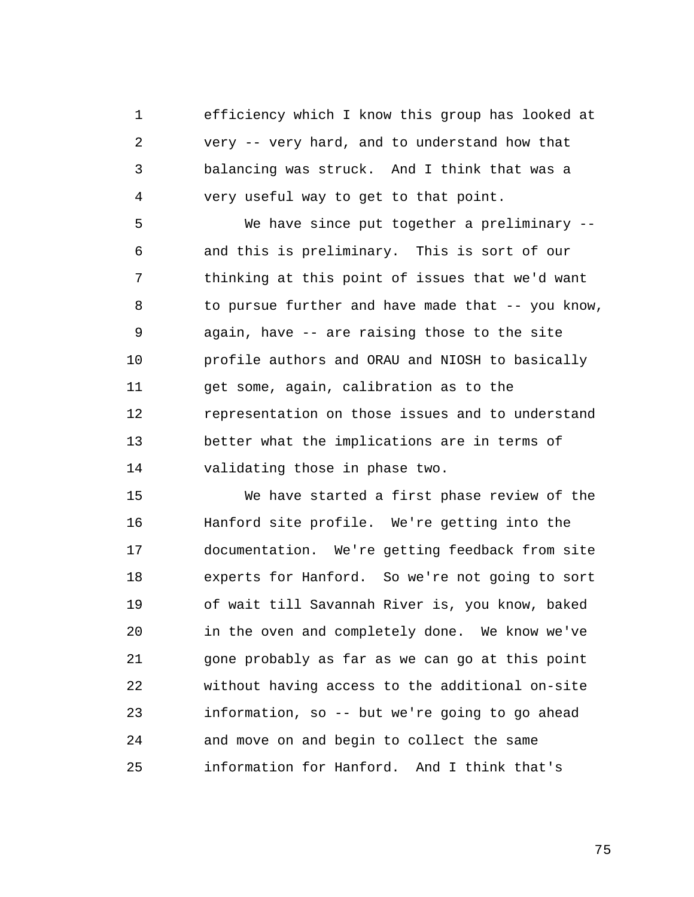efficiency which I know this group has looked at very -- very hard, and to understand how that balancing was struck. And I think that was a very useful way to get to that point.

We have since put together a preliminary -- and this is preliminary. This is sort of our thinking at this point of issues that we'd want to pursue further and have made that -- you know, again, have -- are raising those to the site profile authors and ORAU and NIOSH to basically get some, again, calibration as to the representation on those issues and to understand better what the implications are in terms of validating those in phase two.

We have started a first phase review of the Hanford site profile. We're getting into the documentation. We're getting feedback from site experts for Hanford. So we're not going to sort of wait till Savannah River is, you know, baked in the oven and completely done. We know we've gone probably as far as we can go at this point without having access to the additional on-site information, so -- but we're going to go ahead and move on and begin to collect the same information for Hanford. And I think that's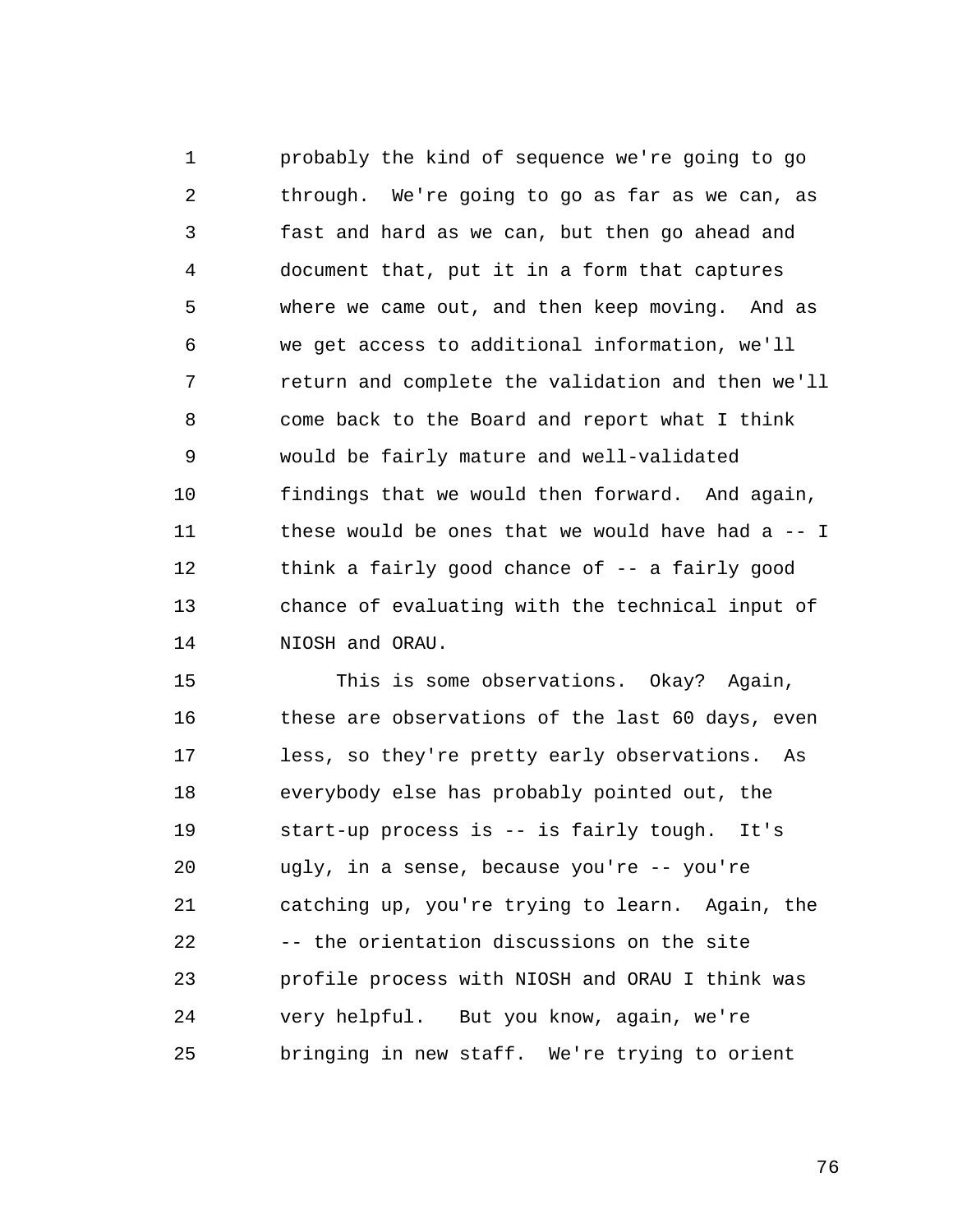probably the kind of sequence we're going to go through. We're going to go as far as we can, as fast and hard as we can, but then go ahead and document that, put it in a form that captures where we came out, and then keep moving. And as we get access to additional information, we'll return and complete the validation and then we'll come back to the Board and report what I think would be fairly mature and well-validated findings that we would then forward. And again, these would be ones that we would have had a -- I think a fairly good chance of -- a fairly good chance of evaluating with the technical input of NIOSH and ORAU.

This is some observations. Okay? Again, these are observations of the last 60 days, even less, so they're pretty early observations. As everybody else has probably pointed out, the start-up process is -- is fairly tough. It's ugly, in a sense, because you're -- you're catching up, you're trying to learn. Again, the -- the orientation discussions on the site profile process with NIOSH and ORAU I think was very helpful. But you know, again, we're bringing in new staff. We're trying to orient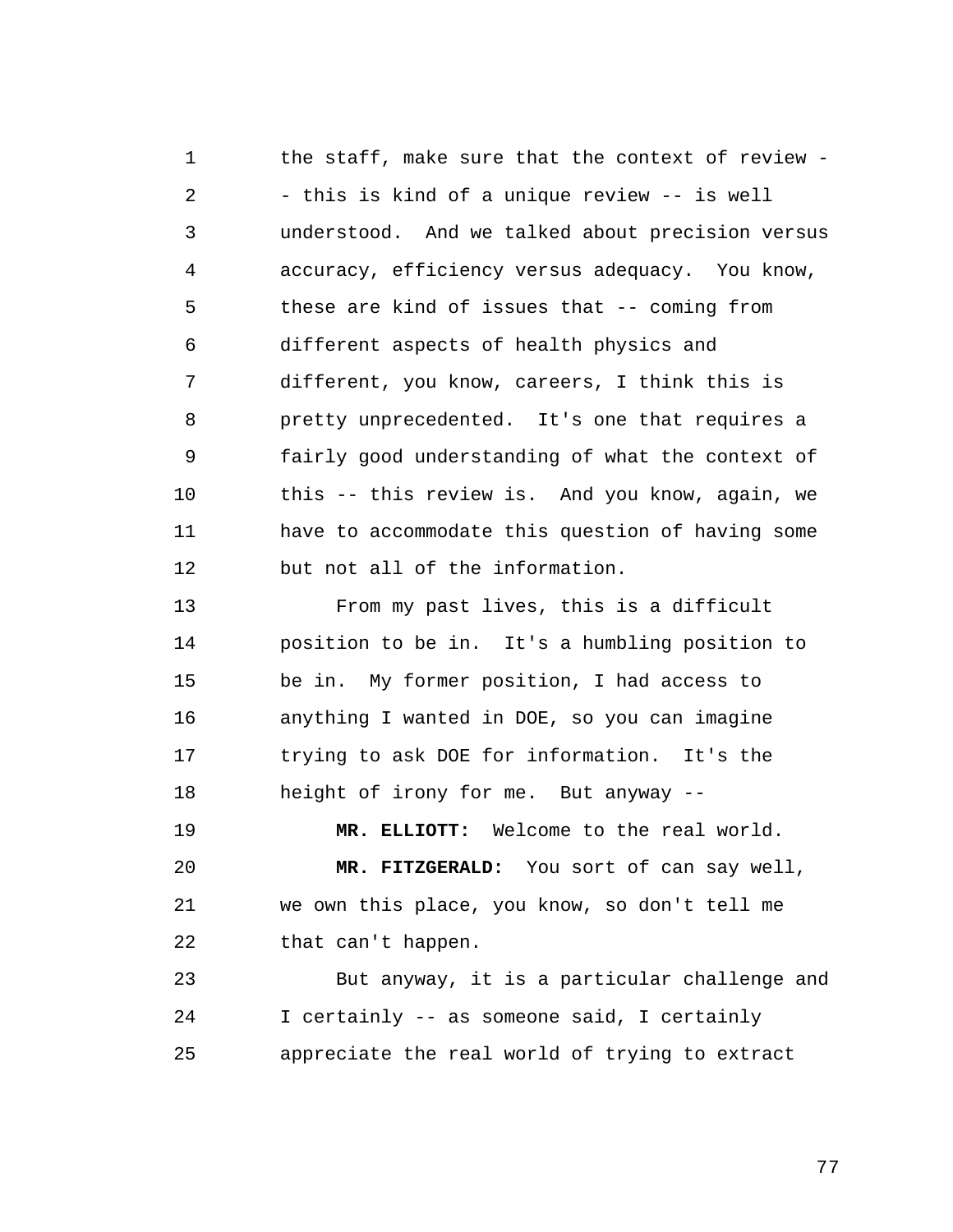the staff, make sure that the context of review -- this is kind of a unique review -- is well understood. And we talked about precision versus accuracy, efficiency versus adequacy. You know, these are kind of issues that -- coming from different aspects of health physics and different, you know, careers, I think this is pretty unprecedented. It's one that requires a fairly good understanding of what the context of this -- this review is. And you know, again, we have to accommodate this question of having some but not all of the information.

From my past lives, this is a difficult position to be in. It's a humbling position to be in. My former position, I had access to anything I wanted in DOE, so you can imagine trying to ask DOE for information. It's the height of irony for me. But anyway --

**MR. ELLIOTT:** Welcome to the real world.

**MR. FITZGERALD:** You sort of can say well, we own this place, you know, so don't tell me that can't happen.

But anyway, it is a particular challenge and I certainly -- as someone said, I certainly appreciate the real world of trying to extract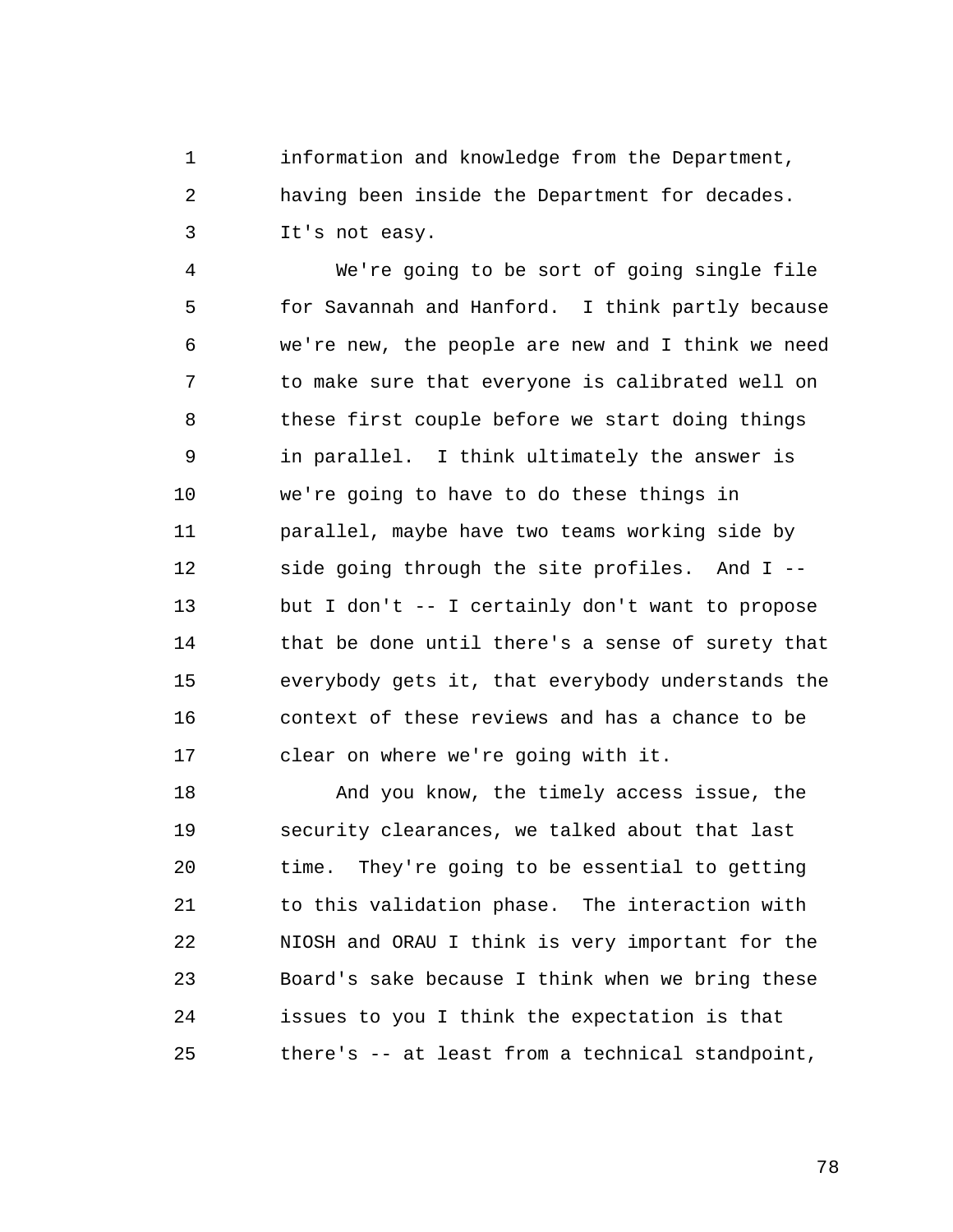information and knowledge from the Department, having been inside the Department for decades. It's not easy.

We're going to be sort of going single file for Savannah and Hanford. I think partly because we're new, the people are new and I think we need to make sure that everyone is calibrated well on these first couple before we start doing things in parallel. I think ultimately the answer is we're going to have to do these things in parallel, maybe have two teams working side by side going through the site profiles. And I -- but I don't -- I certainly don't want to propose that be done until there's a sense of surety that everybody gets it, that everybody understands the context of these reviews and has a chance to be clear on where we're going with it.

And you know, the timely access issue, the security clearances, we talked about that last time. They're going to be essential to getting to this validation phase. The interaction with NIOSH and ORAU I think is very important for the Board's sake because I think when we bring these issues to you I think the expectation is that there's -- at least from a technical standpoint,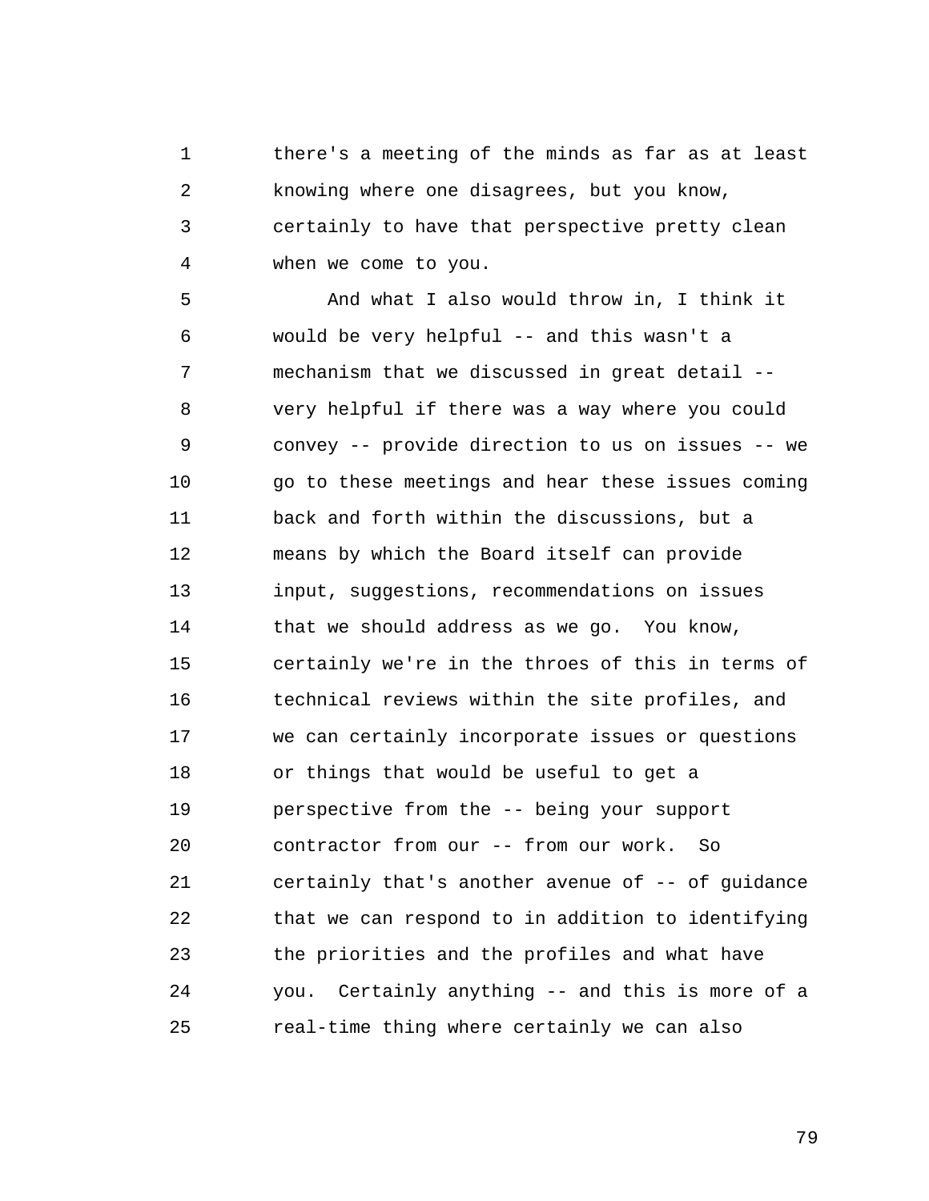there's a meeting of the minds as far as at least knowing where one disagrees, but you know, certainly to have that perspective pretty clean when we come to you.

And what I also would throw in, I think it would be very helpful -- and this wasn't a mechanism that we discussed in great detail -- very helpful if there was a way where you could convey -- provide direction to us on issues -- we go to these meetings and hear these issues coming back and forth within the discussions, but a means by which the Board itself can provide input, suggestions, recommendations on issues that we should address as we go. You know, certainly we're in the throes of this in terms of technical reviews within the site profiles, and we can certainly incorporate issues or questions or things that would be useful to get a perspective from the -- being your support contractor from our -- from our work. So certainly that's another avenue of -- of guidance that we can respond to in addition to identifying the priorities and the profiles and what have you. Certainly anything -- and this is more of a real-time thing where certainly we can also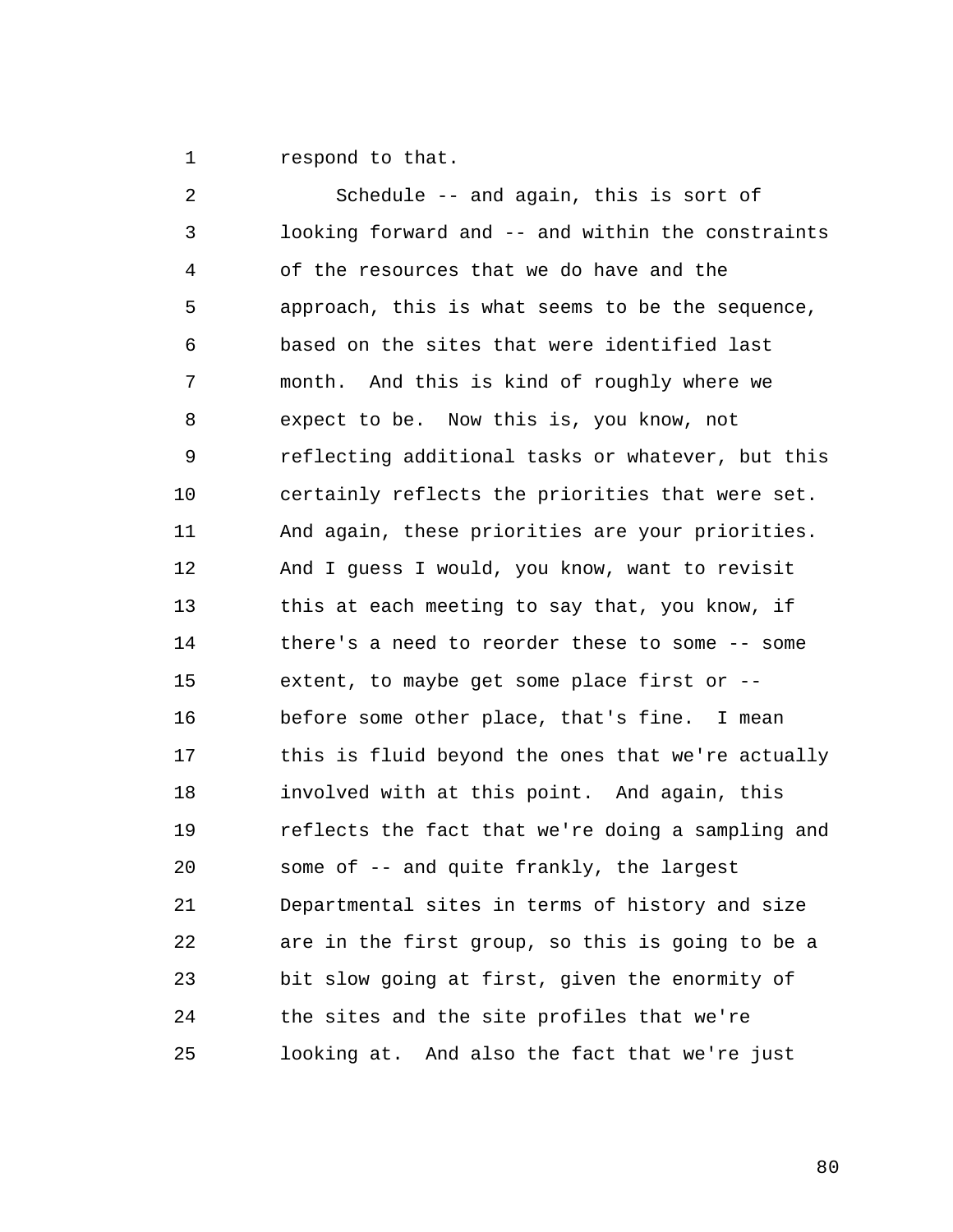respond to that.

Schedule -- and again, this is sort of looking forward and -- and within the constraints of the resources that we do have and the approach, this is what seems to be the sequence, based on the sites that were identified last month. And this is kind of roughly where we expect to be. Now this is, you know, not reflecting additional tasks or whatever, but this certainly reflects the priorities that were set. And again, these priorities are your priorities. And I guess I would, you know, want to revisit this at each meeting to say that, you know, if there's a need to reorder these to some -- some extent, to maybe get some place first or -- before some other place, that's fine. I mean this is fluid beyond the ones that we're actually involved with at this point. And again, this reflects the fact that we're doing a sampling and some of -- and quite frankly, the largest Departmental sites in terms of history and size are in the first group, so this is going to be a bit slow going at first, given the enormity of the sites and the site profiles that we're looking at. And also the fact that we're just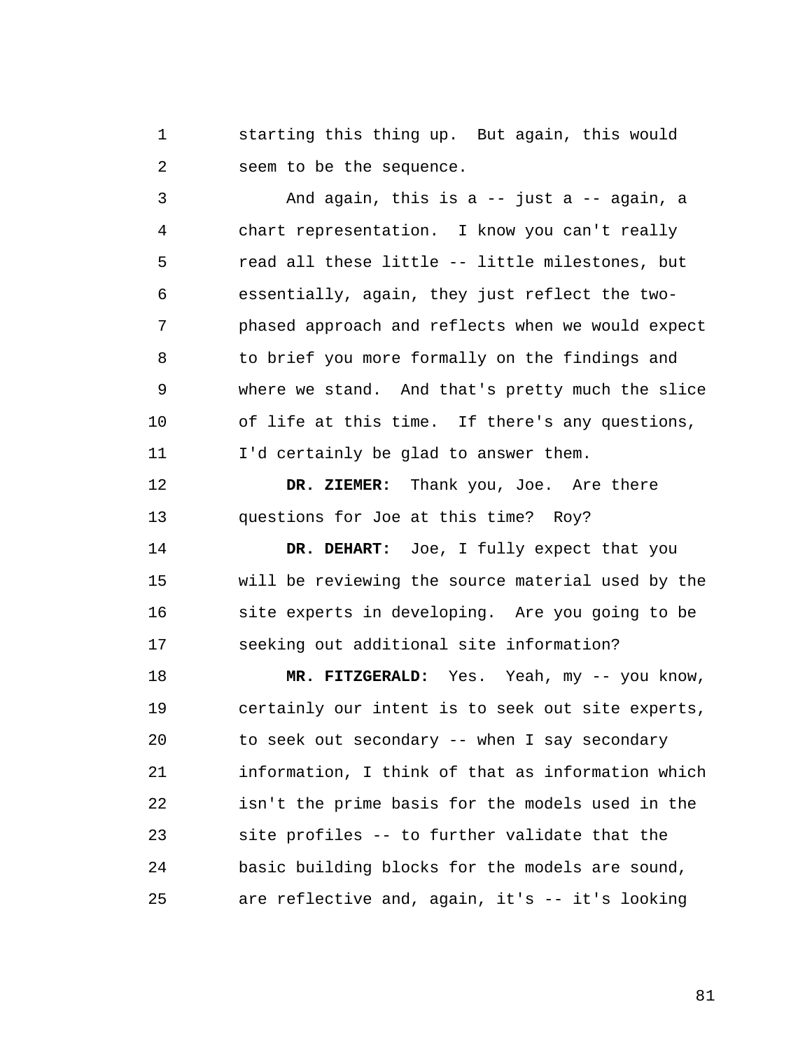starting this thing up. But again, this would seem to be the sequence.

And again, this is a -- just a -- again, a chart representation. I know you can't really read all these little -- little milestones, but essentially, again, they just reflect the two-phased approach and reflects when we would expect to brief you more formally on the findings and where we stand. And that's pretty much the slice of life at this time. If there's any questions, I'd certainly be glad to answer them.

**DR. ZIEMER:** Thank you, Joe. Are there questions for Joe at this time? Roy?

**DR. DEHART:** Joe, I fully expect that you will be reviewing the source material used by the site experts in developing. Are you going to be seeking out additional site information?

**MR. FITZGERALD:** Yes. Yeah, my -- you know, certainly our intent is to seek out site experts, to seek out secondary -- when I say secondary information, I think of that as information which isn't the prime basis for the models used in the site profiles -- to further validate that the basic building blocks for the models are sound, are reflective and, again, it's -- it's looking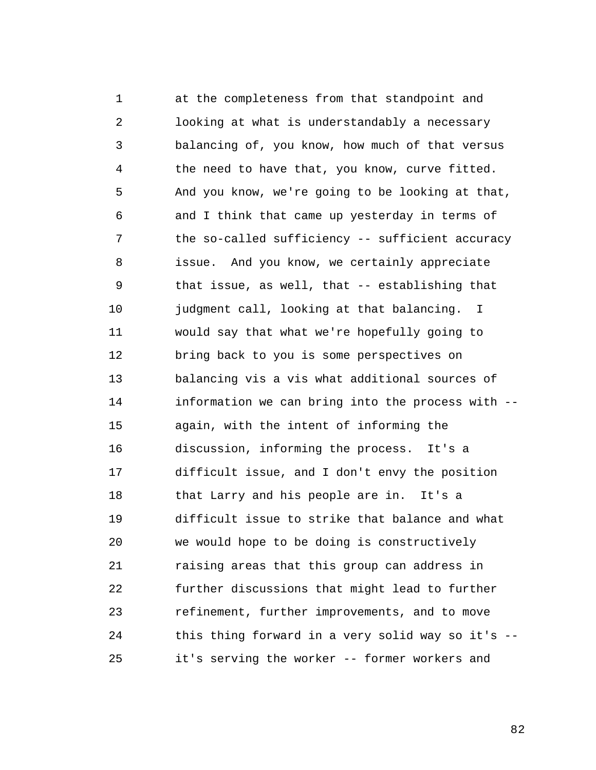at the completeness from that standpoint and looking at what is understandably a necessary balancing of, you know, how much of that versus the need to have that, you know, curve fitted. And you know, we're going to be looking at that, and I think that came up yesterday in terms of the so-called sufficiency -- sufficient accuracy issue. And you know, we certainly appreciate that issue, as well, that -- establishing that judgment call, looking at that balancing. I would say that what we're hopefully going to bring back to you is some perspectives on balancing vis a vis what additional sources of information we can bring into the process with -- again, with the intent of informing the discussion, informing the process. It's a difficult issue, and I don't envy the position that Larry and his people are in. It's a difficult issue to strike that balance and what we would hope to be doing is constructively raising areas that this group can address in further discussions that might lead to further refinement, further improvements, and to move this thing forward in a very solid way so it's -- it's serving the worker -- former workers and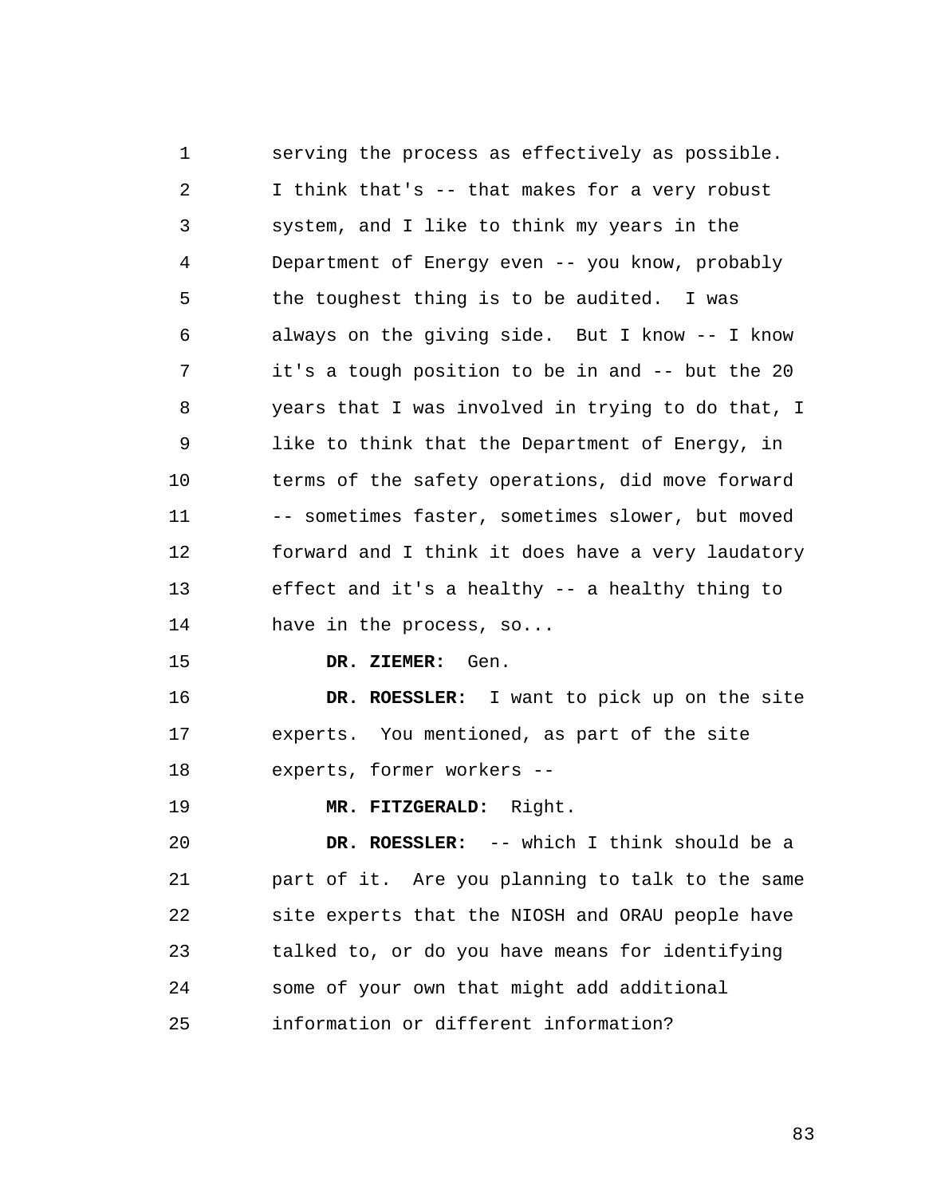serving the process as effectively as possible. I think that's -- that makes for a very robust system, and I like to think my years in the Department of Energy even -- you know, probably the toughest thing is to be audited. I was always on the giving side. But I know -- I know it's a tough position to be in and -- but the 20 years that I was involved in trying to do that, I like to think that the Department of Energy, in terms of the safety operations, did move forward -- sometimes faster, sometimes slower, but moved forward and I think it does have a very laudatory effect and it's a healthy -- a healthy thing to have in the process, so...

**DR. ZIEMER:** Gen.

**DR. ROESSLER:** I want to pick up on the site experts. You mentioned, as part of the site experts, former workers --

**MR. FITZGERALD:** Right.

**DR. ROESSLER:** -- which I think should be a part of it. Are you planning to talk to the same site experts that the NIOSH and ORAU people have talked to, or do you have means for identifying some of your own that might add additional information or different information?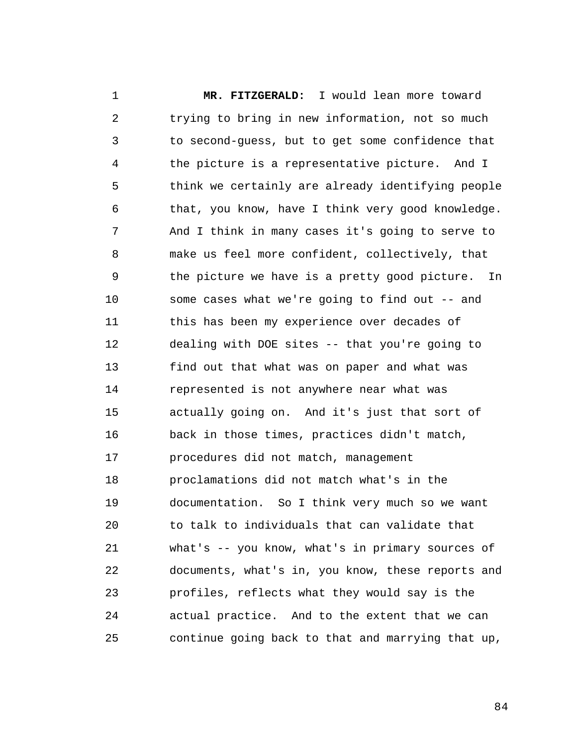**MR. FITZGERALD:** I would lean more toward trying to bring in new information, not so much to second-guess, but to get some confidence that the picture is a representative picture. And I think we certainly are already identifying people that, you know, have I think very good knowledge. And I think in many cases it's going to serve to make us feel more confident, collectively, that the picture we have is a pretty good picture. In some cases what we're going to find out -- and this has been my experience over decades of dealing with DOE sites -- that you're going to find out that what was on paper and what was represented is not anywhere near what was actually going on. And it's just that sort of back in those times, practices didn't match, procedures did not match, management proclamations did not match what's in the documentation. So I think very much so we want to talk to individuals that can validate that what's -- you know, what's in primary sources of documents, what's in, you know, these reports and profiles, reflects what they would say is the actual practice. And to the extent that we can continue going back to that and marrying that up,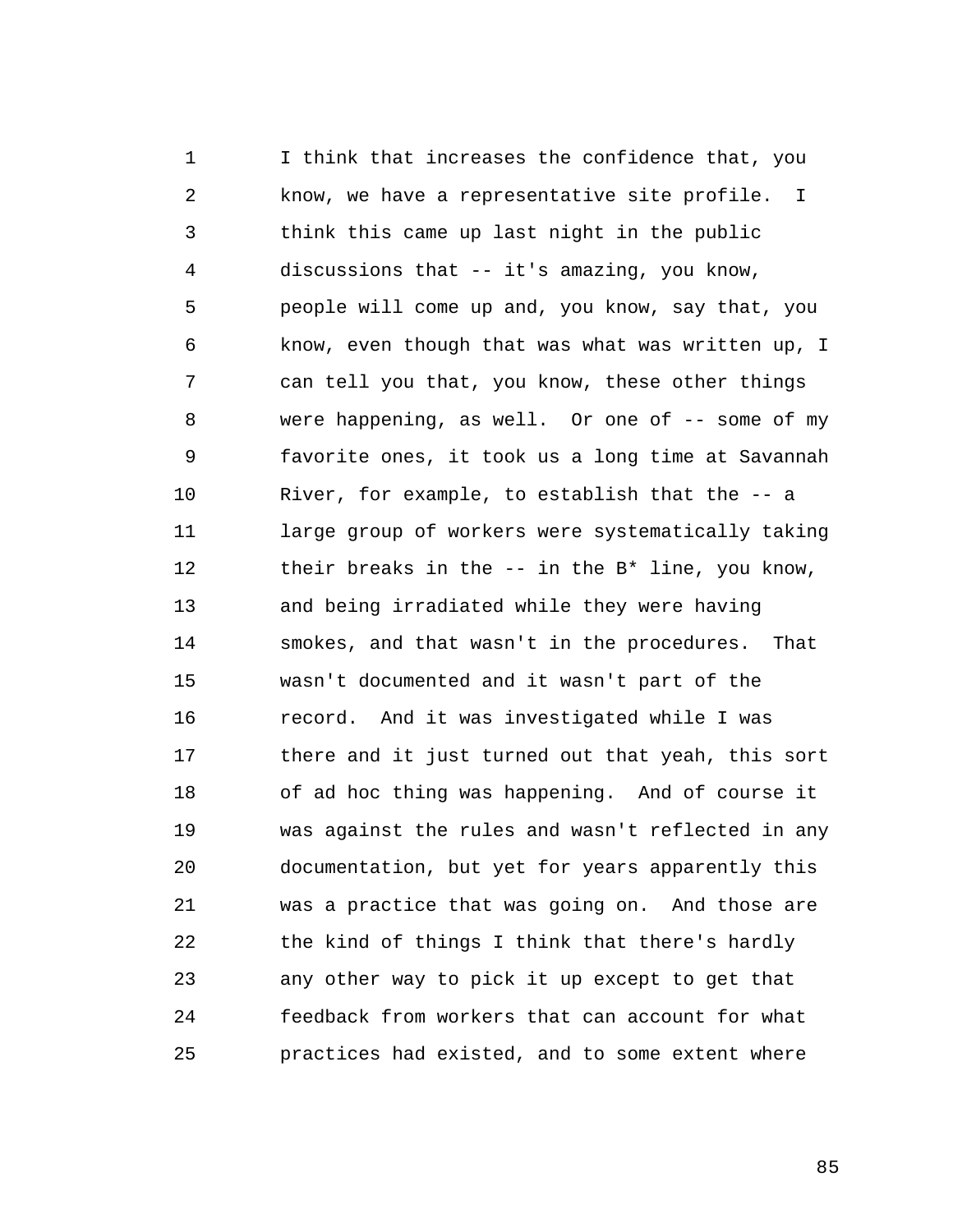I think that increases the confidence that, you know, we have a representative site profile. I think this came up last night in the public discussions that -- it's amazing, you know, people will come up and, you know, say that, you know, even though that was what was written up, I can tell you that, you know, these other things were happening, as well. Or one of -- some of my favorite ones, it took us a long time at Savannah River, for example, to establish that the -- a large group of workers were systematically taking their breaks in the -- in the B* line, you know, and being irradiated while they were having smokes, and that wasn't in the procedures. That wasn't documented and it wasn't part of the record. And it was investigated while I was there and it just turned out that yeah, this sort of ad hoc thing was happening. And of course it was against the rules and wasn't reflected in any documentation, but yet for years apparently this was a practice that was going on. And those are the kind of things I think that there's hardly any other way to pick it up except to get that feedback from workers that can account for what practices had existed, and to some extent where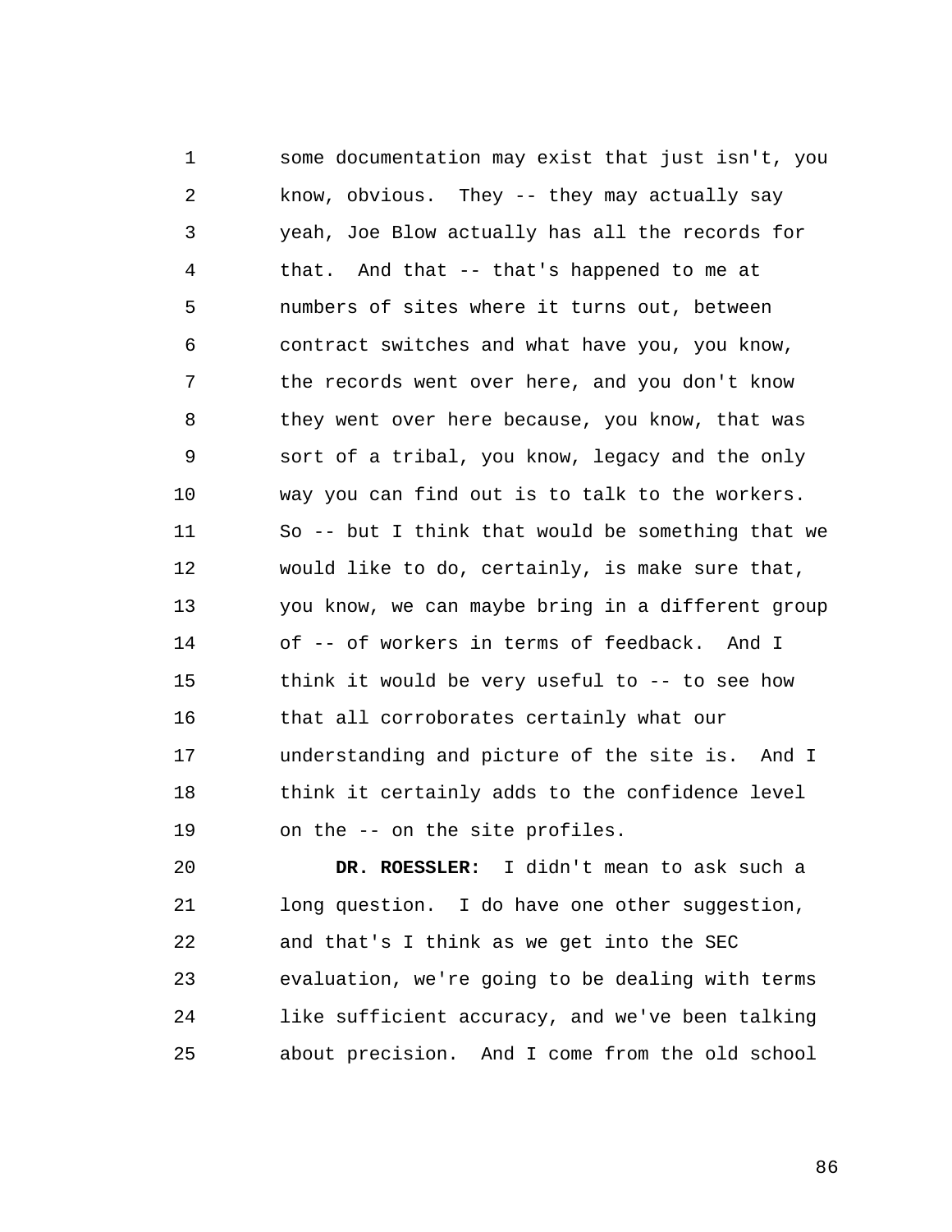some documentation may exist that just isn't, you know, obvious. They -- they may actually say yeah, Joe Blow actually has all the records for that. And that -- that's happened to me at numbers of sites where it turns out, between contract switches and what have you, you know, the records went over here, and you don't know they went over here because, you know, that was sort of a tribal, you know, legacy and the only way you can find out is to talk to the workers. So -- but I think that would be something that we would like to do, certainly, is make sure that, you know, we can maybe bring in a different group of -- of workers in terms of feedback. And I think it would be very useful to -- to see how that all corroborates certainly what our understanding and picture of the site is. And I think it certainly adds to the confidence level on the -- on the site profiles.

**DR. ROESSLER:** I didn't mean to ask such a long question. I do have one other suggestion, and that's I think as we get into the SEC evaluation, we're going to be dealing with terms like sufficient accuracy, and we've been talking about precision. And I come from the old school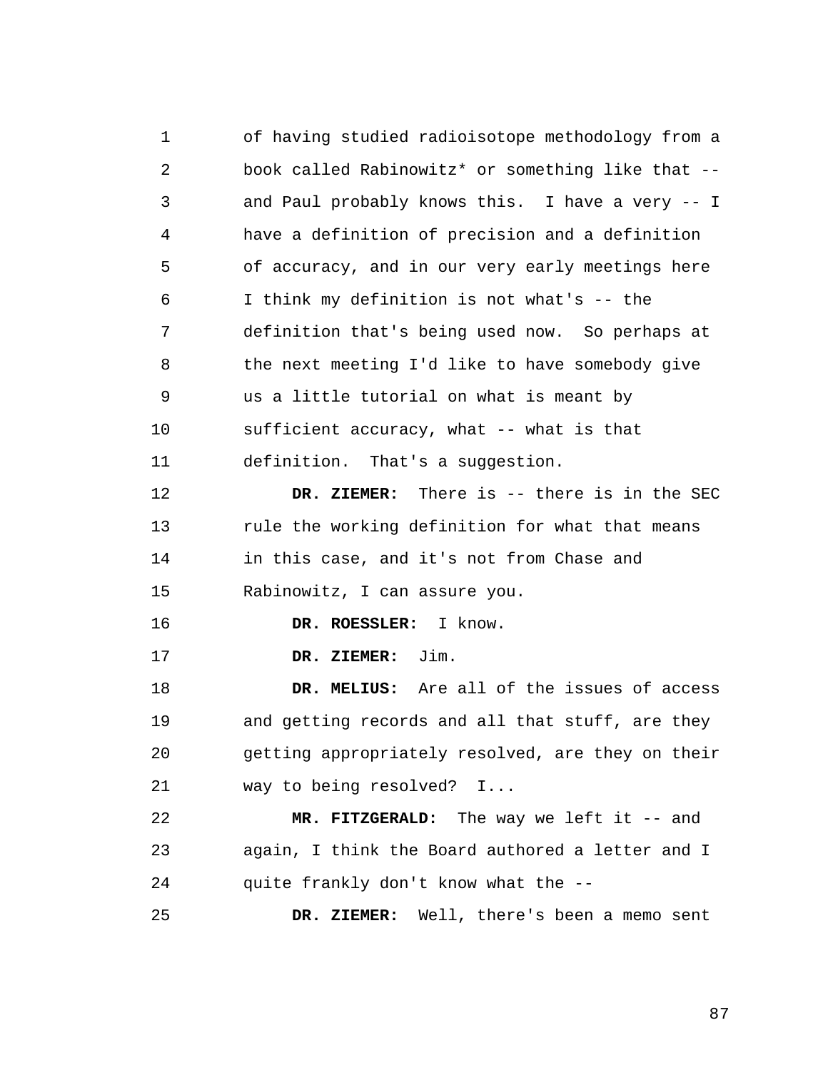of having studied radioisotope methodology from a book called Rabinowitz* or something like that -- and Paul probably knows this. I have a very -- I have a definition of precision and a definition of accuracy, and in our very early meetings here I think my definition is not what's -- the definition that's being used now. So perhaps at the next meeting I'd like to have somebody give us a little tutorial on what is meant by sufficient accuracy, what -- what is that definition. That's a suggestion.

**DR. ZIEMER:** There is -- there is in the SEC rule the working definition for what that means in this case, and it's not from Chase and Rabinowitz, I can assure you.

**DR. ROESSLER:** I know.

**DR. ZIEMER:** Jim.

**DR. MELIUS:** Are all of the issues of access and getting records and all that stuff, are they getting appropriately resolved, are they on their way to being resolved? I...

**MR. FITZGERALD:** The way we left it -- and again, I think the Board authored a letter and I quite frankly don't know what the --

**DR. ZIEMER:** Well, there's been a memo sent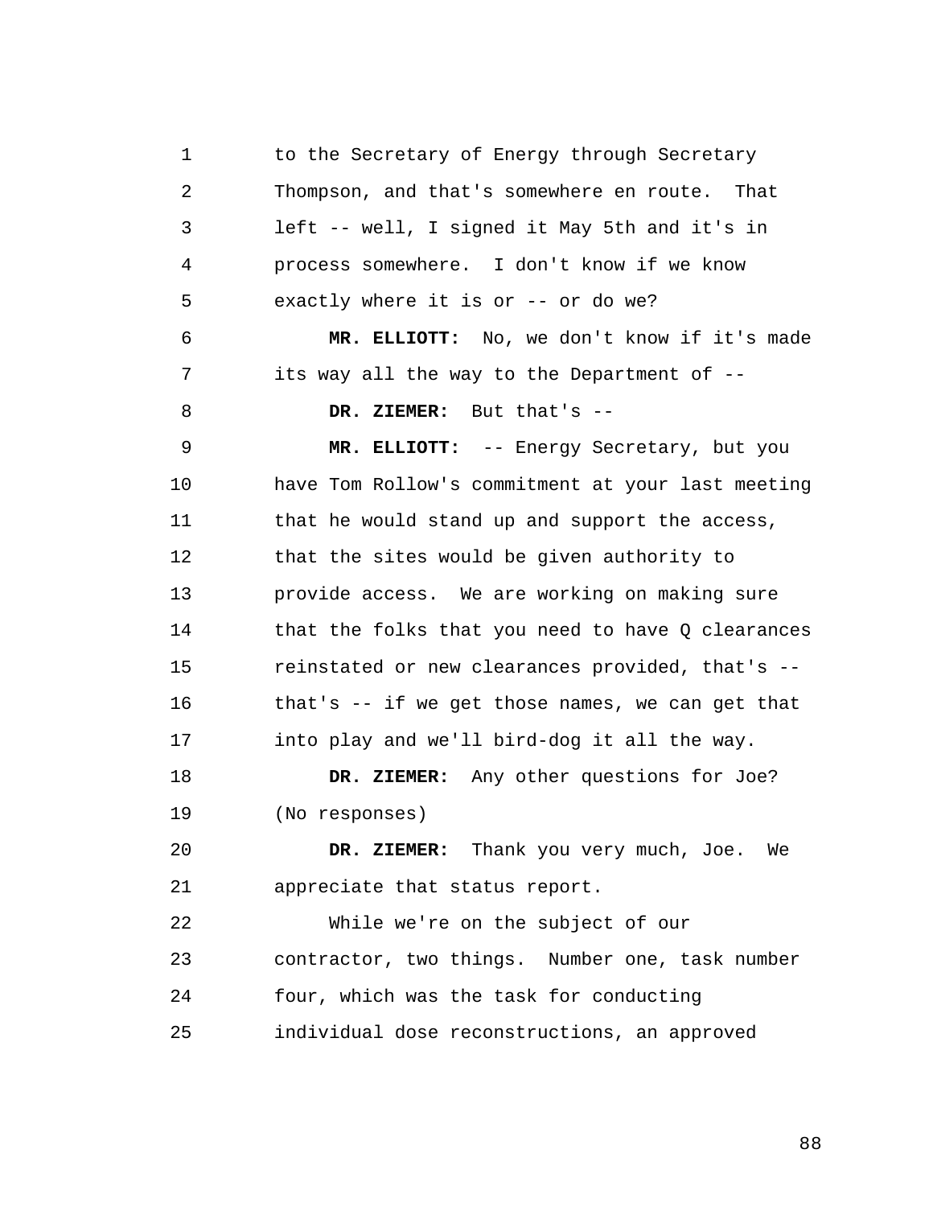to the Secretary of Energy through Secretary Thompson, and that's somewhere en route. That left -- well, I signed it May 5th and it's in process somewhere. I don't know if we know exactly where it is or -- or do we?

**MR. ELLIOTT:** No, we don't know if it's made its way all the way to the Department of --

**DR. ZIEMER:** But that's --

**MR. ELLIOTT:** -- Energy Secretary, but you have Tom Rollow's commitment at your last meeting that he would stand up and support the access, that the sites would be given authority to provide access. We are working on making sure that the folks that you need to have Q clearances reinstated or new clearances provided, that's -- that's -- if we get those names, we can get that into play and we'll bird-dog it all the way.

**DR. ZIEMER:** Any other questions for Joe?

(No responses)

**DR. ZIEMER:** Thank you very much, Joe. We appreciate that status report.

While we're on the subject of our contractor, two things. Number one, task number four, which was the task for conducting individual dose reconstructions, an approved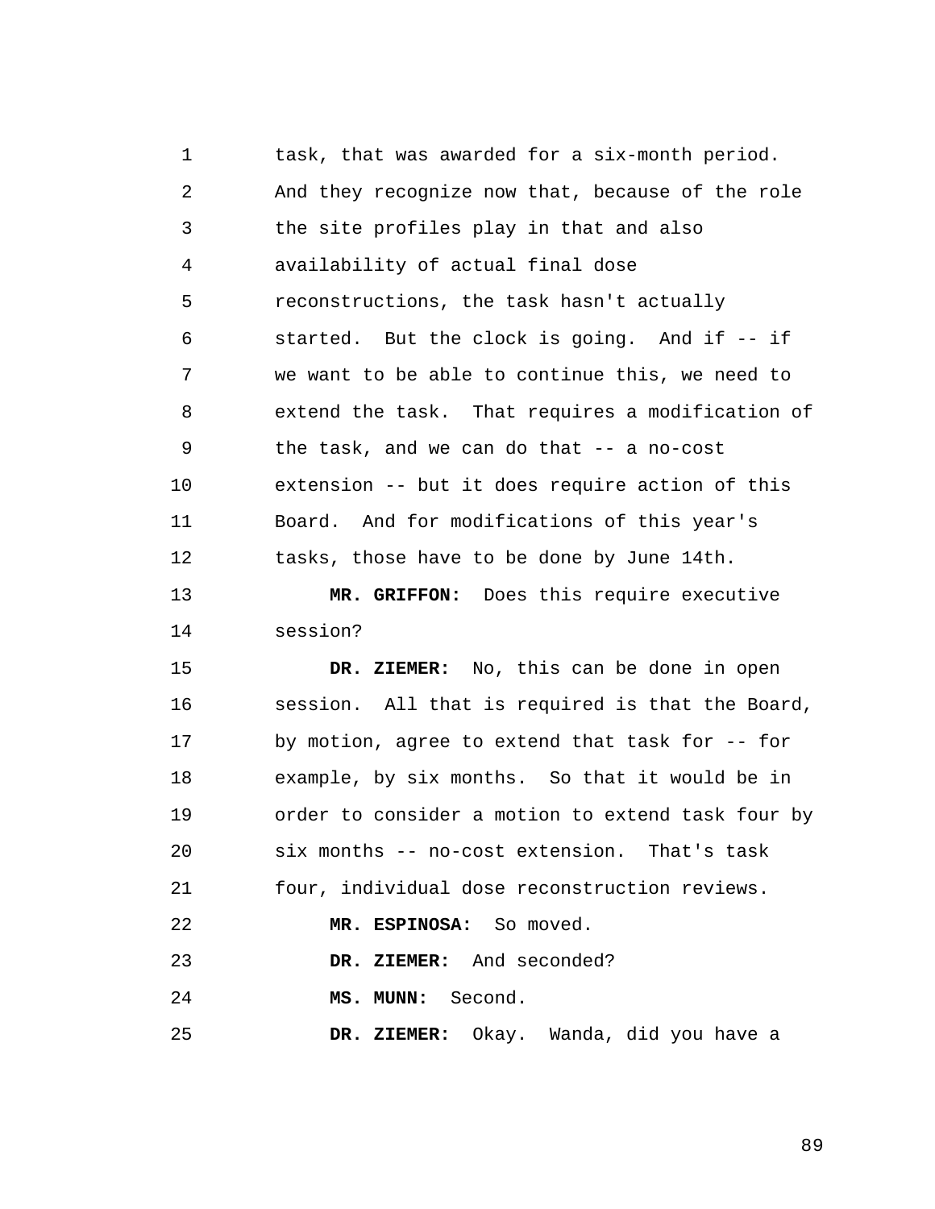task, that was awarded for a six-month period. And they recognize now that, because of the role the site profiles play in that and also availability of actual final dose reconstructions, the task hasn't actually started. But the clock is going. And if -- if we want to be able to continue this, we need to extend the task. That requires a modification of the task, and we can do that -- a no-cost extension -- but it does require action of this Board. And for modifications of this year's tasks, those have to be done by June 14th.

**MR. GRIFFON:** Does this require executive session?

**DR. ZIEMER:** No, this can be done in open session. All that is required is that the Board, by motion, agree to extend that task for -- for example, by six months. So that it would be in order to consider a motion to extend task four by six months -- no-cost extension. That's task four, individual dose reconstruction reviews.

**MR. ESPINOSA:** So moved.

**DR. ZIEMER:** And seconded?

**MS. MUNN:** Second.

**DR. ZIEMER:** Okay. Wanda, did you have a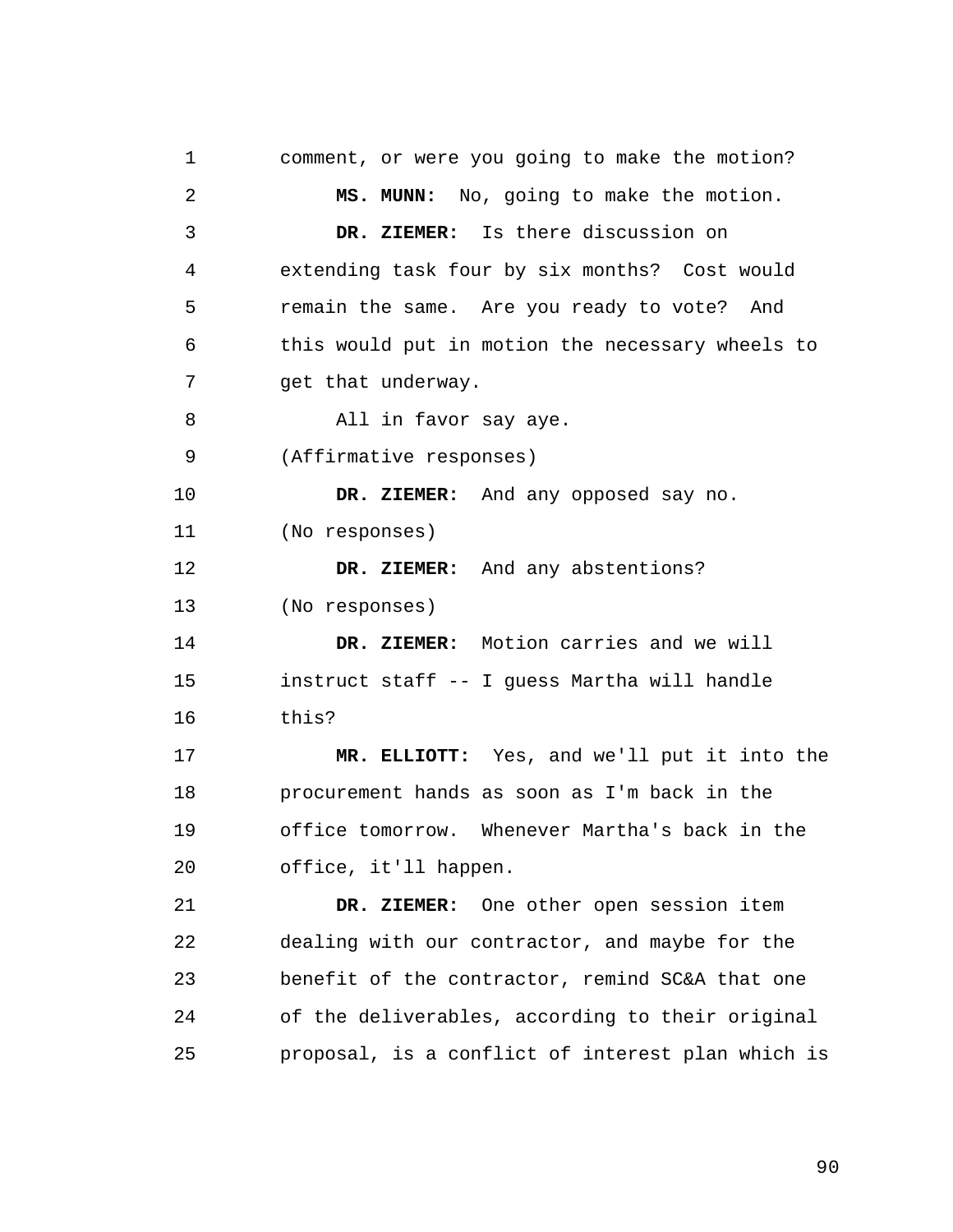comment, or were you going to make the motion?

**MS. MUNN:** No, going to make the motion.

**DR. ZIEMER:** Is there discussion on extending task four by six months? Cost would remain the same. Are you ready to vote? And this would put in motion the necessary wheels to get that underway.

All in favor say aye.

(Affirmative responses)

**DR. ZIEMER:** And any opposed say no.

(No responses)

**DR. ZIEMER:** And any abstentions?

(No responses)

**DR. ZIEMER:** Motion carries and we will instruct staff -- I guess Martha will handle this?

**MR. ELLIOTT:** Yes, and we'll put it into the procurement hands as soon as I'm back in the office tomorrow. Whenever Martha's back in the office, it'll happen.

**DR. ZIEMER:** One other open session item dealing with our contractor, and maybe for the benefit of the contractor, remind SC&A that one of the deliverables, according to their original proposal, is a conflict of interest plan which is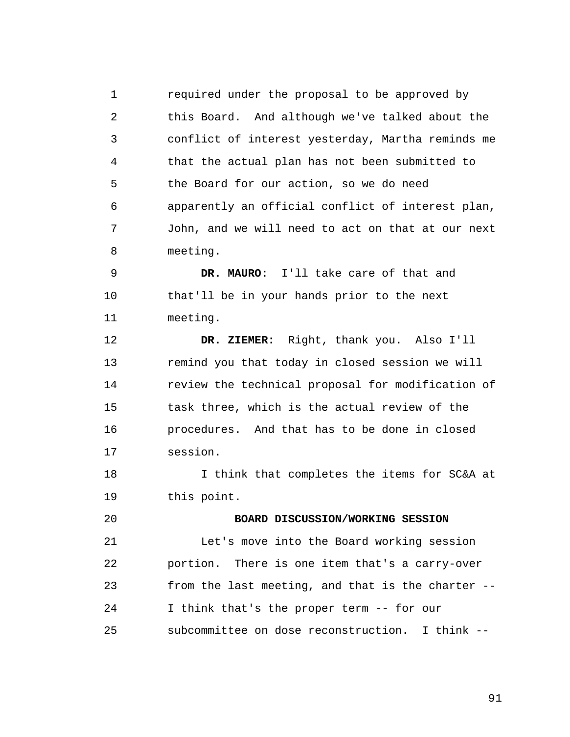required under the proposal to be approved by this Board. And although we've talked about the conflict of interest yesterday, Martha reminds me that the actual plan has not been submitted to the Board for our action, so we do need apparently an official conflict of interest plan, John, and we will need to act on that at our next meeting.

**DR. MAURO:** I'll take care of that and that'll be in your hands prior to the next meeting.

**DR. ZIEMER:** Right, thank you. Also I'll remind you that today in closed session we will review the technical proposal for modification of task three, which is the actual review of the procedures. And that has to be done in closed session.

I think that completes the items for SC&A at this point.

**BOARD DISCUSSION/WORKING SESSION**

Let's move into the Board working session portion. There is one item that's a carry-over from the last meeting, and that is the charter -- I think that's the proper term -- for our subcommittee on dose reconstruction. I think --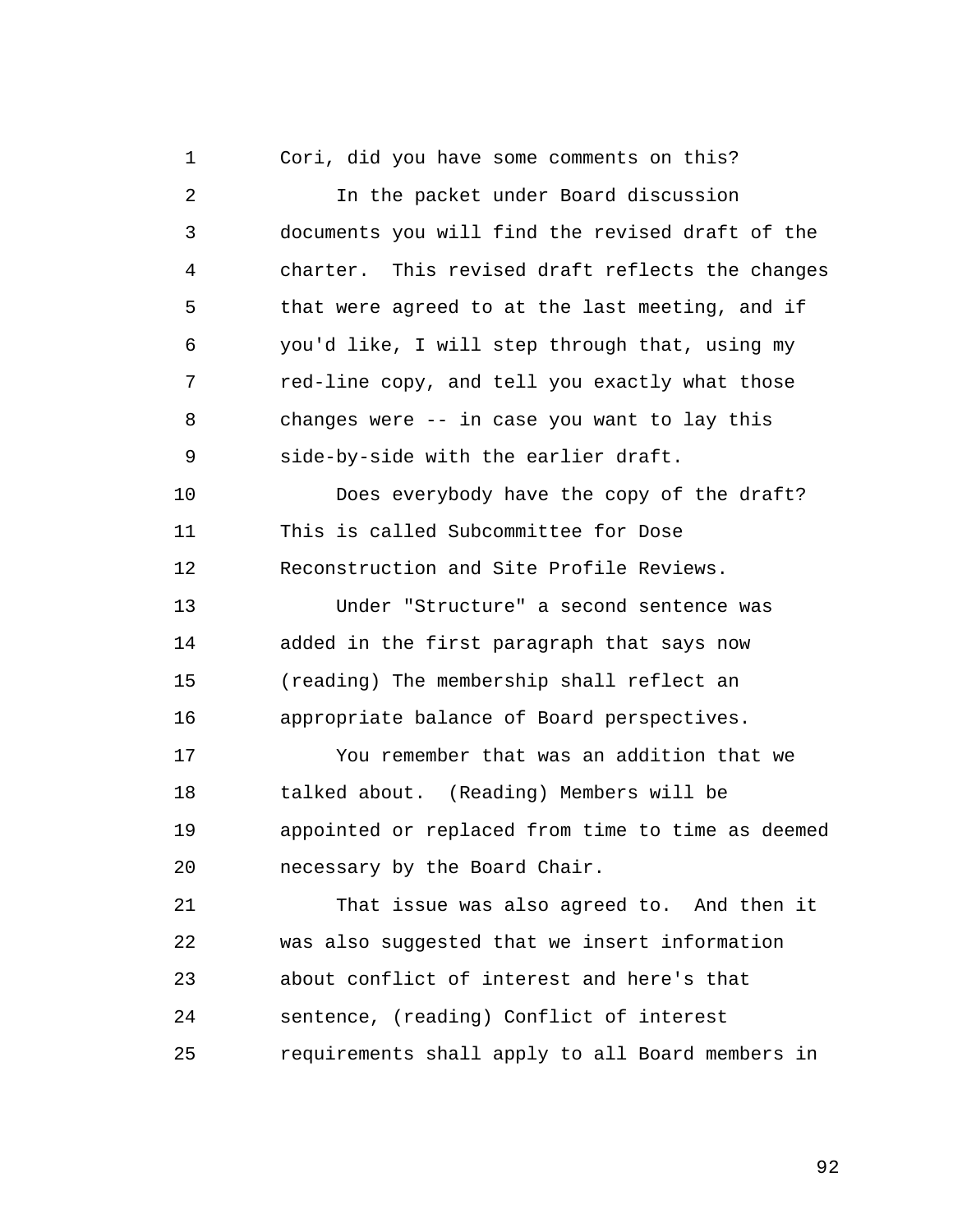Cori, did you have some comments on this?

In the packet under Board discussion documents you will find the revised draft of the charter. This revised draft reflects the changes that were agreed to at the last meeting, and if you'd like, I will step through that, using my red-line copy, and tell you exactly what those changes were -- in case you want to lay this side-by-side with the earlier draft.

Does everybody have the copy of the draft? This is called Subcommittee for Dose Reconstruction and Site Profile Reviews.

Under "Structure" a second sentence was added in the first paragraph that says now (reading) The membership shall reflect an appropriate balance of Board perspectives.

You remember that was an addition that we talked about. (Reading) Members will be appointed or replaced from time to time as deemed necessary by the Board Chair.

That issue was also agreed to. And then it was also suggested that we insert information about conflict of interest and here's that sentence, (reading) Conflict of interest requirements shall apply to all Board members in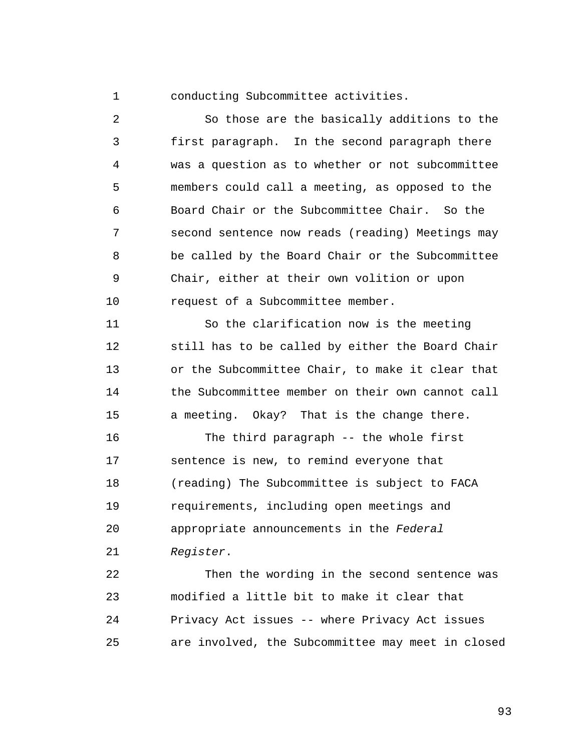conducting Subcommittee activities.

So those are the basically additions to the first paragraph. In the second paragraph there was a question as to whether or not subcommittee members could call a meeting, as opposed to the Board Chair or the Subcommittee Chair. So the second sentence now reads (reading) Meetings may be called by the Board Chair or the Subcommittee Chair, either at their own volition or upon request of a Subcommittee member.

So the clarification now is the meeting still has to be called by either the Board Chair or the Subcommittee Chair, to make it clear that the Subcommittee member on their own cannot call a meeting. Okay? That is the change there.

The third paragraph -- the whole first sentence is new, to remind everyone that (reading) The Subcommittee is subject to FACA requirements, including open meetings and appropriate announcements in the *Federal Register*.

Then the wording in the second sentence was modified a little bit to make it clear that Privacy Act issues -- where Privacy Act issues are involved, the Subcommittee may meet in closed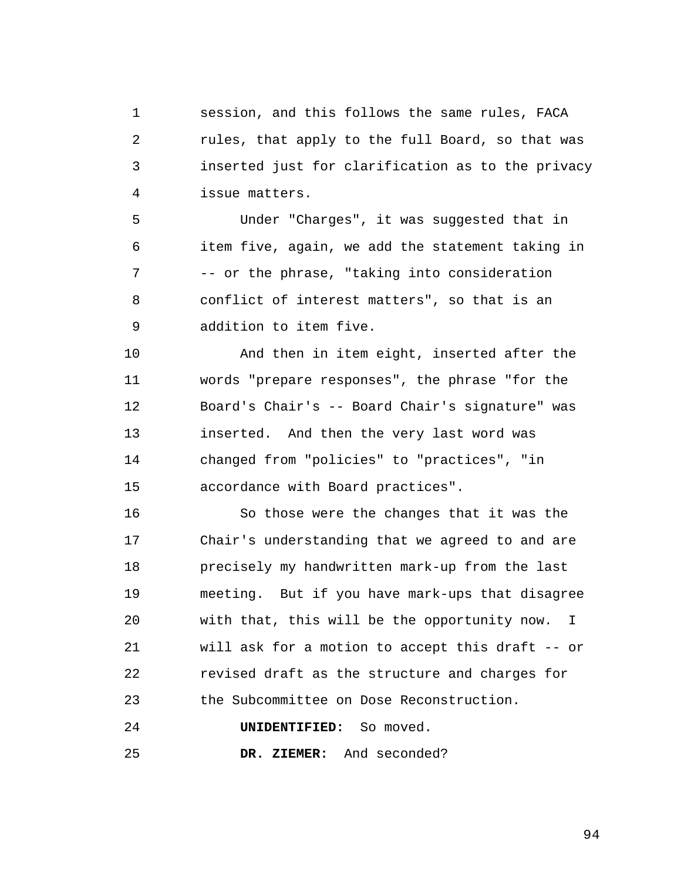session, and this follows the same rules, FACA rules, that apply to the full Board, so that was inserted just for clarification as to the privacy issue matters.

Under "Charges", it was suggested that in item five, again, we add the statement taking in -- or the phrase, "taking into consideration conflict of interest matters", so that is an addition to item five.

And then in item eight, inserted after the words "prepare responses", the phrase "for the Board's Chair's -- Board Chair's signature" was inserted. And then the very last word was changed from "policies" to "practices", "in accordance with Board practices".

So those were the changes that it was the Chair's understanding that we agreed to and are precisely my handwritten mark-up from the last meeting. But if you have mark-ups that disagree with that, this will be the opportunity now. I will ask for a motion to accept this draft -- or revised draft as the structure and charges for the Subcommittee on Dose Reconstruction.

**UNIDENTIFIED:** So moved.

**DR. ZIEMER:** And seconded?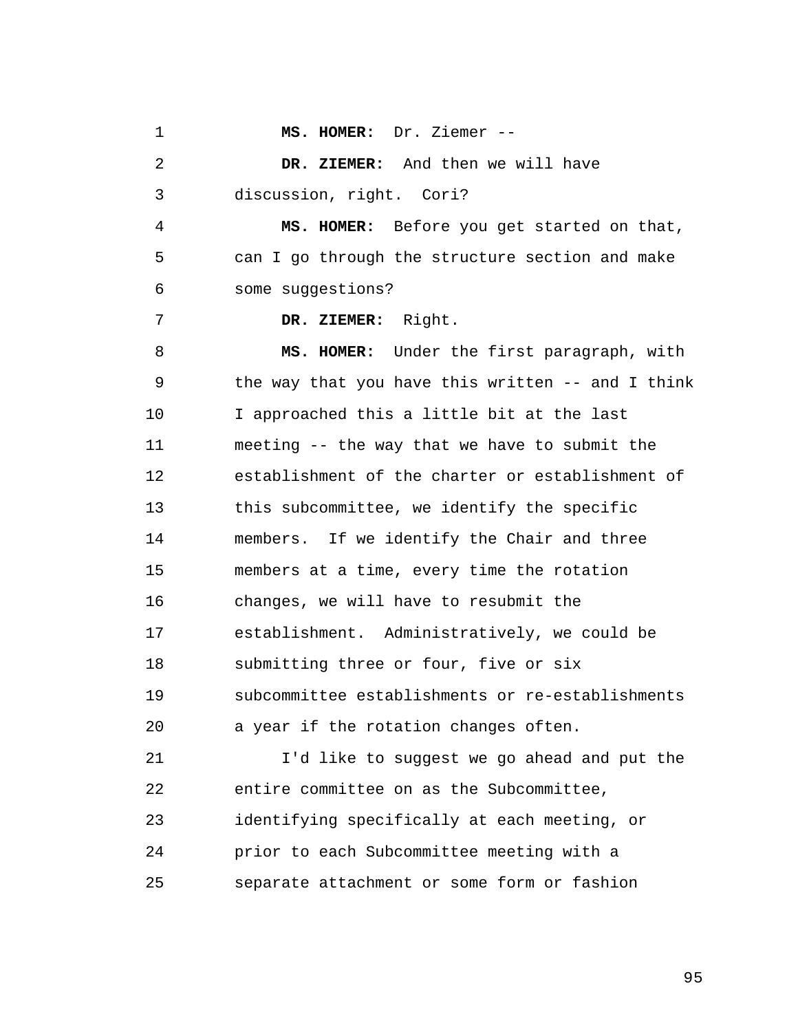**MS. HOMER:** Dr. Ziemer --

**DR. ZIEMER:** And then we will have discussion, right. Cori?

**MS. HOMER:** Before you get started on that, can I go through the structure section and make some suggestions?

**DR. ZIEMER:** Right.

**MS. HOMER:** Under the first paragraph, with the way that you have this written -- and I think I approached this a little bit at the last meeting -- the way that we have to submit the establishment of the charter or establishment of this subcommittee, we identify the specific members. If we identify the Chair and three members at a time, every time the rotation changes, we will have to resubmit the establishment. Administratively, we could be submitting three or four, five or six subcommittee establishments or re-establishments a year if the rotation changes often.

I'd like to suggest we go ahead and put the entire committee on as the Subcommittee, identifying specifically at each meeting, or prior to each Subcommittee meeting with a separate attachment or some form or fashion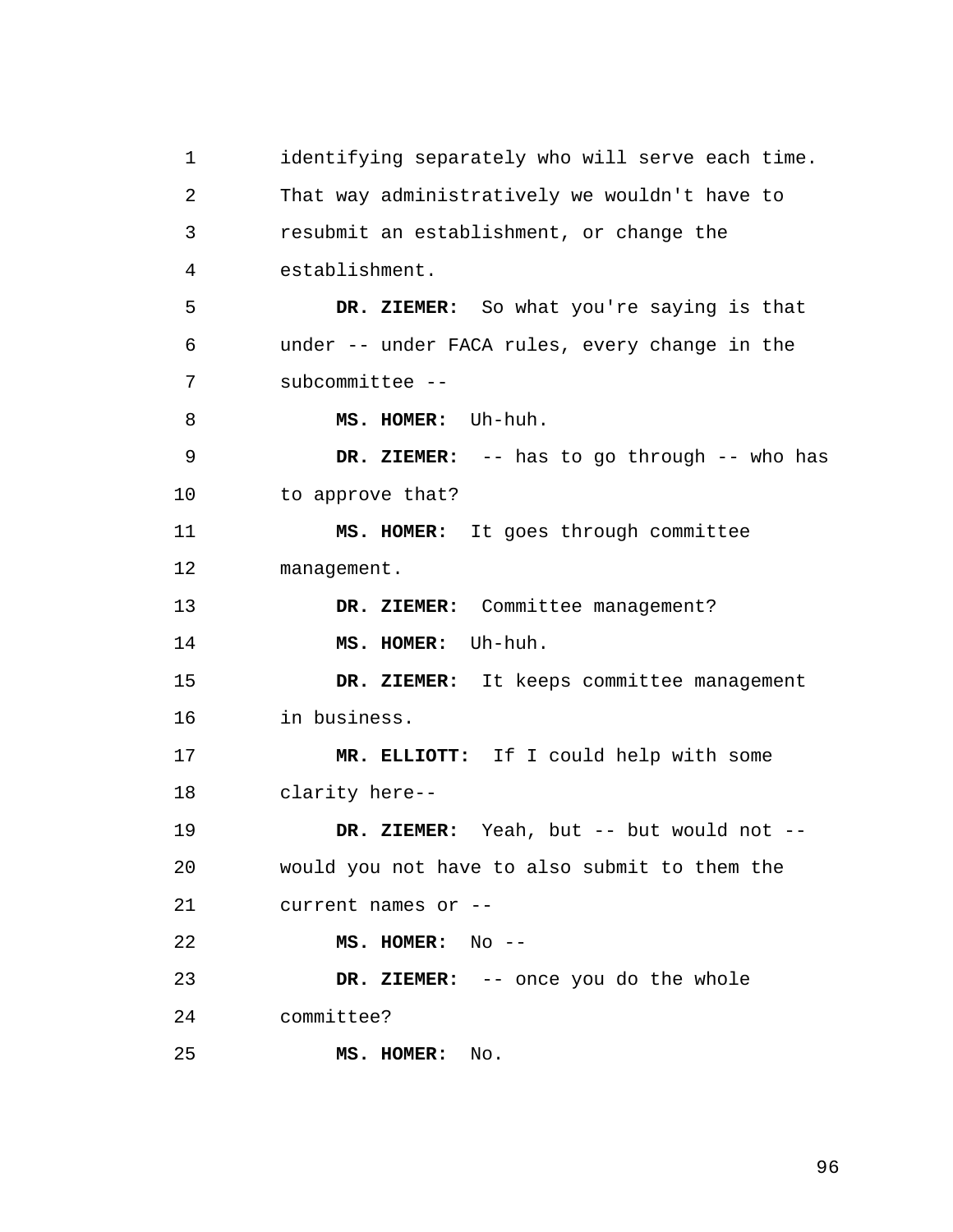identifying separately who will serve each time. That way administratively we wouldn't have to resubmit an establishment, or change the establishment.

**DR. ZIEMER:** So what you're saying is that under -- under FACA rules, every change in the subcommittee --

**MS. HOMER:** Uh-huh.

**DR. ZIEMER:** -- has to go through -- who has to approve that?

**MS. HOMER:** It goes through committee management.

**DR. ZIEMER:** Committee management?

**MS. HOMER:** Uh-huh.

**DR. ZIEMER:** It keeps committee management in business.

**MR. ELLIOTT:** If I could help with some clarity here--

**DR. ZIEMER:** Yeah, but -- but would not -- would you not have to also submit to them the current names or --

**MS. HOMER:** No --

**DR. ZIEMER:** -- once you do the whole committee?

**MS. HOMER:** No.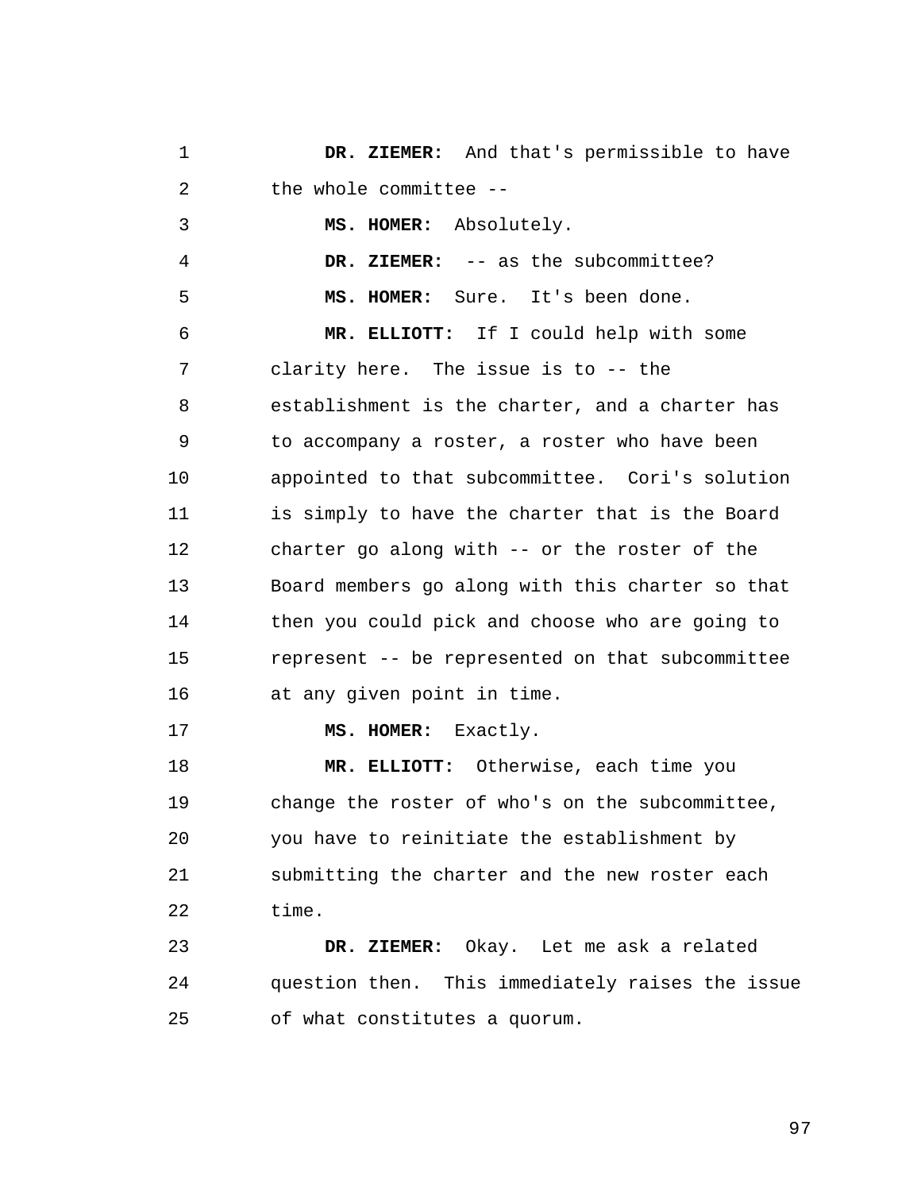**DR. ZIEMER:** And that's permissible to have the whole committee --

**MS. HOMER:** Absolutely.

**DR. ZIEMER:** -- as the subcommittee?

**MS. HOMER:** Sure. It's been done.

**MR. ELLIOTT:** If I could help with some clarity here. The issue is to -- the establishment is the charter, and a charter has to accompany a roster, a roster who have been appointed to that subcommittee. Cori's solution is simply to have the charter that is the Board charter go along with -- or the roster of the Board members go along with this charter so that then you could pick and choose who are going to represent -- be represented on that subcommittee at any given point in time.

**MS. HOMER:** Exactly.

**MR. ELLIOTT:** Otherwise, each time you change the roster of who's on the subcommittee, you have to reinitiate the establishment by submitting the charter and the new roster each time.

**DR. ZIEMER:** Okay. Let me ask a related question then. This immediately raises the issue of what constitutes a quorum.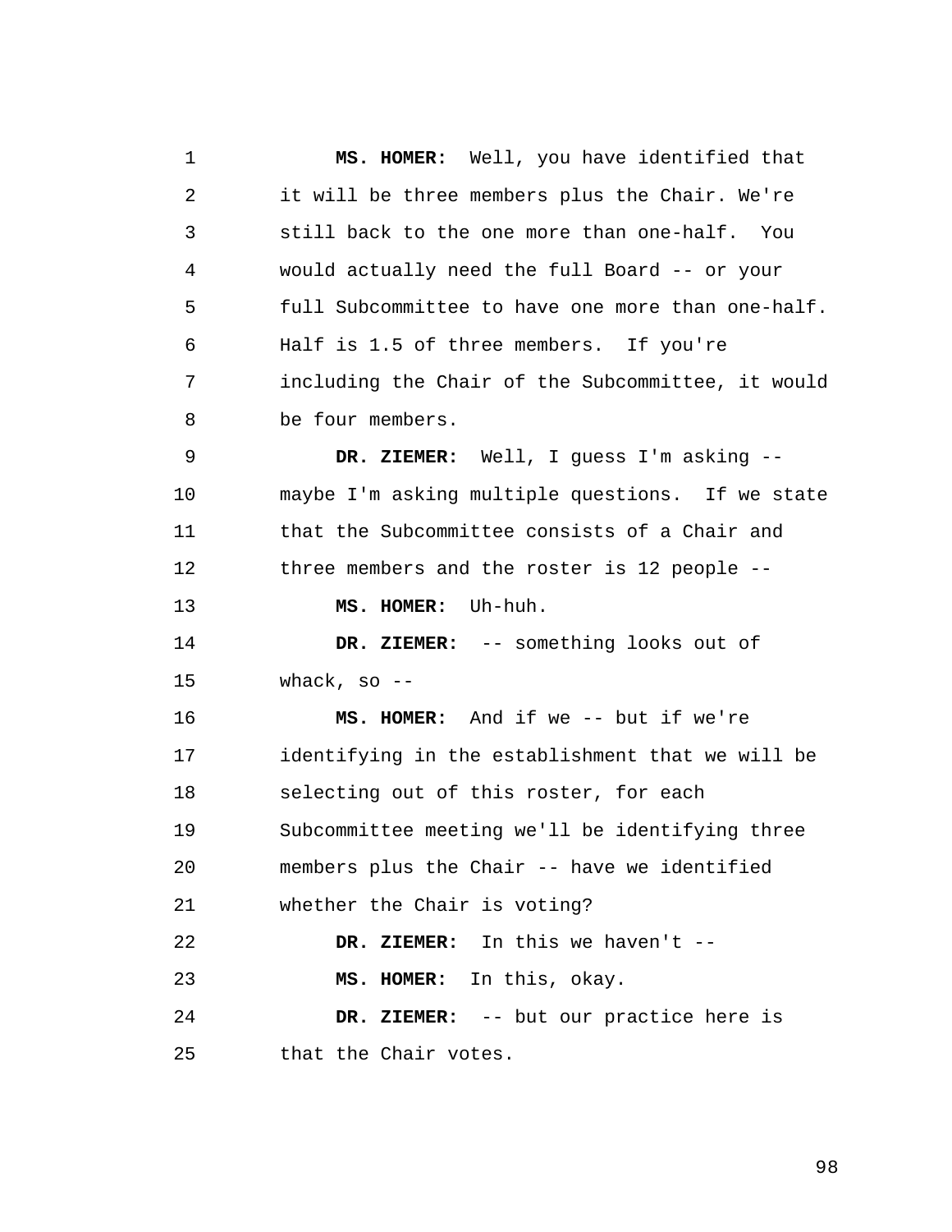**MS. HOMER:** Well, you have identified that it will be three members plus the Chair. We're still back to the one more than one-half. You would actually need the full Board -- or your full Subcommittee to have one more than one-half. Half is 1.5 of three members. If you're including the Chair of the Subcommittee, it would be four members.

**DR. ZIEMER:** Well, I guess I'm asking -- maybe I'm asking multiple questions. If we state that the Subcommittee consists of a Chair and three members and the roster is 12 people --

**MS. HOMER:** Uh-huh.

**DR. ZIEMER:** -- something looks out of whack, so --

**MS. HOMER:** And if we -- but if we're identifying in the establishment that we will be selecting out of this roster, for each Subcommittee meeting we'll be identifying three members plus the Chair -- have we identified whether the Chair is voting?

**DR. ZIEMER:** In this we haven't --

**MS. HOMER:** In this, okay.

**DR. ZIEMER:** -- but our practice here is that the Chair votes.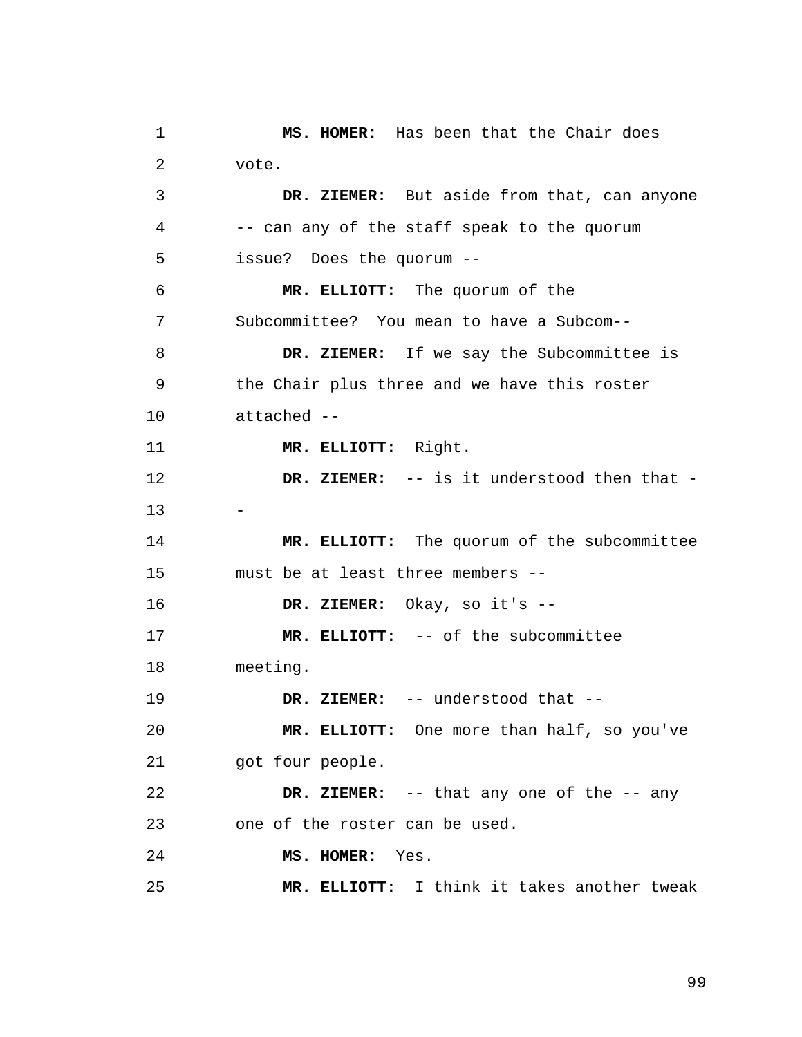**MS. HOMER:** Has been that the Chair does vote.

**DR. ZIEMER:** But aside from that, can anyone -- can any of the staff speak to the quorum issue? Does the quorum --

**MR. ELLIOTT:** The quorum of the Subcommittee? You mean to have a Subcom--

**DR. ZIEMER:** If we say the Subcommittee is the Chair plus three and we have this roster attached --

**MR. ELLIOTT:** Right.

**DR. ZIEMER:** -- is it understood then that --

**MR. ELLIOTT:** The quorum of the subcommittee must be at least three members --

**DR. ZIEMER:** Okay, so it's --

**MR. ELLIOTT:** -- of the subcommittee meeting.

**DR. ZIEMER:** -- understood that --

**MR. ELLIOTT:** One more than half, so you've got four people.

**DR. ZIEMER:** -- that any one of the -- any one of the roster can be used.

**MS. HOMER:** Yes.

**MR. ELLIOTT:** I think it takes another tweak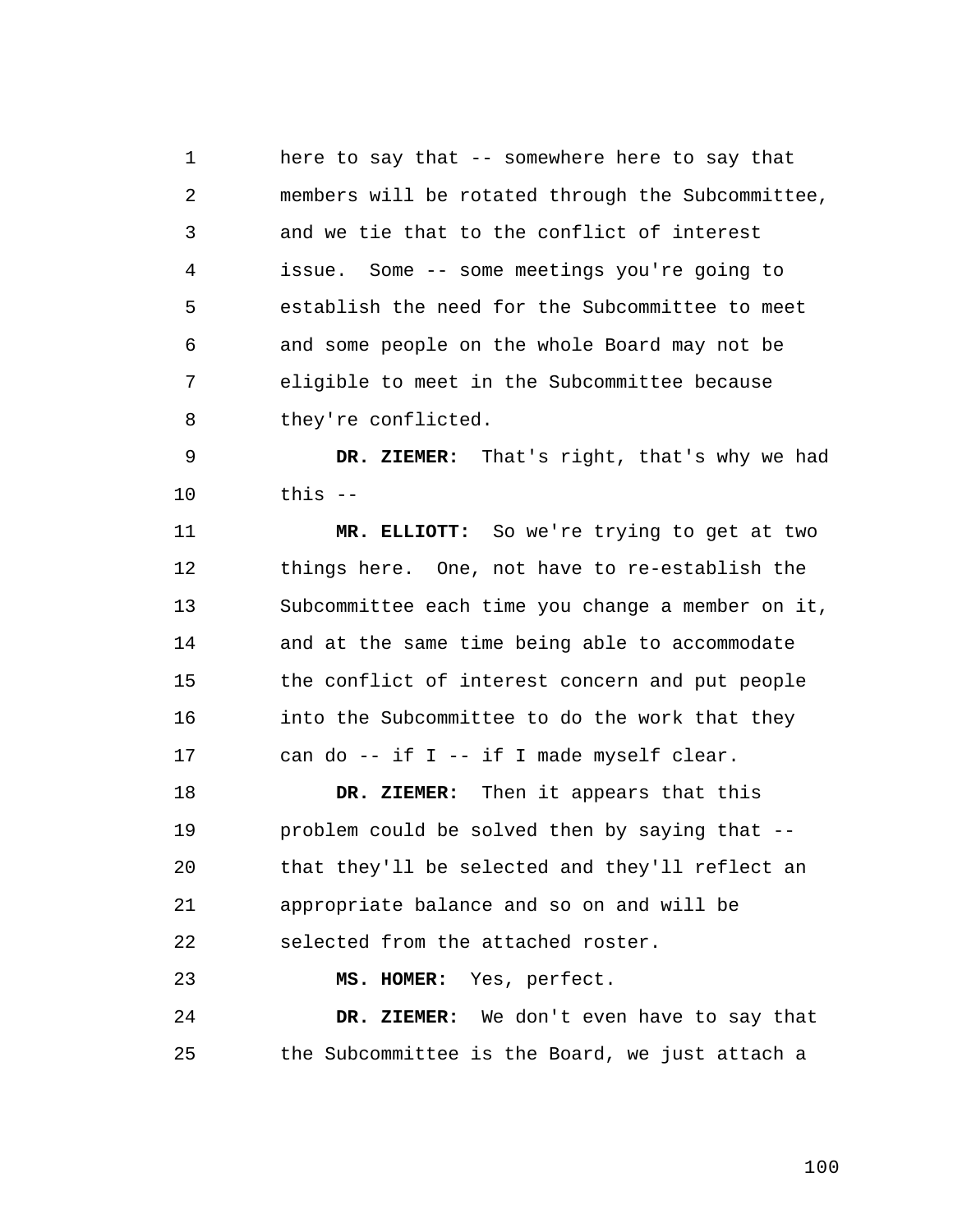here to say that -- somewhere here to say that members will be rotated through the Subcommittee, and we tie that to the conflict of interest issue. Some -- some meetings you're going to establish the need for the Subcommittee to meet and some people on the whole Board may not be eligible to meet in the Subcommittee because they're conflicted.

**DR. ZIEMER:** That's right, that's why we had this --

**MR. ELLIOTT:** So we're trying to get at two things here. One, not have to re-establish the Subcommittee each time you change a member on it, and at the same time being able to accommodate the conflict of interest concern and put people into the Subcommittee to do the work that they can do -- if I -- if I made myself clear.

**DR. ZIEMER:** Then it appears that this problem could be solved then by saying that -- that they'll be selected and they'll reflect an appropriate balance and so on and will be selected from the attached roster.

**MS. HOMER:** Yes, perfect.

**DR. ZIEMER:** We don't even have to say that the Subcommittee is the Board, we just attach a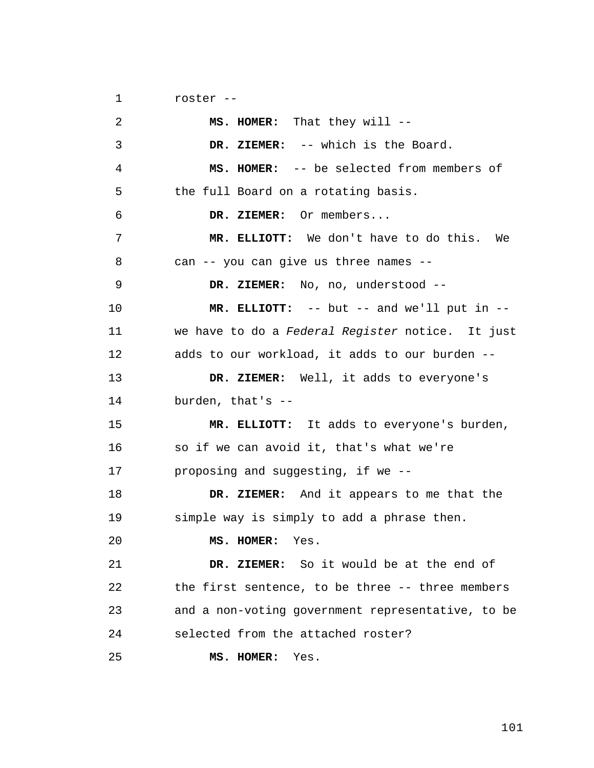roster --

**MS. HOMER:** That they will --

**DR. ZIEMER:** -- which is the Board.

**MS. HOMER:** -- be selected from members of the full Board on a rotating basis.

**DR. ZIEMER:** Or members...

**MR. ELLIOTT:** We don't have to do this. We can -- you can give us three names --

**DR. ZIEMER:** No, no, understood --

**MR. ELLIOTT:** -- but -- and we'll put in -- we have to do a *Federal Register* notice. It just adds to our workload, it adds to our burden --

**DR. ZIEMER:** Well, it adds to everyone's burden, that's --

**MR. ELLIOTT:** It adds to everyone's burden, so if we can avoid it, that's what we're proposing and suggesting, if we --

**DR. ZIEMER:** And it appears to me that the simple way is simply to add a phrase then.

**MS. HOMER:** Yes.

**DR. ZIEMER:** So it would be at the end of the first sentence, to be three -- three members and a non-voting government representative, to be selected from the attached roster?

**MS. HOMER:** Yes.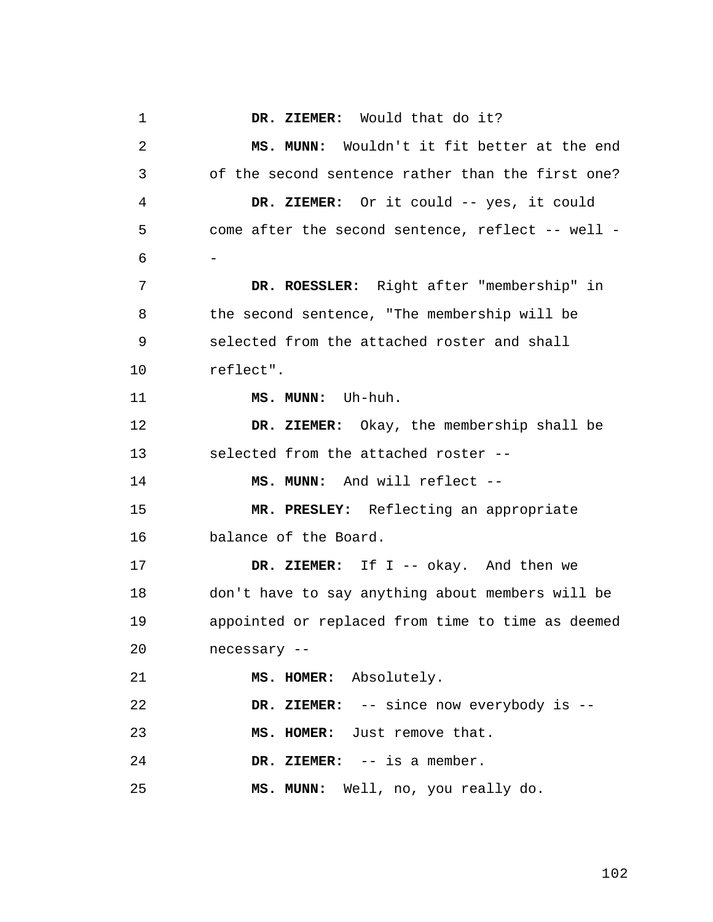**DR. ZIEMER:** Would that do it?

**MS. MUNN:** Wouldn't it fit better at the end of the second sentence rather than the first one?

**DR. ZIEMER:** Or it could -- yes, it could come after the second sentence, reflect -- well --

**DR. ROESSLER:** Right after "membership" in the second sentence, "The membership will be selected from the attached roster and shall reflect".

**MS. MUNN:** Uh-huh.

**DR. ZIEMER:** Okay, the membership shall be selected from the attached roster --

**MS. MUNN:** And will reflect --

**MR. PRESLEY:** Reflecting an appropriate balance of the Board.

**DR. ZIEMER:** If I -- okay. And then we don't have to say anything about members will be appointed or replaced from time to time as deemed necessary --

**MS. HOMER:** Absolutely.

**DR. ZIEMER:** -- since now everybody is --

**MS. HOMER:** Just remove that.

**DR. ZIEMER:** -- is a member.

**MS. MUNN:** Well, no, you really do.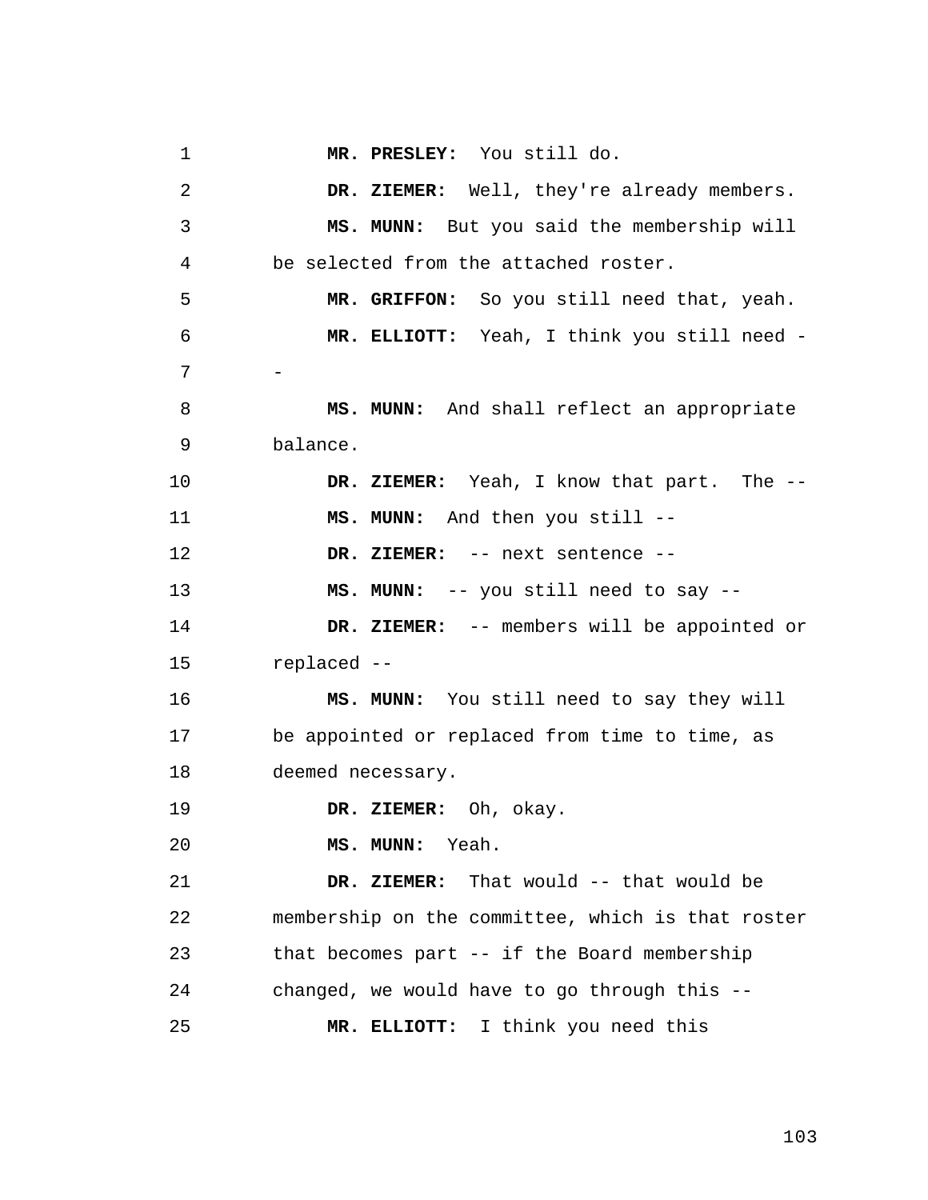**MR. PRESLEY:** You still do.

**DR. ZIEMER:** Well, they're already members.

**MS. MUNN:** But you said the membership will be selected from the attached roster.

**MR. GRIFFON:** So you still need that, yeah.

**MR. ELLIOTT:** Yeah, I think you still need --

**MS. MUNN:** And shall reflect an appropriate balance.

**DR. ZIEMER:** Yeah, I know that part. The --

**MS. MUNN:** And then you still --

**DR. ZIEMER:** -- next sentence --

**MS. MUNN:** -- you still need to say --

**DR. ZIEMER:** -- members will be appointed or replaced --

**MS. MUNN:** You still need to say they will be appointed or replaced from time to time, as deemed necessary.

**DR. ZIEMER:** Oh, okay.

**MS. MUNN:** Yeah.

**DR. ZIEMER:** That would -- that would be membership on the committee, which is that roster that becomes part -- if the Board membership changed, we would have to go through this --

**MR. ELLIOTT:** I think you need this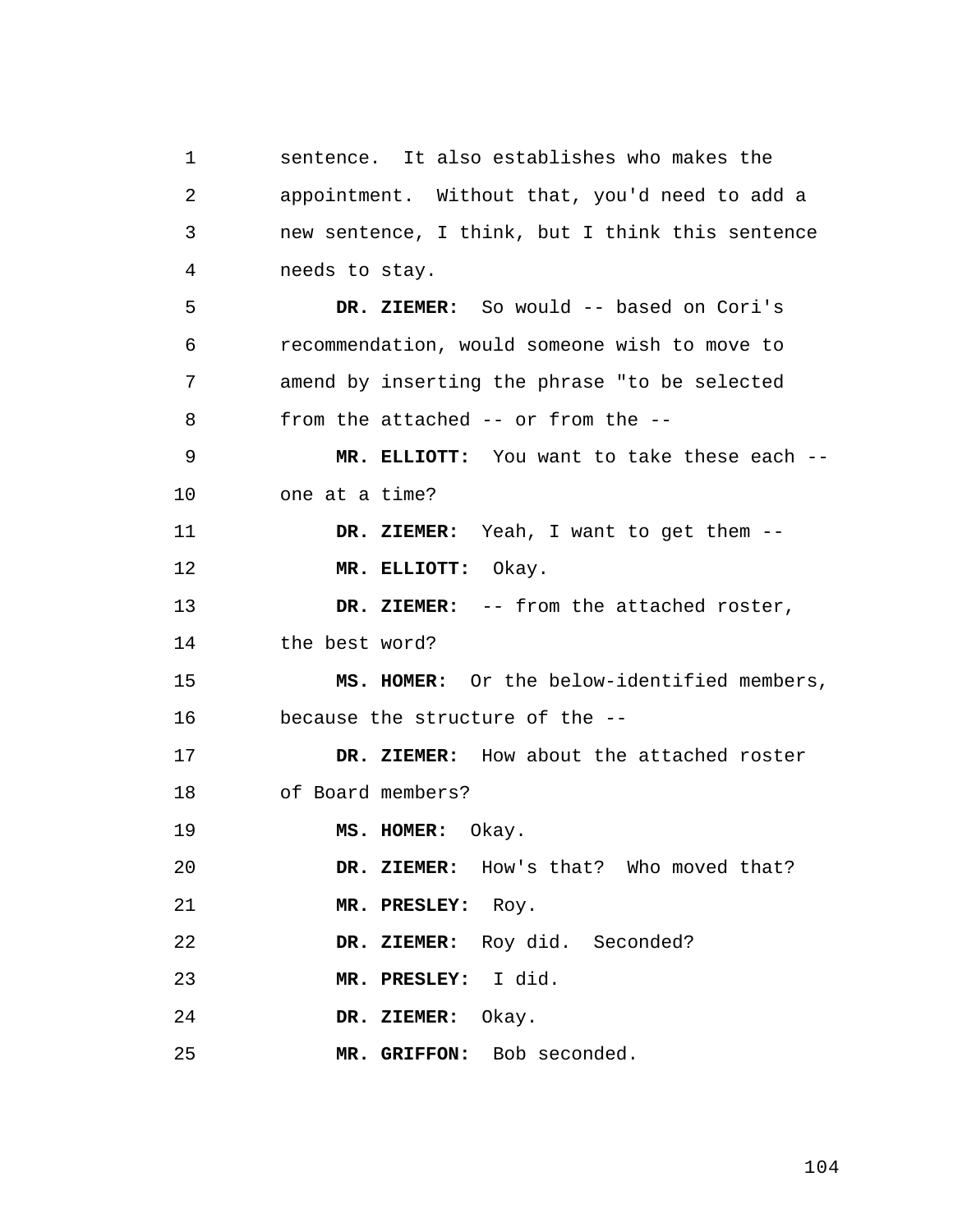sentence. It also establishes who makes the appointment. Without that, you'd need to add a new sentence, I think, but I think this sentence needs to stay.

**DR. ZIEMER:** So would -- based on Cori's recommendation, would someone wish to move to amend by inserting the phrase "to be selected from the attached -- or from the --

**MR. ELLIOTT:** You want to take these each -- one at a time?

**DR. ZIEMER:** Yeah, I want to get them --

**MR. ELLIOTT:** Okay.

**DR. ZIEMER:** -- from the attached roster, the best word?

**MS. HOMER:** Or the below-identified members, because the structure of the --

**DR. ZIEMER:** How about the attached roster of Board members?

**MS. HOMER:** Okay.

**DR. ZIEMER:** How's that? Who moved that?

**MR. PRESLEY:** Roy.

**DR. ZIEMER:** Roy did. Seconded?

**MR. PRESLEY:** I did.

**DR. ZIEMER:** Okay.

**MR. GRIFFON:** Bob seconded.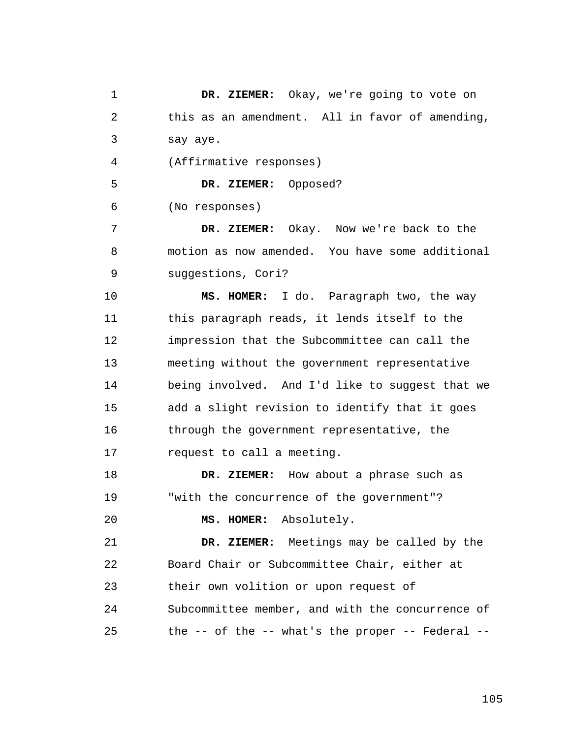**DR. ZIEMER:** Okay, we're going to vote on this as an amendment. All in favor of amending, say aye.

(Affirmative responses)

**DR. ZIEMER:** Opposed?

(No responses)

**DR. ZIEMER:** Okay. Now we're back to the motion as now amended. You have some additional suggestions, Cori?

**MS. HOMER:** I do. Paragraph two, the way this paragraph reads, it lends itself to the impression that the Subcommittee can call the meeting without the government representative being involved. And I'd like to suggest that we add a slight revision to identify that it goes through the government representative, the request to call a meeting.

**DR. ZIEMER:** How about a phrase such as "with the concurrence of the government"?

**MS. HOMER:** Absolutely.

**DR. ZIEMER:** Meetings may be called by the Board Chair or Subcommittee Chair, either at their own volition or upon request of Subcommittee member, and with the concurrence of the -- of the -- what's the proper -- Federal --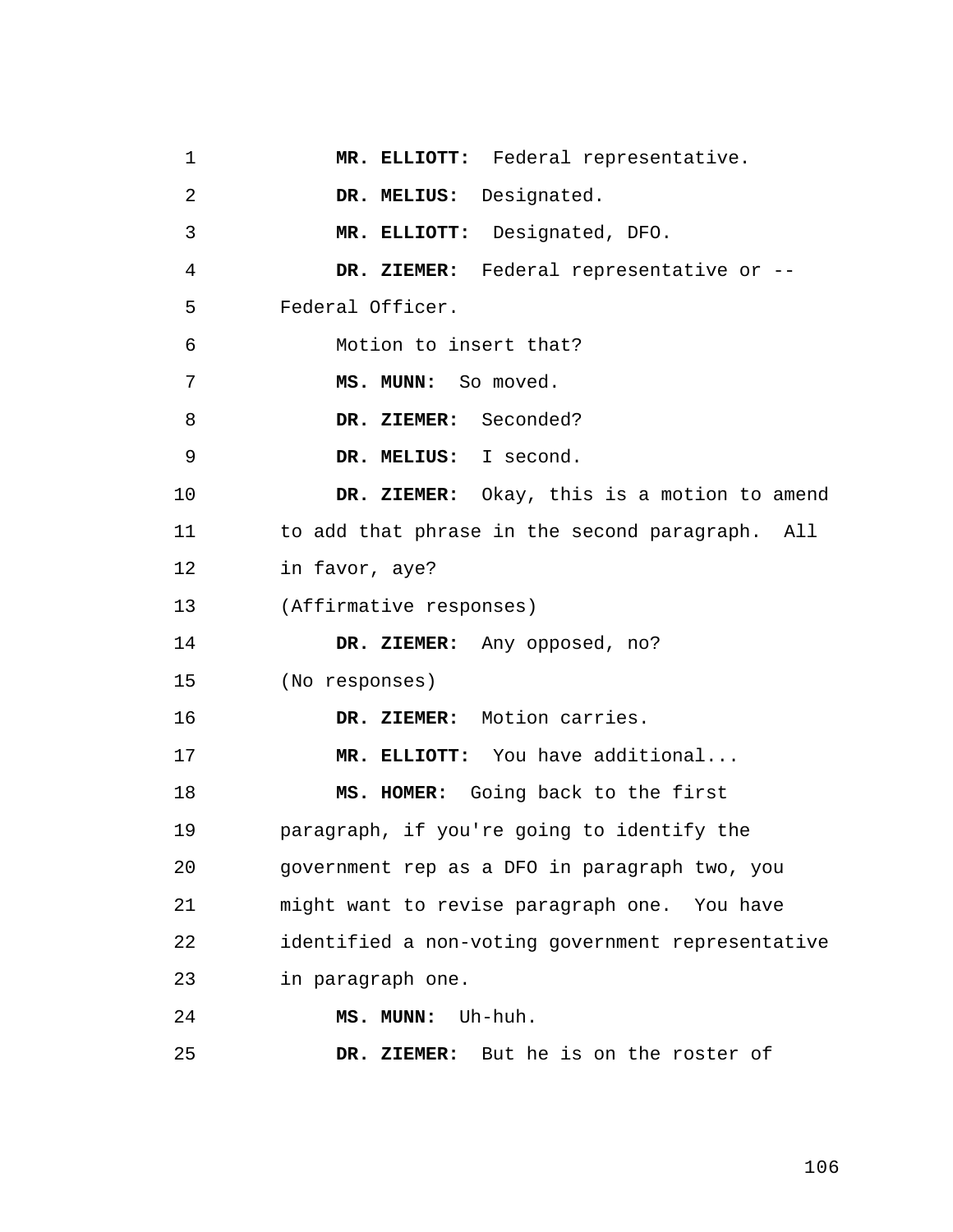**MR. ELLIOTT:** Federal representative.

**DR. MELIUS:** Designated.

**MR. ELLIOTT:** Designated, DFO.

**DR. ZIEMER:** Federal representative or -- Federal Officer.

Motion to insert that?

**MS. MUNN:** So moved.

**DR. ZIEMER:** Seconded?

**DR. MELIUS:** I second.

**DR. ZIEMER:** Okay, this is a motion to amend to add that phrase in the second paragraph. All in favor, aye?

(Affirmative responses)

**DR. ZIEMER:** Any opposed, no?

(No responses)

**DR. ZIEMER:** Motion carries.

**MR. ELLIOTT:** You have additional...

**MS. HOMER:** Going back to the first paragraph, if you're going to identify the government rep as a DFO in paragraph two, you might want to revise paragraph one. You have identified a non-voting government representative in paragraph one.

**MS. MUNN:** Uh-huh.

**DR. ZIEMER:** But he is on the roster of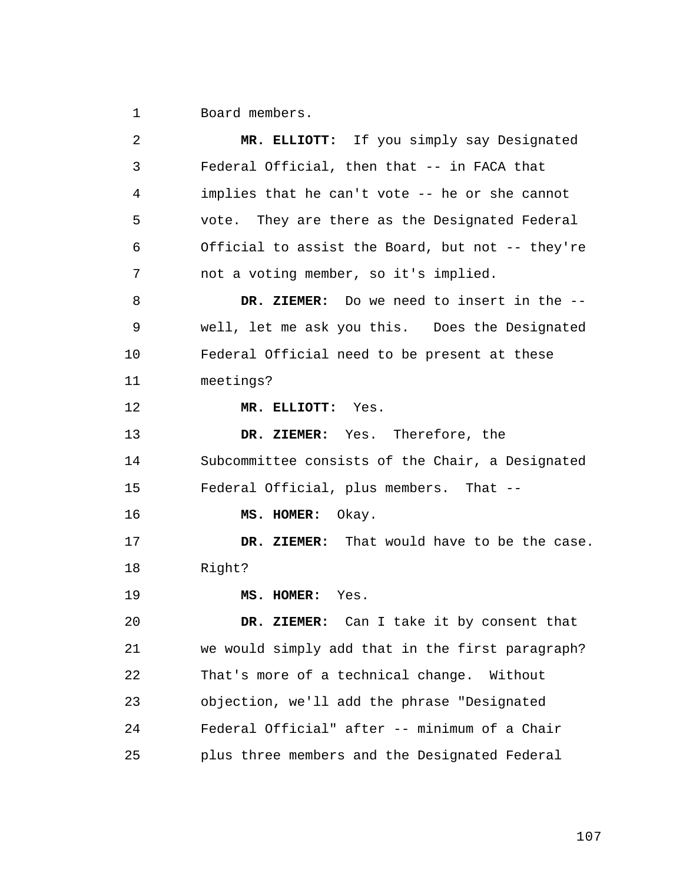Board members.

**MR. ELLIOTT:** If you simply say Designated Federal Official, then that -- in FACA that implies that he can't vote -- he or she cannot vote. They are there as the Designated Federal Official to assist the Board, but not -- they're not a voting member, so it's implied.

**DR. ZIEMER:** Do we need to insert in the -- well, let me ask you this. Does the Designated Federal Official need to be present at these meetings?

**MR. ELLIOTT:** Yes.

**DR. ZIEMER:** Yes. Therefore, the Subcommittee consists of the Chair, a Designated Federal Official, plus members. That --

**MS. HOMER:** Okay.

**DR. ZIEMER:** That would have to be the case. Right?

**MS. HOMER:** Yes.

**DR. ZIEMER:** Can I take it by consent that we would simply add that in the first paragraph? That's more of a technical change. Without objection, we'll add the phrase "Designated Federal Official" after -- minimum of a Chair plus three members and the Designated Federal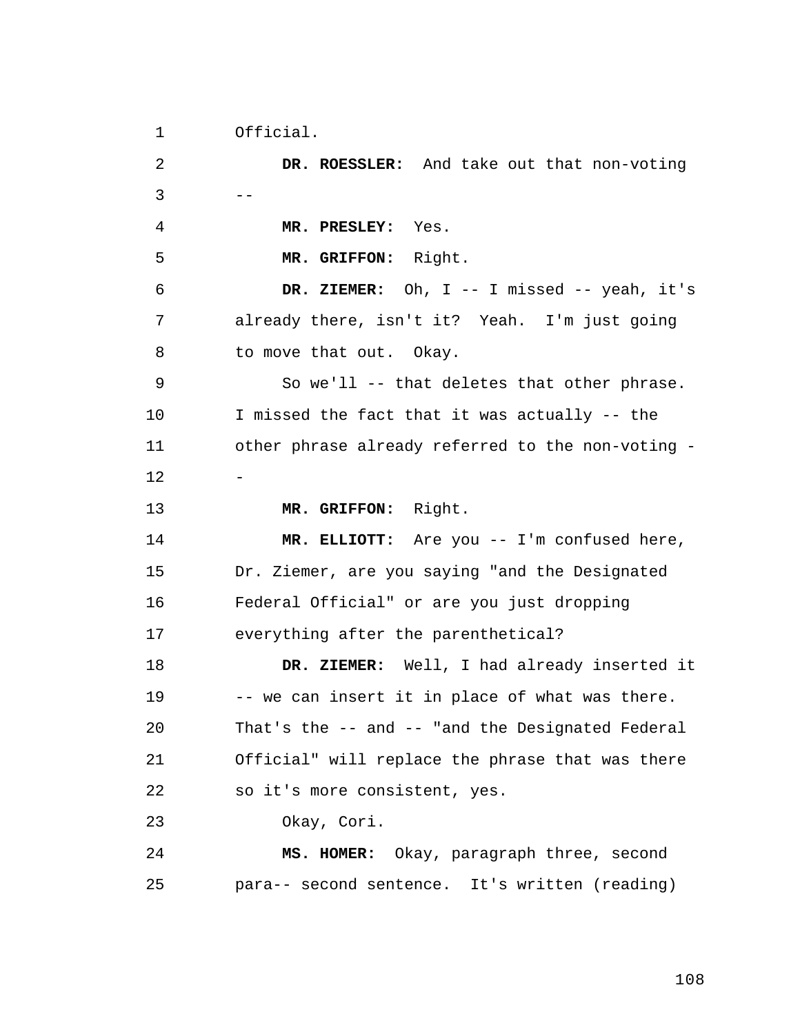Official.

**DR. ROESSLER:** And take out that non-voting --

**MR. PRESLEY:** Yes.

**MR. GRIFFON:** Right.

**DR. ZIEMER:** Oh, I -- I missed -- yeah, it's already there, isn't it? Yeah. I'm just going to move that out. Okay.

So we'll -- that deletes that other phrase. I missed the fact that it was actually -- the other phrase already referred to the non-voting --

**MR. GRIFFON:** Right.

**MR. ELLIOTT:** Are you -- I'm confused here, Dr. Ziemer, are you saying "and the Designated Federal Official" or are you just dropping everything after the parenthetical?

**DR. ZIEMER:** Well, I had already inserted it -- we can insert it in place of what was there. That's the -- and -- "and the Designated Federal Official" will replace the phrase that was there so it's more consistent, yes.

Okay, Cori.

**MS. HOMER:** Okay, paragraph three, second para-- second sentence. It's written (reading)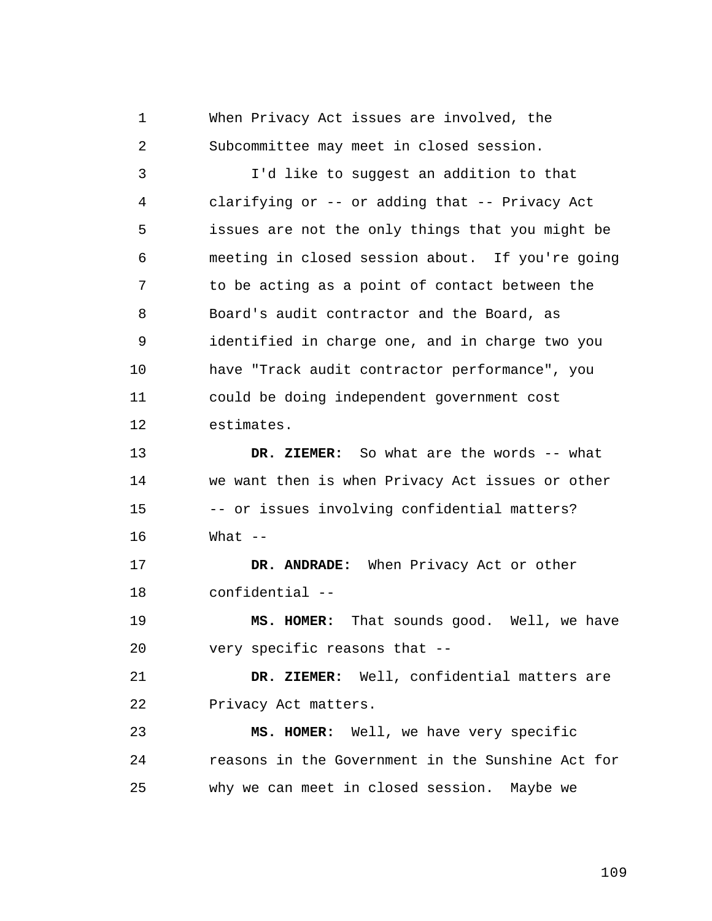When Privacy Act issues are involved, the Subcommittee may meet in closed session.

I'd like to suggest an addition to that clarifying or -- or adding that -- Privacy Act issues are not the only things that you might be meeting in closed session about. If you're going to be acting as a point of contact between the Board's audit contractor and the Board, as identified in charge one, and in charge two you have "Track audit contractor performance", you could be doing independent government cost estimates.

**DR. ZIEMER:** So what are the words -- what we want then is when Privacy Act issues or other -- or issues involving confidential matters? What --

**DR. ANDRADE:** When Privacy Act or other confidential --

**MS. HOMER:** That sounds good. Well, we have very specific reasons that --

**DR. ZIEMER:** Well, confidential matters are Privacy Act matters.

**MS. HOMER:** Well, we have very specific reasons in the Government in the Sunshine Act for why we can meet in closed session. Maybe we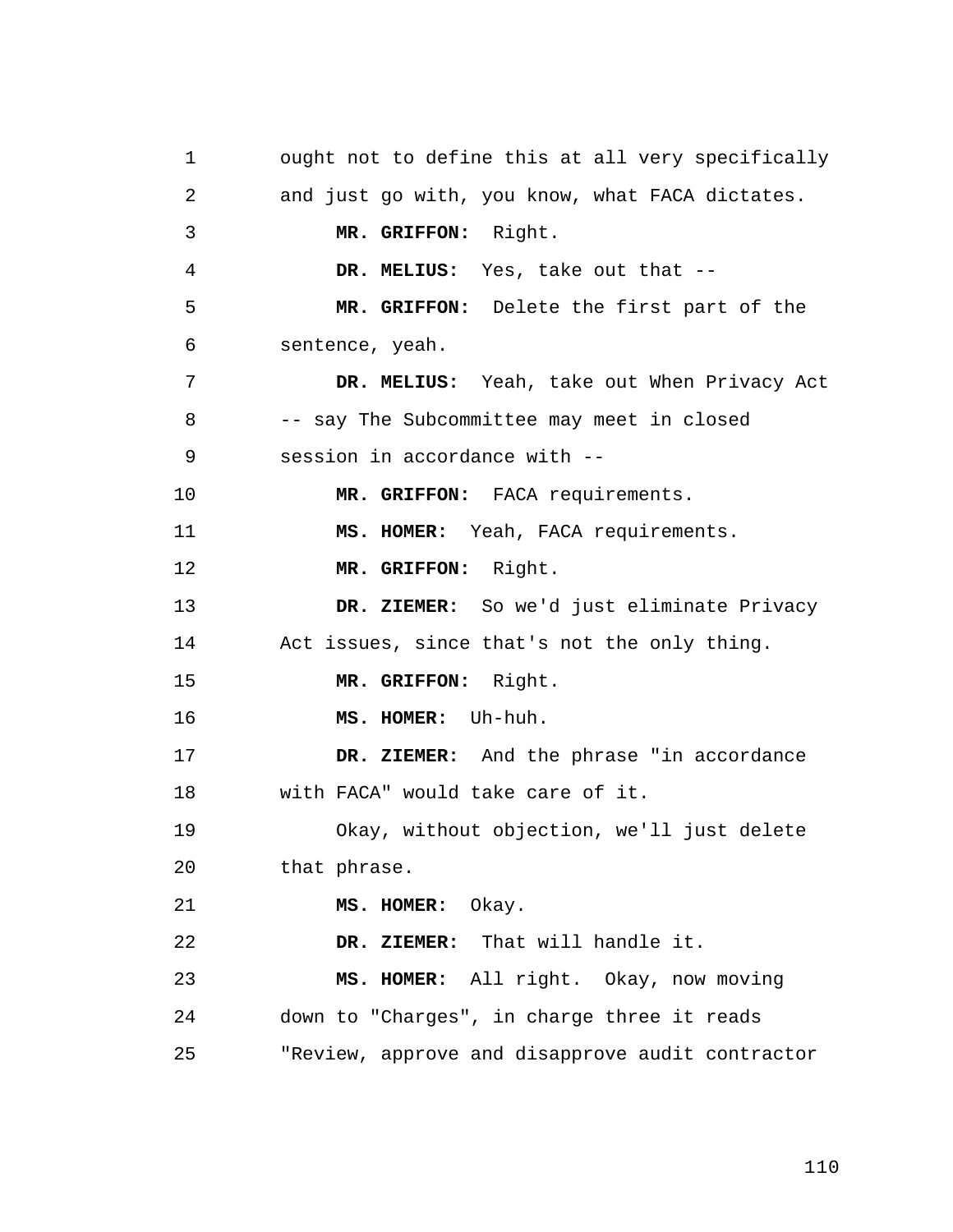ought not to define this at all very specifically and just go with, you know, what FACA dictates.

**MR. GRIFFON:** Right.

**DR. MELIUS:** Yes, take out that --

**MR. GRIFFON:** Delete the first part of the sentence, yeah.

**DR. MELIUS:** Yeah, take out When Privacy Act -- say The Subcommittee may meet in closed session in accordance with --

**MR. GRIFFON:** FACA requirements.

**MS. HOMER:** Yeah, FACA requirements.

**MR. GRIFFON:** Right.

**DR. ZIEMER:** So we'd just eliminate Privacy Act issues, since that's not the only thing.

**MR. GRIFFON:** Right.

**MS. HOMER:** Uh-huh.

**DR. ZIEMER:** And the phrase "in accordance with FACA" would take care of it.

Okay, without objection, we'll just delete that phrase.

**MS. HOMER:** Okay.

**DR. ZIEMER:** That will handle it.

**MS. HOMER:** All right. Okay, now moving down to "Charges", in charge three it reads "Review, approve and disapprove audit contractor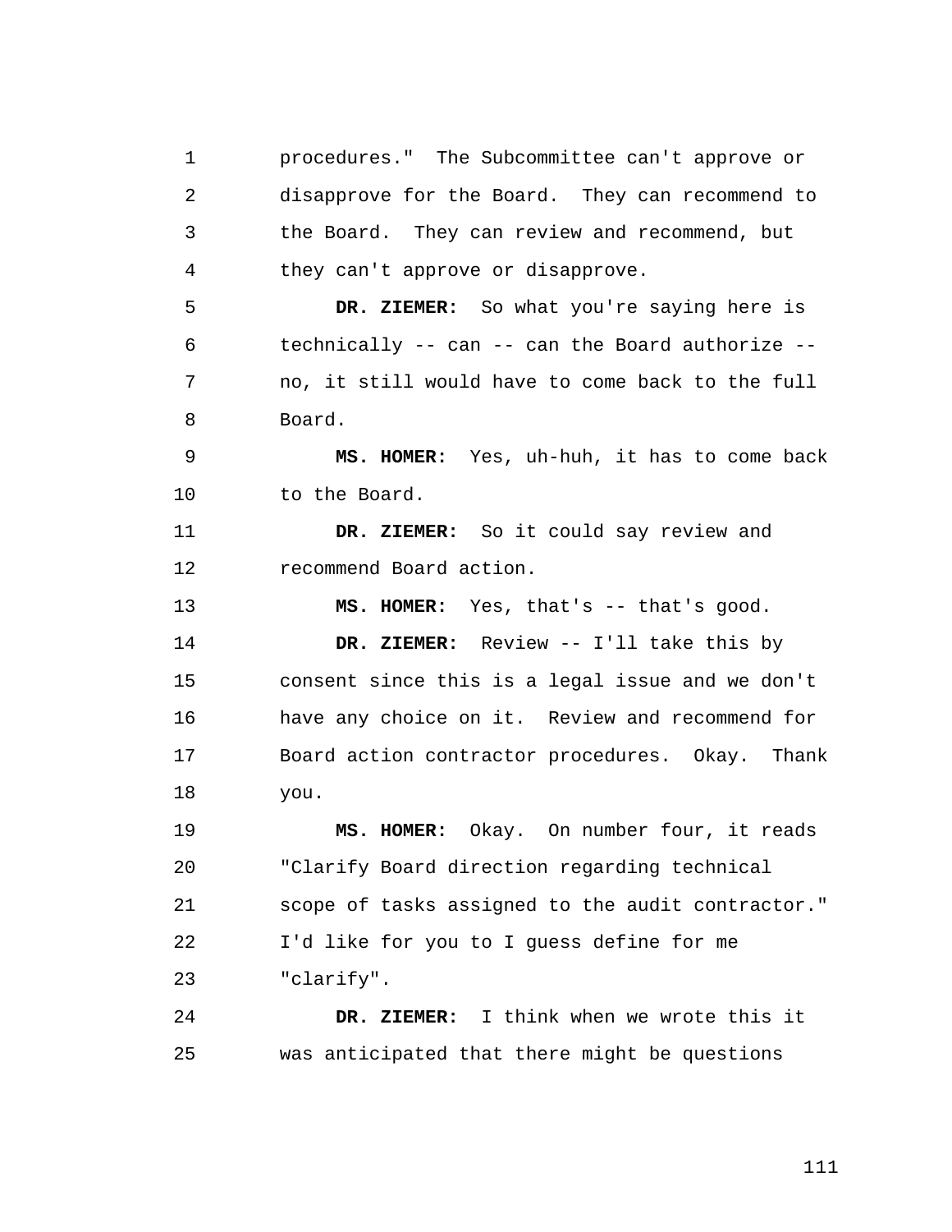procedures." The Subcommittee can't approve or disapprove for the Board. They can recommend to the Board. They can review and recommend, but they can't approve or disapprove.

**DR. ZIEMER:** So what you're saying here is technically -- can -- can the Board authorize -- no, it still would have to come back to the full Board.

**MS. HOMER:** Yes, uh-huh, it has to come back to the Board.

**DR. ZIEMER:** So it could say review and recommend Board action.

**MS. HOMER:** Yes, that's -- that's good.

**DR. ZIEMER:** Review -- I'll take this by consent since this is a legal issue and we don't have any choice on it. Review and recommend for Board action contractor procedures. Okay. Thank you.

**MS. HOMER:** Okay. On number four, it reads "Clarify Board direction regarding technical scope of tasks assigned to the audit contractor." I'd like for you to I guess define for me "clarify".

**DR. ZIEMER:** I think when we wrote this it was anticipated that there might be questions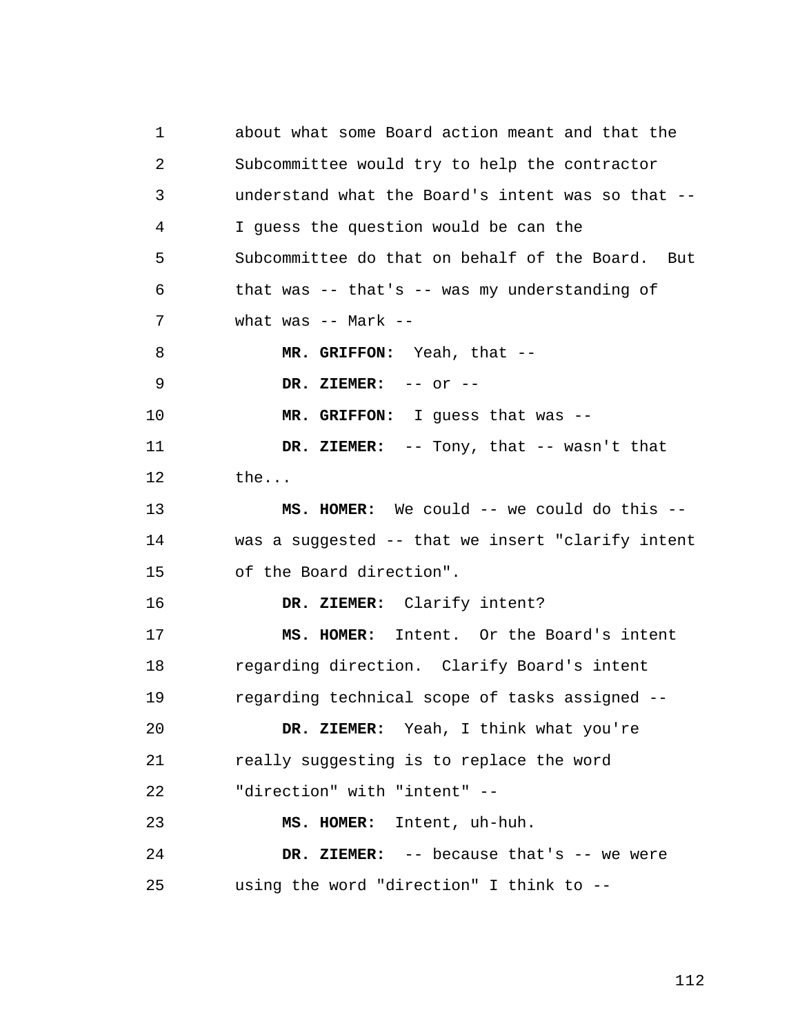about what some Board action meant and that the Subcommittee would try to help the contractor understand what the Board's intent was so that -- I guess the question would be can the Subcommittee do that on behalf of the Board. But that was -- that's -- was my understanding of what was -- Mark --

**MR. GRIFFON:** Yeah, that --

**DR. ZIEMER:** -- or --

**MR. GRIFFON:** I guess that was --

**DR. ZIEMER:** -- Tony, that -- wasn't that the...

**MS. HOMER:** We could -- we could do this -- was a suggested -- that we insert "clarify intent of the Board direction".

**DR. ZIEMER:** Clarify intent?

**MS. HOMER:** Intent. Or the Board's intent regarding direction. Clarify Board's intent regarding technical scope of tasks assigned --

**DR. ZIEMER:** Yeah, I think what you're really suggesting is to replace the word "direction" with "intent" --

**MS. HOMER:** Intent, uh-huh.

**DR. ZIEMER:** -- because that's -- we were using the word "direction" I think to --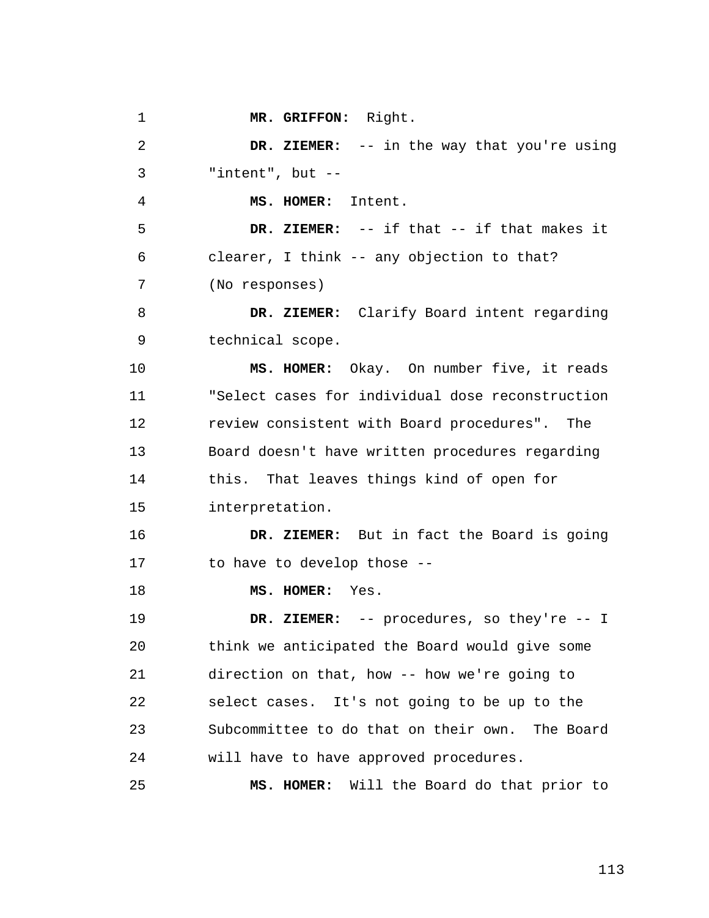**MR. GRIFFON:** Right.

**DR. ZIEMER:** -- in the way that you're using "intent", but --

**MS. HOMER:** Intent.

**DR. ZIEMER:** -- if that -- if that makes it clearer, I think -- any objection to that?

(No responses)

**DR. ZIEMER:** Clarify Board intent regarding technical scope.

**MS. HOMER:** Okay. On number five, it reads "Select cases for individual dose reconstruction review consistent with Board procedures". The Board doesn't have written procedures regarding this. That leaves things kind of open for interpretation.

**DR. ZIEMER:** But in fact the Board is going to have to develop those --

**MS. HOMER:** Yes.

**DR. ZIEMER:** -- procedures, so they're -- I think we anticipated the Board would give some direction on that, how -- how we're going to select cases. It's not going to be up to the Subcommittee to do that on their own. The Board will have to have approved procedures.

**MS. HOMER:** Will the Board do that prior to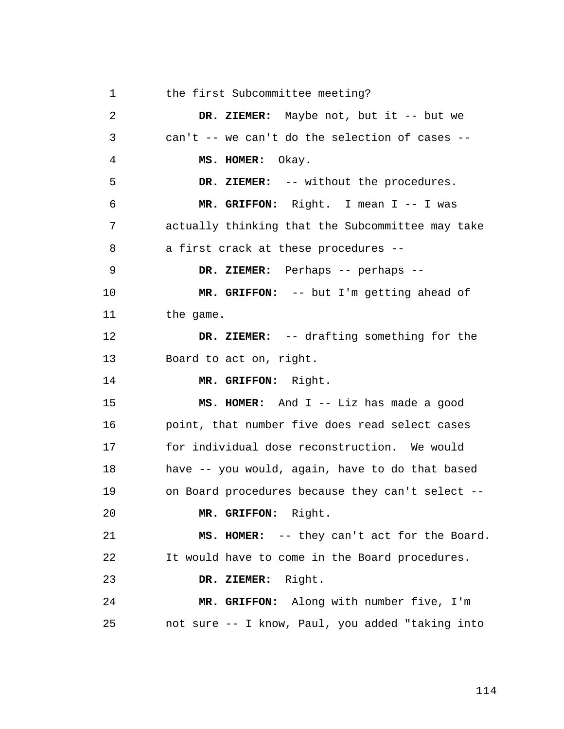the first Subcommittee meeting?

**DR. ZIEMER:** Maybe not, but it -- but we can't -- we can't do the selection of cases --

**MS. HOMER:** Okay.

**DR. ZIEMER:** -- without the procedures.

**MR. GRIFFON:** Right. I mean I -- I was actually thinking that the Subcommittee may take a first crack at these procedures --

**DR. ZIEMER:** Perhaps -- perhaps --

**MR. GRIFFON:** -- but I'm getting ahead of the game.

**DR. ZIEMER:** -- drafting something for the Board to act on, right.

**MR. GRIFFON:** Right.

**MS. HOMER:** And I -- Liz has made a good point, that number five does read select cases for individual dose reconstruction. We would have -- you would, again, have to do that based on Board procedures because they can't select --

**MR. GRIFFON:** Right.

**MS. HOMER:** -- they can't act for the Board. It would have to come in the Board procedures.

**DR. ZIEMER:** Right.

**MR. GRIFFON:** Along with number five, I'm not sure -- I know, Paul, you added "taking into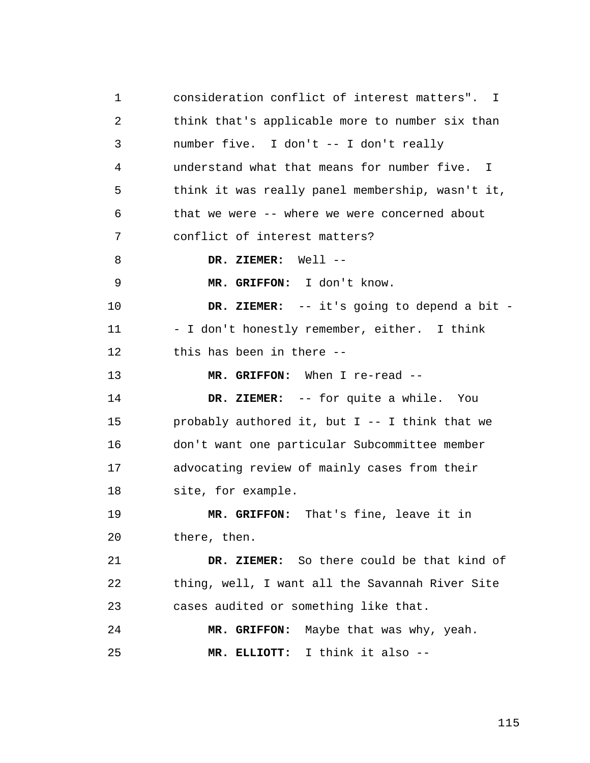consideration conflict of interest matters". I think that's applicable more to number six than number five. I don't -- I don't really understand what that means for number five. I think it was really panel membership, wasn't it, that we were -- where we were concerned about conflict of interest matters?

**DR. ZIEMER:** Well --

**MR. GRIFFON:** I don't know.

**DR. ZIEMER:** -- it's going to depend a bit -- I don't honestly remember, either. I think this has been in there --

**MR. GRIFFON:** When I re-read --

**DR. ZIEMER:** -- for quite a while. You probably authored it, but I -- I think that we don't want one particular Subcommittee member advocating review of mainly cases from their site, for example.

**MR. GRIFFON:** That's fine, leave it in there, then.

**DR. ZIEMER:** So there could be that kind of thing, well, I want all the Savannah River Site cases audited or something like that.

**MR. GRIFFON:** Maybe that was why, yeah.

**MR. ELLIOTT:** I think it also --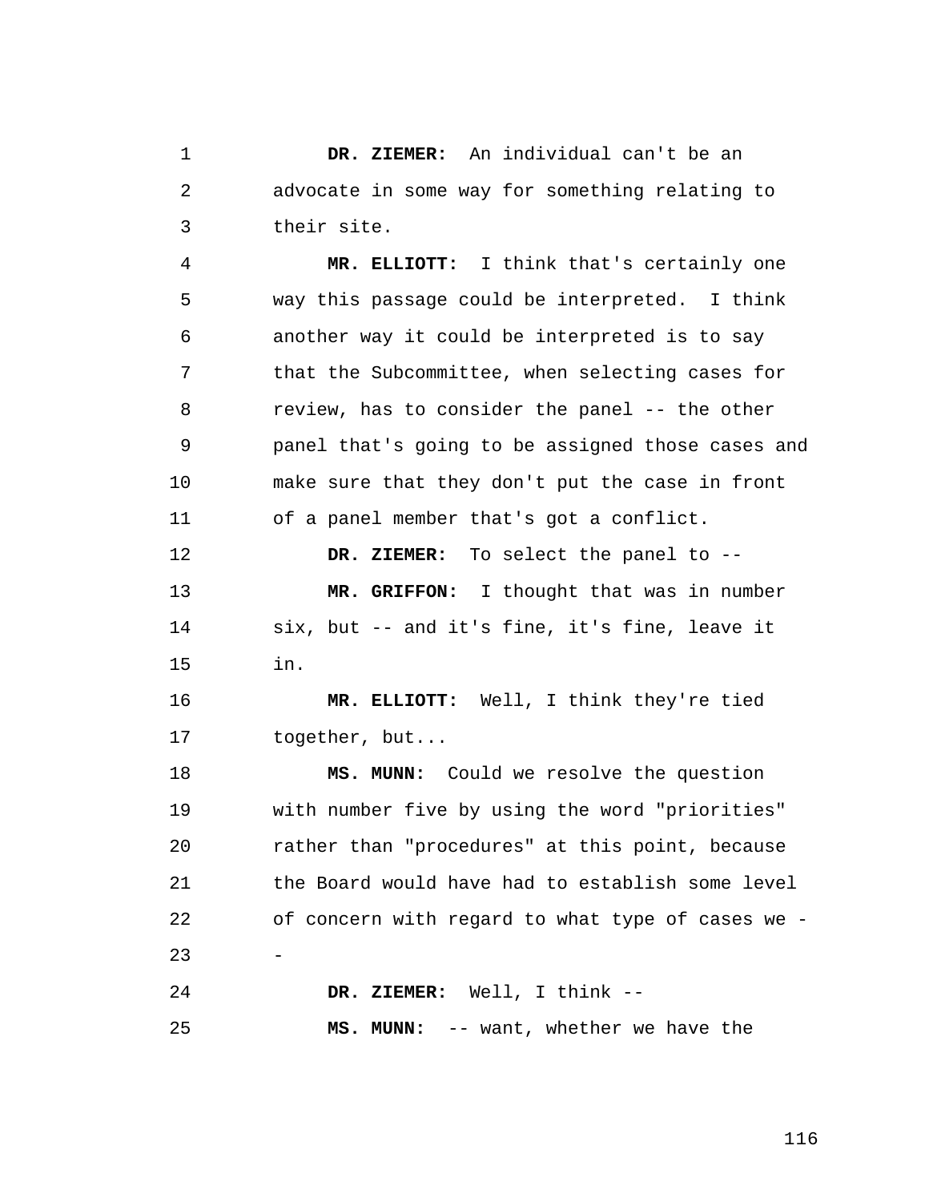**DR. ZIEMER:** An individual can't be an advocate in some way for something relating to their site.

**MR. ELLIOTT:** I think that's certainly one way this passage could be interpreted. I think another way it could be interpreted is to say that the Subcommittee, when selecting cases for review, has to consider the panel -- the other panel that's going to be assigned those cases and make sure that they don't put the case in front of a panel member that's got a conflict.

**DR. ZIEMER:** To select the panel to --

**MR. GRIFFON:** I thought that was in number six, but -- and it's fine, it's fine, leave it in.

**MR. ELLIOTT:** Well, I think they're tied together, but...

**MS. MUNN:** Could we resolve the question with number five by using the word "priorities" rather than "procedures" at this point, because the Board would have had to establish some level of concern with regard to what type of cases we --

**DR. ZIEMER:** Well, I think --

**MS. MUNN:** -- want, whether we have the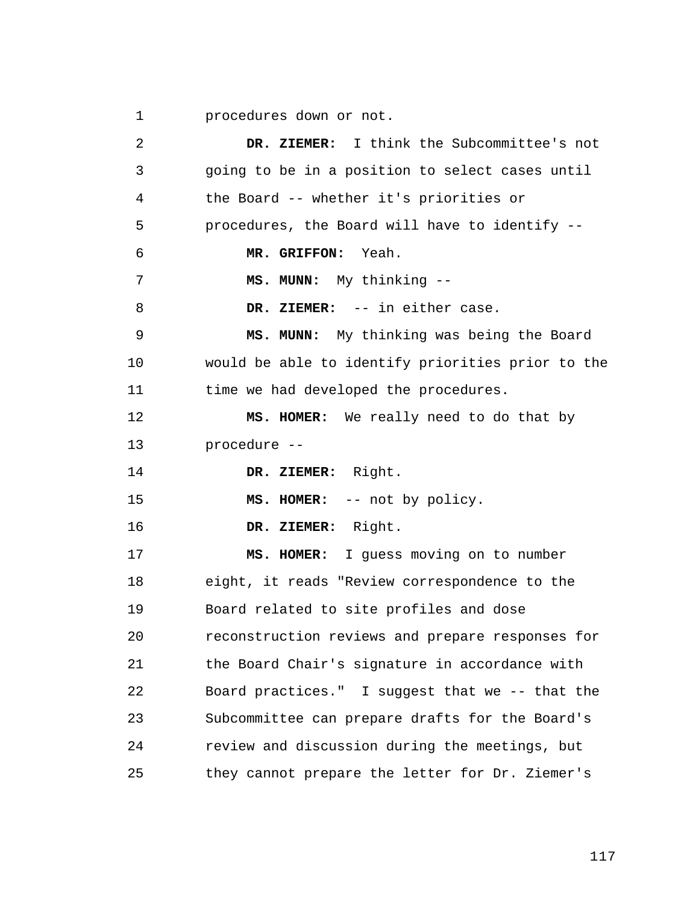procedures down or not.

**DR. ZIEMER:** I think the Subcommittee's not going to be in a position to select cases until the Board -- whether it's priorities or procedures, the Board will have to identify --

**MR. GRIFFON:** Yeah.

**MS. MUNN:** My thinking --

**DR. ZIEMER:** -- in either case.

**MS. MUNN:** My thinking was being the Board would be able to identify priorities prior to the time we had developed the procedures.

**MS. HOMER:** We really need to do that by procedure --

**DR. ZIEMER:** Right.

**MS. HOMER:** -- not by policy.

**DR. ZIEMER:** Right.

**MS. HOMER:** I guess moving on to number eight, it reads "Review correspondence to the Board related to site profiles and dose reconstruction reviews and prepare responses for the Board Chair's signature in accordance with Board practices." I suggest that we -- that the Subcommittee can prepare drafts for the Board's review and discussion during the meetings, but they cannot prepare the letter for Dr. Ziemer's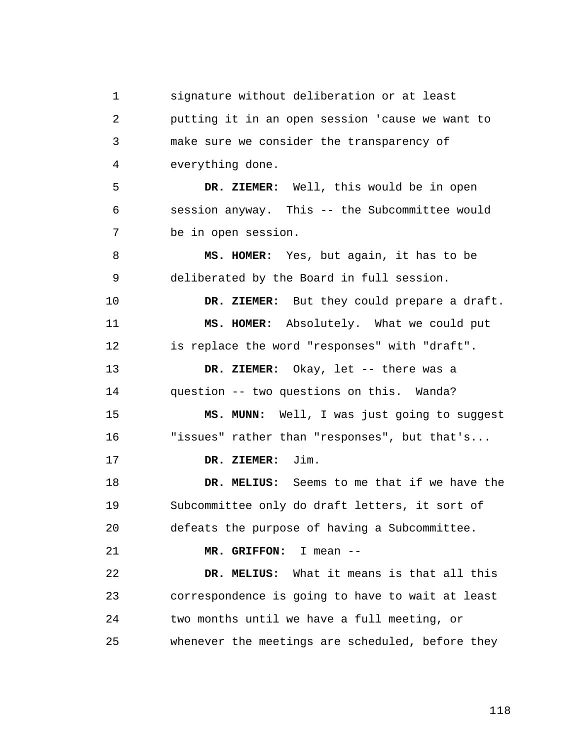signature without deliberation or at least putting it in an open session 'cause we want to make sure we consider the transparency of everything done.

**DR. ZIEMER:** Well, this would be in open session anyway. This -- the Subcommittee would be in open session.

**MS. HOMER:** Yes, but again, it has to be deliberated by the Board in full session.

**DR. ZIEMER:** But they could prepare a draft.

**MS. HOMER:** Absolutely. What we could put is replace the word "responses" with "draft".

**DR. ZIEMER:** Okay, let -- there was a question -- two questions on this. Wanda?

**MS. MUNN:** Well, I was just going to suggest "issues" rather than "responses", but that's...

**DR. ZIEMER:** Jim.

**DR. MELIUS:** Seems to me that if we have the Subcommittee only do draft letters, it sort of defeats the purpose of having a Subcommittee.

**MR. GRIFFON:** I mean --

**DR. MELIUS:** What it means is that all this correspondence is going to have to wait at least two months until we have a full meeting, or whenever the meetings are scheduled, before they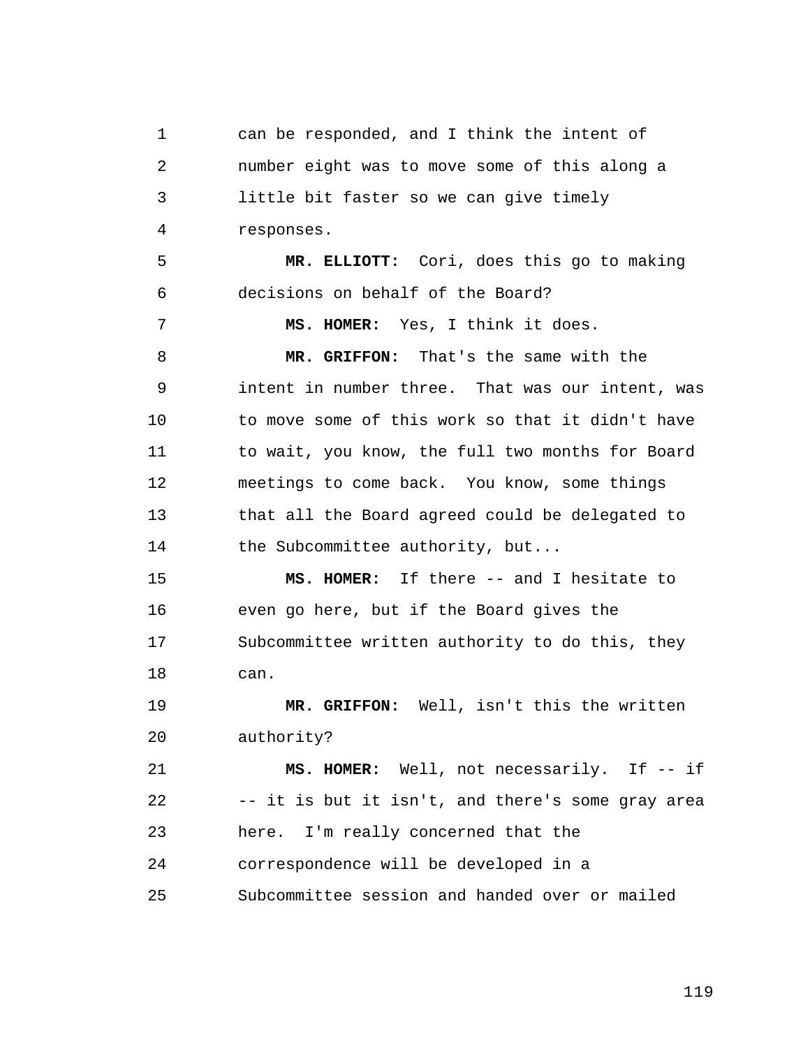can be responded, and I think the intent of number eight was to move some of this along a little bit faster so we can give timely responses.

**MR. ELLIOTT:** Cori, does this go to making decisions on behalf of the Board?

**MS. HOMER:** Yes, I think it does.

**MR. GRIFFON:** That's the same with the intent in number three. That was our intent, was to move some of this work so that it didn't have to wait, you know, the full two months for Board meetings to come back. You know, some things that all the Board agreed could be delegated to the Subcommittee authority, but...

**MS. HOMER:** If there -- and I hesitate to even go here, but if the Board gives the Subcommittee written authority to do this, they can.

**MR. GRIFFON:** Well, isn't this the written authority?

**MS. HOMER:** Well, not necessarily. If -- if -- it is but it isn't, and there's some gray area here. I'm really concerned that the correspondence will be developed in a Subcommittee session and handed over or mailed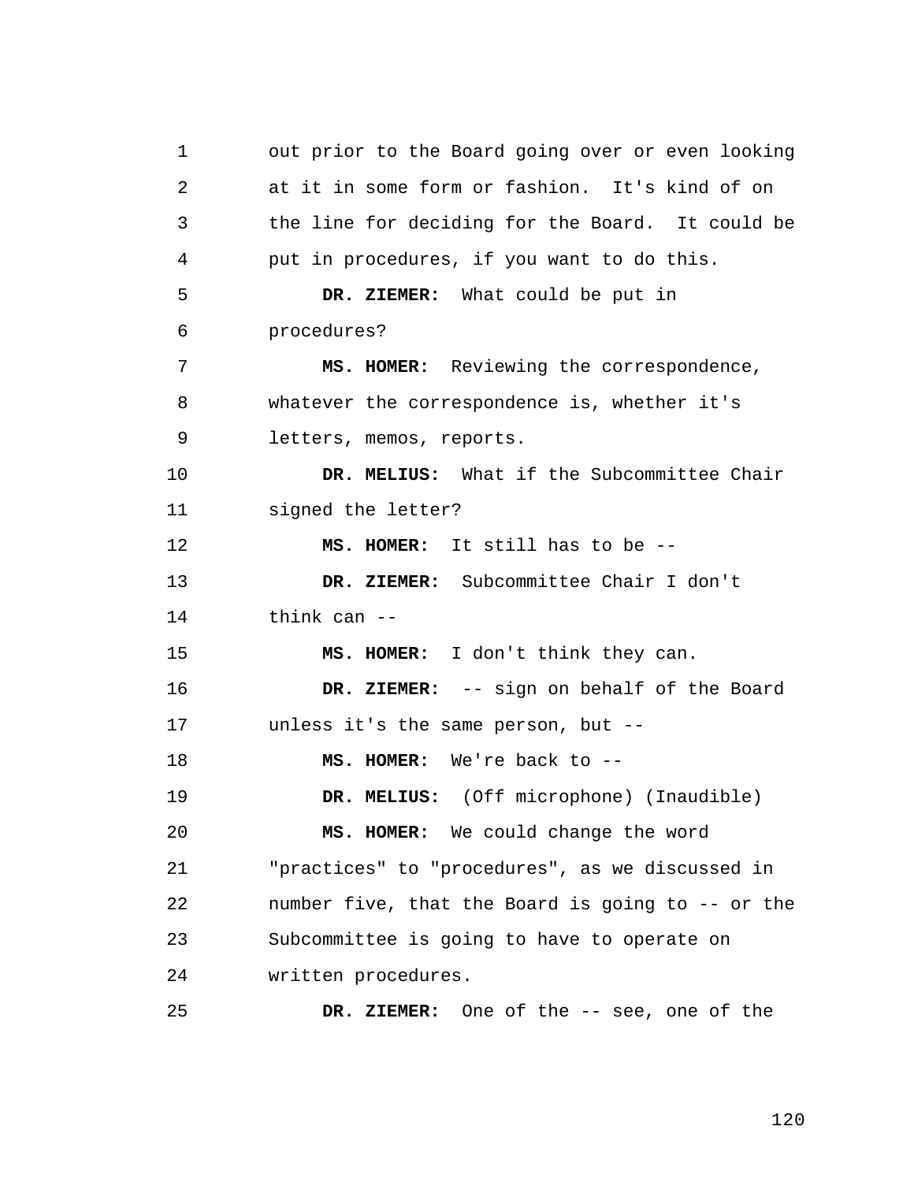out prior to the Board going over or even looking at it in some form or fashion. It's kind of on the line for deciding for the Board. It could be put in procedures, if you want to do this.

**DR. ZIEMER:** What could be put in procedures?

**MS. HOMER:** Reviewing the correspondence, whatever the correspondence is, whether it's letters, memos, reports.

**DR. MELIUS:** What if the Subcommittee Chair signed the letter?

**MS. HOMER:** It still has to be --

**DR. ZIEMER:** Subcommittee Chair I don't think can --

**MS. HOMER:** I don't think they can.

**DR. ZIEMER:** -- sign on behalf of the Board unless it's the same person, but --

**MS. HOMER:** We're back to --

**DR. MELIUS:** (Off microphone) (Inaudible)

**MS. HOMER:** We could change the word "practices" to "procedures", as we discussed in number five, that the Board is going to -- or the Subcommittee is going to have to operate on written procedures.

**DR. ZIEMER:** One of the -- see, one of the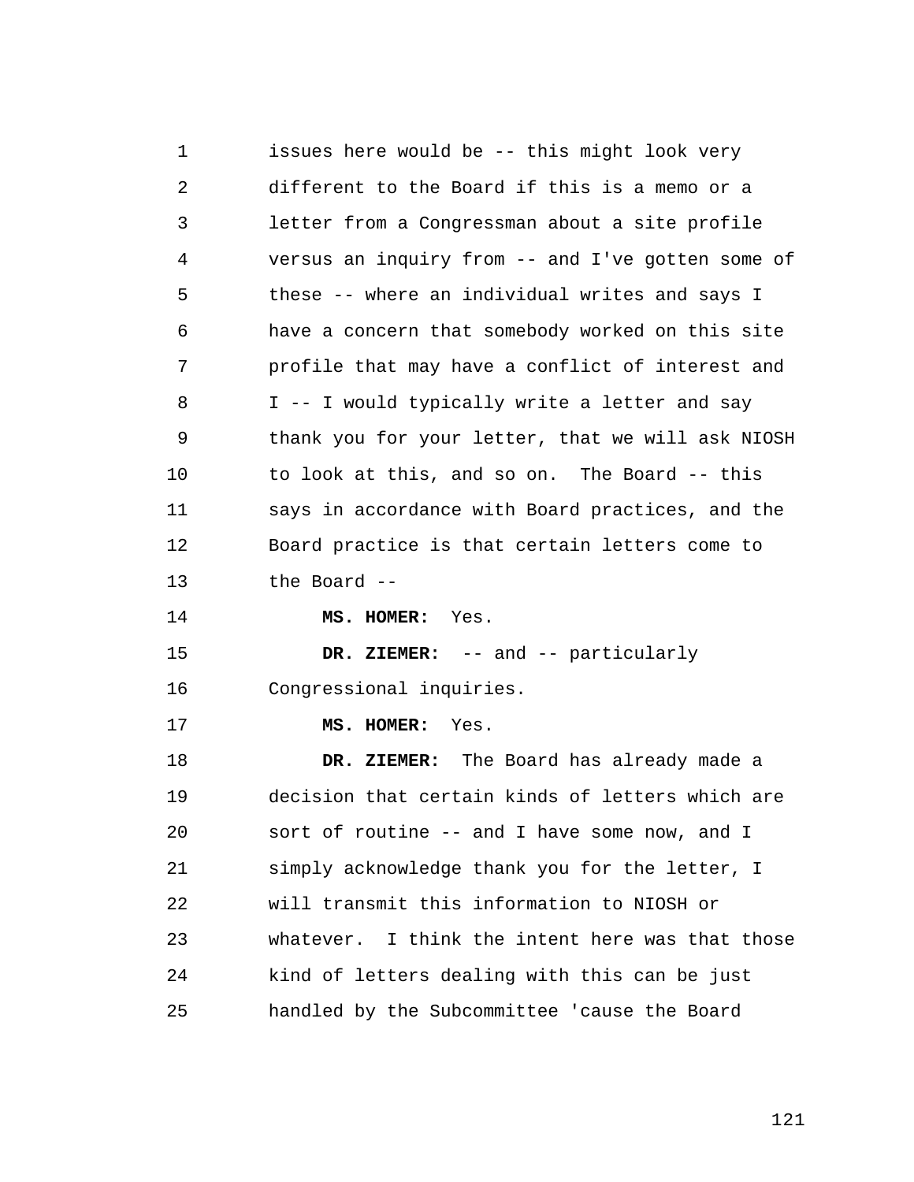issues here would be -- this might look very different to the Board if this is a memo or a letter from a Congressman about a site profile versus an inquiry from -- and I've gotten some of these -- where an individual writes and says I have a concern that somebody worked on this site profile that may have a conflict of interest and I -- I would typically write a letter and say thank you for your letter, that we will ask NIOSH to look at this, and so on. The Board -- this says in accordance with Board practices, and the Board practice is that certain letters come to the Board --

**MS. HOMER:** Yes.

**DR. ZIEMER:** -- and -- particularly Congressional inquiries.

**MS. HOMER:** Yes.

**DR. ZIEMER:** The Board has already made a decision that certain kinds of letters which are sort of routine -- and I have some now, and I simply acknowledge thank you for the letter, I will transmit this information to NIOSH or whatever. I think the intent here was that those kind of letters dealing with this can be just handled by the Subcommittee 'cause the Board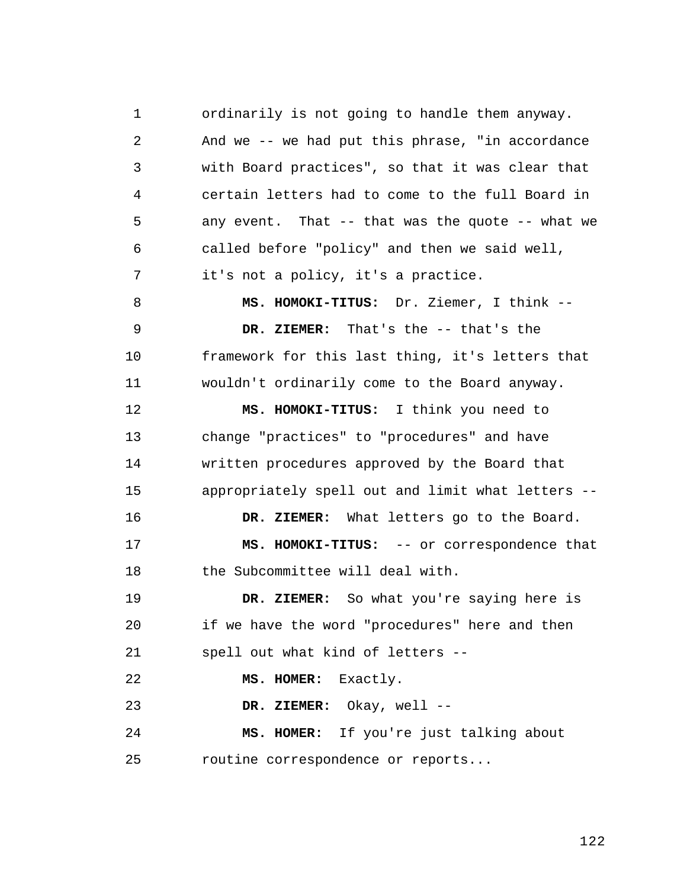ordinarily is not going to handle them anyway. And we -- we had put this phrase, "in accordance with Board practices", so that it was clear that certain letters had to come to the full Board in any event. That -- that was the quote -- what we called before "policy" and then we said well, it's not a policy, it's a practice.

**MS. HOMOKI-TITUS:** Dr. Ziemer, I think --

**DR. ZIEMER:** That's the -- that's the framework for this last thing, it's letters that wouldn't ordinarily come to the Board anyway.

**MS. HOMOKI-TITUS:** I think you need to change "practices" to "procedures" and have written procedures approved by the Board that appropriately spell out and limit what letters --

**DR. ZIEMER:** What letters go to the Board.

**MS. HOMOKI-TITUS:** -- or correspondence that the Subcommittee will deal with.

**DR. ZIEMER:** So what you're saying here is if we have the word "procedures" here and then spell out what kind of letters --

**MS. HOMER:** Exactly.

**DR. ZIEMER:** Okay, well --

**MS. HOMER:** If you're just talking about routine correspondence or reports...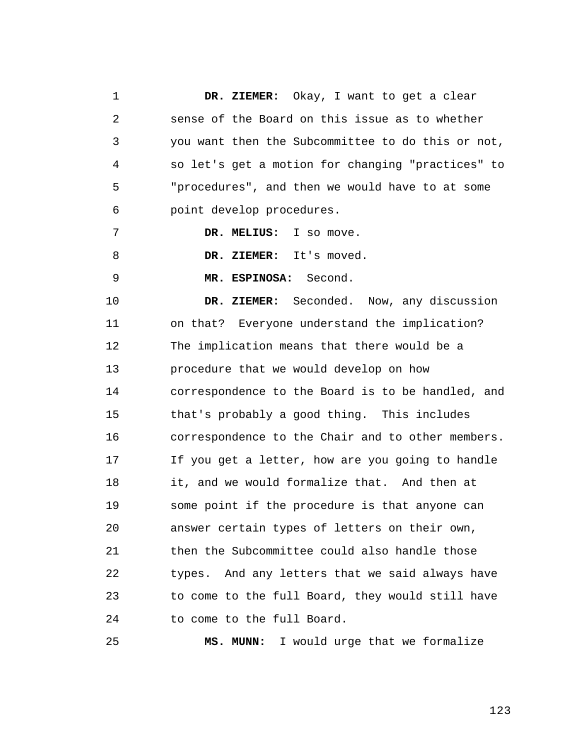**DR. ZIEMER:** Okay, I want to get a clear sense of the Board on this issue as to whether you want then the Subcommittee to do this or not, so let's get a motion for changing "practices" to "procedures", and then we would have to at some point develop procedures.

**DR. MELIUS:** I so move.

**DR. ZIEMER:** It's moved.

**MR. ESPINOSA:** Second.

**DR. ZIEMER:** Seconded. Now, any discussion on that? Everyone understand the implication? The implication means that there would be a procedure that we would develop on how correspondence to the Board is to be handled, and that's probably a good thing. This includes correspondence to the Chair and to other members. If you get a letter, how are you going to handle it, and we would formalize that. And then at some point if the procedure is that anyone can answer certain types of letters on their own, then the Subcommittee could also handle those types. And any letters that we said always have to come to the full Board, they would still have to come to the full Board.

**MS. MUNN:** I would urge that we formalize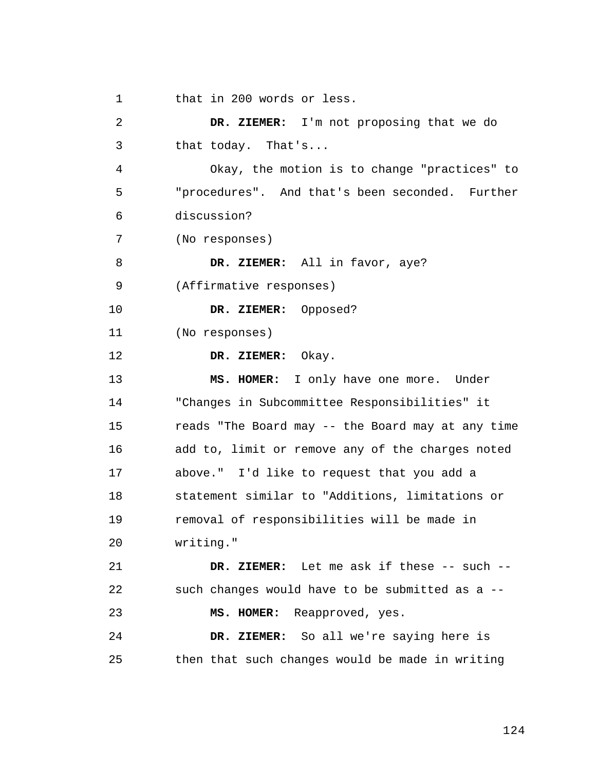that in 200 words or less.

**DR. ZIEMER:** I'm not proposing that we do that today. That's...

Okay, the motion is to change "practices" to "procedures". And that's been seconded. Further discussion?

(No responses)

**DR. ZIEMER:** All in favor, aye?

(Affirmative responses)

**DR. ZIEMER:** Opposed?

(No responses)

**DR. ZIEMER:** Okay.

**MS. HOMER:** I only have one more. Under "Changes in Subcommittee Responsibilities" it reads "The Board may -- the Board may at any time add to, limit or remove any of the charges noted above." I'd like to request that you add a statement similar to "Additions, limitations or removal of responsibilities will be made in writing."

**DR. ZIEMER:** Let me ask if these -- such -- such changes would have to be submitted as a --

**MS. HOMER:** Reapproved, yes.

**DR. ZIEMER:** So all we're saying here is then that such changes would be made in writing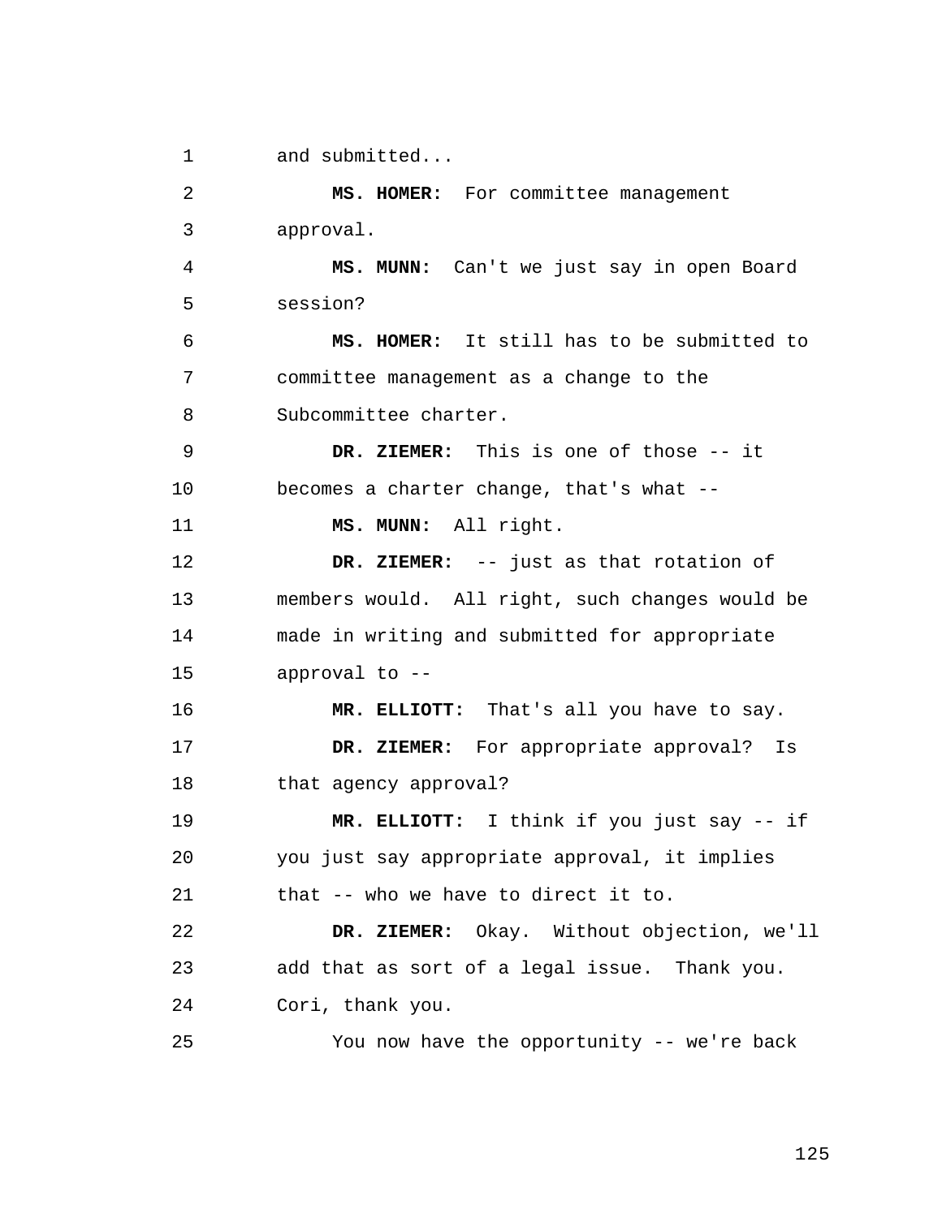and submitted...

**MS. HOMER:** For committee management approval.

**MS. MUNN:** Can't we just say in open Board session?

**MS. HOMER:** It still has to be submitted to committee management as a change to the Subcommittee charter.

**DR. ZIEMER:** This is one of those -- it becomes a charter change, that's what --

**MS. MUNN:** All right.

**DR. ZIEMER:** -- just as that rotation of members would. All right, such changes would be made in writing and submitted for appropriate approval to --

**MR. ELLIOTT:** That's all you have to say.

**DR. ZIEMER:** For appropriate approval? Is that agency approval?

**MR. ELLIOTT:** I think if you just say -- if you just say appropriate approval, it implies that -- who we have to direct it to.

**DR. ZIEMER:** Okay. Without objection, we'll add that as sort of a legal issue. Thank you. Cori, thank you.

You now have the opportunity -- we're back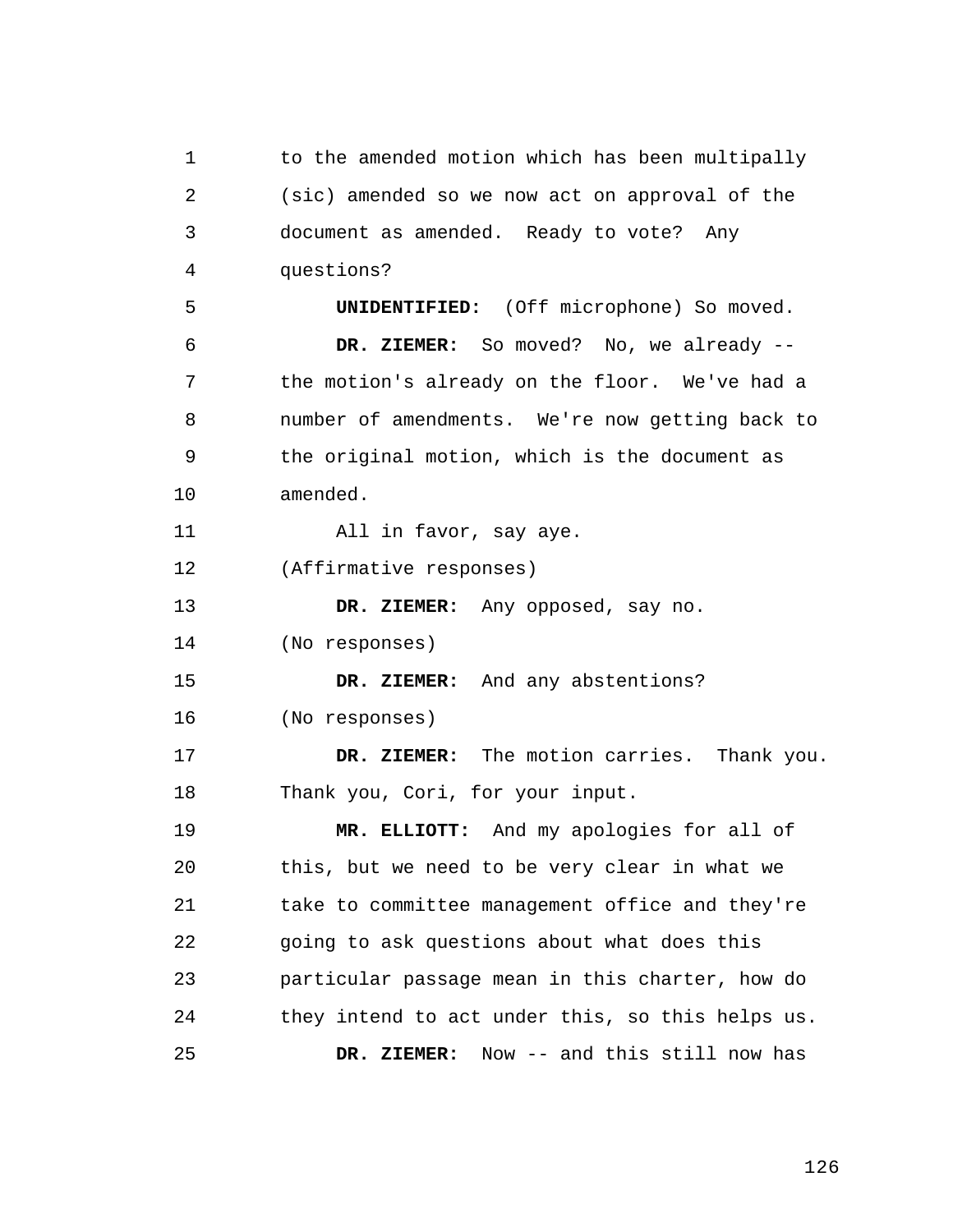to the amended motion which has been multipally (sic) amended so we now act on approval of the document as amended. Ready to vote? Any questions?

**UNIDENTIFIED:** (Off microphone) So moved.

**DR. ZIEMER:** So moved? No, we already -- the motion's already on the floor. We've had a number of amendments. We're now getting back to the original motion, which is the document as amended.

All in favor, say aye.

(Affirmative responses)

**DR. ZIEMER:** Any opposed, say no.

(No responses)

**DR. ZIEMER:** And any abstentions?

(No responses)

**DR. ZIEMER:** The motion carries. Thank you. Thank you, Cori, for your input.

**MR. ELLIOTT:** And my apologies for all of this, but we need to be very clear in what we take to committee management office and they're going to ask questions about what does this particular passage mean in this charter, how do they intend to act under this, so this helps us.

**DR. ZIEMER:** Now -- and this still now has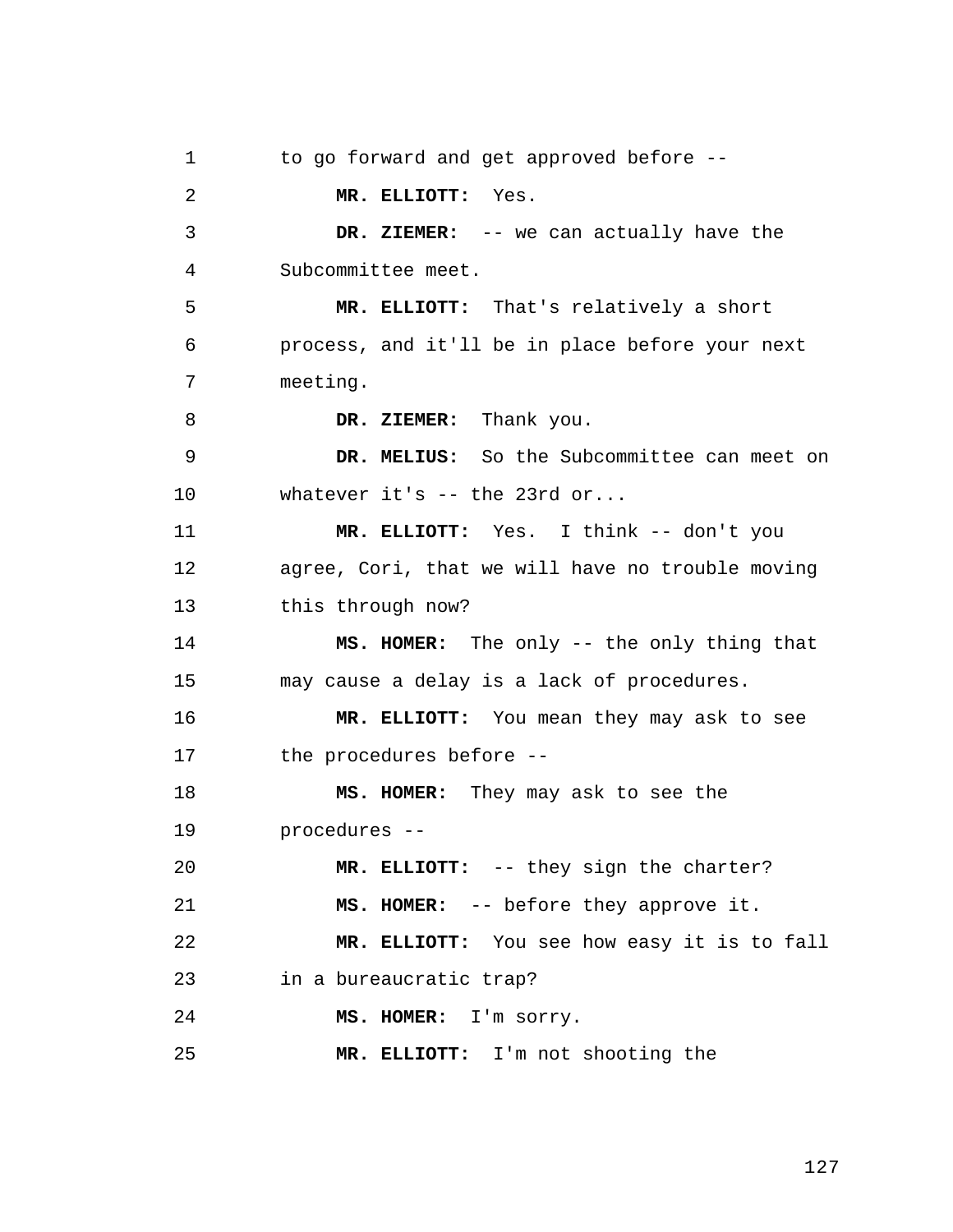to go forward and get approved before --

**MR. ELLIOTT:** Yes.

**DR. ZIEMER:** -- we can actually have the Subcommittee meet.

**MR. ELLIOTT:** That's relatively a short process, and it'll be in place before your next meeting.

**DR. ZIEMER:** Thank you.

**DR. MELIUS:** So the Subcommittee can meet on whatever it's -- the 23rd or...

**MR. ELLIOTT:** Yes. I think -- don't you agree, Cori, that we will have no trouble moving this through now?

**MS. HOMER:** The only -- the only thing that may cause a delay is a lack of procedures.

**MR. ELLIOTT:** You mean they may ask to see the procedures before --

**MS. HOMER:** They may ask to see the procedures --

**MR. ELLIOTT:** -- they sign the charter?

**MS. HOMER:** -- before they approve it.

**MR. ELLIOTT:** You see how easy it is to fall in a bureaucratic trap?

**MS. HOMER:** I'm sorry.

**MR. ELLIOTT:** I'm not shooting the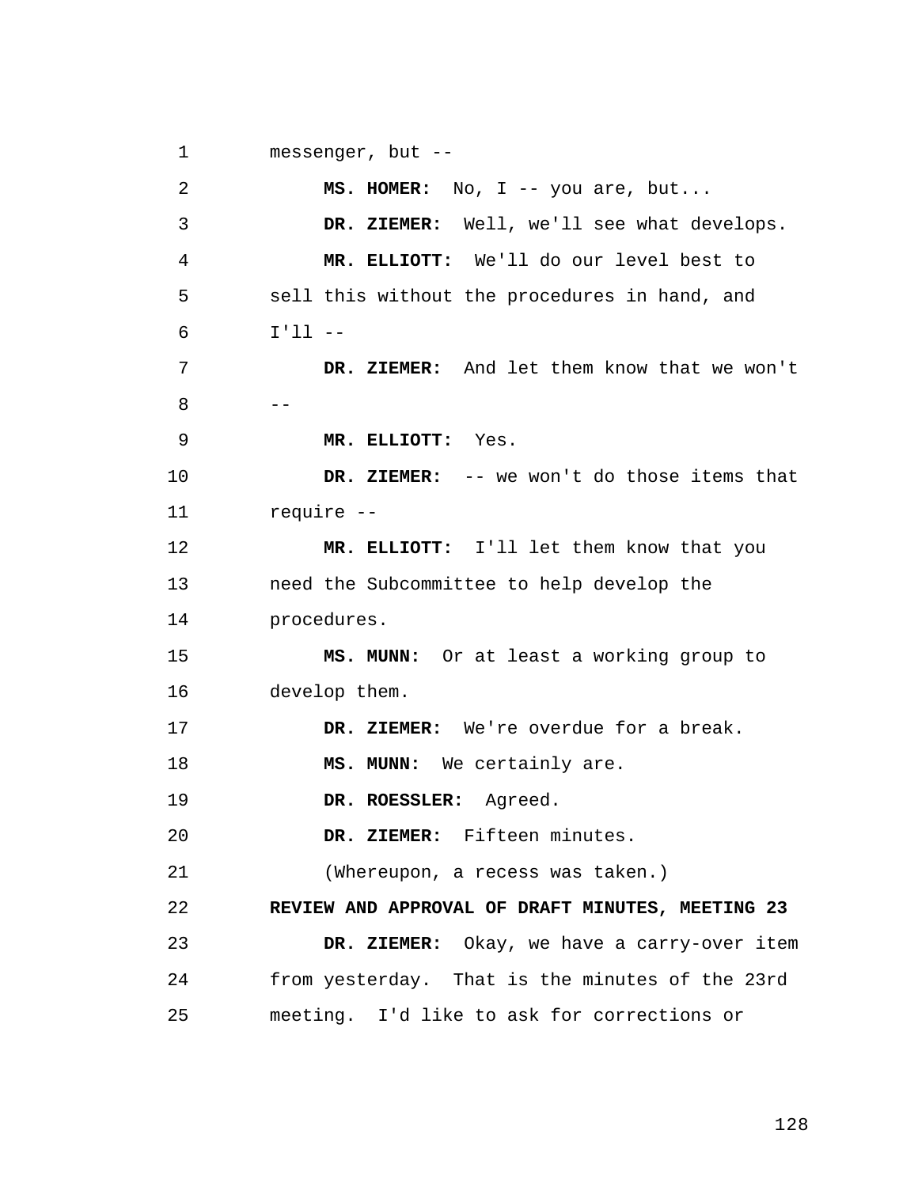messenger, but --

**MS. HOMER:** No, I -- you are, but...

**DR. ZIEMER:** Well, we'll see what develops.

**MR. ELLIOTT:** We'll do our level best to sell this without the procedures in hand, and I'll --

**DR. ZIEMER:** And let them know that we won't --

**MR. ELLIOTT:** Yes.

**DR. ZIEMER:** -- we won't do those items that require --

**MR. ELLIOTT:** I'll let them know that you need the Subcommittee to help develop the procedures.

**MS. MUNN:** Or at least a working group to develop them.

**DR. ZIEMER:** We're overdue for a break.

**MS. MUNN:** We certainly are.

**DR. ROESSLER:** Agreed.

**DR. ZIEMER:** Fifteen minutes.

(Whereupon, a recess was taken.)

**REVIEW AND APPROVAL OF DRAFT MINUTES, MEETING 23**

**DR. ZIEMER:** Okay, we have a carry-over item from yesterday. That is the minutes of the 23rd meeting. I'd like to ask for corrections or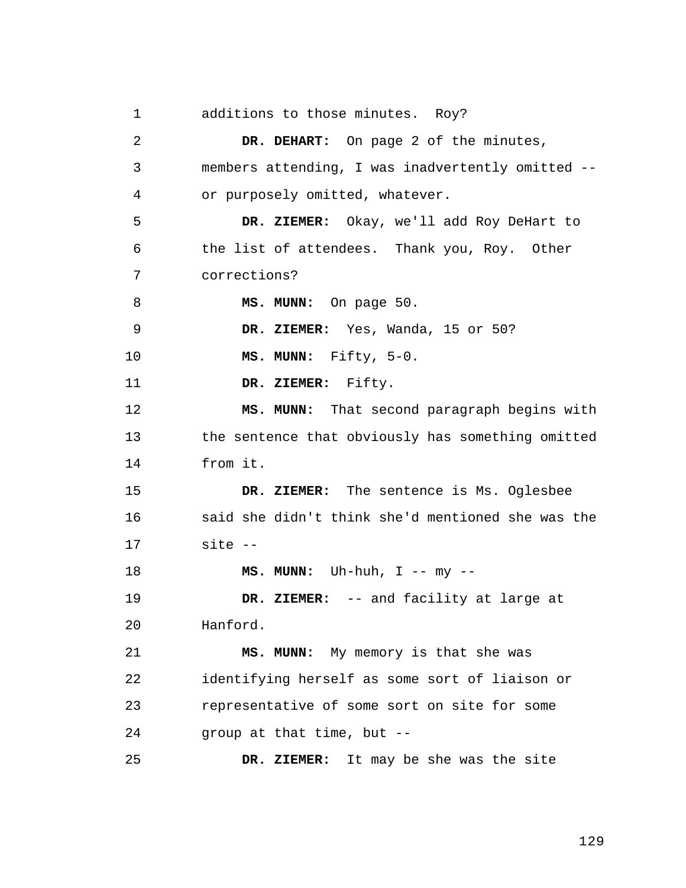additions to those minutes. Roy?

**DR. DEHART:** On page 2 of the minutes, members attending, I was inadvertently omitted -- or purposely omitted, whatever.

**DR. ZIEMER:** Okay, we'll add Roy DeHart to the list of attendees. Thank you, Roy. Other corrections?

**MS. MUNN:** On page 50.

**DR. ZIEMER:** Yes, Wanda, 15 or 50?

**MS. MUNN:** Fifty, 5-0.

**DR. ZIEMER:** Fifty.

**MS. MUNN:** That second paragraph begins with the sentence that obviously has something omitted from it.

**DR. ZIEMER:** The sentence is Ms. Oglesbee said she didn't think she'd mentioned she was the site --

**MS. MUNN:** Uh-huh, I -- my --

**DR. ZIEMER:** -- and facility at large at Hanford.

**MS. MUNN:** My memory is that she was identifying herself as some sort of liaison or representative of some sort on site for some group at that time, but --

**DR. ZIEMER:** It may be she was the site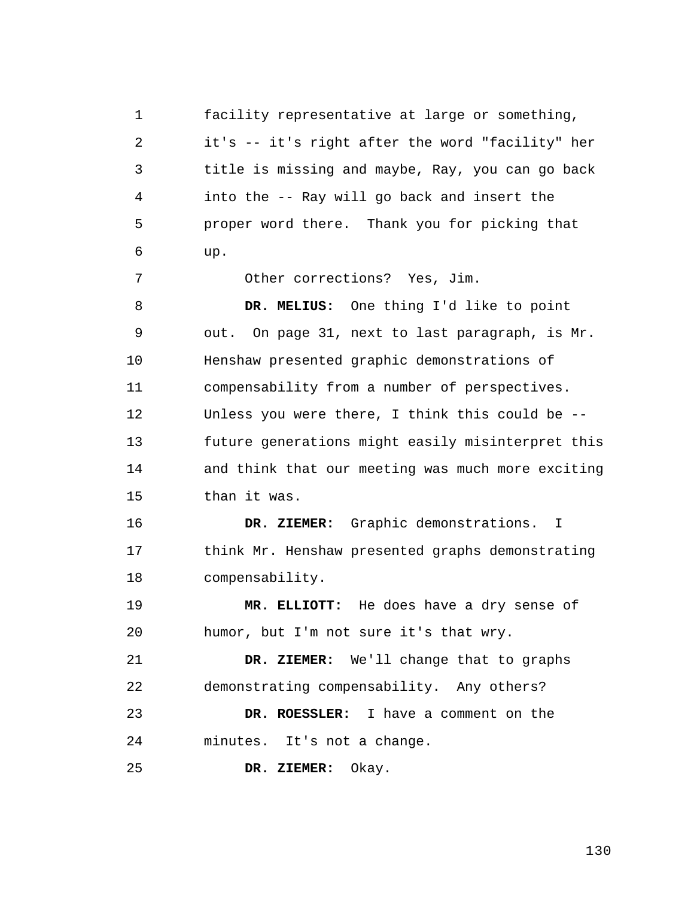facility representative at large or something, it's -- it's right after the word "facility" her title is missing and maybe, Ray, you can go back into the -- Ray will go back and insert the proper word there. Thank you for picking that up.

Other corrections? Yes, Jim.

**DR. MELIUS:** One thing I'd like to point out. On page 31, next to last paragraph, is Mr. Henshaw presented graphic demonstrations of compensability from a number of perspectives. Unless you were there, I think this could be -- future generations might easily misinterpret this and think that our meeting was much more exciting than it was.

**DR. ZIEMER:** Graphic demonstrations. I think Mr. Henshaw presented graphs demonstrating compensability.

**MR. ELLIOTT:** He does have a dry sense of humor, but I'm not sure it's that wry.

**DR. ZIEMER:** We'll change that to graphs demonstrating compensability. Any others?

**DR. ROESSLER:** I have a comment on the minutes. It's not a change.

**DR. ZIEMER:** Okay.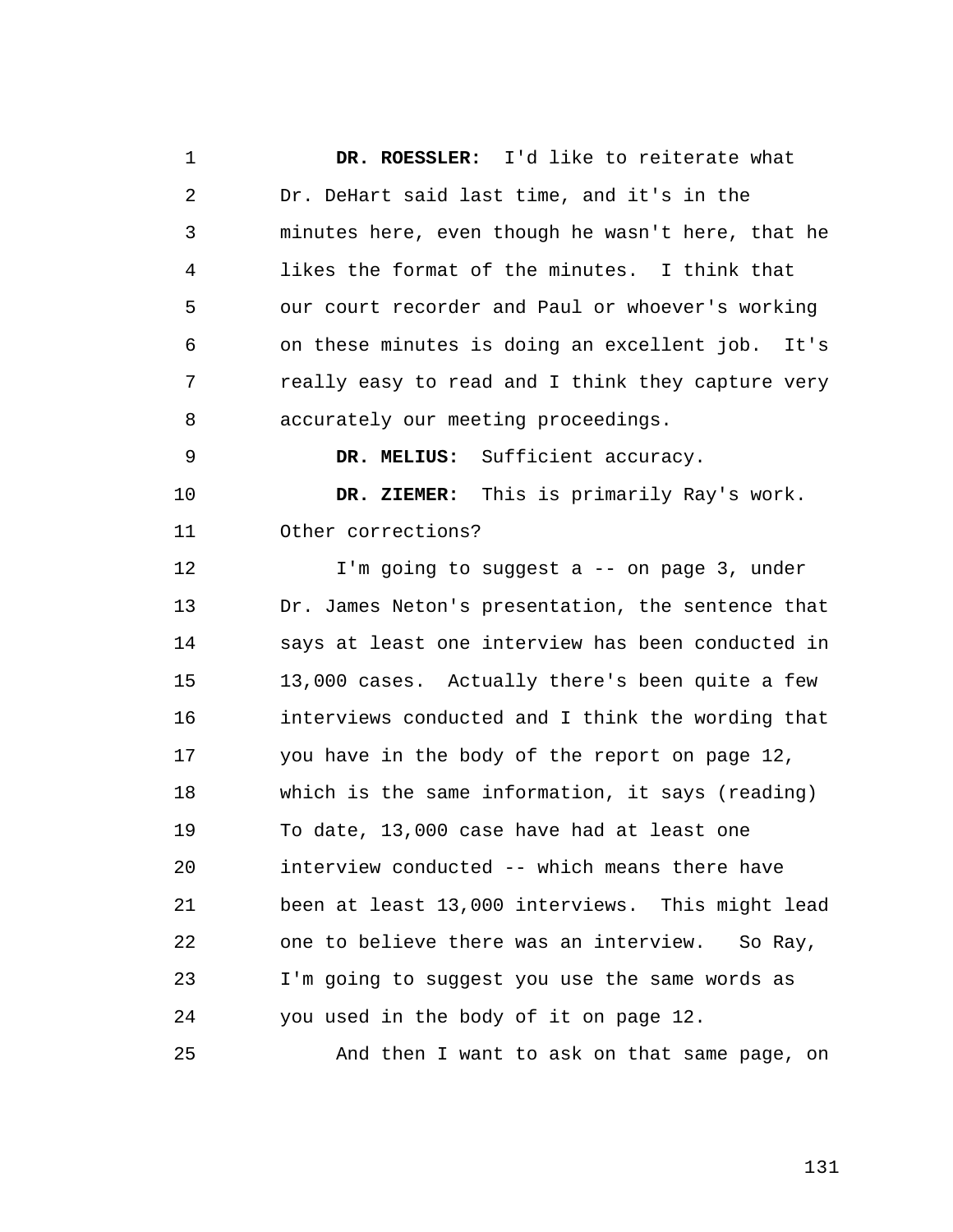**DR. ROESSLER:** I'd like to reiterate what Dr. DeHart said last time, and it's in the minutes here, even though he wasn't here, that he likes the format of the minutes. I think that our court recorder and Paul or whoever's working on these minutes is doing an excellent job. It's really easy to read and I think they capture very accurately our meeting proceedings.

**DR. MELIUS:** Sufficient accuracy.

**DR. ZIEMER:** This is primarily Ray's work. Other corrections?

I'm going to suggest a -- on page 3, under Dr. James Neton's presentation, the sentence that says at least one interview has been conducted in 13,000 cases. Actually there's been quite a few interviews conducted and I think the wording that you have in the body of the report on page 12, which is the same information, it says (reading) To date, 13,000 case have had at least one interview conducted -- which means there have been at least 13,000 interviews. This might lead one to believe there was an interview. So Ray, I'm going to suggest you use the same words as you used in the body of it on page 12.

And then I want to ask on that same page, on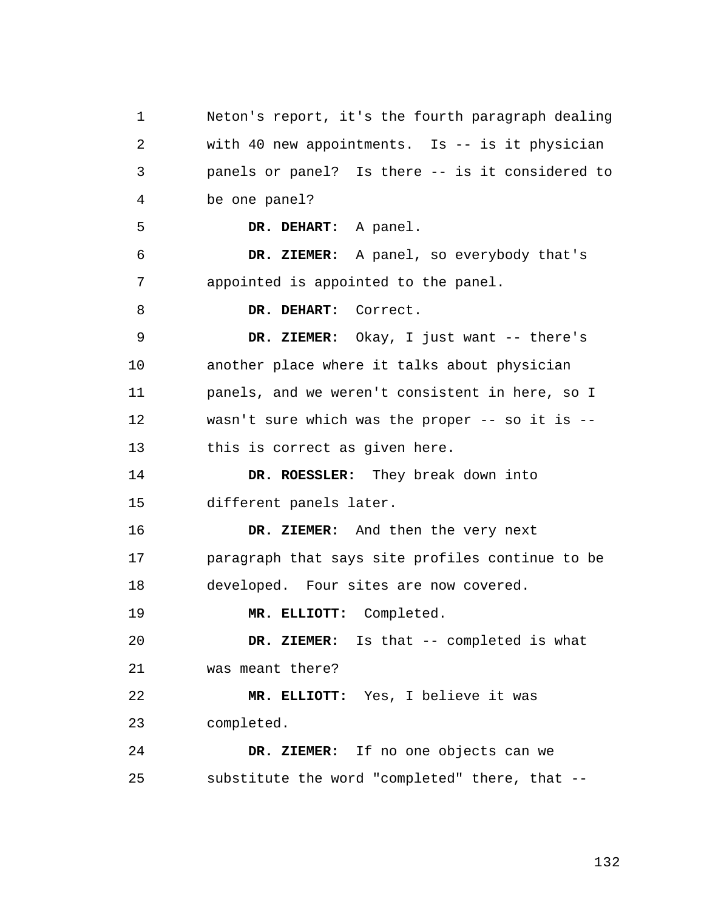Neton's report, it's the fourth paragraph dealing with 40 new appointments. Is -- is it physician panels or panel? Is there -- is it considered to be one panel?

**DR. DEHART:** A panel.

**DR. ZIEMER:** A panel, so everybody that's appointed is appointed to the panel.

**DR. DEHART:** Correct.

**DR. ZIEMER:** Okay, I just want -- there's another place where it talks about physician panels, and we weren't consistent in here, so I wasn't sure which was the proper -- so it is -- this is correct as given here.

**DR. ROESSLER:** They break down into different panels later.

**DR. ZIEMER:** And then the very next paragraph that says site profiles continue to be developed. Four sites are now covered.

**MR. ELLIOTT:** Completed.

**DR. ZIEMER:** Is that -- completed is what was meant there?

**MR. ELLIOTT:** Yes, I believe it was completed.

**DR. ZIEMER:** If no one objects can we substitute the word "completed" there, that --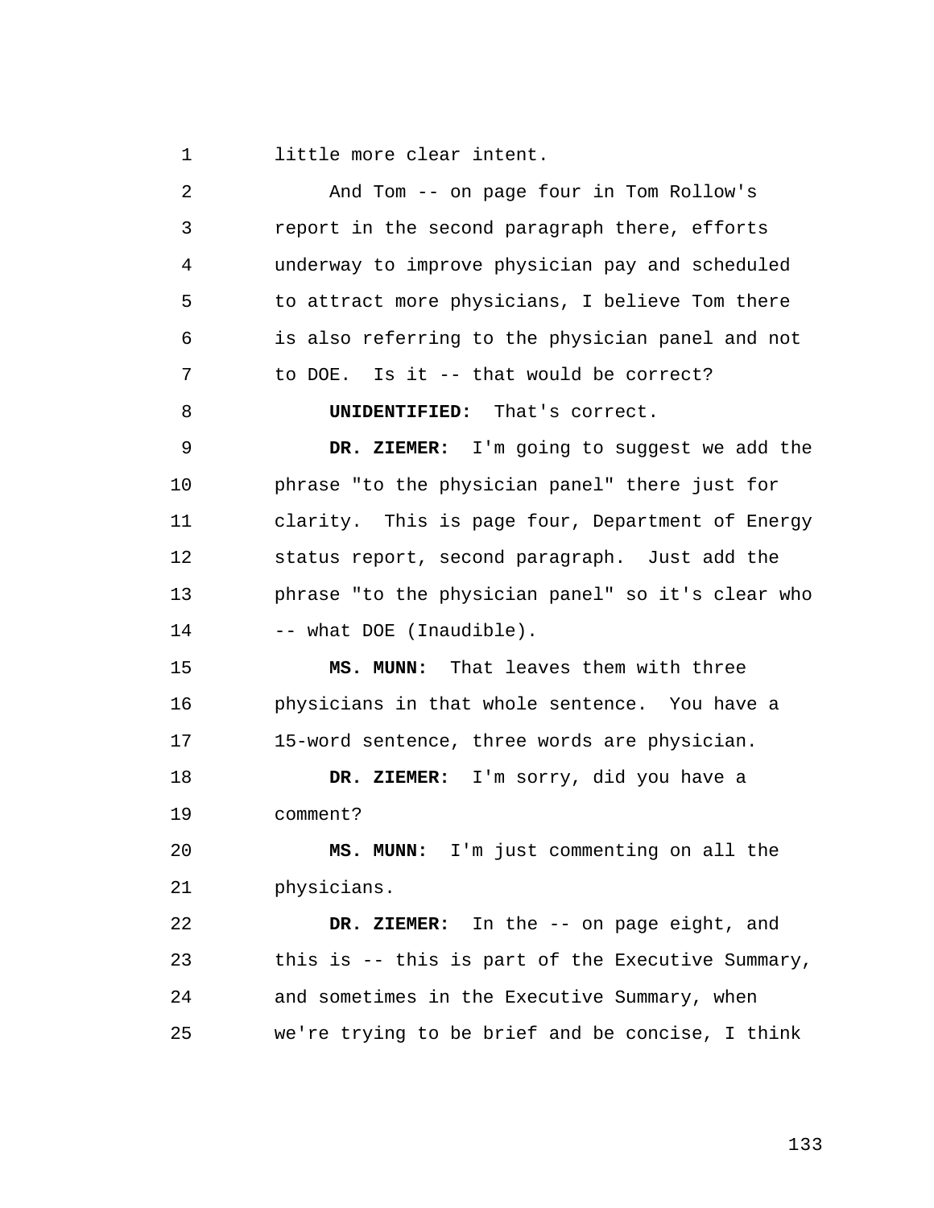little more clear intent.

And Tom -- on page four in Tom Rollow's report in the second paragraph there, efforts underway to improve physician pay and scheduled to attract more physicians, I believe Tom there is also referring to the physician panel and not to DOE. Is it -- that would be correct?

**UNIDENTIFIED:** That's correct.

**DR. ZIEMER:** I'm going to suggest we add the phrase "to the physician panel" there just for clarity. This is page four, Department of Energy status report, second paragraph. Just add the phrase "to the physician panel" so it's clear who -- what DOE (Inaudible).

**MS. MUNN:** That leaves them with three physicians in that whole sentence. You have a 15-word sentence, three words are physician.

**DR. ZIEMER:** I'm sorry, did you have a comment?

**MS. MUNN:** I'm just commenting on all the physicians.

**DR. ZIEMER:** In the -- on page eight, and this is -- this is part of the Executive Summary, and sometimes in the Executive Summary, when we're trying to be brief and be concise, I think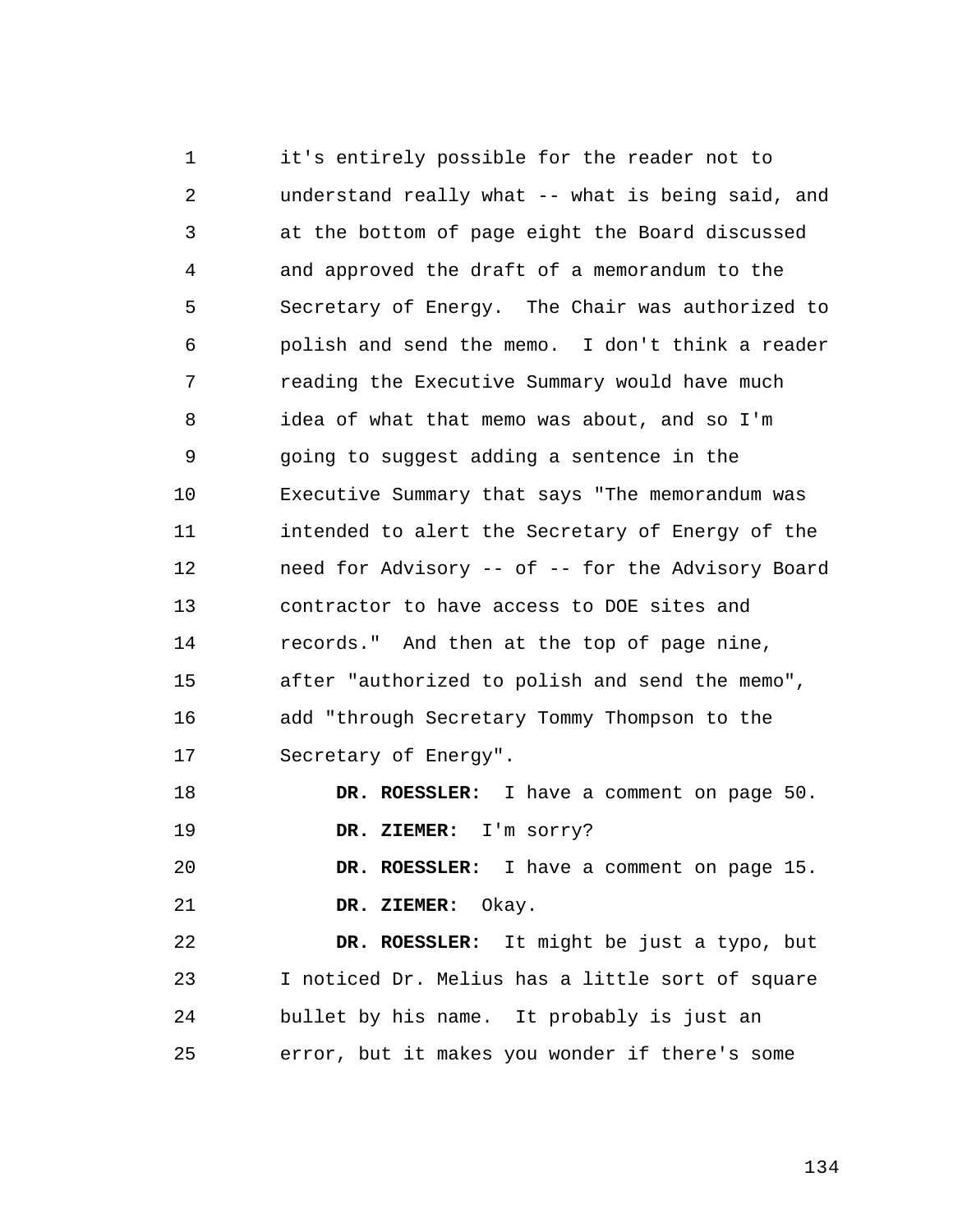it's entirely possible for the reader not to understand really what -- what is being said, and at the bottom of page eight the Board discussed and approved the draft of a memorandum to the Secretary of Energy. The Chair was authorized to polish and send the memo. I don't think a reader reading the Executive Summary would have much idea of what that memo was about, and so I'm going to suggest adding a sentence in the Executive Summary that says "The memorandum was intended to alert the Secretary of Energy of the need for Advisory -- of -- for the Advisory Board contractor to have access to DOE sites and records." And then at the top of page nine, after "authorized to polish and send the memo", add "through Secretary Tommy Thompson to the Secretary of Energy".

**DR. ROESSLER:** I have a comment on page 50.

**DR. ZIEMER:** I'm sorry?

**DR. ROESSLER:** I have a comment on page 15.

**DR. ZIEMER:** Okay.

**DR. ROESSLER:** It might be just a typo, but I noticed Dr. Melius has a little sort of square bullet by his name. It probably is just an error, but it makes you wonder if there's some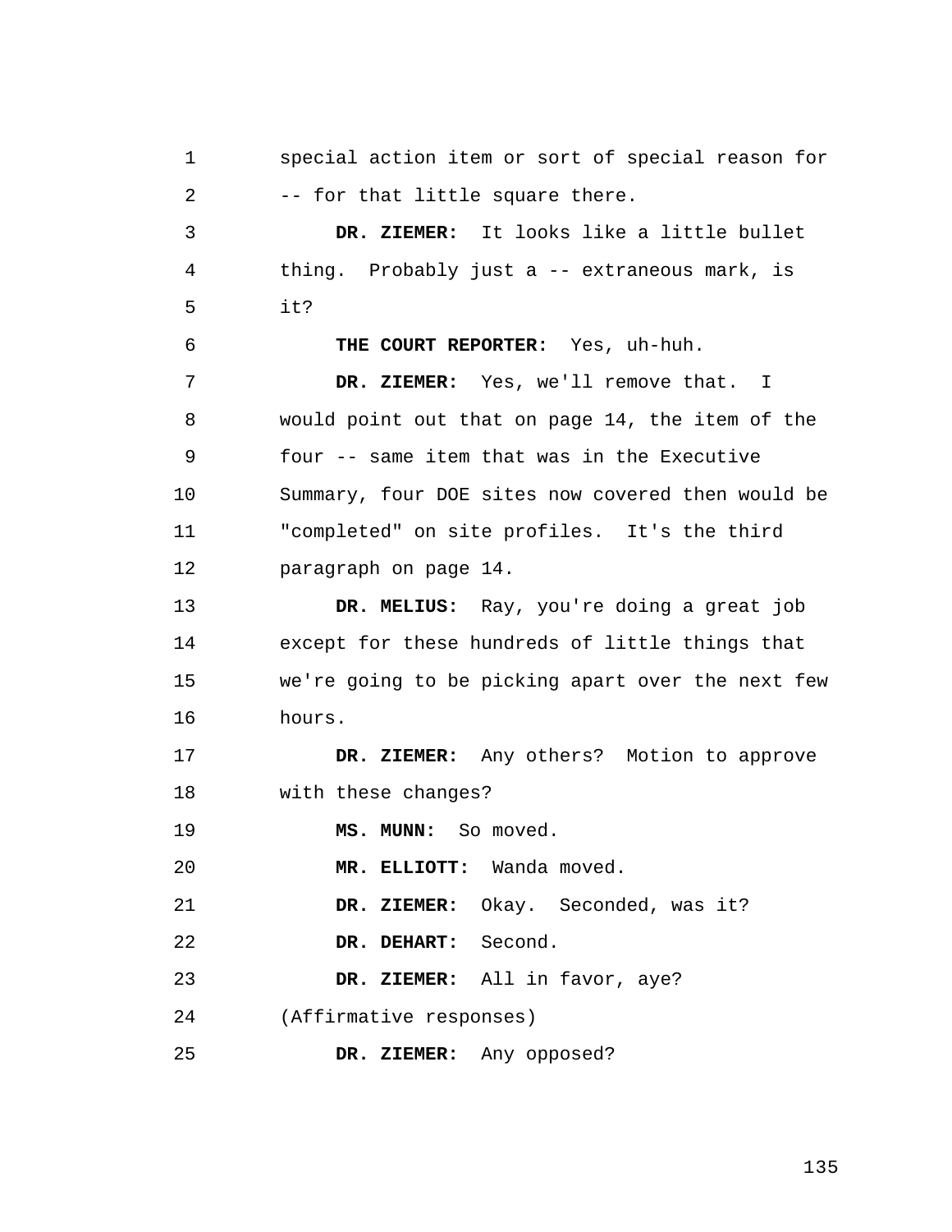special action item or sort of special reason for -- for that little square there.

**DR. ZIEMER:** It looks like a little bullet thing. Probably just a -- extraneous mark, is it?

**THE COURT REPORTER:** Yes, uh-huh.

**DR. ZIEMER:** Yes, we'll remove that. I would point out that on page 14, the item of the four -- same item that was in the Executive Summary, four DOE sites now covered then would be "completed" on site profiles. It's the third paragraph on page 14.

**DR. MELIUS:** Ray, you're doing a great job except for these hundreds of little things that we're going to be picking apart over the next few hours.

**DR. ZIEMER:** Any others? Motion to approve with these changes?

**MS. MUNN:** So moved.

**MR. ELLIOTT:** Wanda moved.

**DR. ZIEMER:** Okay. Seconded, was it?

**DR. DEHART:** Second.

**DR. ZIEMER:** All in favor, aye?

(Affirmative responses)

**DR. ZIEMER:** Any opposed?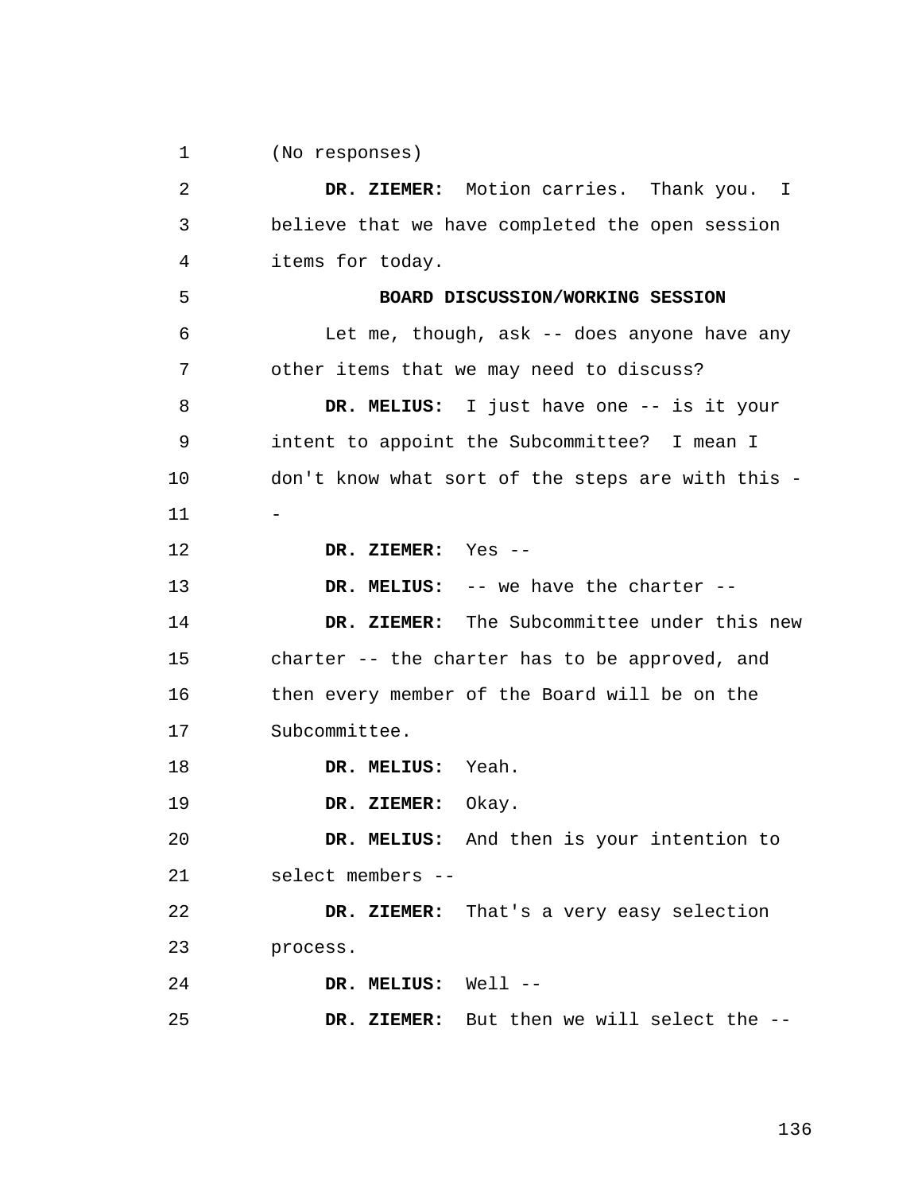(No responses)

**DR. ZIEMER:** Motion carries. Thank you. I believe that we have completed the open session items for today.

**BOARD DISCUSSION/WORKING SESSION**

Let me, though, ask -- does anyone have any other items that we may need to discuss?

**DR. MELIUS:** I just have one -- is it your intent to appoint the Subcommittee? I mean I don't know what sort of the steps are with this --

**DR. ZIEMER:** Yes --

**DR. MELIUS:** -- we have the charter --

**DR. ZIEMER:** The Subcommittee under this new charter -- the charter has to be approved, and then every member of the Board will be on the Subcommittee.

**DR. MELIUS:** Yeah.

**DR. ZIEMER:** Okay.

**DR. MELIUS:** And then is your intention to select members --

**DR. ZIEMER:** That's a very easy selection process.

**DR. MELIUS:** Well --

**DR. ZIEMER:** But then we will select the --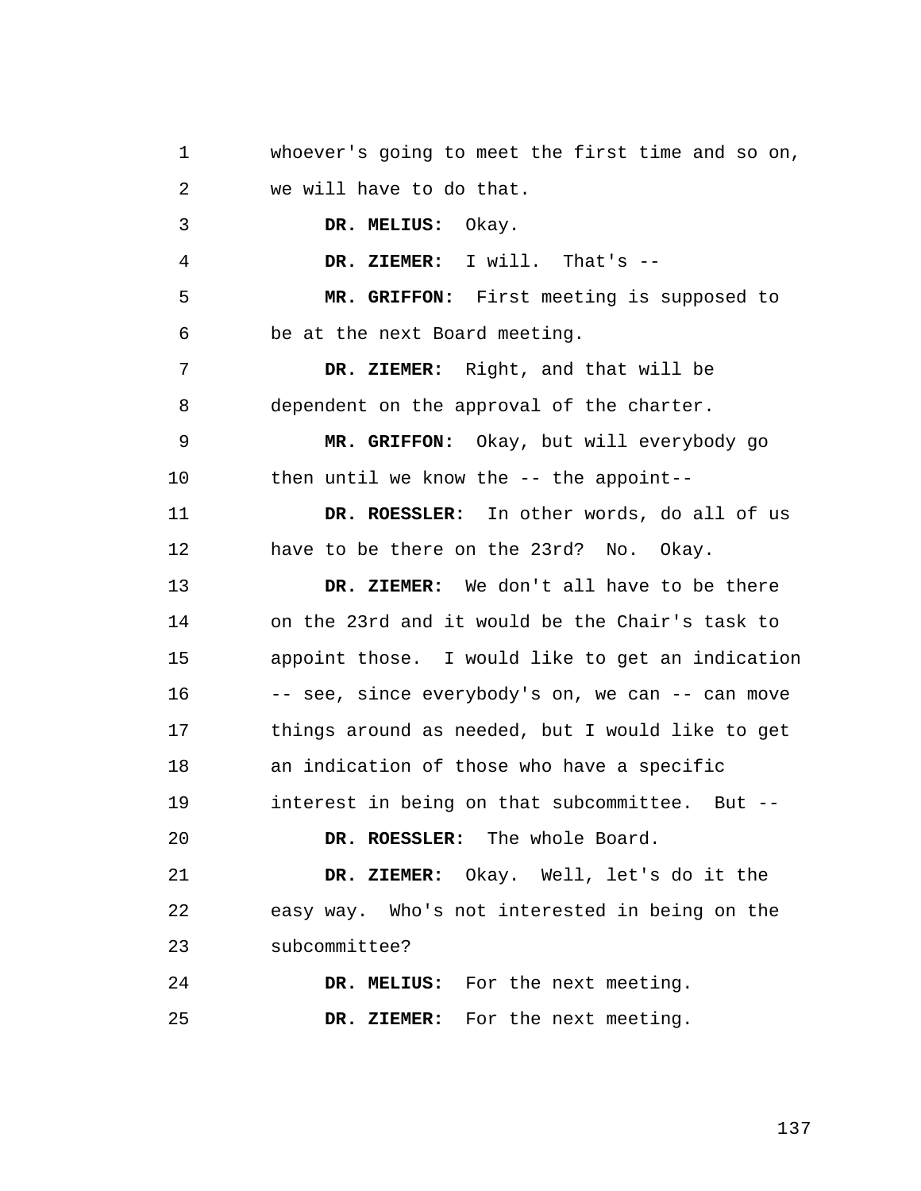whoever's going to meet the first time and so on, we will have to do that.

**DR. MELIUS:** Okay.

**DR. ZIEMER:** I will. That's --

**MR. GRIFFON:** First meeting is supposed to be at the next Board meeting.

**DR. ZIEMER:** Right, and that will be dependent on the approval of the charter.

**MR. GRIFFON:** Okay, but will everybody go then until we know the -- the appoint--

**DR. ROESSLER:** In other words, do all of us have to be there on the 23rd? No. Okay.

**DR. ZIEMER:** We don't all have to be there on the 23rd and it would be the Chair's task to appoint those. I would like to get an indication -- see, since everybody's on, we can -- can move things around as needed, but I would like to get an indication of those who have a specific interest in being on that subcommittee. But --

**DR. ROESSLER:** The whole Board.

**DR. ZIEMER:** Okay. Well, let's do it the easy way. Who's not interested in being on the subcommittee?

**DR. MELIUS:** For the next meeting.

**DR. ZIEMER:** For the next meeting.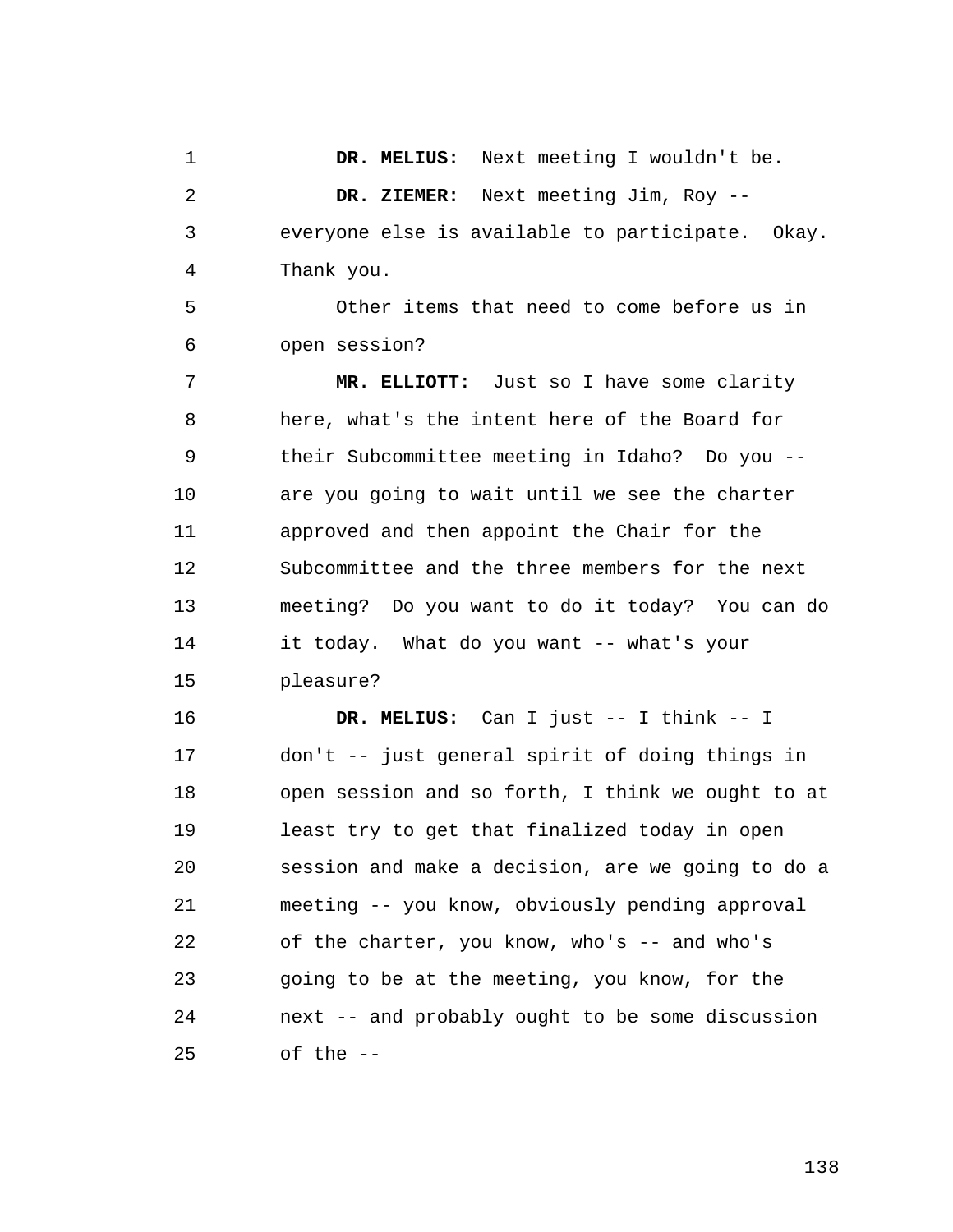**DR. MELIUS:** Next meeting I wouldn't be.

**DR. ZIEMER:** Next meeting Jim, Roy -- everyone else is available to participate. Okay. Thank you.

Other items that need to come before us in open session?

**MR. ELLIOTT:** Just so I have some clarity here, what's the intent here of the Board for their Subcommittee meeting in Idaho? Do you -- are you going to wait until we see the charter approved and then appoint the Chair for the Subcommittee and the three members for the next meeting? Do you want to do it today? You can do it today. What do you want -- what's your pleasure?

**DR. MELIUS:** Can I just -- I think -- I don't -- just general spirit of doing things in open session and so forth, I think we ought to at least try to get that finalized today in open session and make a decision, are we going to do a meeting -- you know, obviously pending approval of the charter, you know, who's -- and who's going to be at the meeting, you know, for the next -- and probably ought to be some discussion of the --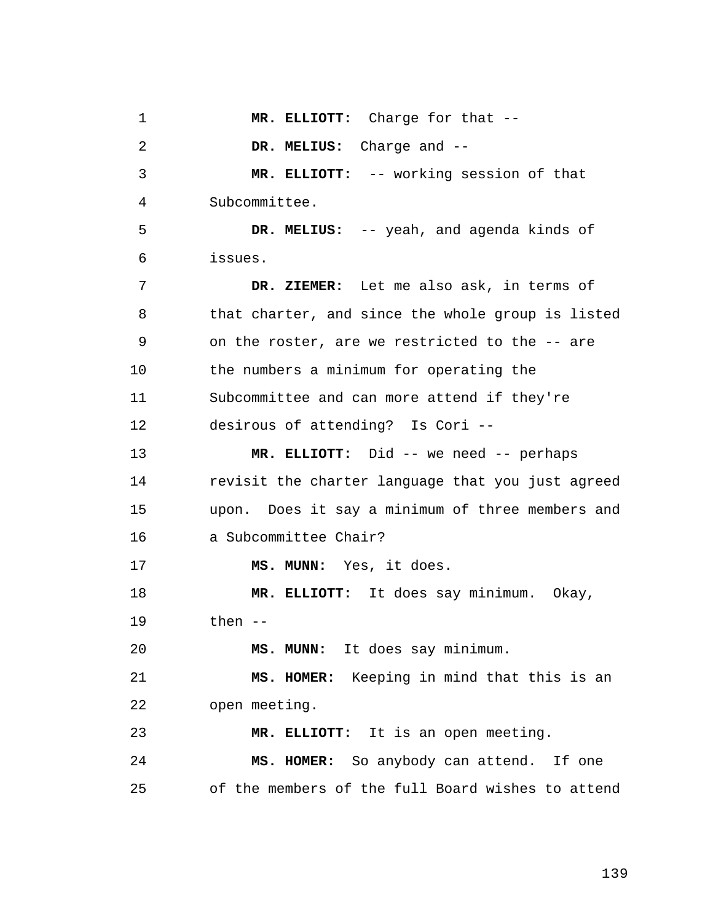**MR. ELLIOTT:** Charge for that --

**DR. MELIUS:** Charge and --

**MR. ELLIOTT:** -- working session of that Subcommittee.

**DR. MELIUS:** -- yeah, and agenda kinds of issues.

**DR. ZIEMER:** Let me also ask, in terms of that charter, and since the whole group is listed on the roster, are we restricted to the -- are the numbers a minimum for operating the Subcommittee and can more attend if they're desirous of attending? Is Cori --

**MR. ELLIOTT:** Did -- we need -- perhaps revisit the charter language that you just agreed upon. Does it say a minimum of three members and a Subcommittee Chair?

**MS. MUNN:** Yes, it does.

**MR. ELLIOTT:** It does say minimum. Okay, then --

**MS. MUNN:** It does say minimum.

**MS. HOMER:** Keeping in mind that this is an open meeting.

**MR. ELLIOTT:** It is an open meeting.

**MS. HOMER:** So anybody can attend. If one of the members of the full Board wishes to attend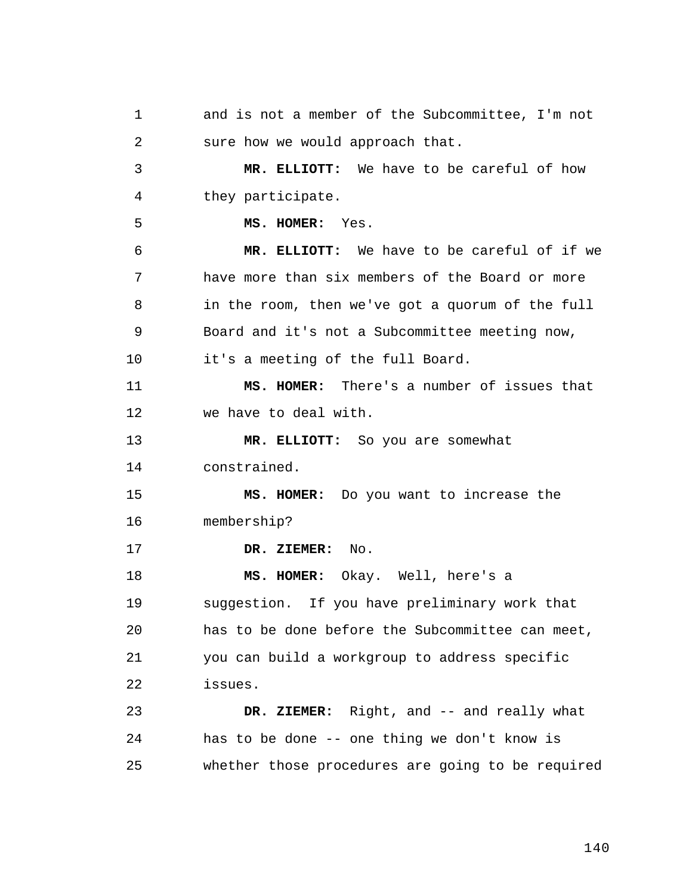and is not a member of the Subcommittee, I'm not sure how we would approach that.

**MR. ELLIOTT:** We have to be careful of how they participate.

**MS. HOMER:** Yes.

**MR. ELLIOTT:** We have to be careful of if we have more than six members of the Board or more in the room, then we've got a quorum of the full Board and it's not a Subcommittee meeting now, it's a meeting of the full Board.

**MS. HOMER:** There's a number of issues that we have to deal with.

**MR. ELLIOTT:** So you are somewhat constrained.

**MS. HOMER:** Do you want to increase the membership?

**DR. ZIEMER:** No.

**MS. HOMER:** Okay. Well, here's a suggestion. If you have preliminary work that has to be done before the Subcommittee can meet, you can build a workgroup to address specific issues.

**DR. ZIEMER:** Right, and -- and really what has to be done -- one thing we don't know is whether those procedures are going to be required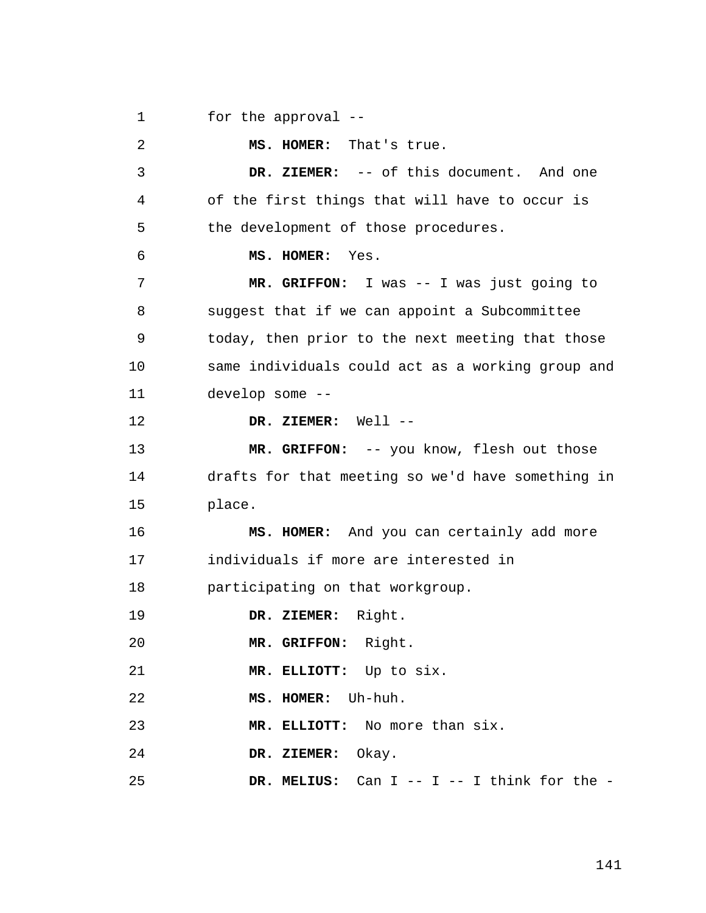for the approval --

**MS. HOMER:** That's true.

**DR. ZIEMER:** -- of this document. And one of the first things that will have to occur is the development of those procedures.

**MS. HOMER:** Yes.

**MR. GRIFFON:** I was -- I was just going to suggest that if we can appoint a Subcommittee today, then prior to the next meeting that those same individuals could act as a working group and develop some --

**DR. ZIEMER:** Well --

**MR. GRIFFON:** -- you know, flesh out those drafts for that meeting so we'd have something in place.

**MS. HOMER:** And you can certainly add more individuals if more are interested in participating on that workgroup.

**DR. ZIEMER:** Right.

**MR. GRIFFON:** Right.

**MR. ELLIOTT:** Up to six.

**MS. HOMER:** Uh-huh.

**MR. ELLIOTT:** No more than six.

**DR. ZIEMER:** Okay.

**DR. MELIUS:** Can I -- I -- I think for the -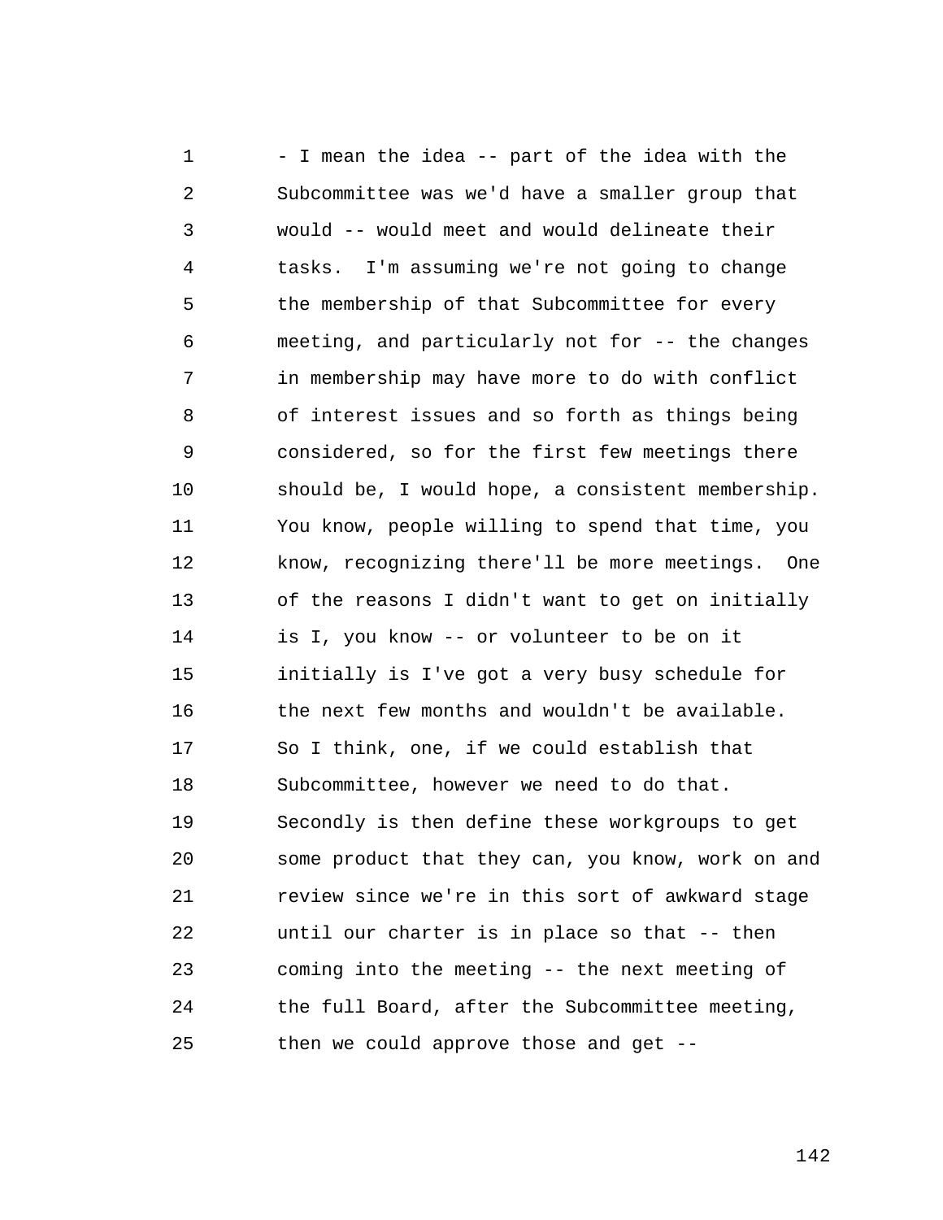- I mean the idea -- part of the idea with the Subcommittee was we'd have a smaller group that would -- would meet and would delineate their tasks. I'm assuming we're not going to change the membership of that Subcommittee for every meeting, and particularly not for -- the changes in membership may have more to do with conflict of interest issues and so forth as things being considered, so for the first few meetings there should be, I would hope, a consistent membership. You know, people willing to spend that time, you know, recognizing there'll be more meetings. One of the reasons I didn't want to get on initially is I, you know -- or volunteer to be on it initially is I've got a very busy schedule for the next few months and wouldn't be available. So I think, one, if we could establish that Subcommittee, however we need to do that. Secondly is then define these workgroups to get some product that they can, you know, work on and review since we're in this sort of awkward stage until our charter is in place so that -- then coming into the meeting -- the next meeting of the full Board, after the Subcommittee meeting, then we could approve those and get --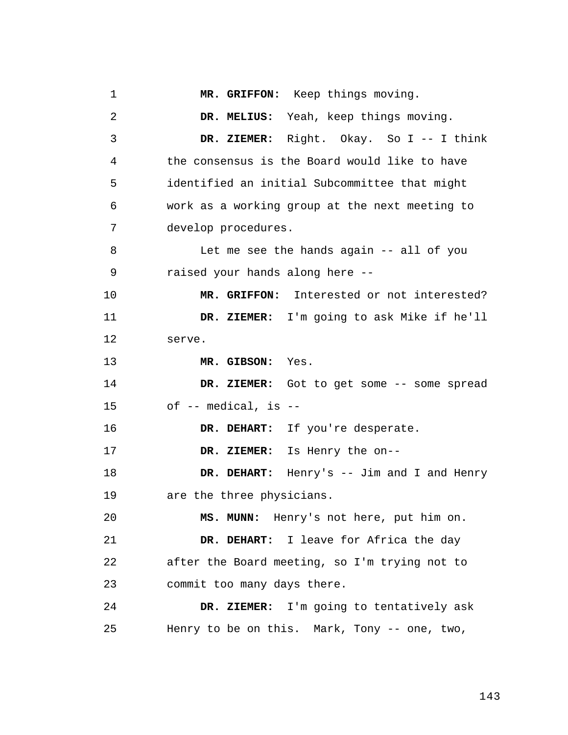**MR. GRIFFON:** Keep things moving.

**DR. MELIUS:** Yeah, keep things moving.

**DR. ZIEMER:** Right. Okay. So I -- I think the consensus is the Board would like to have identified an initial Subcommittee that might work as a working group at the next meeting to develop procedures.

Let me see the hands again -- all of you raised your hands along here --

**MR. GRIFFON:** Interested or not interested?

**DR. ZIEMER:** I'm going to ask Mike if he'll serve.

**MR. GIBSON:** Yes.

**DR. ZIEMER:** Got to get some -- some spread of -- medical, is --

**DR. DEHART:** If you're desperate.

**DR. ZIEMER:** Is Henry the on--

**DR. DEHART:** Henry's -- Jim and I and Henry are the three physicians.

**MS. MUNN:** Henry's not here, put him on.

**DR. DEHART:** I leave for Africa the day after the Board meeting, so I'm trying not to commit too many days there.

**DR. ZIEMER:** I'm going to tentatively ask Henry to be on this. Mark, Tony -- one, two,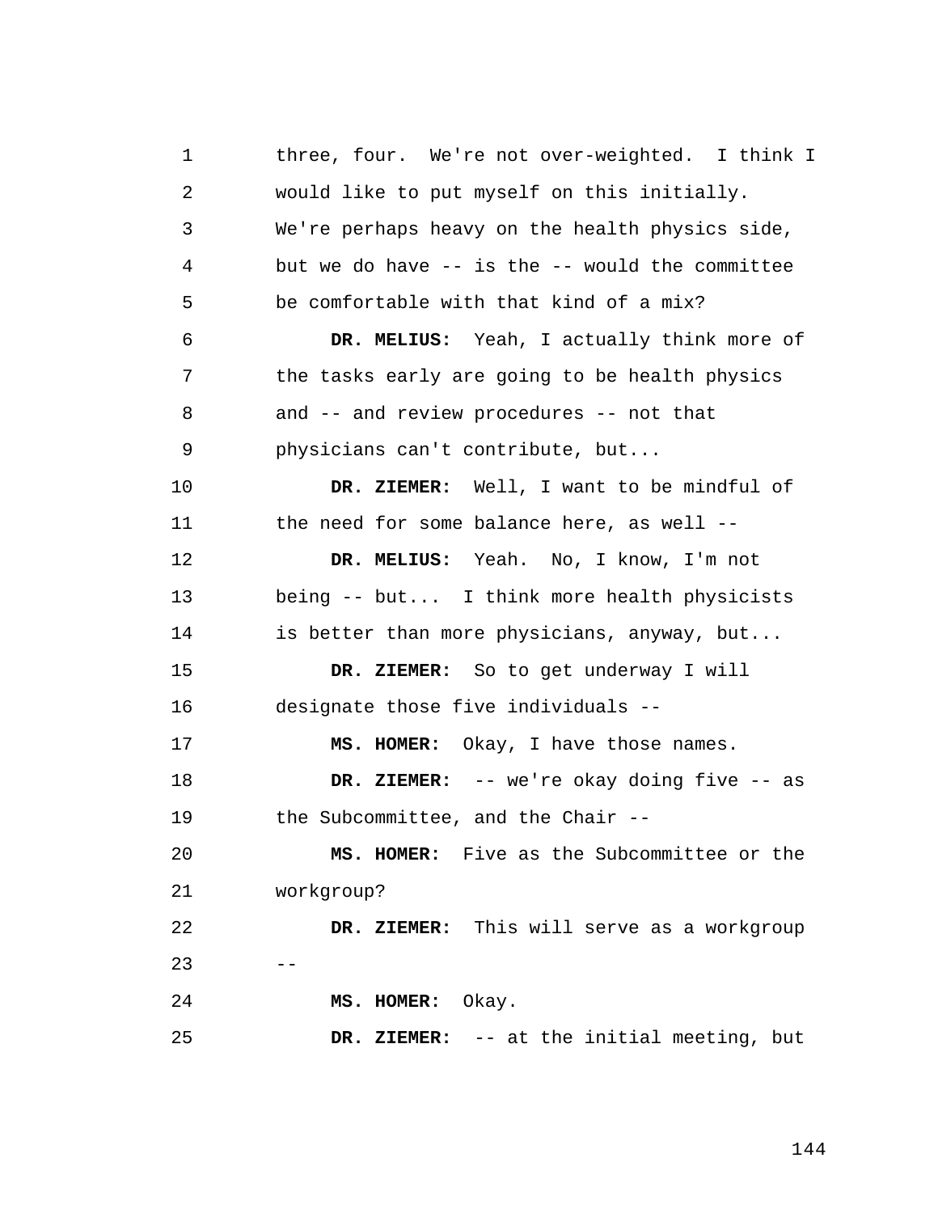three, four. We're not over-weighted. I think I would like to put myself on this initially. We're perhaps heavy on the health physics side, but we do have -- is the -- would the committee be comfortable with that kind of a mix?

**DR. MELIUS:** Yeah, I actually think more of the tasks early are going to be health physics and -- and review procedures -- not that physicians can't contribute, but...

**DR. ZIEMER:** Well, I want to be mindful of the need for some balance here, as well --

**DR. MELIUS:** Yeah. No, I know, I'm not being -- but... I think more health physicists is better than more physicians, anyway, but...

**DR. ZIEMER:** So to get underway I will designate those five individuals --

**MS. HOMER:** Okay, I have those names.

**DR. ZIEMER:** -- we're okay doing five -- as the Subcommittee, and the Chair --

**MS. HOMER:** Five as the Subcommittee or the workgroup?

**DR. ZIEMER:** This will serve as a workgroup --

**MS. HOMER:** Okay.

**DR. ZIEMER:** -- at the initial meeting, but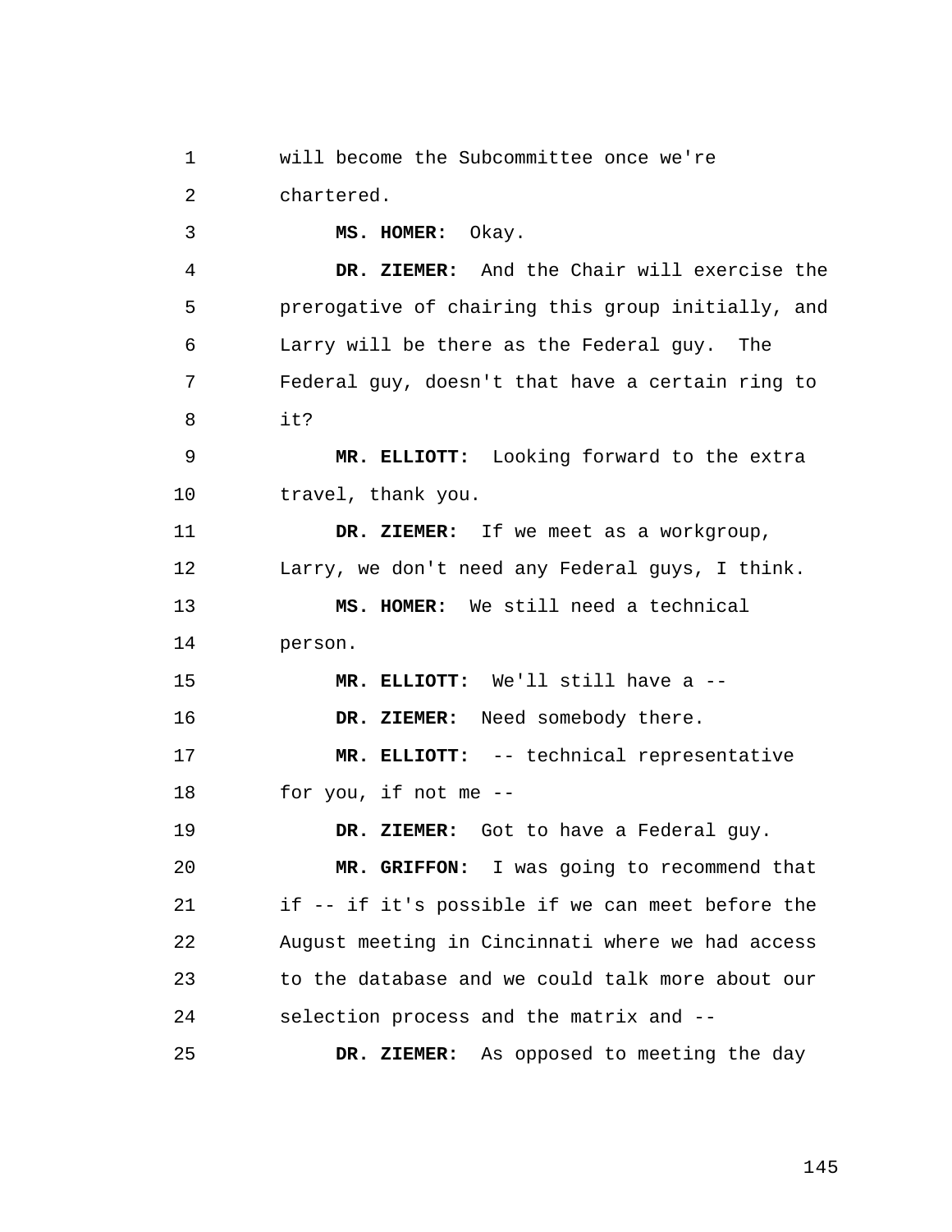will become the Subcommittee once we're chartered.

**MS. HOMER:** Okay.

**DR. ZIEMER:** And the Chair will exercise the prerogative of chairing this group initially, and Larry will be there as the Federal guy. The Federal guy, doesn't that have a certain ring to it?

**MR. ELLIOTT:** Looking forward to the extra travel, thank you.

**DR. ZIEMER:** If we meet as a workgroup, Larry, we don't need any Federal guys, I think.

**MS. HOMER:** We still need a technical person.

**MR. ELLIOTT:** We'll still have a --

**DR. ZIEMER:** Need somebody there.

**MR. ELLIOTT:** -- technical representative for you, if not me --

**DR. ZIEMER:** Got to have a Federal guy.

**MR. GRIFFON:** I was going to recommend that if -- if it's possible if we can meet before the August meeting in Cincinnati where we had access to the database and we could talk more about our selection process and the matrix and --

**DR. ZIEMER:** As opposed to meeting the day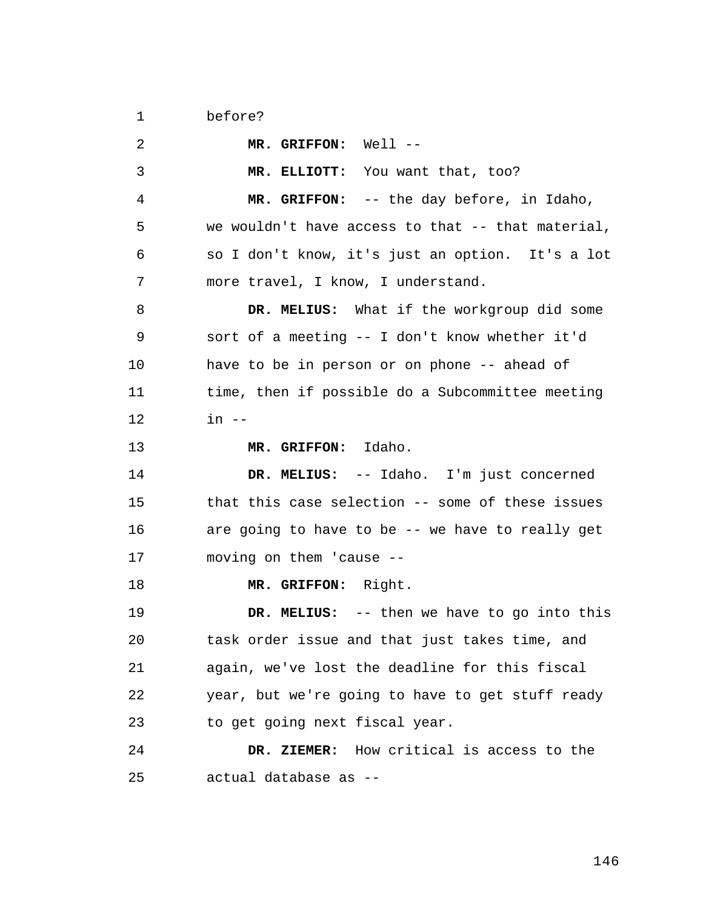before?

**MR. GRIFFON:** Well --

**MR. ELLIOTT:** You want that, too?

**MR. GRIFFON:** -- the day before, in Idaho, we wouldn't have access to that -- that material, so I don't know, it's just an option. It's a lot more travel, I know, I understand.

**DR. MELIUS:** What if the workgroup did some sort of a meeting -- I don't know whether it'd have to be in person or on phone -- ahead of time, then if possible do a Subcommittee meeting in --

**MR. GRIFFON:** Idaho.

**DR. MELIUS:** -- Idaho. I'm just concerned that this case selection -- some of these issues are going to have to be -- we have to really get moving on them 'cause --

**MR. GRIFFON:** Right.

**DR. MELIUS:** -- then we have to go into this task order issue and that just takes time, and again, we've lost the deadline for this fiscal year, but we're going to have to get stuff ready to get going next fiscal year.

**DR. ZIEMER:** How critical is access to the actual database as --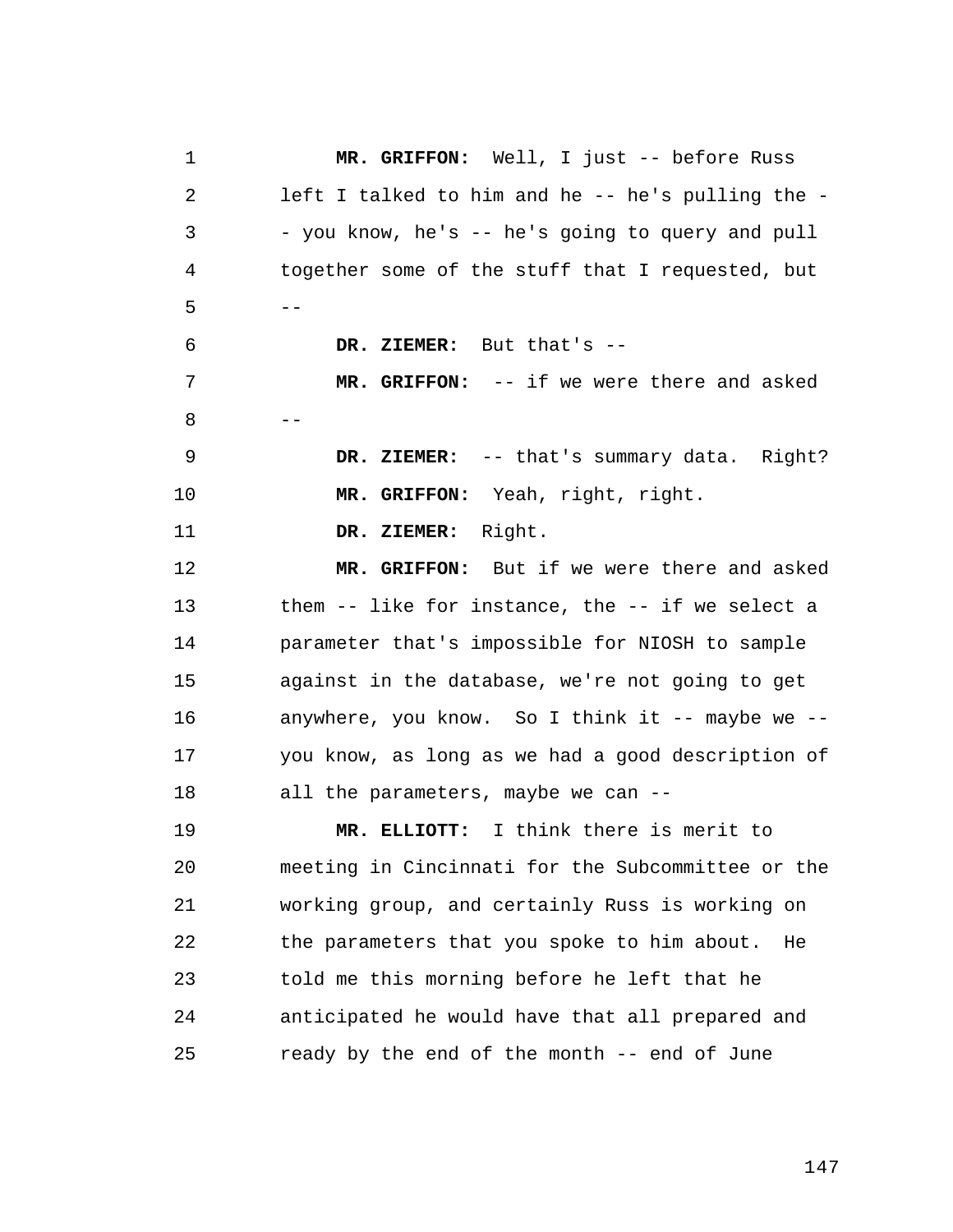**MR. GRIFFON:** Well, I just -- before Russ left I talked to him and he -- he's pulling the -- you know, he's -- he's going to query and pull together some of the stuff that I requested, but --

**DR. ZIEMER:** But that's --

**MR. GRIFFON:** -- if we were there and asked --

**DR. ZIEMER:** -- that's summary data. Right?

**MR. GRIFFON:** Yeah, right, right.

**DR. ZIEMER:** Right.

**MR. GRIFFON:** But if we were there and asked them -- like for instance, the -- if we select a parameter that's impossible for NIOSH to sample against in the database, we're not going to get anywhere, you know. So I think it -- maybe we -- you know, as long as we had a good description of all the parameters, maybe we can --

**MR. ELLIOTT:** I think there is merit to meeting in Cincinnati for the Subcommittee or the working group, and certainly Russ is working on the parameters that you spoke to him about. He told me this morning before he left that he anticipated he would have that all prepared and ready by the end of the month -- end of June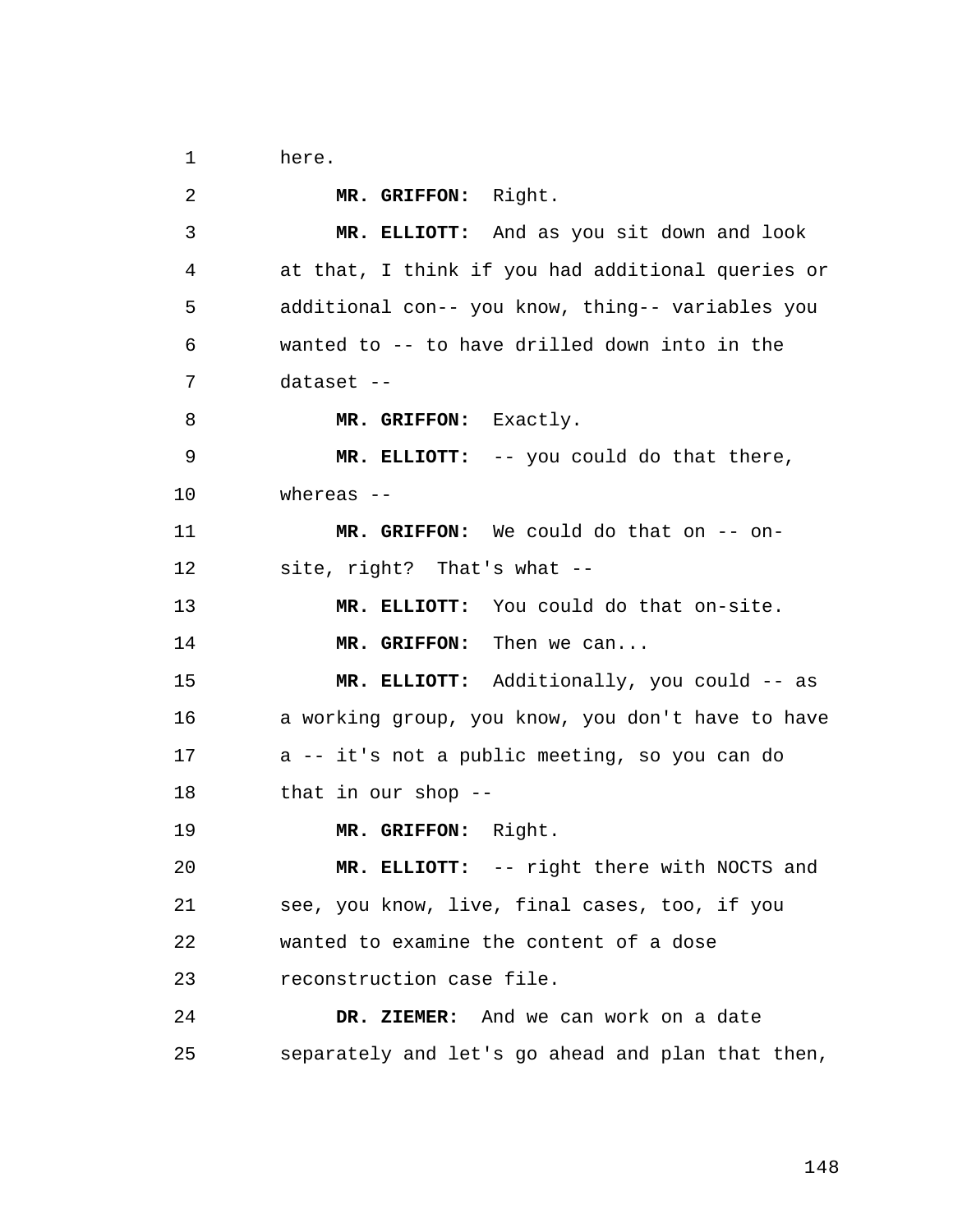here.

**MR. GRIFFON:** Right.

**MR. ELLIOTT:** And as you sit down and look at that, I think if you had additional queries or additional con-- you know, thing-- variables you wanted to -- to have drilled down into in the dataset --

**MR. GRIFFON:** Exactly.

**MR. ELLIOTT:** -- you could do that there, whereas --

**MR. GRIFFON:** We could do that on -- on-site, right? That's what --

**MR. ELLIOTT:** You could do that on-site.

**MR. GRIFFON:** Then we can...

**MR. ELLIOTT:** Additionally, you could -- as a working group, you know, you don't have to have a -- it's not a public meeting, so you can do that in our shop --

**MR. GRIFFON:** Right.

**MR. ELLIOTT:** -- right there with NOCTS and see, you know, live, final cases, too, if you wanted to examine the content of a dose reconstruction case file.

**DR. ZIEMER:** And we can work on a date separately and let's go ahead and plan that then,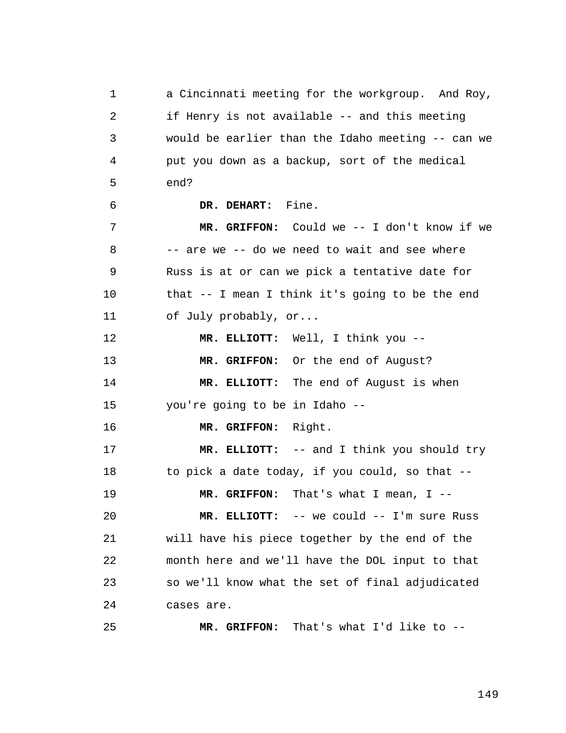a Cincinnati meeting for the workgroup. And Roy, if Henry is not available -- and this meeting would be earlier than the Idaho meeting -- can we put you down as a backup, sort of the medical end?

**DR. DEHART:** Fine.

**MR. GRIFFON:** Could we -- I don't know if we -- are we -- do we need to wait and see where Russ is at or can we pick a tentative date for that -- I mean I think it's going to be the end of July probably, or...

**MR. ELLIOTT:** Well, I think you --

**MR. GRIFFON:** Or the end of August?

**MR. ELLIOTT:** The end of August is when you're going to be in Idaho --

**MR. GRIFFON:** Right.

**MR. ELLIOTT:** -- and I think you should try to pick a date today, if you could, so that --

**MR. GRIFFON:** That's what I mean, I --

**MR. ELLIOTT:** -- we could -- I'm sure Russ will have his piece together by the end of the month here and we'll have the DOL input to that so we'll know what the set of final adjudicated cases are.

**MR. GRIFFON:** That's what I'd like to --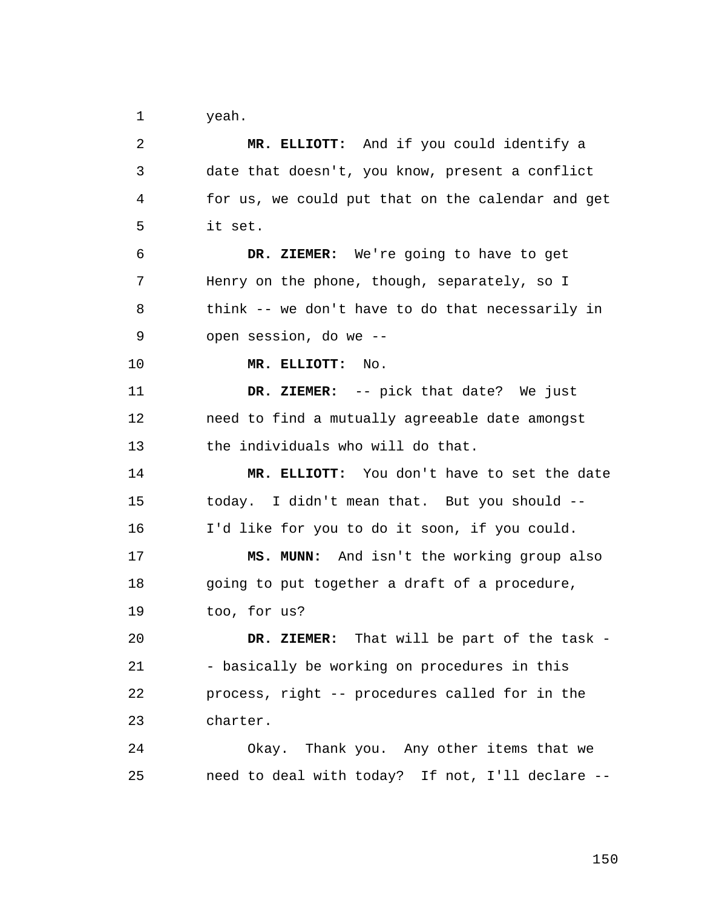yeah.

**MR. ELLIOTT:** And if you could identify a date that doesn't, you know, present a conflict for us, we could put that on the calendar and get it set.

**DR. ZIEMER:** We're going to have to get Henry on the phone, though, separately, so I think -- we don't have to do that necessarily in open session, do we --

**MR. ELLIOTT:** No.

**DR. ZIEMER:** -- pick that date? We just need to find a mutually agreeable date amongst the individuals who will do that.

**MR. ELLIOTT:** You don't have to set the date today. I didn't mean that. But you should -- I'd like for you to do it soon, if you could.

**MS. MUNN:** And isn't the working group also going to put together a draft of a procedure, too, for us?

**DR. ZIEMER:** That will be part of the task -- basically be working on procedures in this process, right -- procedures called for in the charter.

Okay. Thank you. Any other items that we need to deal with today? If not, I'll declare --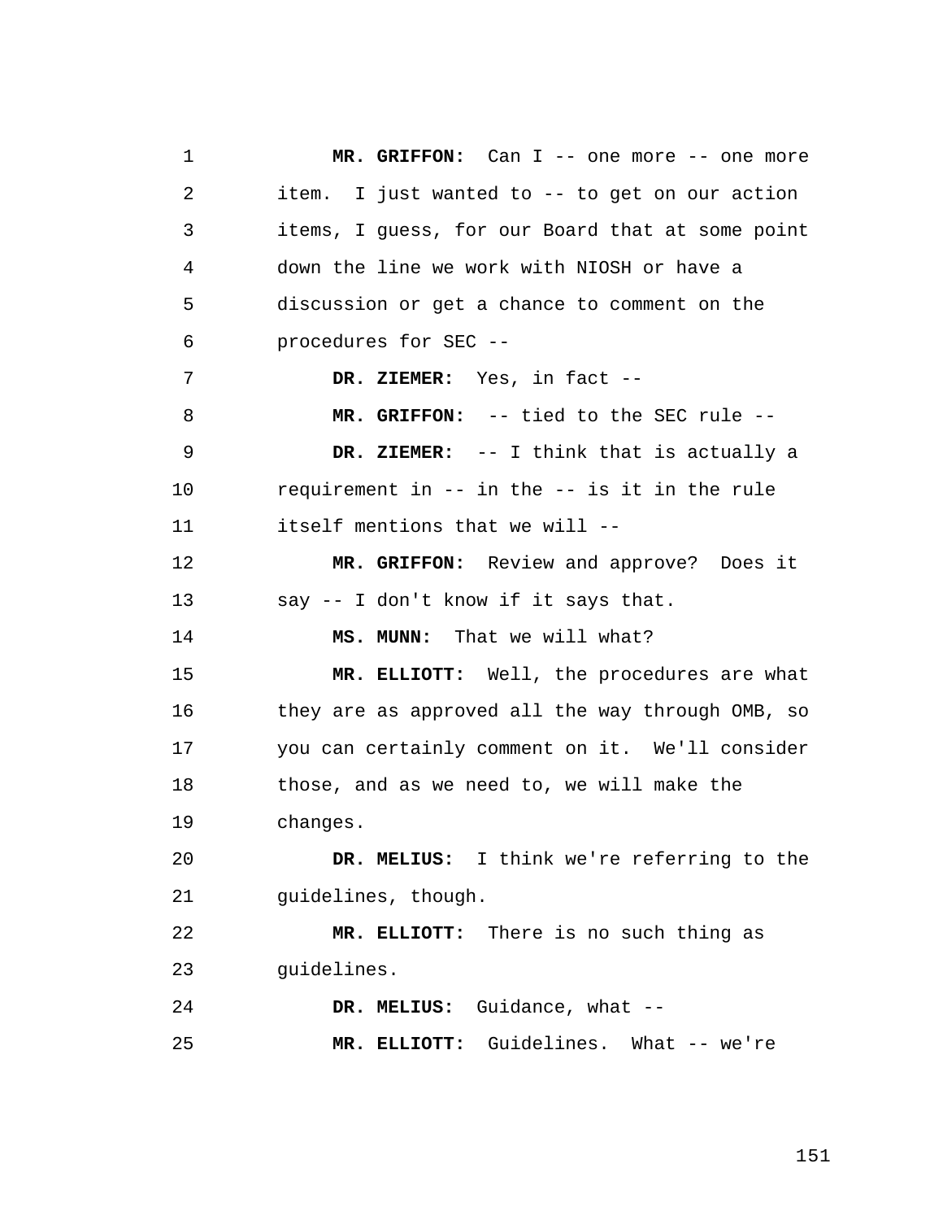**MR. GRIFFON:** Can I -- one more -- one more item. I just wanted to -- to get on our action items, I guess, for our Board that at some point down the line we work with NIOSH or have a discussion or get a chance to comment on the procedures for SEC --

**DR. ZIEMER:** Yes, in fact --

**MR. GRIFFON:** -- tied to the SEC rule --

**DR. ZIEMER:** -- I think that is actually a requirement in -- in the -- is it in the rule itself mentions that we will --

**MR. GRIFFON:** Review and approve? Does it say -- I don't know if it says that.

**MS. MUNN:** That we will what?

**MR. ELLIOTT:** Well, the procedures are what they are as approved all the way through OMB, so you can certainly comment on it. We'll consider those, and as we need to, we will make the changes.

**DR. MELIUS:** I think we're referring to the guidelines, though.

**MR. ELLIOTT:** There is no such thing as guidelines.

**DR. MELIUS:** Guidance, what --

**MR. ELLIOTT:** Guidelines. What -- we're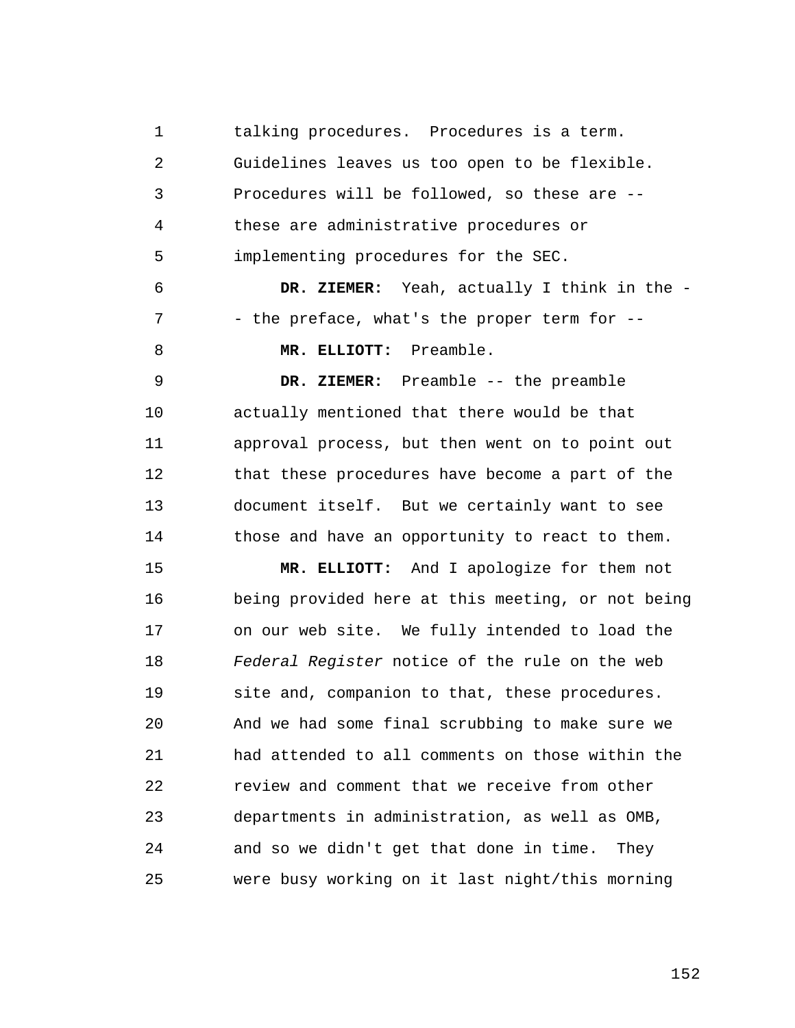talking procedures. Procedures is a term. Guidelines leaves us too open to be flexible. Procedures will be followed, so these are -- these are administrative procedures or implementing procedures for the SEC.

**DR. ZIEMER:** Yeah, actually I think in the -- the preface, what's the proper term for --

**MR. ELLIOTT:** Preamble.

**DR. ZIEMER:** Preamble -- the preamble actually mentioned that there would be that approval process, but then went on to point out that these procedures have become a part of the document itself. But we certainly want to see those and have an opportunity to react to them.

**MR. ELLIOTT:** And I apologize for them not being provided here at this meeting, or not being on our web site. We fully intended to load the *Federal Register* notice of the rule on the web site and, companion to that, these procedures. And we had some final scrubbing to make sure we had attended to all comments on those within the review and comment that we receive from other departments in administration, as well as OMB, and so we didn't get that done in time. They were busy working on it last night/this morning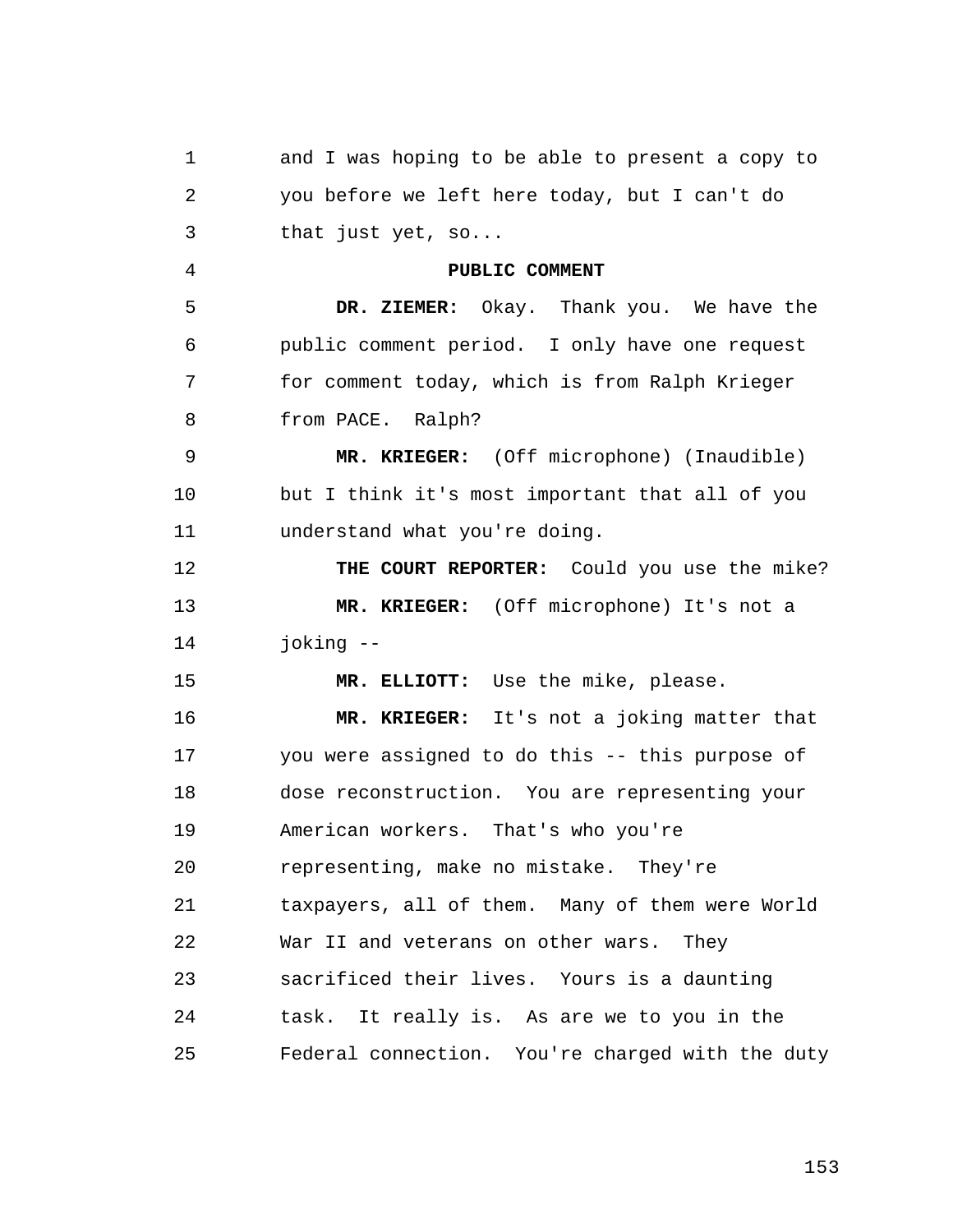and I was hoping to be able to present a copy to you before we left here today, but I can't do that just yet, so...

## PUBLIC COMMENT

**DR. ZIEMER:** Okay. Thank you. We have the public comment period. I only have one request for comment today, which is from Ralph Krieger from PACE. Ralph?

**MR. KRIEGER:** (Off microphone) (Inaudible) but I think it's most important that all of you understand what you're doing.

**THE COURT REPORTER:** Could you use the mike?

**MR. KRIEGER:** (Off microphone) It's not a joking --

**MR. ELLIOTT:** Use the mike, please.

**MR. KRIEGER:** It's not a joking matter that you were assigned to do this -- this purpose of dose reconstruction. You are representing your American workers. That's who you're representing, make no mistake. They're taxpayers, all of them. Many of them were World War II and veterans on other wars. They sacrificed their lives. Yours is a daunting task. It really is. As are we to you in the Federal connection. You're charged with the duty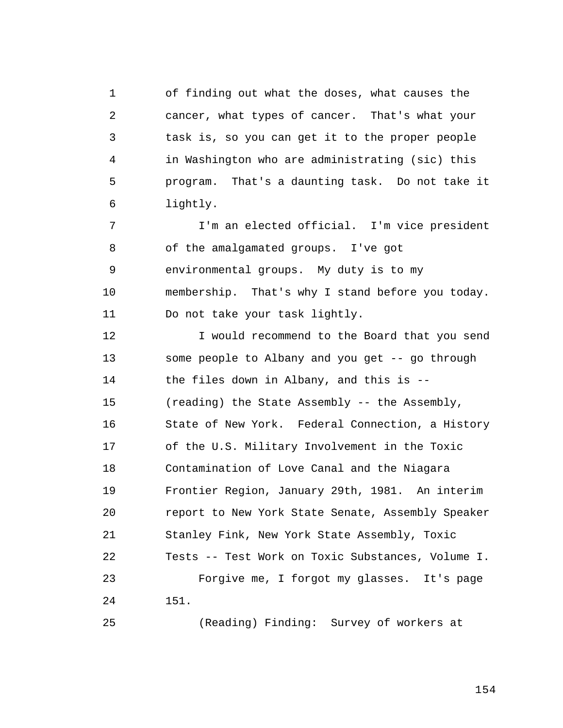of finding out what the doses, what causes the cancer, what types of cancer. That's what your task is, so you can get it to the proper people in Washington who are administrating (sic) this program. That's a daunting task. Do not take it lightly.

I'm an elected official. I'm vice president of the amalgamated groups. I've got environmental groups. My duty is to my membership. That's why I stand before you today. Do not take your task lightly.

I would recommend to the Board that you send some people to Albany and you get -- go through the files down in Albany, and this is -- (reading) the State Assembly -- the Assembly, State of New York. Federal Connection, a History of the U.S. Military Involvement in the Toxic Contamination of Love Canal and the Niagara Frontier Region, January 29th, 1981. An interim report to New York State Senate, Assembly Speaker Stanley Fink, New York State Assembly, Toxic Tests -- Test Work on Toxic Substances, Volume I.

Forgive me, I forgot my glasses. It's page 151.

(Reading) Finding: Survey of workers at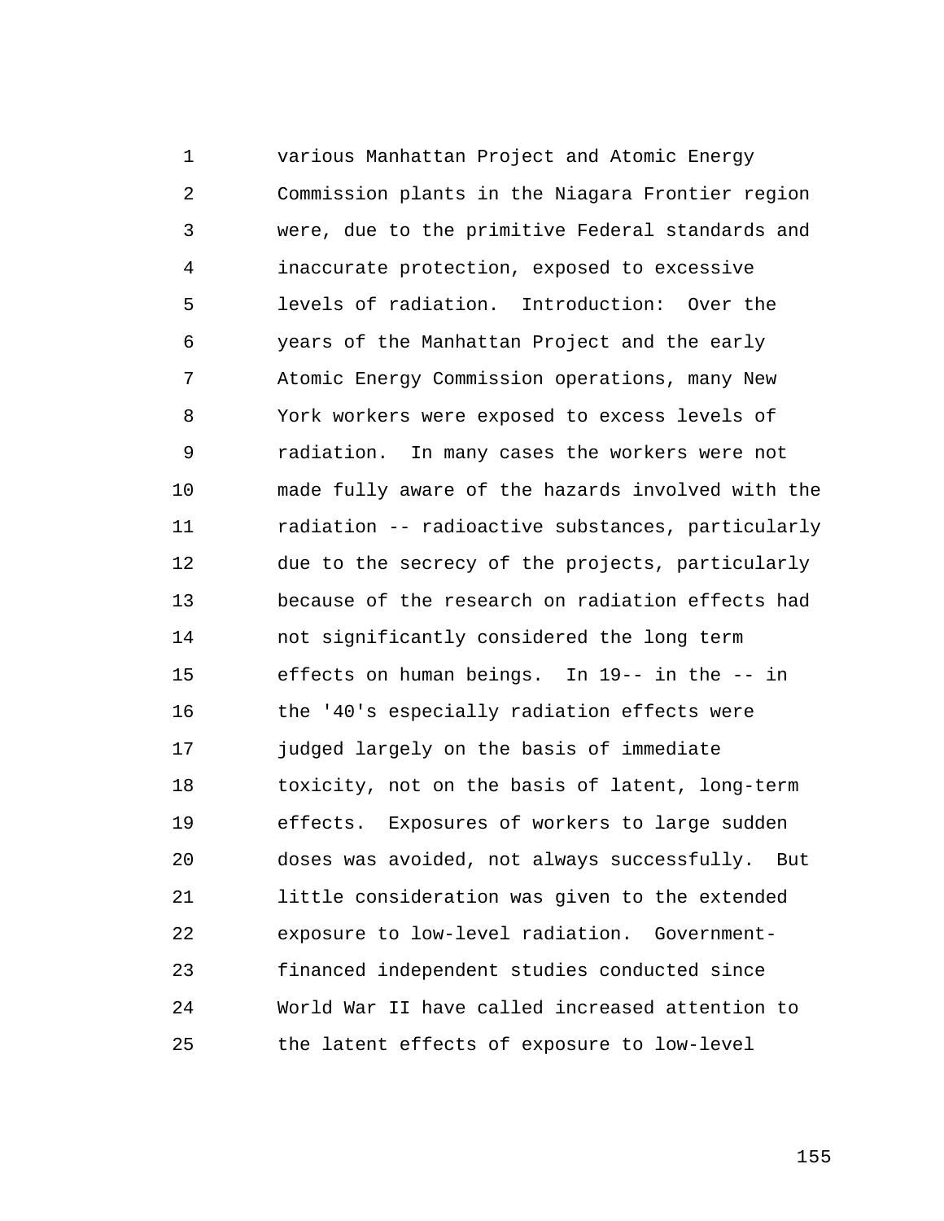various Manhattan Project and Atomic Energy Commission plants in the Niagara Frontier region were, due to the primitive Federal standards and inaccurate protection, exposed to excessive levels of radiation. Introduction: Over the years of the Manhattan Project and the early Atomic Energy Commission operations, many New York workers were exposed to excess levels of radiation. In many cases the workers were not made fully aware of the hazards involved with the radiation -- radioactive substances, particularly due to the secrecy of the projects, particularly because of the research on radiation effects had not significantly considered the long term effects on human beings. In 19-- in the -- in the '40's especially radiation effects were judged largely on the basis of immediate toxicity, not on the basis of latent, long-term effects. Exposures of workers to large sudden doses was avoided, not always successfully. But little consideration was given to the extended exposure to low-level radiation. Government-financed independent studies conducted since World War II have called increased attention to the latent effects of exposure to low-level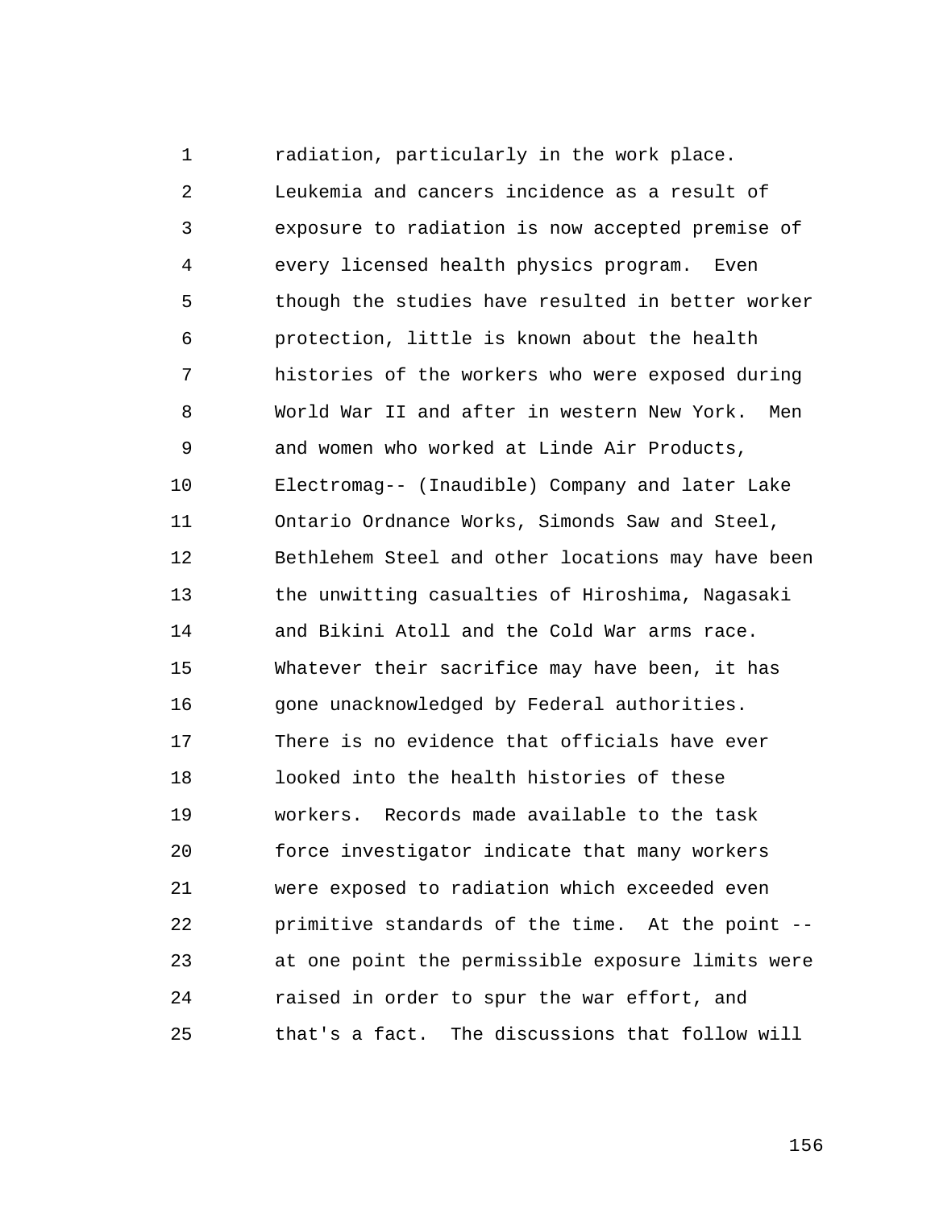radiation, particularly in the work place. Leukemia and cancers incidence as a result of exposure to radiation is now accepted premise of every licensed health physics program. Even though the studies have resulted in better worker protection, little is known about the health histories of the workers who were exposed during World War II and after in western New York. Men and women who worked at Linde Air Products, Electromag-- (Inaudible) Company and later Lake Ontario Ordnance Works, Simonds Saw and Steel, Bethlehem Steel and other locations may have been the unwitting casualties of Hiroshima, Nagasaki and Bikini Atoll and the Cold War arms race. Whatever their sacrifice may have been, it has gone unacknowledged by Federal authorities. There is no evidence that officials have ever looked into the health histories of these workers. Records made available to the task force investigator indicate that many workers were exposed to radiation which exceeded even primitive standards of the time. At the point -- at one point the permissible exposure limits were raised in order to spur the war effort, and that's a fact. The discussions that follow will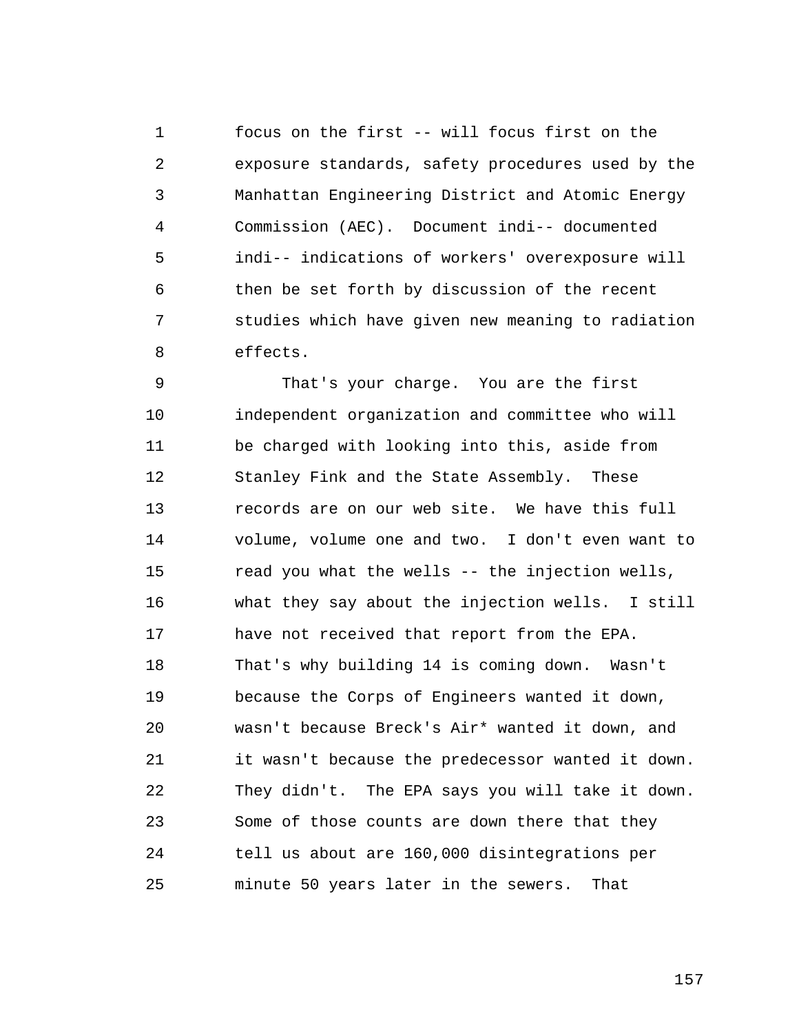focus on the first -- will focus first on the exposure standards, safety procedures used by the Manhattan Engineering District and Atomic Energy Commission (AEC). Document indi-- documented indi-- indications of workers' overexposure will then be set forth by discussion of the recent studies which have given new meaning to radiation effects.

That's your charge. You are the first independent organization and committee who will be charged with looking into this, aside from Stanley Fink and the State Assembly. These records are on our web site. We have this full volume, volume one and two. I don't even want to read you what the wells -- the injection wells, what they say about the injection wells. I still have not received that report from the EPA. That's why building 14 is coming down. Wasn't because the Corps of Engineers wanted it down, wasn't because Breck's Air* wanted it down, and it wasn't because the predecessor wanted it down. They didn't. The EPA says you will take it down. Some of those counts are down there that they tell us about are 160,000 disintegrations per minute 50 years later in the sewers. That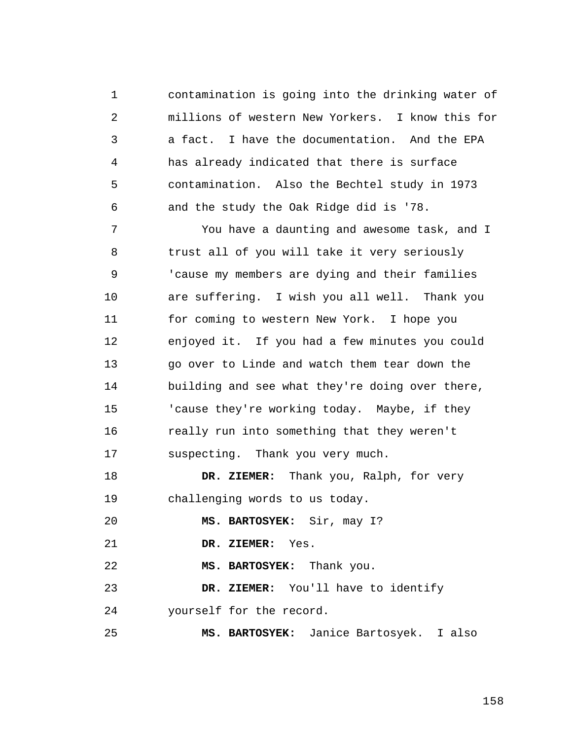contamination is going into the drinking water of millions of western New Yorkers. I know this for a fact. I have the documentation. And the EPA has already indicated that there is surface contamination. Also the Bechtel study in 1973 and the study the Oak Ridge did is '78.

You have a daunting and awesome task, and I trust all of you will take it very seriously 'cause my members are dying and their families are suffering. I wish you all well. Thank you for coming to western New York. I hope you enjoyed it. If you had a few minutes you could go over to Linde and watch them tear down the building and see what they're doing over there, 'cause they're working today. Maybe, if they really run into something that they weren't suspecting. Thank you very much.

**DR. ZIEMER:** Thank you, Ralph, for very challenging words to us today.

**MS. BARTOSYEK:** Sir, may I?

**DR. ZIEMER:** Yes.

**MS. BARTOSYEK:** Thank you.

**DR. ZIEMER:** You'll have to identify yourself for the record.

**MS. BARTOSYEK:** Janice Bartosyek. I also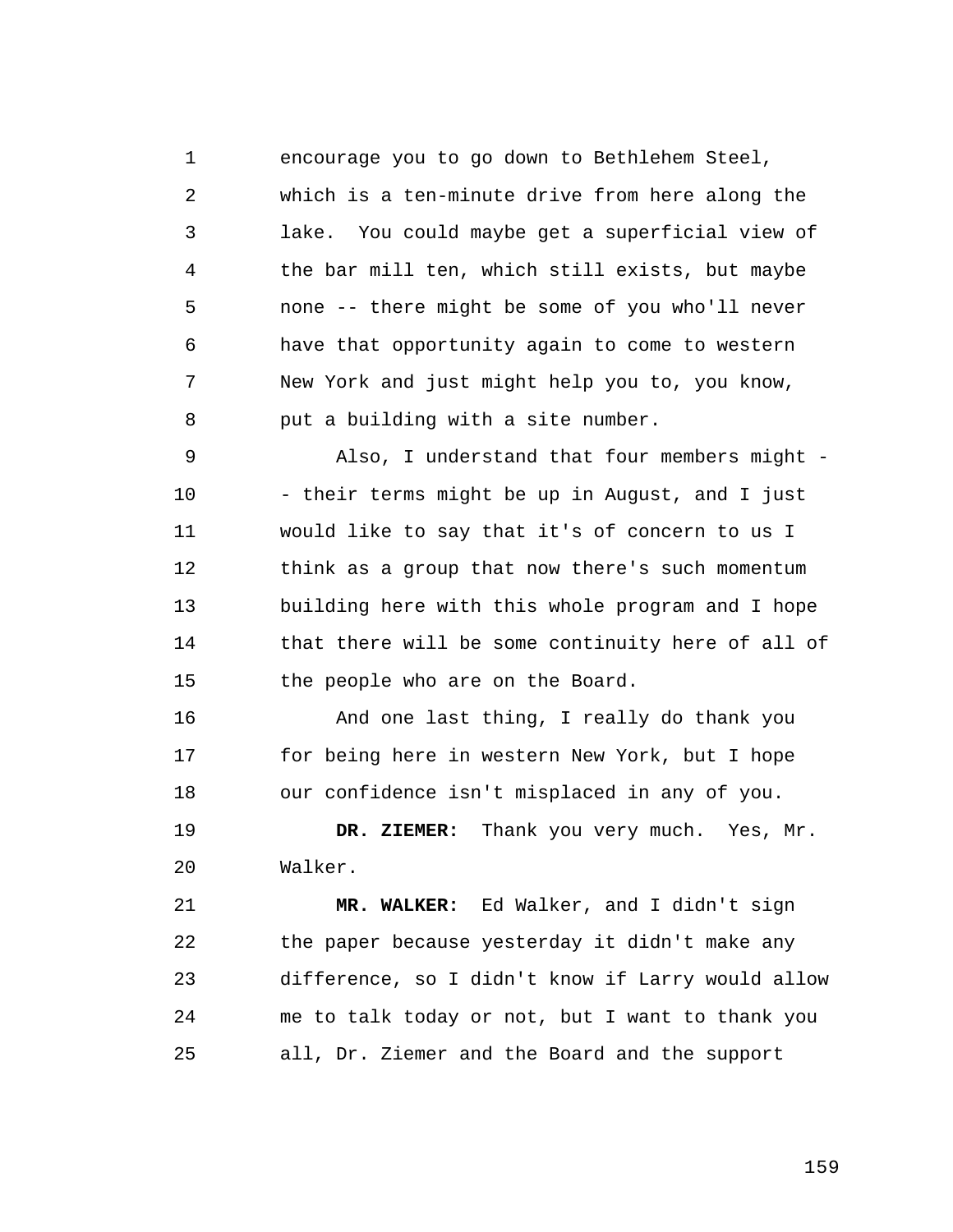encourage you to go down to Bethlehem Steel, which is a ten-minute drive from here along the lake. You could maybe get a superficial view of the bar mill ten, which still exists, but maybe none -- there might be some of you who'll never have that opportunity again to come to western New York and just might help you to, you know, put a building with a site number.

Also, I understand that four members might -- their terms might be up in August, and I just would like to say that it's of concern to us I think as a group that now there's such momentum building here with this whole program and I hope that there will be some continuity here of all of the people who are on the Board.

And one last thing, I really do thank you for being here in western New York, but I hope our confidence isn't misplaced in any of you.

**DR. ZIEMER:** Thank you very much. Yes, Mr. Walker.

**MR. WALKER:** Ed Walker, and I didn't sign the paper because yesterday it didn't make any difference, so I didn't know if Larry would allow me to talk today or not, but I want to thank you all, Dr. Ziemer and the Board and the support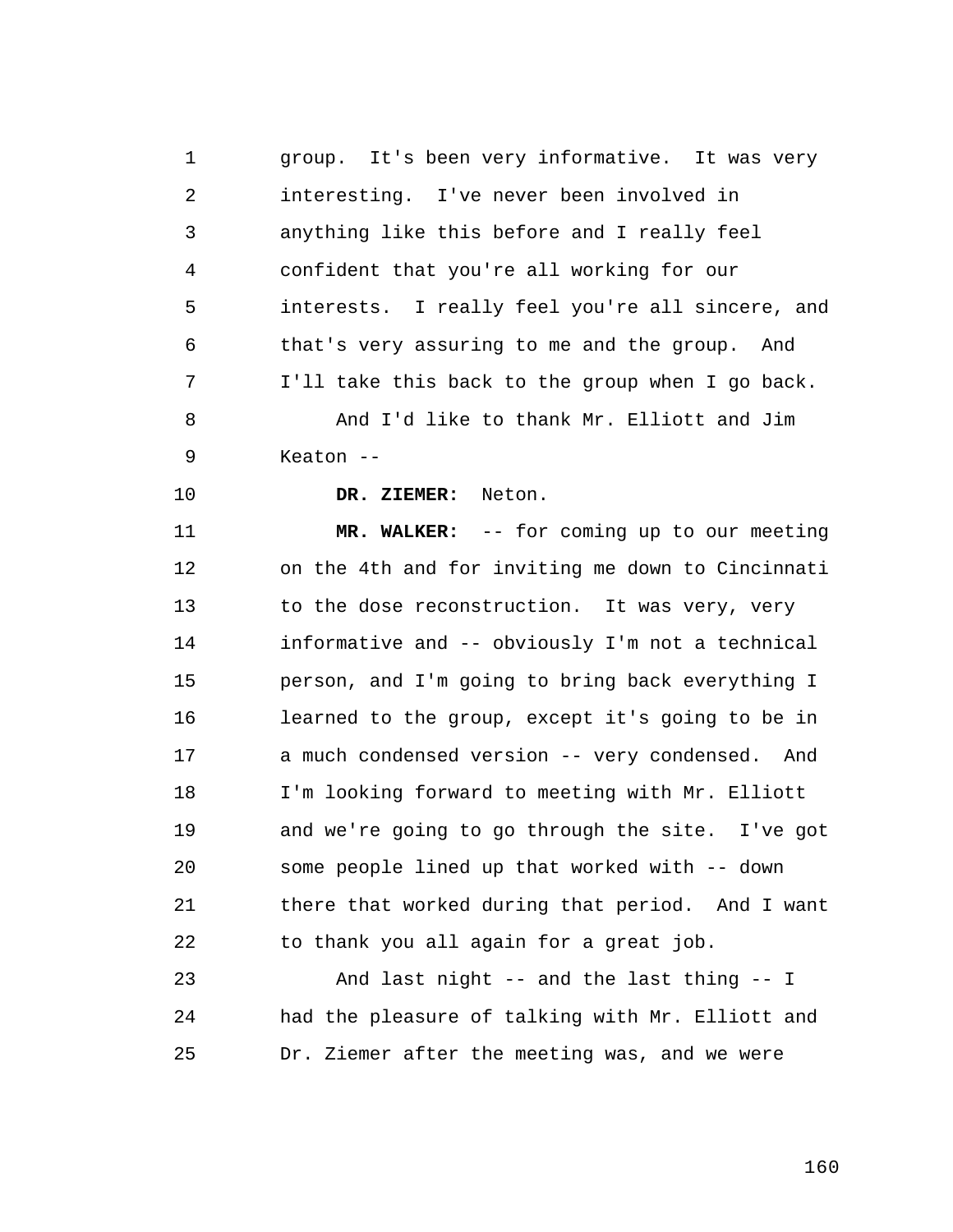group. It's been very informative. It was very interesting. I've never been involved in anything like this before and I really feel confident that you're all working for our interests. I really feel you're all sincere, and that's very assuring to me and the group. And I'll take this back to the group when I go back.

And I'd like to thank Mr. Elliott and Jim Keaton --

**DR. ZIEMER:** Neton.

**MR. WALKER:** -- for coming up to our meeting on the 4th and for inviting me down to Cincinnati to the dose reconstruction. It was very, very informative and -- obviously I'm not a technical person, and I'm going to bring back everything I learned to the group, except it's going to be in a much condensed version -- very condensed. And I'm looking forward to meeting with Mr. Elliott and we're going to go through the site. I've got some people lined up that worked with -- down there that worked during that period. And I want to thank you all again for a great job.

And last night -- and the last thing -- I had the pleasure of talking with Mr. Elliott and Dr. Ziemer after the meeting was, and we were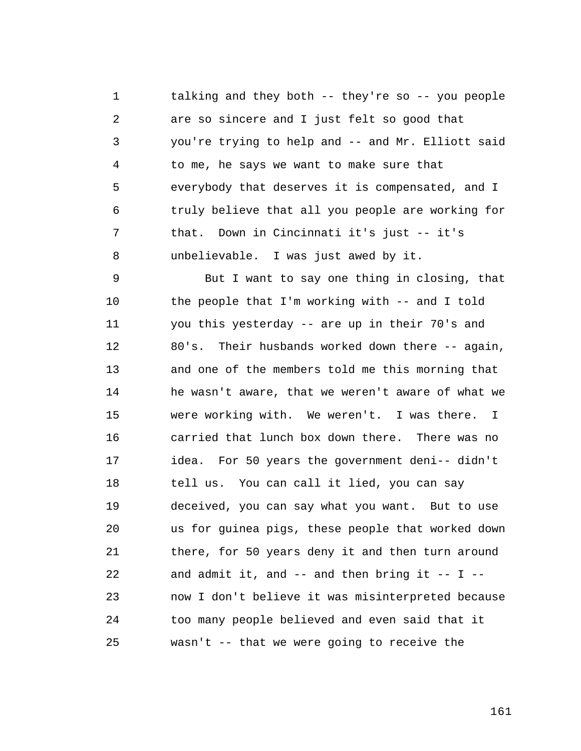talking and they both -- they're so -- you people are so sincere and I just felt so good that you're trying to help and -- and Mr. Elliott said to me, he says we want to make sure that everybody that deserves it is compensated, and I truly believe that all you people are working for that. Down in Cincinnati it's just -- it's unbelievable. I was just awed by it.

But I want to say one thing in closing, that the people that I'm working with -- and I told you this yesterday -- are up in their 70's and 80's. Their husbands worked down there -- again, and one of the members told me this morning that he wasn't aware, that we weren't aware of what we were working with. We weren't. I was there. I carried that lunch box down there. There was no idea. For 50 years the government deni-- didn't tell us. You can call it lied, you can say deceived, you can say what you want. But to use us for guinea pigs, these people that worked down there, for 50 years deny it and then turn around and admit it, and -- and then bring it -- I -- now I don't believe it was misinterpreted because too many people believed and even said that it wasn't -- that we were going to receive the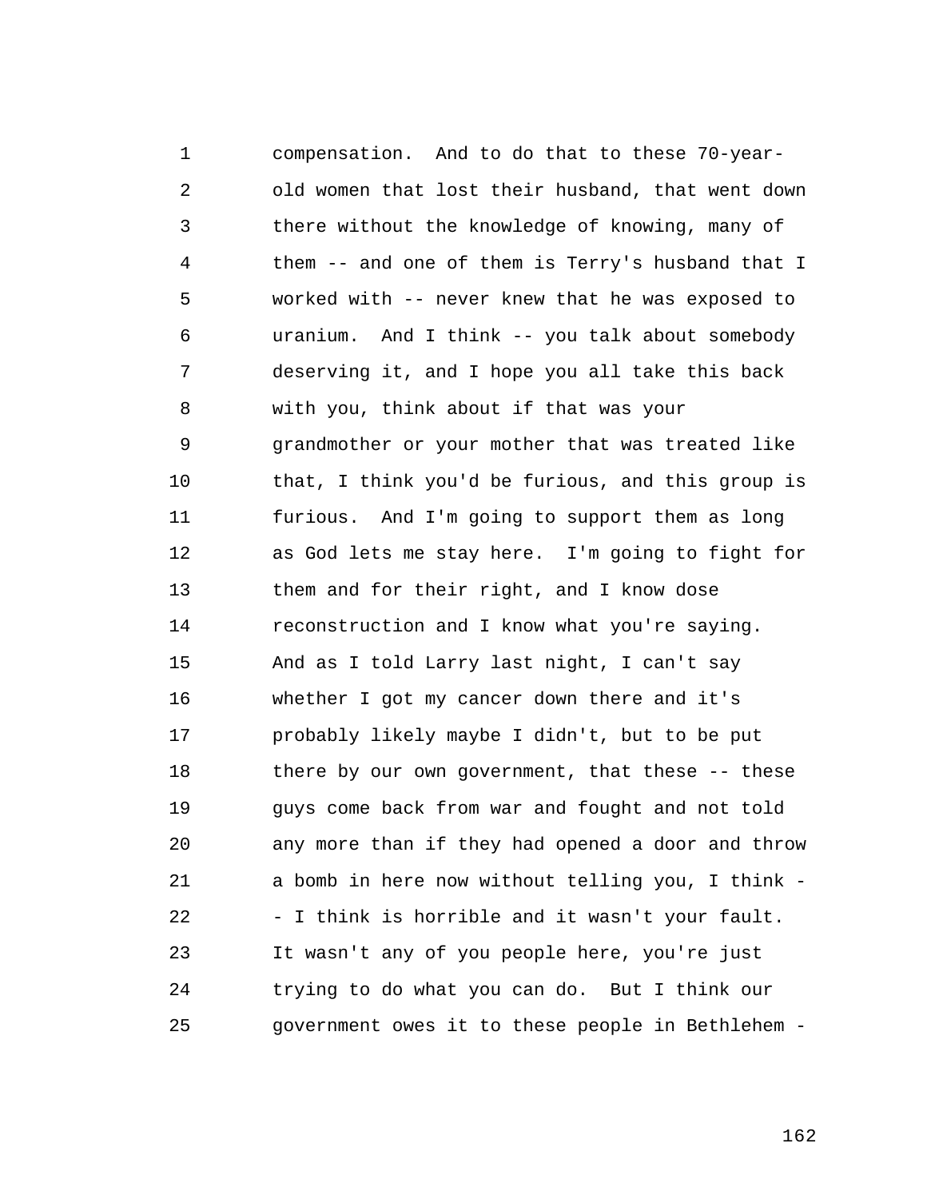compensation. And to do that to these 70-year-old women that lost their husband, that went down there without the knowledge of knowing, many of them -- and one of them is Terry's husband that I worked with -- never knew that he was exposed to uranium. And I think -- you talk about somebody deserving it, and I hope you all take this back with you, think about if that was your grandmother or your mother that was treated like that, I think you'd be furious, and this group is furious. And I'm going to support them as long as God lets me stay here. I'm going to fight for them and for their right, and I know dose reconstruction and I know what you're saying. And as I told Larry last night, I can't say whether I got my cancer down there and it's probably likely maybe I didn't, but to be put there by our own government, that these -- these guys come back from war and fought and not told any more than if they had opened a door and throw a bomb in here now without telling you, I think -- I think is horrible and it wasn't your fault. It wasn't any of you people here, you're just trying to do what you can do. But I think our government owes it to these people in Bethlehem -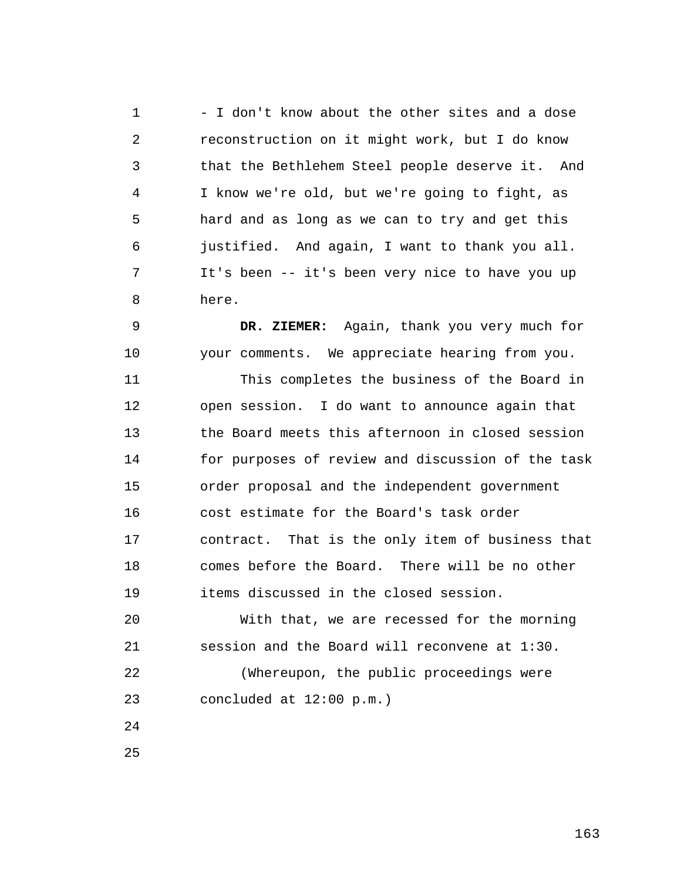- I don't know about the other sites and a dose reconstruction on it might work, but I do know that the Bethlehem Steel people deserve it. And I know we're old, but we're going to fight, as hard and as long as we can to try and get this justified. And again, I want to thank you all. It's been -- it's been very nice to have you up here.

**DR. ZIEMER:** Again, thank you very much for your comments. We appreciate hearing from you.

This completes the business of the Board in open session. I do want to announce again that the Board meets this afternoon in closed session for purposes of review and discussion of the task order proposal and the independent government cost estimate for the Board's task order contract. That is the only item of business that comes before the Board. There will be no other items discussed in the closed session.

With that, we are recessed for the morning session and the Board will reconvene at 1:30.

(Whereupon, the public proceedings were concluded at 12:00 p.m.)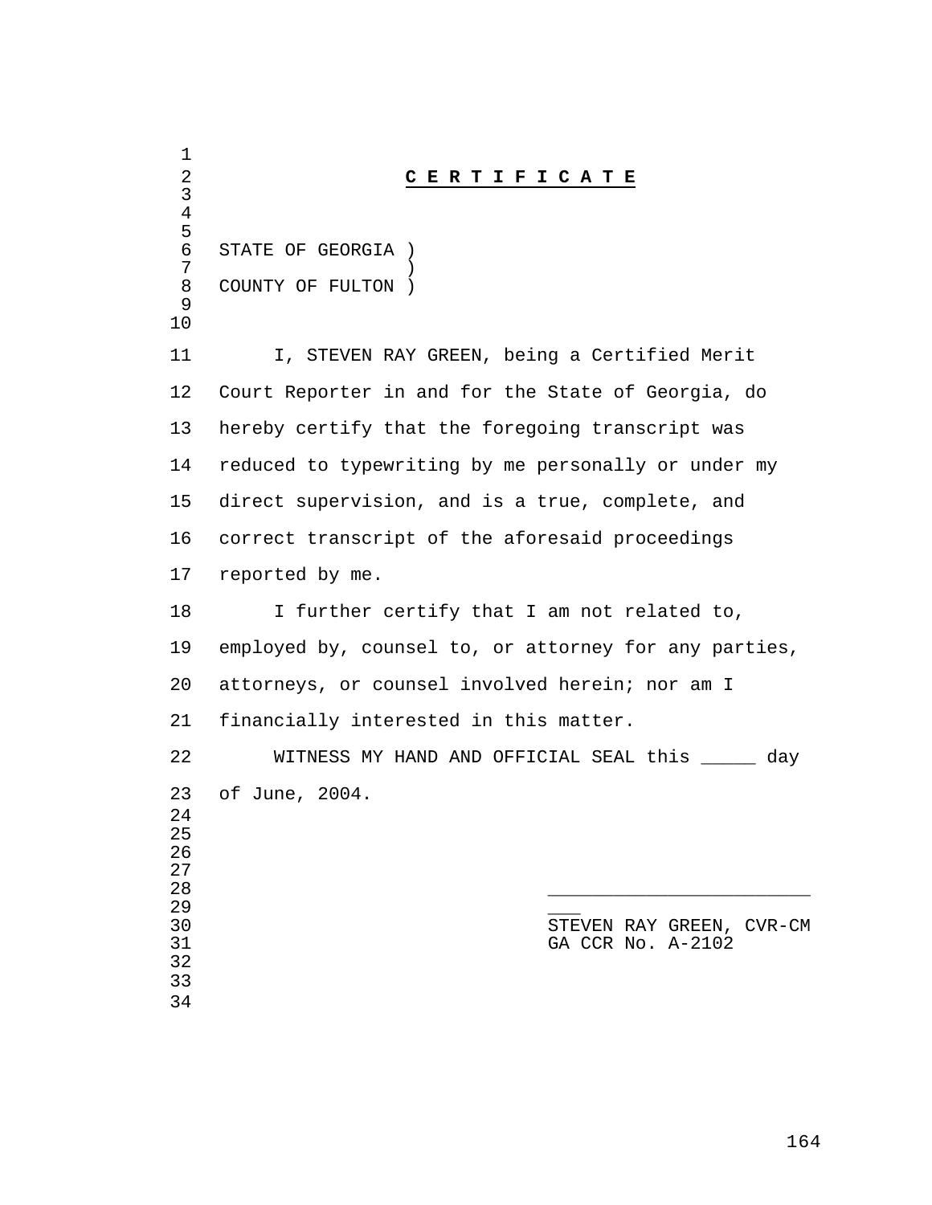# **C E R T I F I C A T E**

STATE OF GEORGIA )
)
COUNTY OF FULTON )

I, STEVEN RAY GREEN, being a Certified Merit Court Reporter in and for the State of Georgia, do hereby certify that the foregoing transcript was reduced to typewriting by me personally or under my direct supervision, and is a true, complete, and correct transcript of the aforesaid proceedings reported by me.

I further certify that I am not related to, employed by, counsel to, or attorney for any parties, attorneys, or counsel involved herein; nor am I financially interested in this matter.

WITNESS MY HAND AND OFFICIAL SEAL this _____ day of June, 2004.

__________________________

STEVEN RAY GREEN, CVR-CM
GA CCR No. A-2102